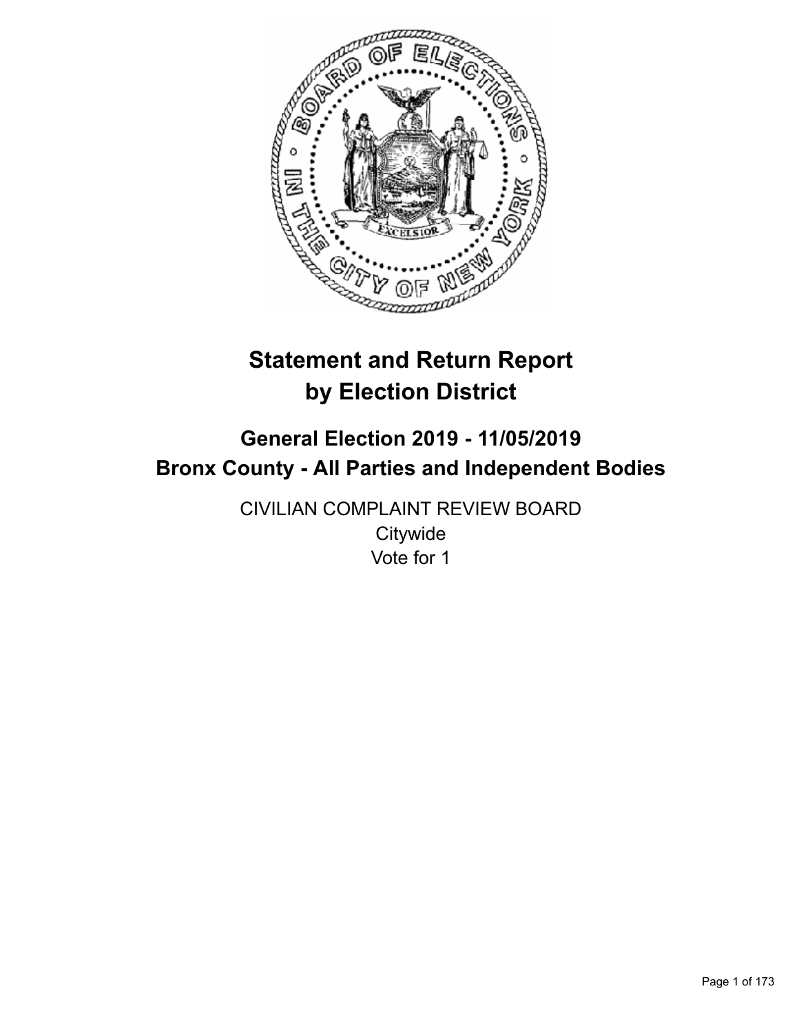# Statement and Return Report by Election District

## General Election 2019 - 11/05/2019
## Bronx County - All Parties and Independent Bodies

CIVILIAN COMPLAINT REVIEW BOARD
Citywide
Vote for 1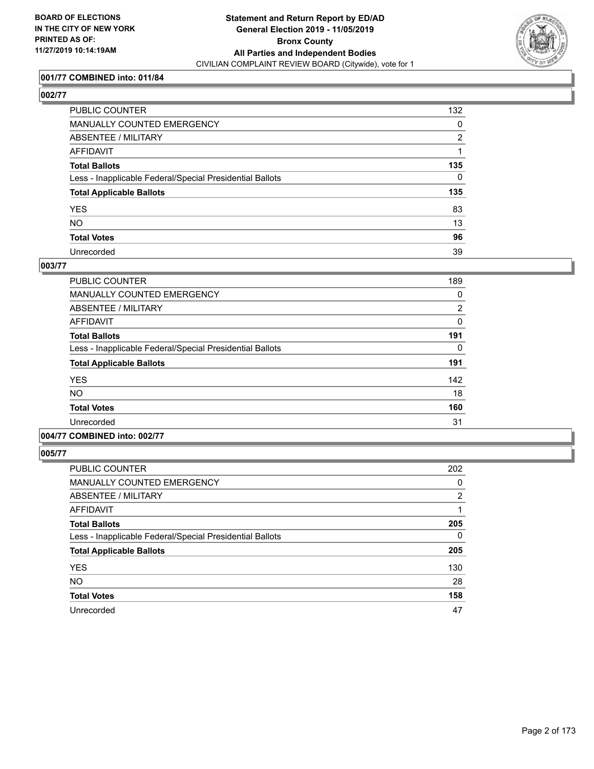BOARD OF ELECTIONS
IN THE CITY OF NEW YORK
PRINTED AS OF:
11/27/2019 10:14:19AM

**Statement and Return Report by ED/AD**
**General Election 2019 - 11/05/2019**
**Bronx County**
**All Parties and Independent Bodies**
CIVILIAN COMPLAINT REVIEW BOARD (Citywide), vote for 1

### 001/77 COMBINED into: 011/84

### 002/77

| | |
|---|---|
| PUBLIC COUNTER | 132 |
| MANUALLY COUNTED EMERGENCY | 0 |
| ABSENTEE / MILITARY | 2 |
| AFFIDAVIT | 1 |
| **Total Ballots** | **135** |
| Less - Inapplicable Federal/Special Presidential Ballots | 0 |
| **Total Applicable Ballots** | **135** |
| YES | 83 |
| NO | 13 |
| **Total Votes** | **96** |
| Unrecorded | 39 |

### 003/77

| | |
|---|---|
| PUBLIC COUNTER | 189 |
| MANUALLY COUNTED EMERGENCY | 0 |
| ABSENTEE / MILITARY | 2 |
| AFFIDAVIT | 0 |
| **Total Ballots** | **191** |
| Less - Inapplicable Federal/Special Presidential Ballots | 0 |
| **Total Applicable Ballots** | **191** |
| YES | 142 |
| NO | 18 |
| **Total Votes** | **160** |
| Unrecorded | 31 |

### 004/77 COMBINED into: 002/77

### 005/77

| | |
|---|---|
| PUBLIC COUNTER | 202 |
| MANUALLY COUNTED EMERGENCY | 0 |
| ABSENTEE / MILITARY | 2 |
| AFFIDAVIT | 1 |
| **Total Ballots** | **205** |
| Less - Inapplicable Federal/Special Presidential Ballots | 0 |
| **Total Applicable Ballots** | **205** |
| YES | 130 |
| NO | 28 |
| **Total Votes** | **158** |
| Unrecorded | 47 |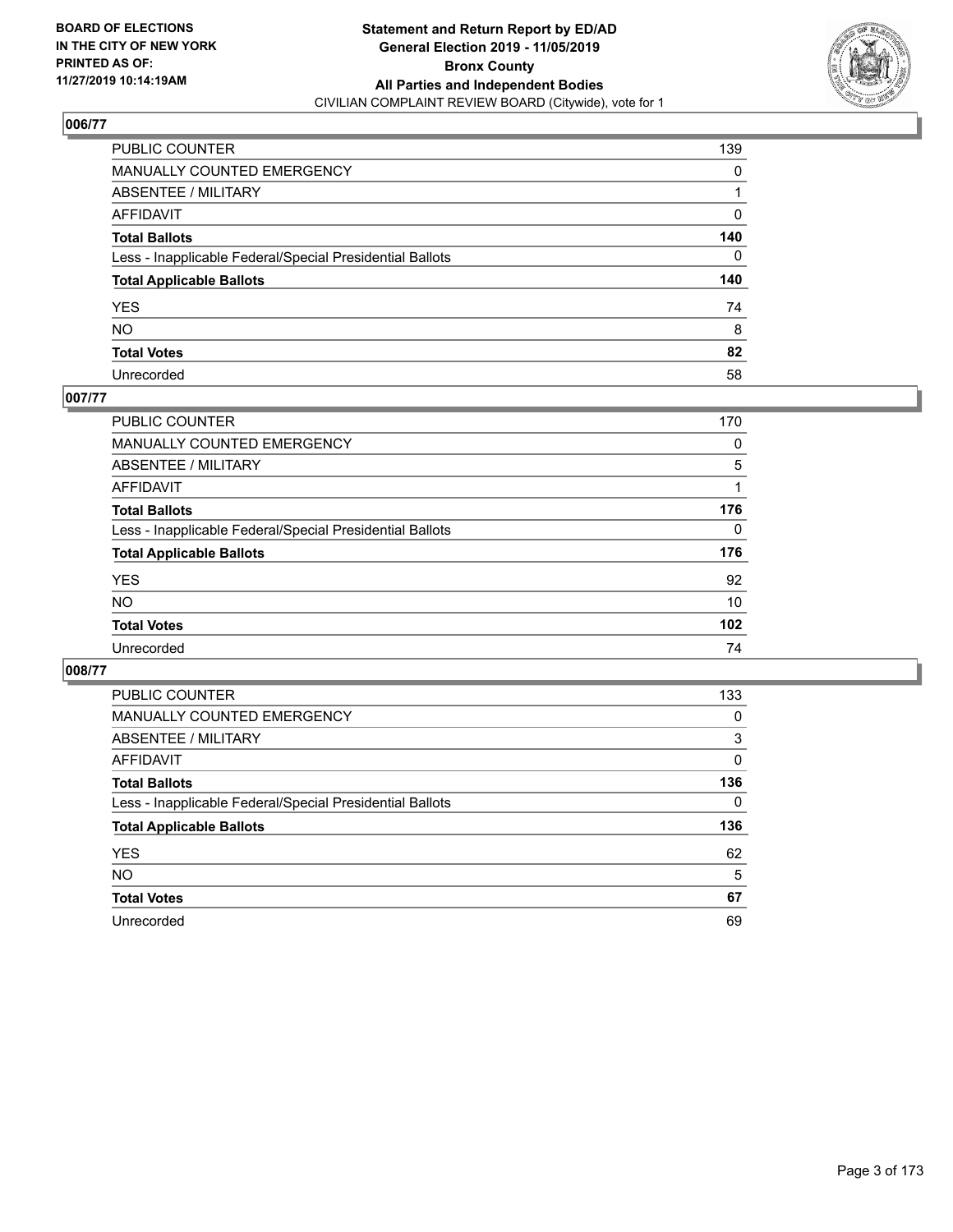**BOARD OF ELECTIONS IN THE CITY OF NEW YORK PRINTED AS OF: 11/27/2019 10:14:19AM**

**Statement and Return Report by ED/AD General Election 2019 - 11/05/2019 Bronx County All Parties and Independent Bodies**
CIVILIAN COMPLAINT REVIEW BOARD (Citywide), vote for 1

## 006/77

| | |
|---|---|
| PUBLIC COUNTER | 139 |
| MANUALLY COUNTED EMERGENCY | 0 |
| ABSENTEE / MILITARY | 1 |
| AFFIDAVIT | 0 |
| **Total Ballots** | **140** |
| Less - Inapplicable Federal/Special Presidential Ballots | 0 |
| **Total Applicable Ballots** | **140** |
| YES | 74 |
| NO | 8 |
| **Total Votes** | **82** |
| Unrecorded | 58 |

## 007/77

| | |
|---|---|
| PUBLIC COUNTER | 170 |
| MANUALLY COUNTED EMERGENCY | 0 |
| ABSENTEE / MILITARY | 5 |
| AFFIDAVIT | 1 |
| **Total Ballots** | **176** |
| Less - Inapplicable Federal/Special Presidential Ballots | 0 |
| **Total Applicable Ballots** | **176** |
| YES | 92 |
| NO | 10 |
| **Total Votes** | **102** |
| Unrecorded | 74 |

## 008/77

| | |
|---|---|
| PUBLIC COUNTER | 133 |
| MANUALLY COUNTED EMERGENCY | 0 |
| ABSENTEE / MILITARY | 3 |
| AFFIDAVIT | 0 |
| **Total Ballots** | **136** |
| Less - Inapplicable Federal/Special Presidential Ballots | 0 |
| **Total Applicable Ballots** | **136** |
| YES | 62 |
| NO | 5 |
| **Total Votes** | **67** |
| Unrecorded | 69 |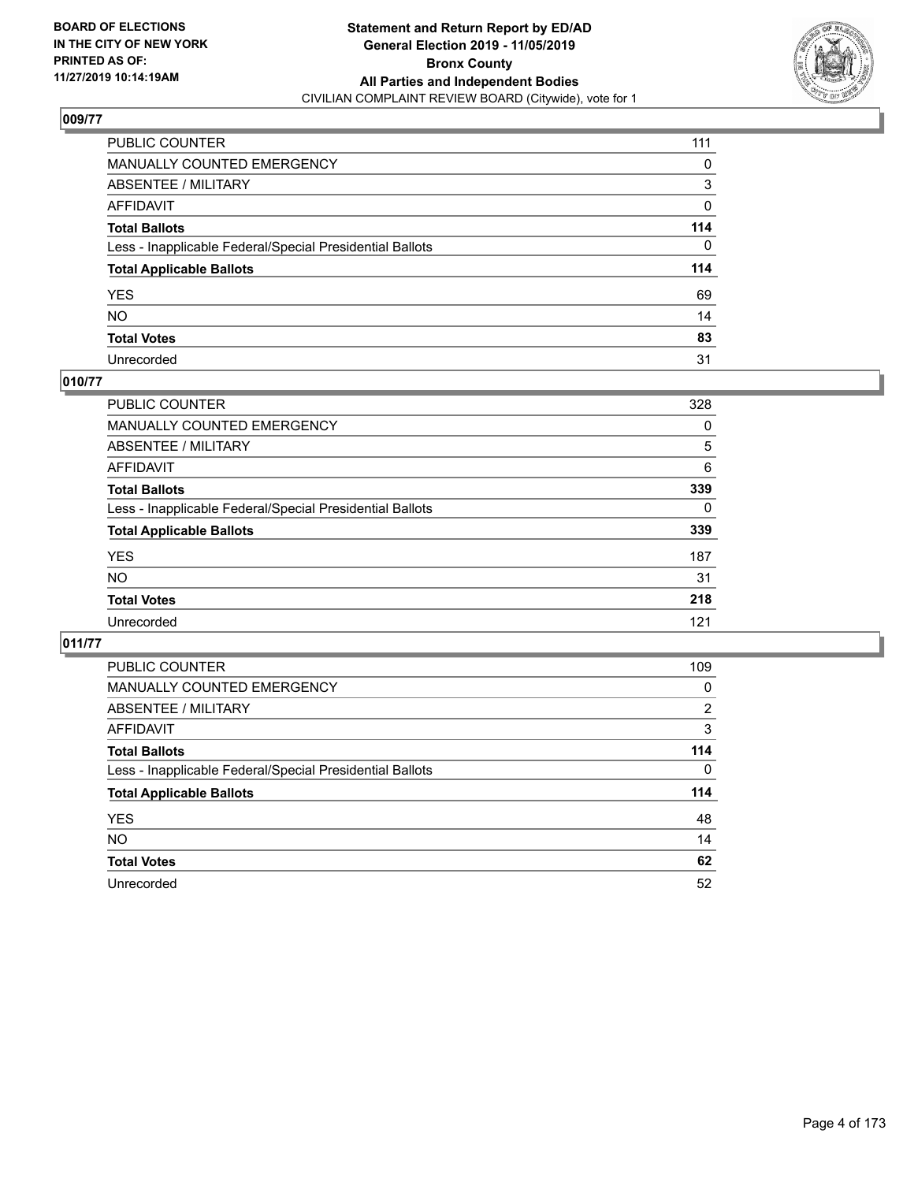**BOARD OF ELECTIONS IN THE CITY OF NEW YORK PRINTED AS OF: 11/27/2019 10:14:19AM**

**Statement and Return Report by ED/AD General Election 2019 - 11/05/2019 Bronx County All Parties and Independent Bodies**

CIVILIAN COMPLAINT REVIEW BOARD (Citywide), vote for 1

## 009/77

| | |
|---|---|
| PUBLIC COUNTER | 111 |
| MANUALLY COUNTED EMERGENCY | 0 |
| ABSENTEE / MILITARY | 3 |
| AFFIDAVIT | 0 |
| **Total Ballots** | **114** |
| Less - Inapplicable Federal/Special Presidential Ballots | 0 |
| **Total Applicable Ballots** | **114** |
| YES | 69 |
| NO | 14 |
| **Total Votes** | **83** |
| Unrecorded | 31 |

## 010/77

| | |
|---|---|
| PUBLIC COUNTER | 328 |
| MANUALLY COUNTED EMERGENCY | 0 |
| ABSENTEE / MILITARY | 5 |
| AFFIDAVIT | 6 |
| **Total Ballots** | **339** |
| Less - Inapplicable Federal/Special Presidential Ballots | 0 |
| **Total Applicable Ballots** | **339** |
| YES | 187 |
| NO | 31 |
| **Total Votes** | **218** |
| Unrecorded | 121 |

## 011/77

| | |
|---|---|
| PUBLIC COUNTER | 109 |
| MANUALLY COUNTED EMERGENCY | 0 |
| ABSENTEE / MILITARY | 2 |
| AFFIDAVIT | 3 |
| **Total Ballots** | **114** |
| Less - Inapplicable Federal/Special Presidential Ballots | 0 |
| **Total Applicable Ballots** | **114** |
| YES | 48 |
| NO | 14 |
| **Total Votes** | **62** |
| Unrecorded | 52 |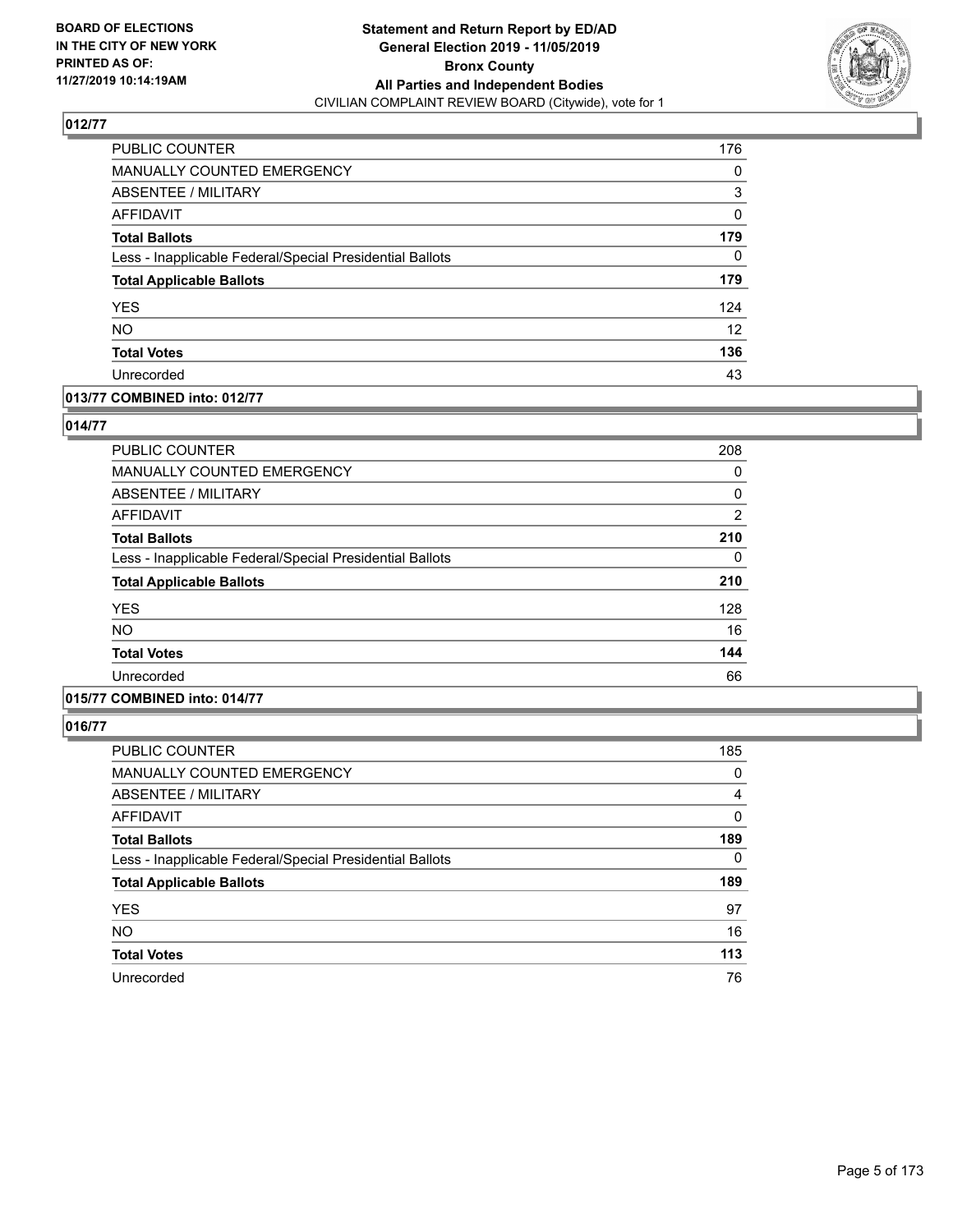**BOARD OF ELECTIONS IN THE CITY OF NEW YORK PRINTED AS OF: 11/27/2019 10:14:19AM**

**Statement and Return Report by ED/AD**
**General Election 2019 - 11/05/2019**
**Bronx County**
**All Parties and Independent Bodies**
CIVILIAN COMPLAINT REVIEW BOARD (Citywide), vote for 1

### 012/77

| | |
|---|---|
| PUBLIC COUNTER | 176 |
| MANUALLY COUNTED EMERGENCY | 0 |
| ABSENTEE / MILITARY | 3 |
| AFFIDAVIT | 0 |
| **Total Ballots** | **179** |
| Less - Inapplicable Federal/Special Presidential Ballots | 0 |
| **Total Applicable Ballots** | **179** |
| YES | 124 |
| NO | 12 |
| **Total Votes** | **136** |
| Unrecorded | 43 |

### 013/77 COMBINED into: 012/77

### 014/77

| | |
|---|---|
| PUBLIC COUNTER | 208 |
| MANUALLY COUNTED EMERGENCY | 0 |
| ABSENTEE / MILITARY | 0 |
| AFFIDAVIT | 2 |
| **Total Ballots** | **210** |
| Less - Inapplicable Federal/Special Presidential Ballots | 0 |
| **Total Applicable Ballots** | **210** |
| YES | 128 |
| NO | 16 |
| **Total Votes** | **144** |
| Unrecorded | 66 |

### 015/77 COMBINED into: 014/77

### 016/77

| | |
|---|---|
| PUBLIC COUNTER | 185 |
| MANUALLY COUNTED EMERGENCY | 0 |
| ABSENTEE / MILITARY | 4 |
| AFFIDAVIT | 0 |
| **Total Ballots** | **189** |
| Less - Inapplicable Federal/Special Presidential Ballots | 0 |
| **Total Applicable Ballots** | **189** |
| YES | 97 |
| NO | 16 |
| **Total Votes** | **113** |
| Unrecorded | 76 |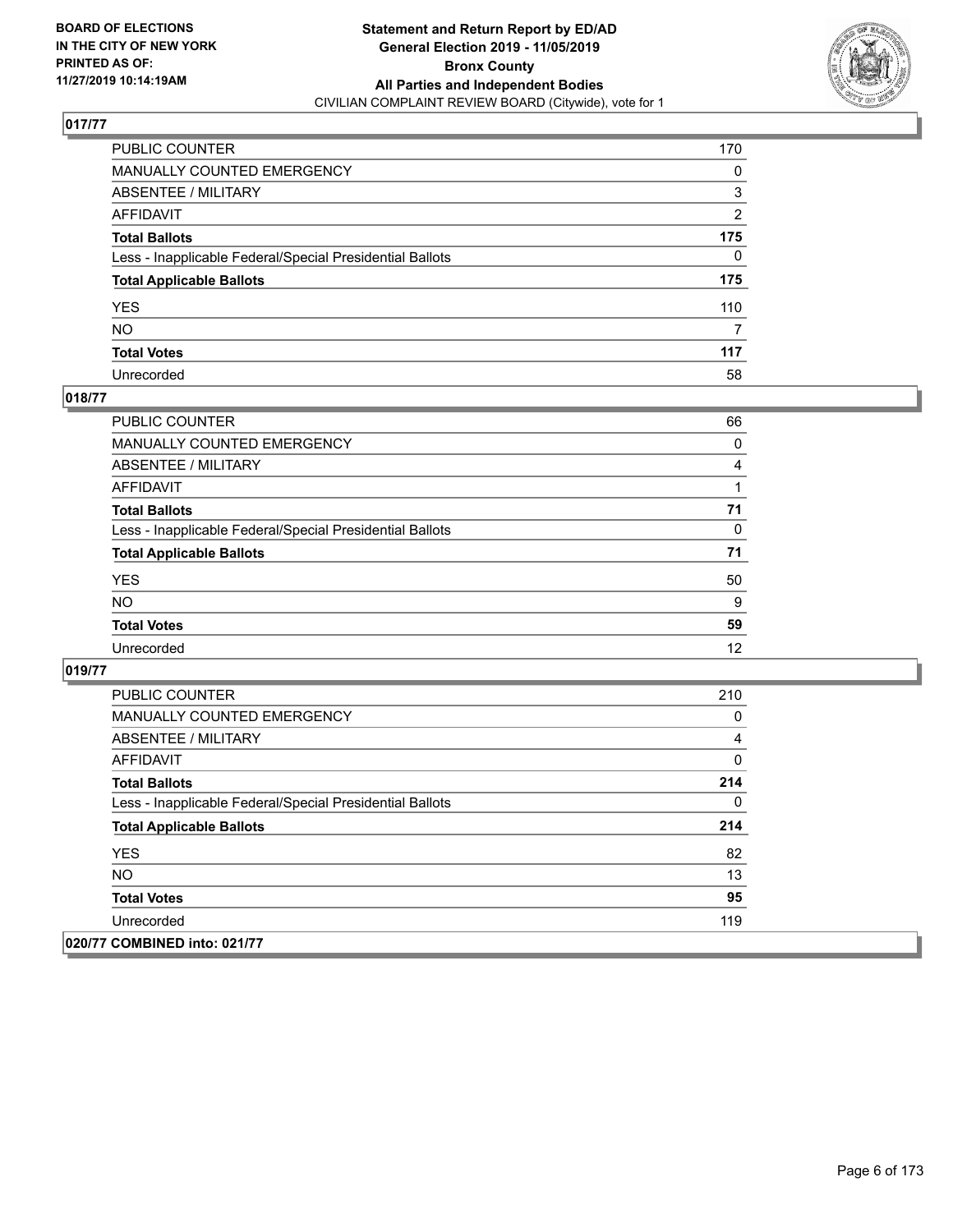## 017/77

| | |
|---|---|
| PUBLIC COUNTER | 170 |
| MANUALLY COUNTED EMERGENCY | 0 |
| ABSENTEE / MILITARY | 3 |
| AFFIDAVIT | 2 |
| **Total Ballots** | **175** |
| Less - Inapplicable Federal/Special Presidential Ballots | 0 |
| **Total Applicable Ballots** | **175** |
| YES | 110 |
| NO | 7 |
| **Total Votes** | **117** |
| Unrecorded | 58 |

## 018/77

| | |
|---|---|
| PUBLIC COUNTER | 66 |
| MANUALLY COUNTED EMERGENCY | 0 |
| ABSENTEE / MILITARY | 4 |
| AFFIDAVIT | 1 |
| **Total Ballots** | **71** |
| Less - Inapplicable Federal/Special Presidential Ballots | 0 |
| **Total Applicable Ballots** | **71** |
| YES | 50 |
| NO | 9 |
| **Total Votes** | **59** |
| Unrecorded | 12 |

## 019/77

| | |
|---|---|
| PUBLIC COUNTER | 210 |
| MANUALLY COUNTED EMERGENCY | 0 |
| ABSENTEE / MILITARY | 4 |
| AFFIDAVIT | 0 |
| **Total Ballots** | **214** |
| Less - Inapplicable Federal/Special Presidential Ballots | 0 |
| **Total Applicable Ballots** | **214** |
| YES | 82 |
| NO | 13 |
| **Total Votes** | **95** |
| Unrecorded | 119 |

## 020/77 COMBINED into: 021/77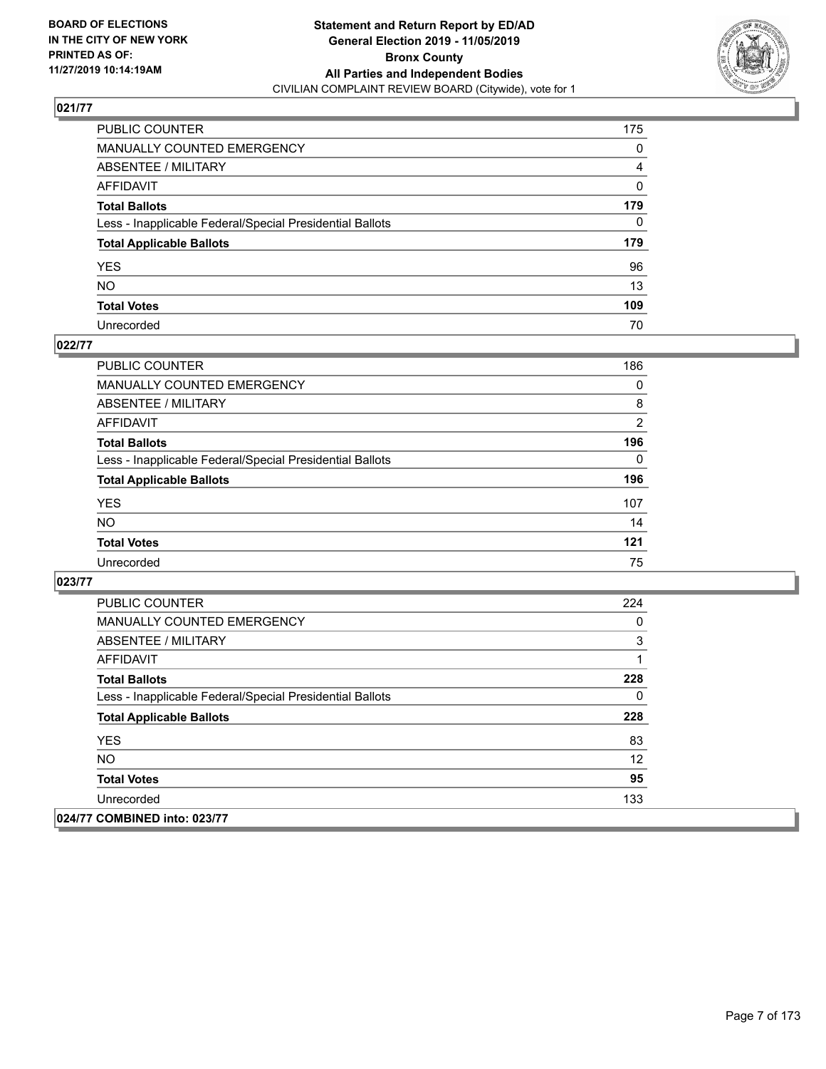**BOARD OF ELECTIONS IN THE CITY OF NEW YORK PRINTED AS OF: 11/27/2019 10:14:19AM**

**Statement and Return Report by ED/AD General Election 2019 - 11/05/2019 Bronx County All Parties and Independent Bodies**
CIVILIAN COMPLAINT REVIEW BOARD (Citywide), vote for 1

### 021/77

| | |
|---|---|
| PUBLIC COUNTER | 175 |
| MANUALLY COUNTED EMERGENCY | 0 |
| ABSENTEE / MILITARY | 4 |
| AFFIDAVIT | 0 |
| **Total Ballots** | **179** |
| Less - Inapplicable Federal/Special Presidential Ballots | 0 |
| **Total Applicable Ballots** | **179** |
| YES | 96 |
| NO | 13 |
| **Total Votes** | **109** |
| Unrecorded | 70 |

### 022/77

| | |
|---|---|
| PUBLIC COUNTER | 186 |
| MANUALLY COUNTED EMERGENCY | 0 |
| ABSENTEE / MILITARY | 8 |
| AFFIDAVIT | 2 |
| **Total Ballots** | **196** |
| Less - Inapplicable Federal/Special Presidential Ballots | 0 |
| **Total Applicable Ballots** | **196** |
| YES | 107 |
| NO | 14 |
| **Total Votes** | **121** |
| Unrecorded | 75 |

### 023/77

| | |
|---|---|
| PUBLIC COUNTER | 224 |
| MANUALLY COUNTED EMERGENCY | 0 |
| ABSENTEE / MILITARY | 3 |
| AFFIDAVIT | 1 |
| **Total Ballots** | **228** |
| Less - Inapplicable Federal/Special Presidential Ballots | 0 |
| **Total Applicable Ballots** | **228** |
| YES | 83 |
| NO | 12 |
| **Total Votes** | **95** |
| Unrecorded | 133 |

### 024/77 COMBINED into: 023/77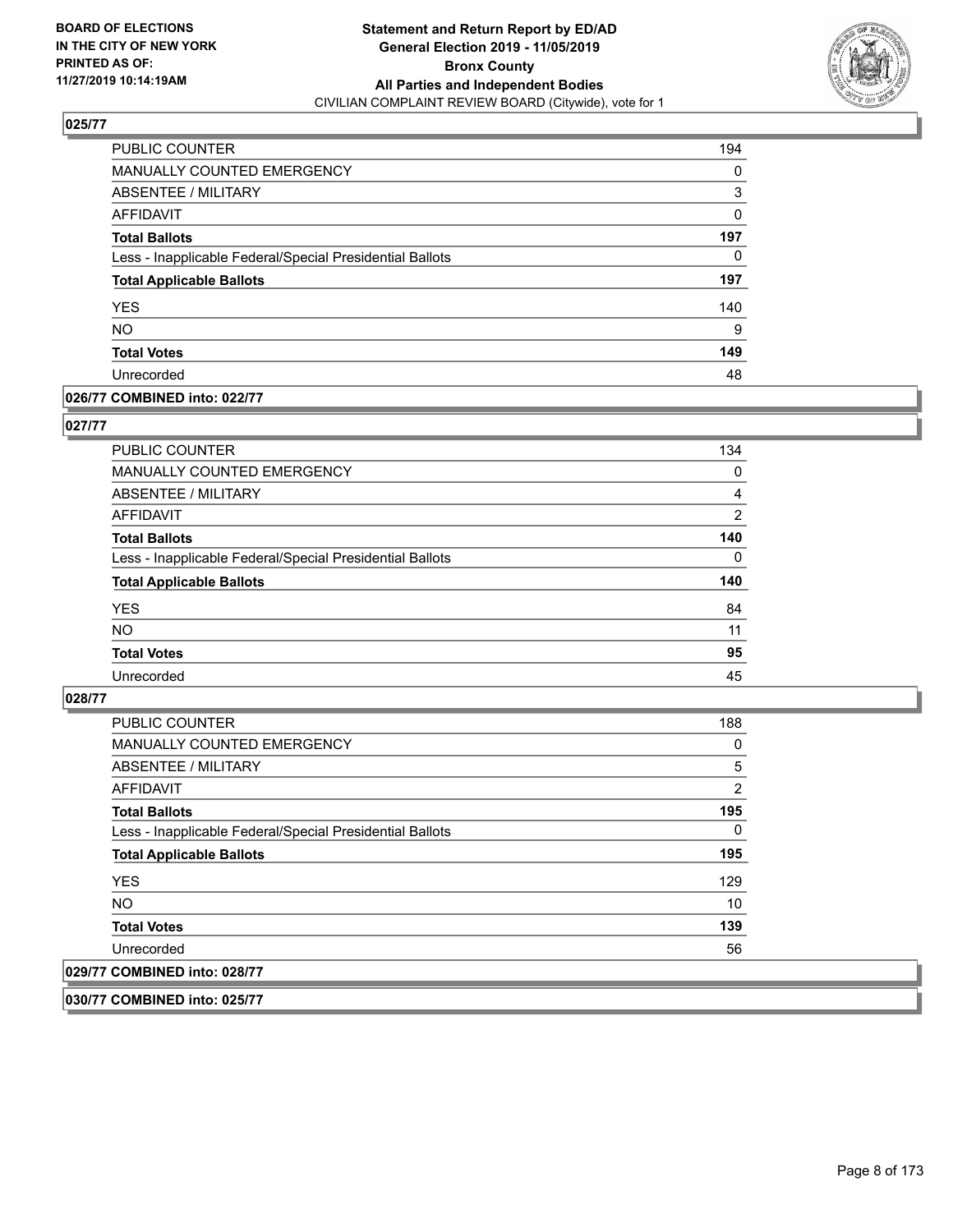## 025/77

| | |
|---|---|
| PUBLIC COUNTER | 194 |
| MANUALLY COUNTED EMERGENCY | 0 |
| ABSENTEE / MILITARY | 3 |
| AFFIDAVIT | 0 |
| **Total Ballots** | **197** |
| Less - Inapplicable Federal/Special Presidential Ballots | 0 |
| **Total Applicable Ballots** | **197** |
| YES | 140 |
| NO | 9 |
| **Total Votes** | **149** |
| Unrecorded | 48 |

## 026/77 COMBINED into: 022/77

## 027/77

| | |
|---|---|
| PUBLIC COUNTER | 134 |
| MANUALLY COUNTED EMERGENCY | 0 |
| ABSENTEE / MILITARY | 4 |
| AFFIDAVIT | 2 |
| **Total Ballots** | **140** |
| Less - Inapplicable Federal/Special Presidential Ballots | 0 |
| **Total Applicable Ballots** | **140** |
| YES | 84 |
| NO | 11 |
| **Total Votes** | **95** |
| Unrecorded | 45 |

## 028/77

| | |
|---|---|
| PUBLIC COUNTER | 188 |
| MANUALLY COUNTED EMERGENCY | 0 |
| ABSENTEE / MILITARY | 5 |
| AFFIDAVIT | 2 |
| **Total Ballots** | **195** |
| Less - Inapplicable Federal/Special Presidential Ballots | 0 |
| **Total Applicable Ballots** | **195** |
| YES | 129 |
| NO | 10 |
| **Total Votes** | **139** |
| Unrecorded | 56 |

## 029/77 COMBINED into: 028/77

## 030/77 COMBINED into: 025/77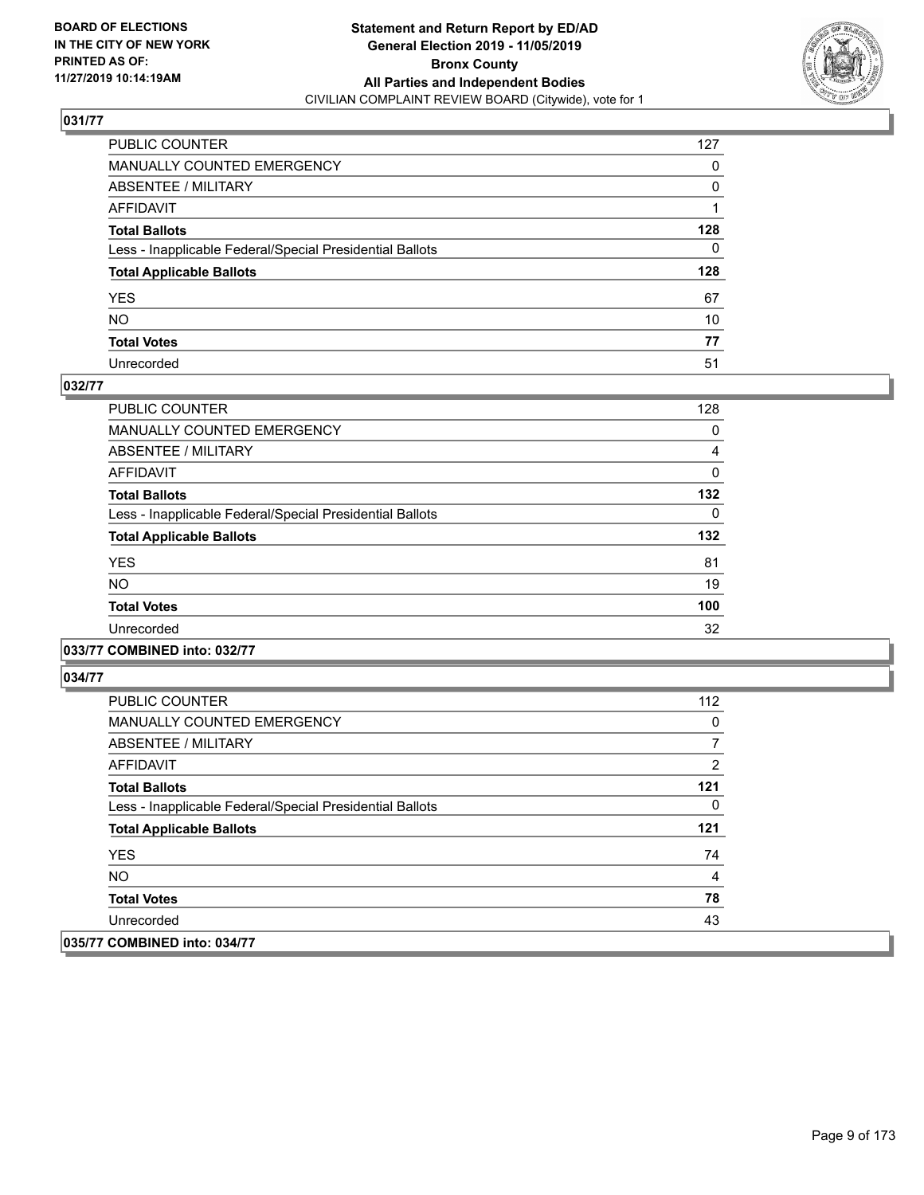## 031/77

| | |
|---|---|
| PUBLIC COUNTER | 127 |
| MANUALLY COUNTED EMERGENCY | 0 |
| ABSENTEE / MILITARY | 0 |
| AFFIDAVIT | 1 |
| **Total Ballots** | **128** |
| Less - Inapplicable Federal/Special Presidential Ballots | 0 |
| **Total Applicable Ballots** | **128** |
| YES | 67 |
| NO | 10 |
| **Total Votes** | **77** |
| Unrecorded | 51 |

## 032/77

| | |
|---|---|
| PUBLIC COUNTER | 128 |
| MANUALLY COUNTED EMERGENCY | 0 |
| ABSENTEE / MILITARY | 4 |
| AFFIDAVIT | 0 |
| **Total Ballots** | **132** |
| Less - Inapplicable Federal/Special Presidential Ballots | 0 |
| **Total Applicable Ballots** | **132** |
| YES | 81 |
| NO | 19 |
| **Total Votes** | **100** |
| Unrecorded | 32 |

## 033/77 COMBINED into: 032/77

## 034/77

| | |
|---|---|
| PUBLIC COUNTER | 112 |
| MANUALLY COUNTED EMERGENCY | 0 |
| ABSENTEE / MILITARY | 7 |
| AFFIDAVIT | 2 |
| **Total Ballots** | **121** |
| Less - Inapplicable Federal/Special Presidential Ballots | 0 |
| **Total Applicable Ballots** | **121** |
| YES | 74 |
| NO | 4 |
| **Total Votes** | **78** |
| Unrecorded | 43 |

## 035/77 COMBINED into: 034/77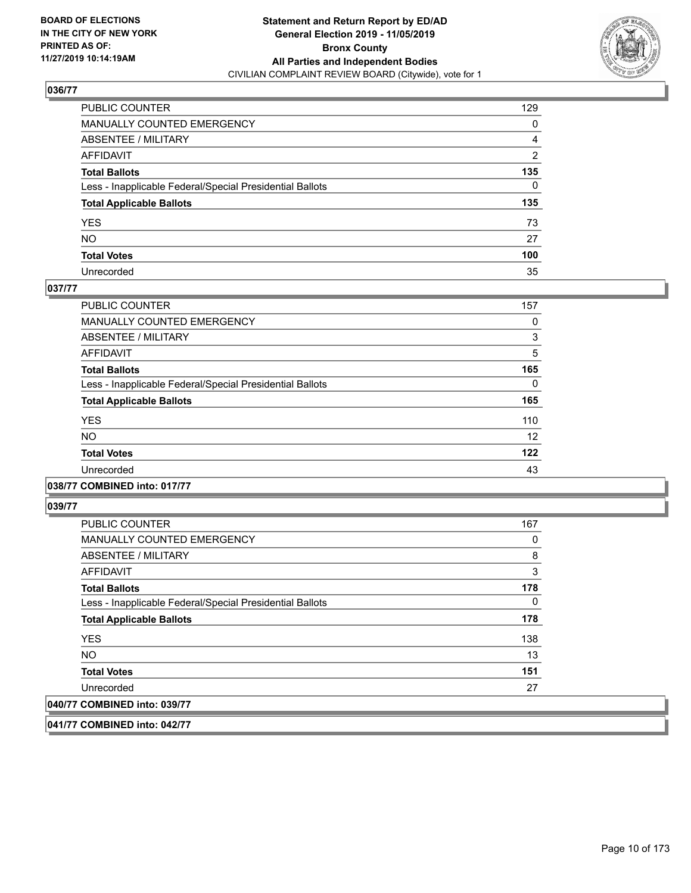**036/77**

| | |
|---|---|
| PUBLIC COUNTER | 129 |
| MANUALLY COUNTED EMERGENCY | 0 |
| ABSENTEE / MILITARY | 4 |
| AFFIDAVIT | 2 |
| **Total Ballots** | **135** |
| Less - Inapplicable Federal/Special Presidential Ballots | 0 |
| **Total Applicable Ballots** | **135** |
| YES | 73 |
| NO | 27 |
| **Total Votes** | **100** |
| Unrecorded | 35 |

**037/77**

| | |
|---|---|
| PUBLIC COUNTER | 157 |
| MANUALLY COUNTED EMERGENCY | 0 |
| ABSENTEE / MILITARY | 3 |
| AFFIDAVIT | 5 |
| **Total Ballots** | **165** |
| Less - Inapplicable Federal/Special Presidential Ballots | 0 |
| **Total Applicable Ballots** | **165** |
| YES | 110 |
| NO | 12 |
| **Total Votes** | **122** |
| Unrecorded | 43 |

**038/77 COMBINED into: 017/77**

**039/77**

| | |
|---|---|
| PUBLIC COUNTER | 167 |
| MANUALLY COUNTED EMERGENCY | 0 |
| ABSENTEE / MILITARY | 8 |
| AFFIDAVIT | 3 |
| **Total Ballots** | **178** |
| Less - Inapplicable Federal/Special Presidential Ballots | 0 |
| **Total Applicable Ballots** | **178** |
| YES | 138 |
| NO | 13 |
| **Total Votes** | **151** |
| Unrecorded | 27 |

**040/77 COMBINED into: 039/77**

**041/77 COMBINED into: 042/77**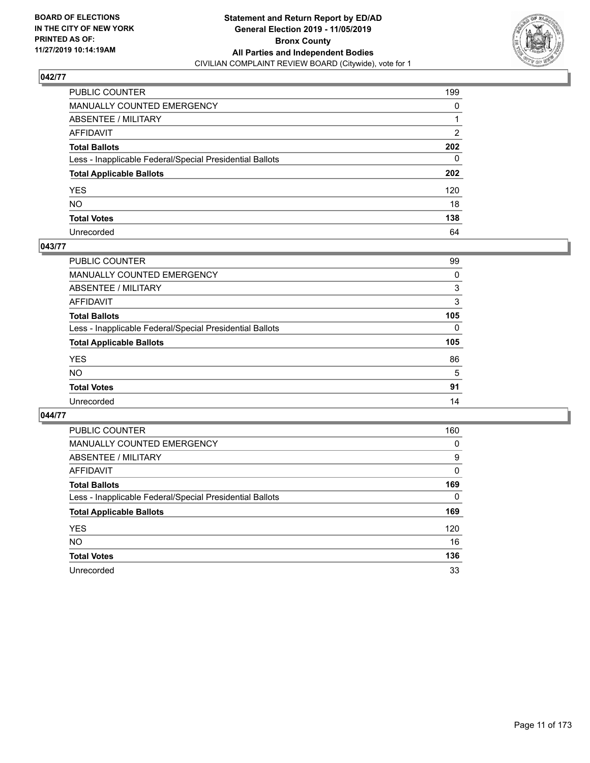BOARD OF ELECTIONS IN THE CITY OF NEW YORK PRINTED AS OF: 11/27/2019 10:14:19AM

**Statement and Return Report by ED/AD General Election 2019 - 11/05/2019 Bronx County All Parties and Independent Bodies**
CIVILIAN COMPLAINT REVIEW BOARD (Citywide), vote for 1

### 042/77

| | |
|---|---|
| PUBLIC COUNTER | 199 |
| MANUALLY COUNTED EMERGENCY | 0 |
| ABSENTEE / MILITARY | 1 |
| AFFIDAVIT | 2 |
| **Total Ballots** | **202** |
| Less - Inapplicable Federal/Special Presidential Ballots | 0 |
| **Total Applicable Ballots** | **202** |
| YES | 120 |
| NO | 18 |
| **Total Votes** | **138** |
| Unrecorded | 64 |

### 043/77

| | |
|---|---|
| PUBLIC COUNTER | 99 |
| MANUALLY COUNTED EMERGENCY | 0 |
| ABSENTEE / MILITARY | 3 |
| AFFIDAVIT | 3 |
| **Total Ballots** | **105** |
| Less - Inapplicable Federal/Special Presidential Ballots | 0 |
| **Total Applicable Ballots** | **105** |
| YES | 86 |
| NO | 5 |
| **Total Votes** | **91** |
| Unrecorded | 14 |

### 044/77

| | |
|---|---|
| PUBLIC COUNTER | 160 |
| MANUALLY COUNTED EMERGENCY | 0 |
| ABSENTEE / MILITARY | 9 |
| AFFIDAVIT | 0 |
| **Total Ballots** | **169** |
| Less - Inapplicable Federal/Special Presidential Ballots | 0 |
| **Total Applicable Ballots** | **169** |
| YES | 120 |
| NO | 16 |
| **Total Votes** | **136** |
| Unrecorded | 33 |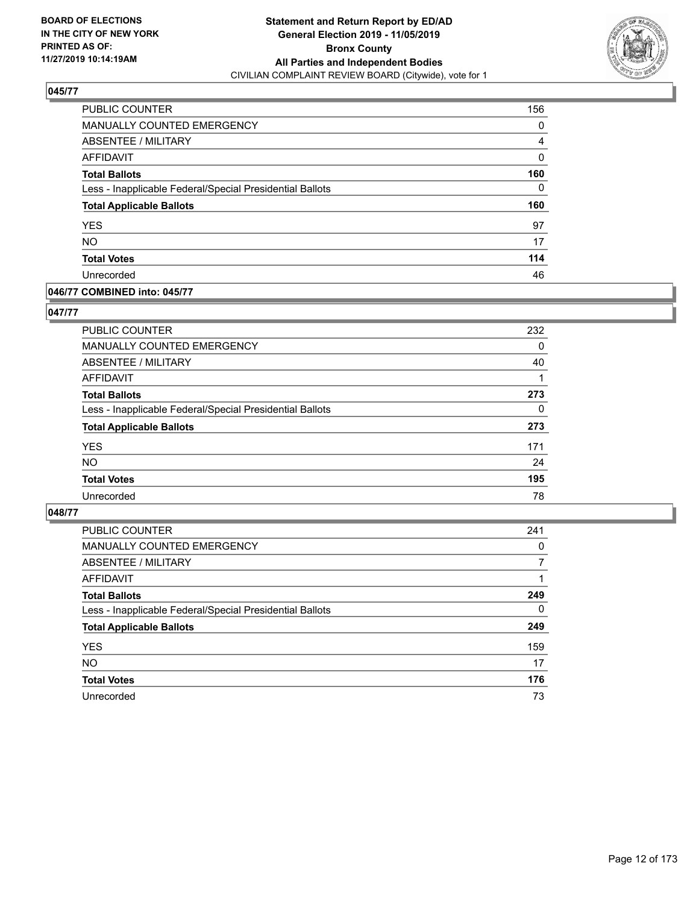**BOARD OF ELECTIONS IN THE CITY OF NEW YORK PRINTED AS OF: 11/27/2019 10:14:19AM**

**Statement and Return Report by ED/AD General Election 2019 - 11/05/2019 Bronx County All Parties and Independent Bodies**
CIVILIAN COMPLAINT REVIEW BOARD (Citywide), vote for 1

### 045/77

| | |
|---|---|
| PUBLIC COUNTER | 156 |
| MANUALLY COUNTED EMERGENCY | 0 |
| ABSENTEE / MILITARY | 4 |
| AFFIDAVIT | 0 |
| **Total Ballots** | **160** |
| Less - Inapplicable Federal/Special Presidential Ballots | 0 |
| **Total Applicable Ballots** | **160** |
| YES | 97 |
| NO | 17 |
| **Total Votes** | **114** |
| Unrecorded | 46 |

### 046/77 COMBINED into: 045/77

### 047/77

| | |
|---|---|
| PUBLIC COUNTER | 232 |
| MANUALLY COUNTED EMERGENCY | 0 |
| ABSENTEE / MILITARY | 40 |
| AFFIDAVIT | 1 |
| **Total Ballots** | **273** |
| Less - Inapplicable Federal/Special Presidential Ballots | 0 |
| **Total Applicable Ballots** | **273** |
| YES | 171 |
| NO | 24 |
| **Total Votes** | **195** |
| Unrecorded | 78 |

### 048/77

| | |
|---|---|
| PUBLIC COUNTER | 241 |
| MANUALLY COUNTED EMERGENCY | 0 |
| ABSENTEE / MILITARY | 7 |
| AFFIDAVIT | 1 |
| **Total Ballots** | **249** |
| Less - Inapplicable Federal/Special Presidential Ballots | 0 |
| **Total Applicable Ballots** | **249** |
| YES | 159 |
| NO | 17 |
| **Total Votes** | **176** |
| Unrecorded | 73 |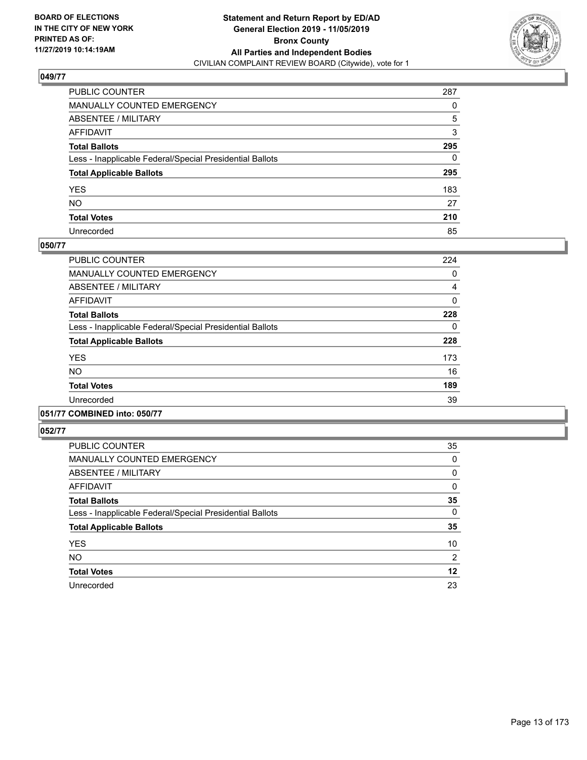## 049/77

| | |
|---|---|
| PUBLIC COUNTER | 287 |
| MANUALLY COUNTED EMERGENCY | 0 |
| ABSENTEE / MILITARY | 5 |
| AFFIDAVIT | 3 |
| **Total Ballots** | **295** |
| Less - Inapplicable Federal/Special Presidential Ballots | 0 |
| **Total Applicable Ballots** | **295** |
| YES | 183 |
| NO | 27 |
| **Total Votes** | **210** |
| Unrecorded | 85 |

## 050/77

| | |
|---|---|
| PUBLIC COUNTER | 224 |
| MANUALLY COUNTED EMERGENCY | 0 |
| ABSENTEE / MILITARY | 4 |
| AFFIDAVIT | 0 |
| **Total Ballots** | **228** |
| Less - Inapplicable Federal/Special Presidential Ballots | 0 |
| **Total Applicable Ballots** | **228** |
| YES | 173 |
| NO | 16 |
| **Total Votes** | **189** |
| Unrecorded | 39 |

## 051/77 COMBINED into: 050/77

## 052/77

| | |
|---|---|
| PUBLIC COUNTER | 35 |
| MANUALLY COUNTED EMERGENCY | 0 |
| ABSENTEE / MILITARY | 0 |
| AFFIDAVIT | 0 |
| **Total Ballots** | **35** |
| Less - Inapplicable Federal/Special Presidential Ballots | 0 |
| **Total Applicable Ballots** | **35** |
| YES | 10 |
| NO | 2 |
| **Total Votes** | **12** |
| Unrecorded | 23 |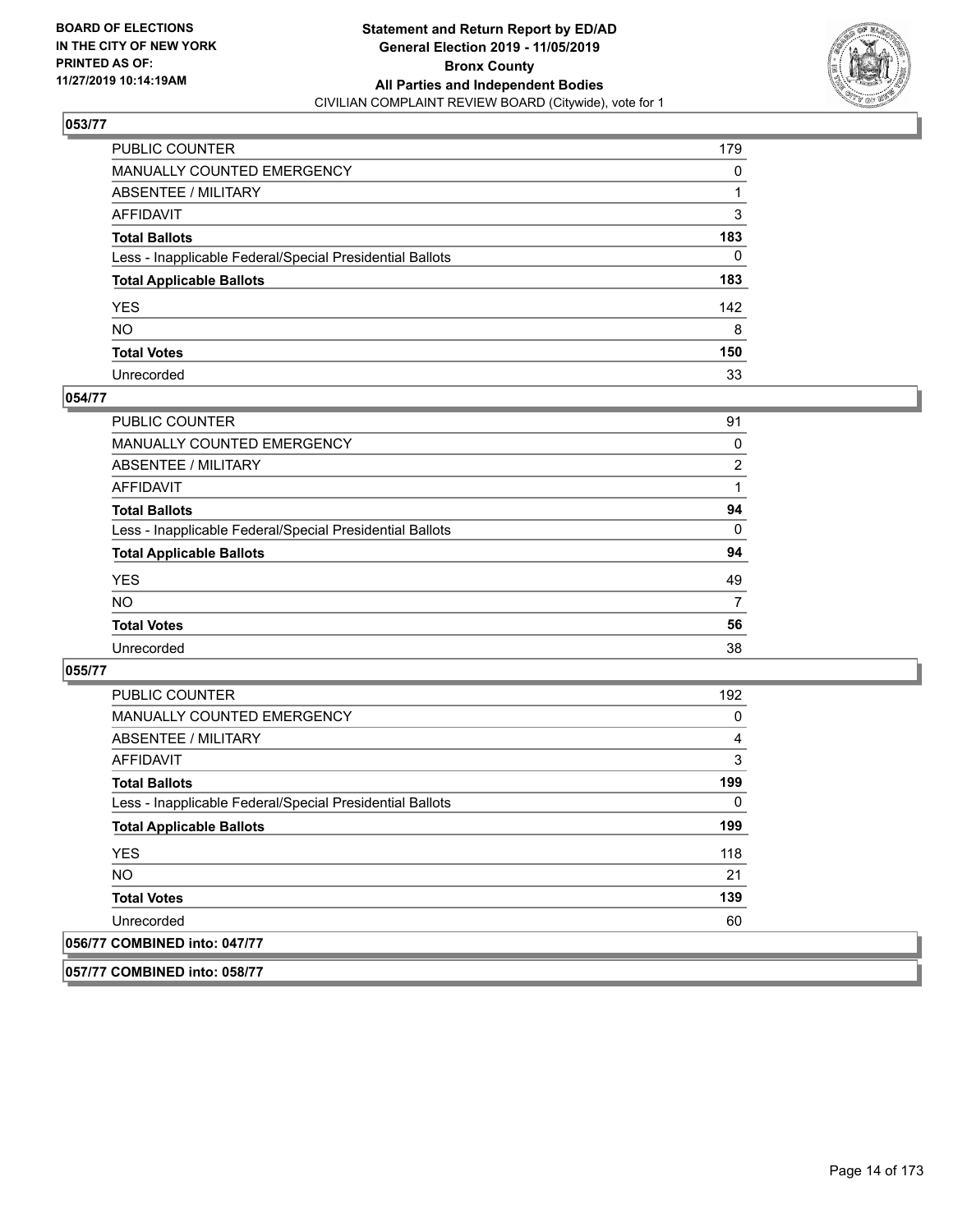**BOARD OF ELECTIONS IN THE CITY OF NEW YORK PRINTED AS OF: 11/27/2019 10:14:19AM**

**Statement and Return Report by ED/AD General Election 2019 - 11/05/2019 Bronx County All Parties and Independent Bodies**
CIVILIAN COMPLAINT REVIEW BOARD (Citywide), vote for 1

### 053/77

| | |
|---|---|
| PUBLIC COUNTER | 179 |
| MANUALLY COUNTED EMERGENCY | 0 |
| ABSENTEE / MILITARY | 1 |
| AFFIDAVIT | 3 |
| **Total Ballots** | **183** |
| Less - Inapplicable Federal/Special Presidential Ballots | 0 |
| **Total Applicable Ballots** | **183** |
| YES | 142 |
| NO | 8 |
| **Total Votes** | **150** |
| Unrecorded | 33 |

### 054/77

| | |
|---|---|
| PUBLIC COUNTER | 91 |
| MANUALLY COUNTED EMERGENCY | 0 |
| ABSENTEE / MILITARY | 2 |
| AFFIDAVIT | 1 |
| **Total Ballots** | **94** |
| Less - Inapplicable Federal/Special Presidential Ballots | 0 |
| **Total Applicable Ballots** | **94** |
| YES | 49 |
| NO | 7 |
| **Total Votes** | **56** |
| Unrecorded | 38 |

### 055/77

| | |
|---|---|
| PUBLIC COUNTER | 192 |
| MANUALLY COUNTED EMERGENCY | 0 |
| ABSENTEE / MILITARY | 4 |
| AFFIDAVIT | 3 |
| **Total Ballots** | **199** |
| Less - Inapplicable Federal/Special Presidential Ballots | 0 |
| **Total Applicable Ballots** | **199** |
| YES | 118 |
| NO | 21 |
| **Total Votes** | **139** |
| Unrecorded | 60 |

### 056/77 COMBINED into: 047/77

### 057/77 COMBINED into: 058/77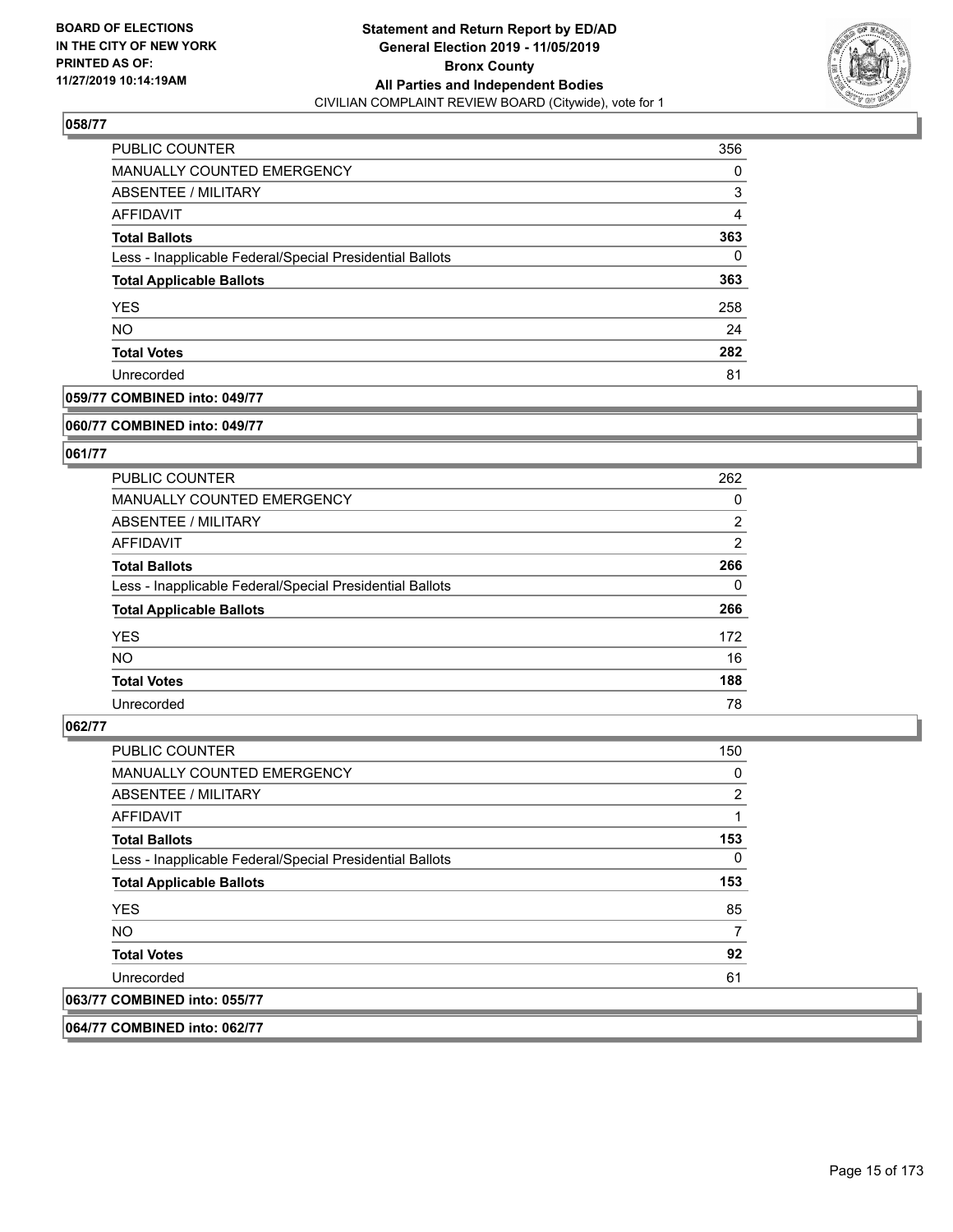## 058/77

| | |
|---|---|
| PUBLIC COUNTER | 356 |
| MANUALLY COUNTED EMERGENCY | 0 |
| ABSENTEE / MILITARY | 3 |
| AFFIDAVIT | 4 |
| **Total Ballots** | **363** |
| Less - Inapplicable Federal/Special Presidential Ballots | 0 |
| **Total Applicable Ballots** | **363** |
| YES | 258 |
| NO | 24 |
| **Total Votes** | **282** |
| Unrecorded | 81 |

**059/77 COMBINED into: 049/77**

**060/77 COMBINED into: 049/77**

## 061/77

| | |
|---|---|
| PUBLIC COUNTER | 262 |
| MANUALLY COUNTED EMERGENCY | 0 |
| ABSENTEE / MILITARY | 2 |
| AFFIDAVIT | 2 |
| **Total Ballots** | **266** |
| Less - Inapplicable Federal/Special Presidential Ballots | 0 |
| **Total Applicable Ballots** | **266** |
| YES | 172 |
| NO | 16 |
| **Total Votes** | **188** |
| Unrecorded | 78 |

## 062/77

| | |
|---|---|
| PUBLIC COUNTER | 150 |
| MANUALLY COUNTED EMERGENCY | 0 |
| ABSENTEE / MILITARY | 2 |
| AFFIDAVIT | 1 |
| **Total Ballots** | **153** |
| Less - Inapplicable Federal/Special Presidential Ballots | 0 |
| **Total Applicable Ballots** | **153** |
| YES | 85 |
| NO | 7 |
| **Total Votes** | **92** |
| Unrecorded | 61 |

**063/77 COMBINED into: 055/77**

**064/77 COMBINED into: 062/77**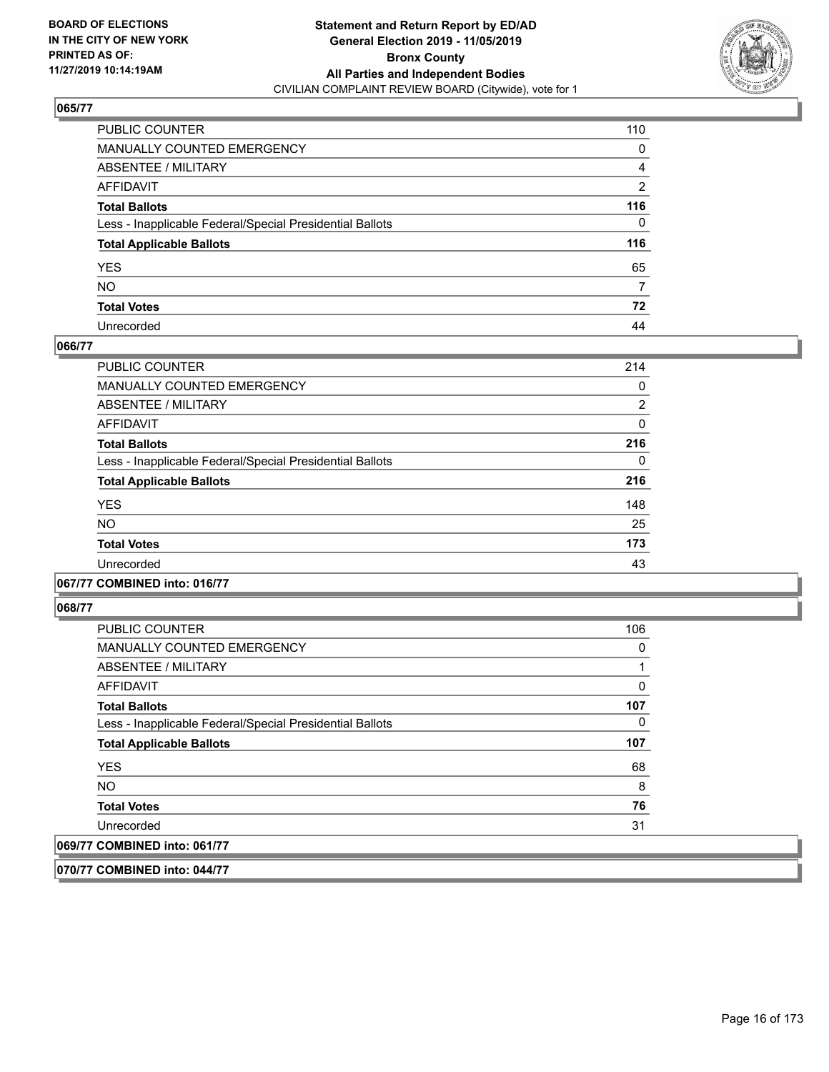**BOARD OF ELECTIONS IN THE CITY OF NEW YORK PRINTED AS OF: 11/27/2019 10:14:19AM**

**Statement and Return Report by ED/AD**
**General Election 2019 - 11/05/2019**
**Bronx County**
**All Parties and Independent Bodies**
CIVILIAN COMPLAINT REVIEW BOARD (Citywide), vote for 1

**065/77**

| | |
|---|---|
| PUBLIC COUNTER | 110 |
| MANUALLY COUNTED EMERGENCY | 0 |
| ABSENTEE / MILITARY | 4 |
| AFFIDAVIT | 2 |
| **Total Ballots** | **116** |
| Less - Inapplicable Federal/Special Presidential Ballots | 0 |
| **Total Applicable Ballots** | **116** |
| YES | 65 |
| NO | 7 |
| **Total Votes** | **72** |
| Unrecorded | 44 |

**066/77**

| | |
|---|---|
| PUBLIC COUNTER | 214 |
| MANUALLY COUNTED EMERGENCY | 0 |
| ABSENTEE / MILITARY | 2 |
| AFFIDAVIT | 0 |
| **Total Ballots** | **216** |
| Less - Inapplicable Federal/Special Presidential Ballots | 0 |
| **Total Applicable Ballots** | **216** |
| YES | 148 |
| NO | 25 |
| **Total Votes** | **173** |
| Unrecorded | 43 |

**067/77 COMBINED into: 016/77**

**068/77**

| | |
|---|---|
| PUBLIC COUNTER | 106 |
| MANUALLY COUNTED EMERGENCY | 0 |
| ABSENTEE / MILITARY | 1 |
| AFFIDAVIT | 0 |
| **Total Ballots** | **107** |
| Less - Inapplicable Federal/Special Presidential Ballots | 0 |
| **Total Applicable Ballots** | **107** |
| YES | 68 |
| NO | 8 |
| **Total Votes** | **76** |
| Unrecorded | 31 |

**069/77 COMBINED into: 061/77**

**070/77 COMBINED into: 044/77**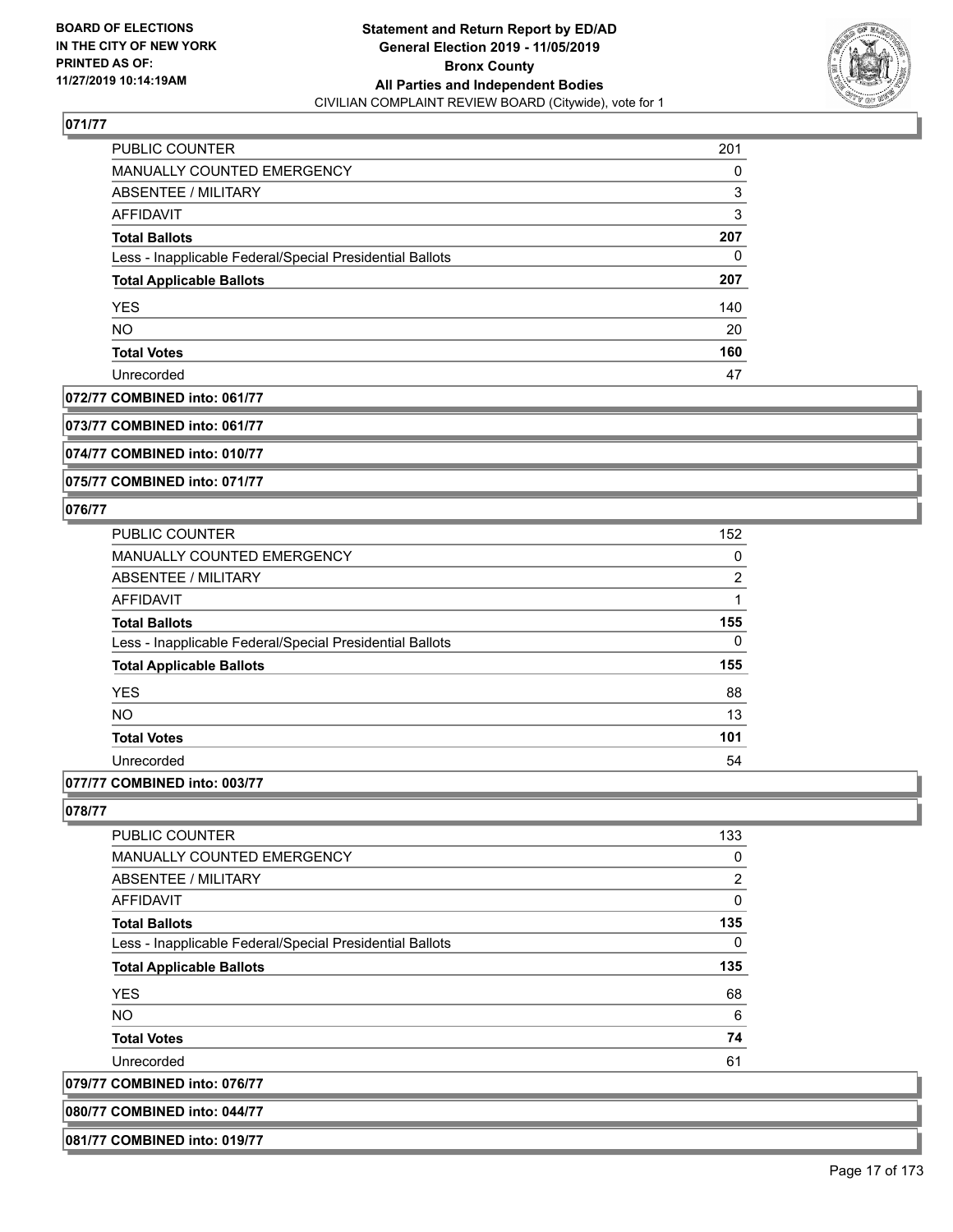### 071/77

| | |
|---|---|
| PUBLIC COUNTER | 201 |
| MANUALLY COUNTED EMERGENCY | 0 |
| ABSENTEE / MILITARY | 3 |
| AFFIDAVIT | 3 |
| **Total Ballots** | **207** |
| Less - Inapplicable Federal/Special Presidential Ballots | 0 |
| **Total Applicable Ballots** | **207** |
| YES | 140 |
| NO | 20 |
| **Total Votes** | **160** |
| Unrecorded | 47 |

**072/77 COMBINED into: 061/77**

**073/77 COMBINED into: 061/77**

**074/77 COMBINED into: 010/77**

**075/77 COMBINED into: 071/77**

### 076/77

| | |
|---|---|
| PUBLIC COUNTER | 152 |
| MANUALLY COUNTED EMERGENCY | 0 |
| ABSENTEE / MILITARY | 2 |
| AFFIDAVIT | 1 |
| **Total Ballots** | **155** |
| Less - Inapplicable Federal/Special Presidential Ballots | 0 |
| **Total Applicable Ballots** | **155** |
| YES | 88 |
| NO | 13 |
| **Total Votes** | **101** |
| Unrecorded | 54 |

**077/77 COMBINED into: 003/77**

### 078/77

| | |
|---|---|
| PUBLIC COUNTER | 133 |
| MANUALLY COUNTED EMERGENCY | 0 |
| ABSENTEE / MILITARY | 2 |
| AFFIDAVIT | 0 |
| **Total Ballots** | **135** |
| Less - Inapplicable Federal/Special Presidential Ballots | 0 |
| **Total Applicable Ballots** | **135** |
| YES | 68 |
| NO | 6 |
| **Total Votes** | **74** |
| Unrecorded | 61 |

**079/77 COMBINED into: 076/77**

**080/77 COMBINED into: 044/77**

**081/77 COMBINED into: 019/77**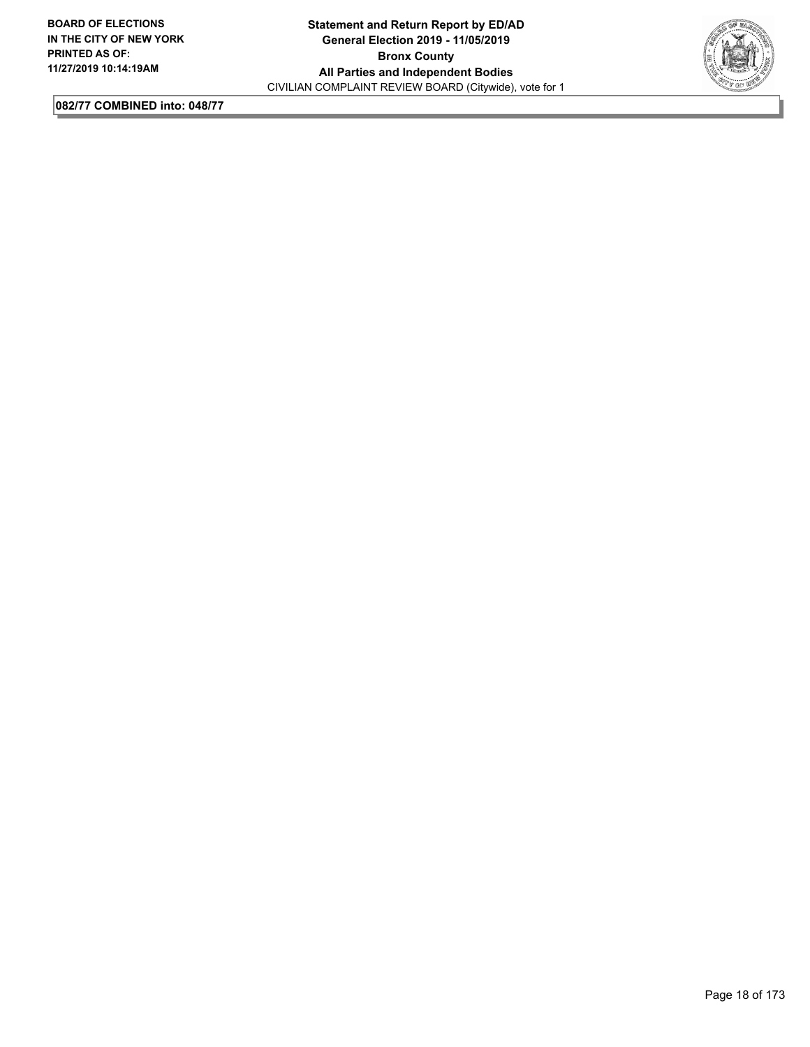**082/77 COMBINED into: 048/77**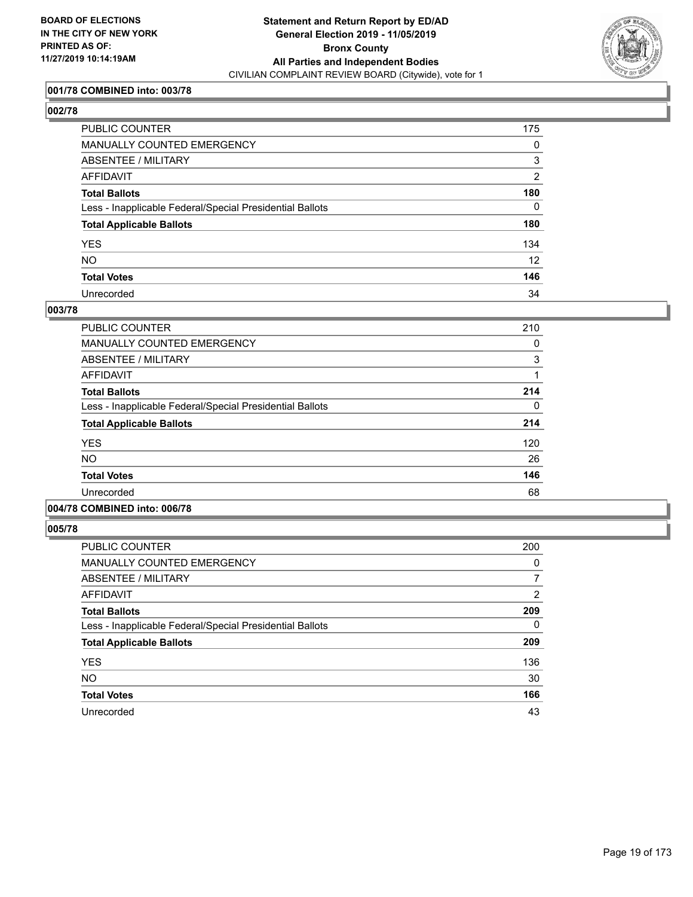**BOARD OF ELECTIONS IN THE CITY OF NEW YORK PRINTED AS OF: 11/27/2019 10:14:19AM**

**Statement and Return Report by ED/AD General Election 2019 - 11/05/2019 Bronx County All Parties and Independent Bodies**

CIVILIAN COMPLAINT REVIEW BOARD (Citywide), vote for 1

### 001/78 COMBINED into: 003/78

### 002/78

| | |
|---|---|
| PUBLIC COUNTER | 175 |
| MANUALLY COUNTED EMERGENCY | 0 |
| ABSENTEE / MILITARY | 3 |
| AFFIDAVIT | 2 |
| **Total Ballots** | **180** |
| Less - Inapplicable Federal/Special Presidential Ballots | 0 |
| **Total Applicable Ballots** | **180** |
| YES | 134 |
| NO | 12 |
| **Total Votes** | **146** |
| Unrecorded | 34 |

### 003/78

| | |
|---|---|
| PUBLIC COUNTER | 210 |
| MANUALLY COUNTED EMERGENCY | 0 |
| ABSENTEE / MILITARY | 3 |
| AFFIDAVIT | 1 |
| **Total Ballots** | **214** |
| Less - Inapplicable Federal/Special Presidential Ballots | 0 |
| **Total Applicable Ballots** | **214** |
| YES | 120 |
| NO | 26 |
| **Total Votes** | **146** |
| Unrecorded | 68 |

### 004/78 COMBINED into: 006/78

### 005/78

| | |
|---|---|
| PUBLIC COUNTER | 200 |
| MANUALLY COUNTED EMERGENCY | 0 |
| ABSENTEE / MILITARY | 7 |
| AFFIDAVIT | 2 |
| **Total Ballots** | **209** |
| Less - Inapplicable Federal/Special Presidential Ballots | 0 |
| **Total Applicable Ballots** | **209** |
| YES | 136 |
| NO | 30 |
| **Total Votes** | **166** |
| Unrecorded | 43 |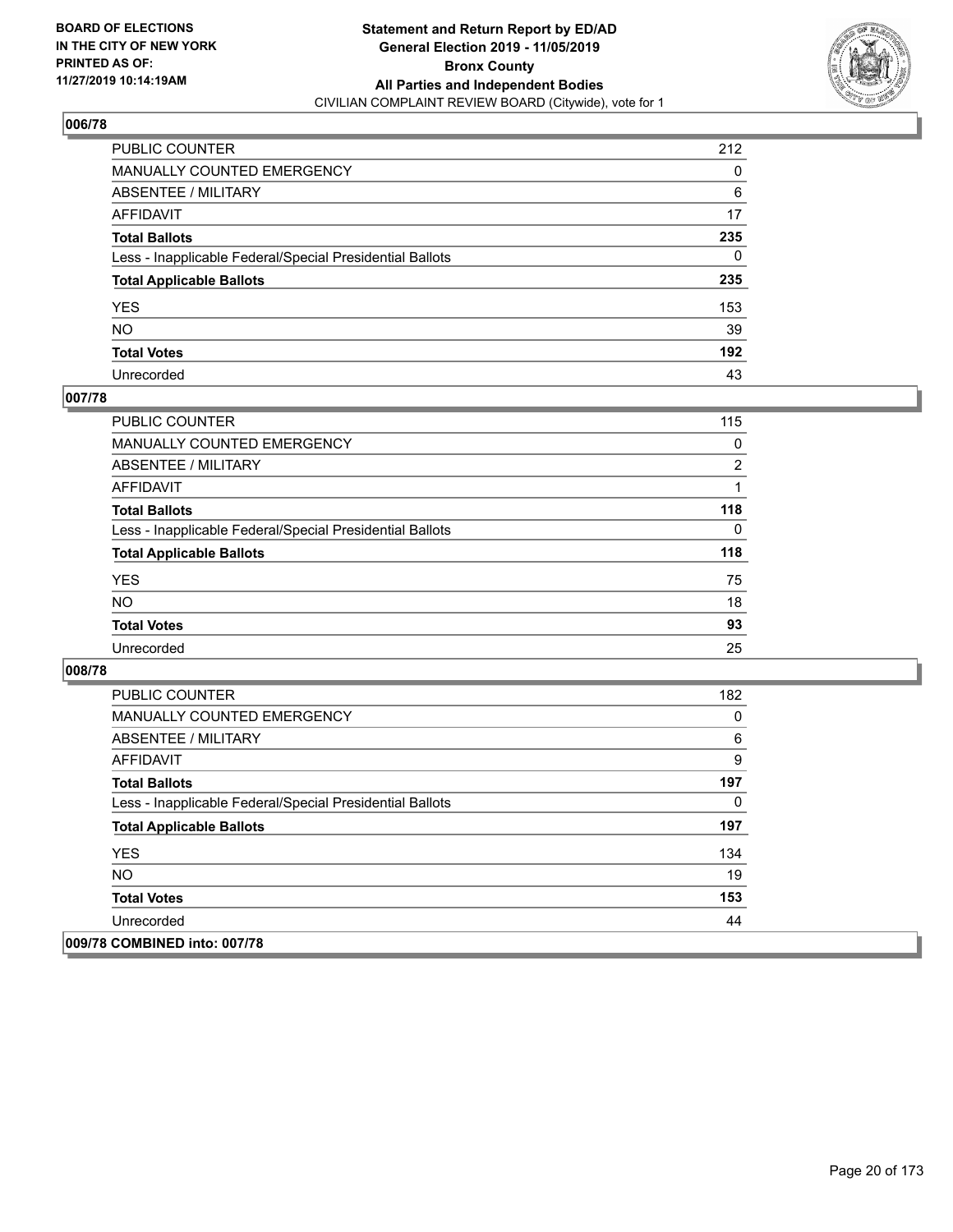**BOARD OF ELECTIONS IN THE CITY OF NEW YORK PRINTED AS OF: 11/27/2019 10:14:19AM**

**Statement and Return Report by ED/AD General Election 2019 - 11/05/2019 Bronx County All Parties and Independent Bodies**
CIVILIAN COMPLAINT REVIEW BOARD (Citywide), vote for 1

## 006/78

| | |
|---|---|
| PUBLIC COUNTER | 212 |
| MANUALLY COUNTED EMERGENCY | 0 |
| ABSENTEE / MILITARY | 6 |
| AFFIDAVIT | 17 |
| **Total Ballots** | **235** |
| Less - Inapplicable Federal/Special Presidential Ballots | 0 |
| **Total Applicable Ballots** | **235** |
| YES | 153 |
| NO | 39 |
| **Total Votes** | **192** |
| Unrecorded | 43 |

## 007/78

| | |
|---|---|
| PUBLIC COUNTER | 115 |
| MANUALLY COUNTED EMERGENCY | 0 |
| ABSENTEE / MILITARY | 2 |
| AFFIDAVIT | 1 |
| **Total Ballots** | **118** |
| Less - Inapplicable Federal/Special Presidential Ballots | 0 |
| **Total Applicable Ballots** | **118** |
| YES | 75 |
| NO | 18 |
| **Total Votes** | **93** |
| Unrecorded | 25 |

## 008/78

| | |
|---|---|
| PUBLIC COUNTER | 182 |
| MANUALLY COUNTED EMERGENCY | 0 |
| ABSENTEE / MILITARY | 6 |
| AFFIDAVIT | 9 |
| **Total Ballots** | **197** |
| Less - Inapplicable Federal/Special Presidential Ballots | 0 |
| **Total Applicable Ballots** | **197** |
| YES | 134 |
| NO | 19 |
| **Total Votes** | **153** |
| Unrecorded | 44 |

## 009/78 COMBINED into: 007/78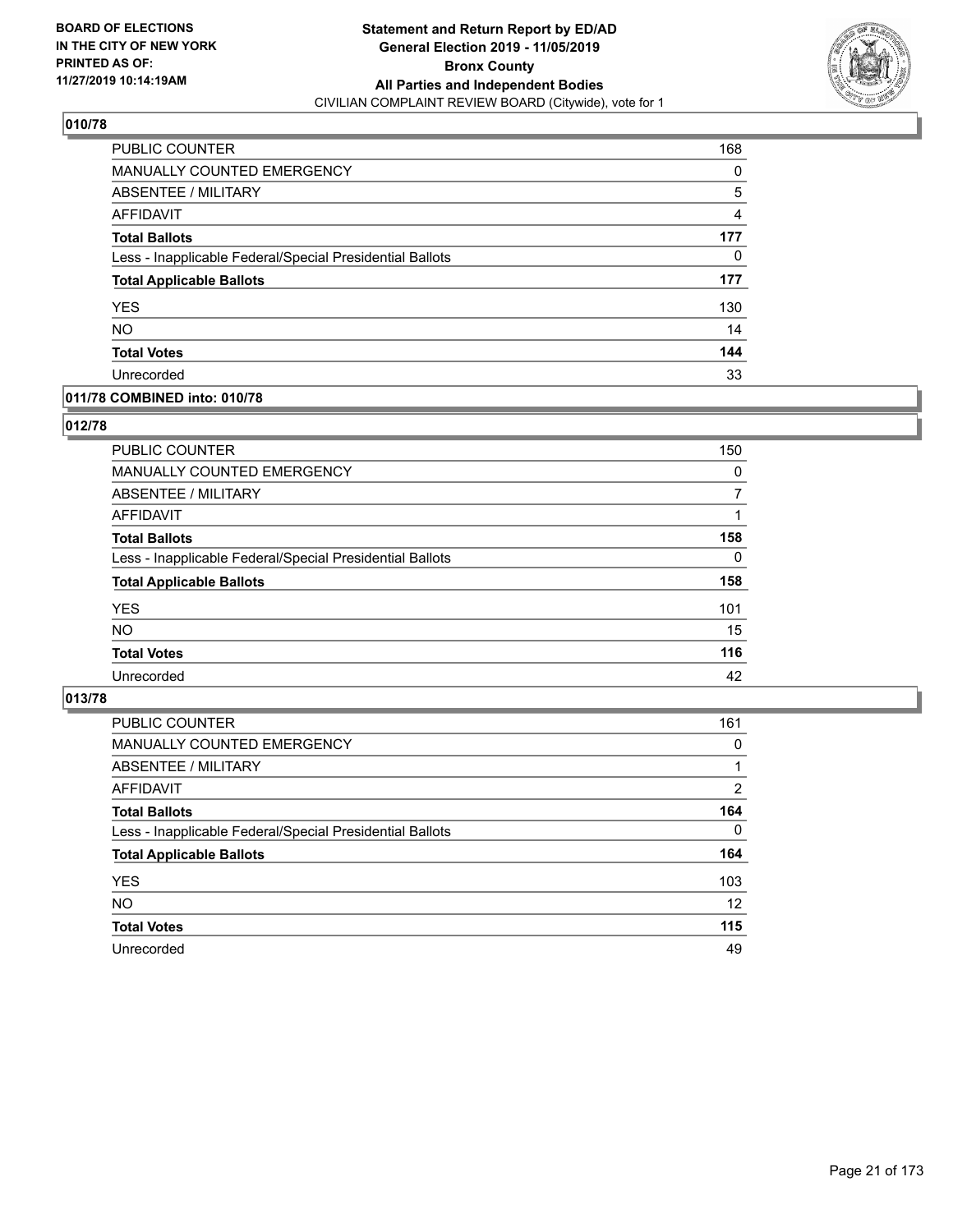## 010/78

| | |
|---|---|
| PUBLIC COUNTER | 168 |
| MANUALLY COUNTED EMERGENCY | 0 |
| ABSENTEE / MILITARY | 5 |
| AFFIDAVIT | 4 |
| **Total Ballots** | **177** |
| Less - Inapplicable Federal/Special Presidential Ballots | 0 |
| **Total Applicable Ballots** | **177** |
| YES | 130 |
| NO | 14 |
| **Total Votes** | **144** |
| Unrecorded | 33 |

## 011/78 COMBINED into: 010/78

## 012/78

| | |
|---|---|
| PUBLIC COUNTER | 150 |
| MANUALLY COUNTED EMERGENCY | 0 |
| ABSENTEE / MILITARY | 7 |
| AFFIDAVIT | 1 |
| **Total Ballots** | **158** |
| Less - Inapplicable Federal/Special Presidential Ballots | 0 |
| **Total Applicable Ballots** | **158** |
| YES | 101 |
| NO | 15 |
| **Total Votes** | **116** |
| Unrecorded | 42 |

## 013/78

| | |
|---|---|
| PUBLIC COUNTER | 161 |
| MANUALLY COUNTED EMERGENCY | 0 |
| ABSENTEE / MILITARY | 1 |
| AFFIDAVIT | 2 |
| **Total Ballots** | **164** |
| Less - Inapplicable Federal/Special Presidential Ballots | 0 |
| **Total Applicable Ballots** | **164** |
| YES | 103 |
| NO | 12 |
| **Total Votes** | **115** |
| Unrecorded | 49 |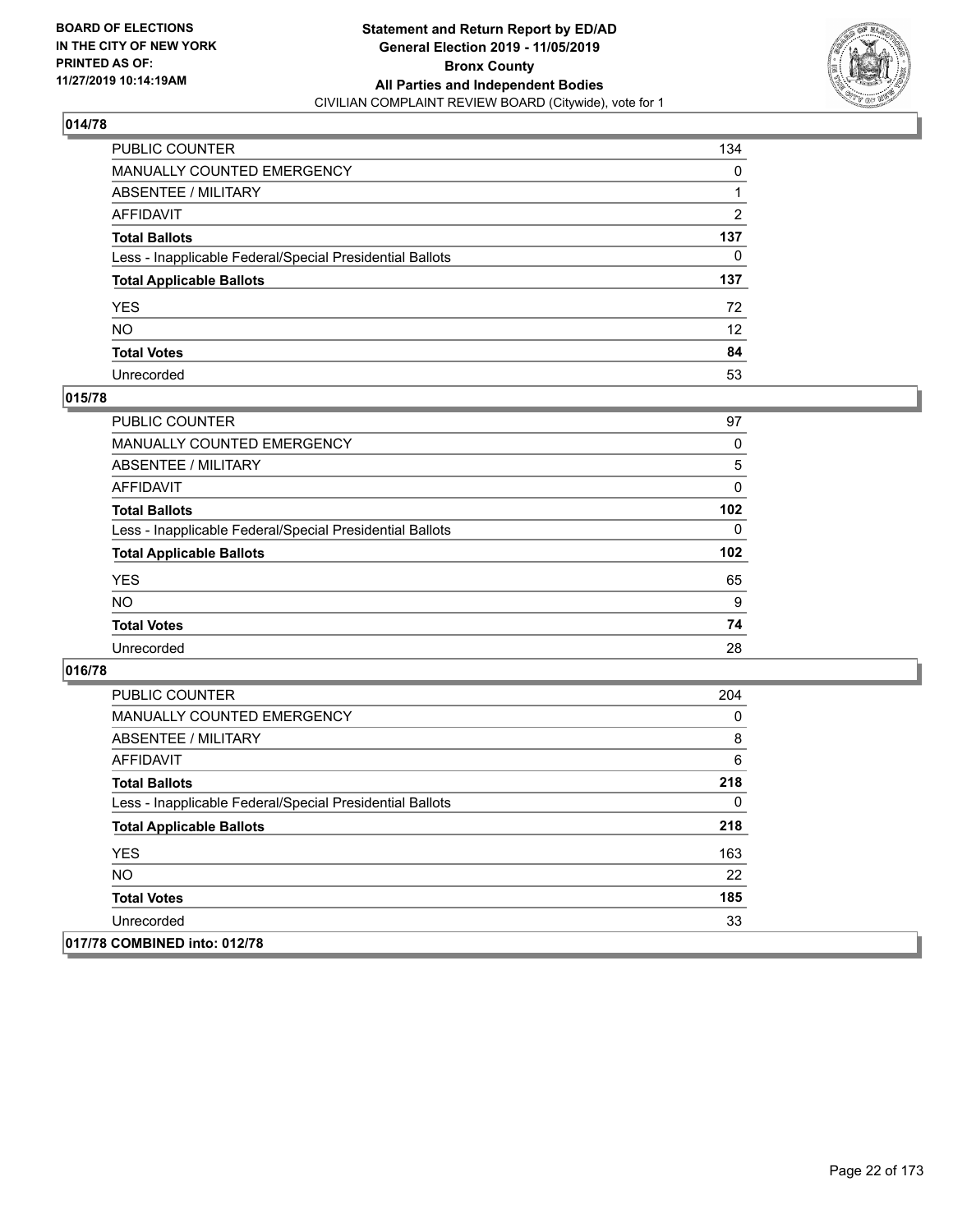**BOARD OF ELECTIONS IN THE CITY OF NEW YORK PRINTED AS OF: 11/27/2019 10:14:19AM**

**Statement and Return Report by ED/AD General Election 2019 - 11/05/2019 Bronx County All Parties and Independent Bodies**
CIVILIAN COMPLAINT REVIEW BOARD (Citywide), vote for 1

## 014/78

| | |
|---|---|
| PUBLIC COUNTER | 134 |
| MANUALLY COUNTED EMERGENCY | 0 |
| ABSENTEE / MILITARY | 1 |
| AFFIDAVIT | 2 |
| **Total Ballots** | **137** |
| Less - Inapplicable Federal/Special Presidential Ballots | 0 |
| **Total Applicable Ballots** | **137** |
| YES | 72 |
| NO | 12 |
| **Total Votes** | **84** |
| Unrecorded | 53 |

## 015/78

| | |
|---|---|
| PUBLIC COUNTER | 97 |
| MANUALLY COUNTED EMERGENCY | 0 |
| ABSENTEE / MILITARY | 5 |
| AFFIDAVIT | 0 |
| **Total Ballots** | **102** |
| Less - Inapplicable Federal/Special Presidential Ballots | 0 |
| **Total Applicable Ballots** | **102** |
| YES | 65 |
| NO | 9 |
| **Total Votes** | **74** |
| Unrecorded | 28 |

## 016/78

| | |
|---|---|
| PUBLIC COUNTER | 204 |
| MANUALLY COUNTED EMERGENCY | 0 |
| ABSENTEE / MILITARY | 8 |
| AFFIDAVIT | 6 |
| **Total Ballots** | **218** |
| Less - Inapplicable Federal/Special Presidential Ballots | 0 |
| **Total Applicable Ballots** | **218** |
| YES | 163 |
| NO | 22 |
| **Total Votes** | **185** |
| Unrecorded | 33 |

## 017/78 COMBINED into: 012/78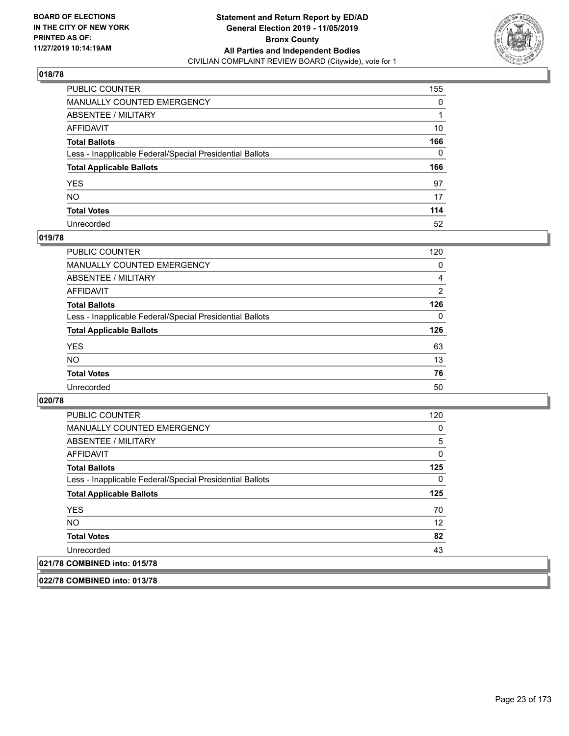## 018/78

| | |
|---|---|
| PUBLIC COUNTER | 155 |
| MANUALLY COUNTED EMERGENCY | 0 |
| ABSENTEE / MILITARY | 1 |
| AFFIDAVIT | 10 |
| **Total Ballots** | **166** |
| Less - Inapplicable Federal/Special Presidential Ballots | 0 |
| **Total Applicable Ballots** | **166** |
| YES | 97 |
| NO | 17 |
| **Total Votes** | **114** |
| Unrecorded | 52 |

## 019/78

| | |
|---|---|
| PUBLIC COUNTER | 120 |
| MANUALLY COUNTED EMERGENCY | 0 |
| ABSENTEE / MILITARY | 4 |
| AFFIDAVIT | 2 |
| **Total Ballots** | **126** |
| Less - Inapplicable Federal/Special Presidential Ballots | 0 |
| **Total Applicable Ballots** | **126** |
| YES | 63 |
| NO | 13 |
| **Total Votes** | **76** |
| Unrecorded | 50 |

## 020/78

| | |
|---|---|
| PUBLIC COUNTER | 120 |
| MANUALLY COUNTED EMERGENCY | 0 |
| ABSENTEE / MILITARY | 5 |
| AFFIDAVIT | 0 |
| **Total Ballots** | **125** |
| Less - Inapplicable Federal/Special Presidential Ballots | 0 |
| **Total Applicable Ballots** | **125** |
| YES | 70 |
| NO | 12 |
| **Total Votes** | **82** |
| Unrecorded | 43 |

## 021/78 COMBINED into: 015/78

## 022/78 COMBINED into: 013/78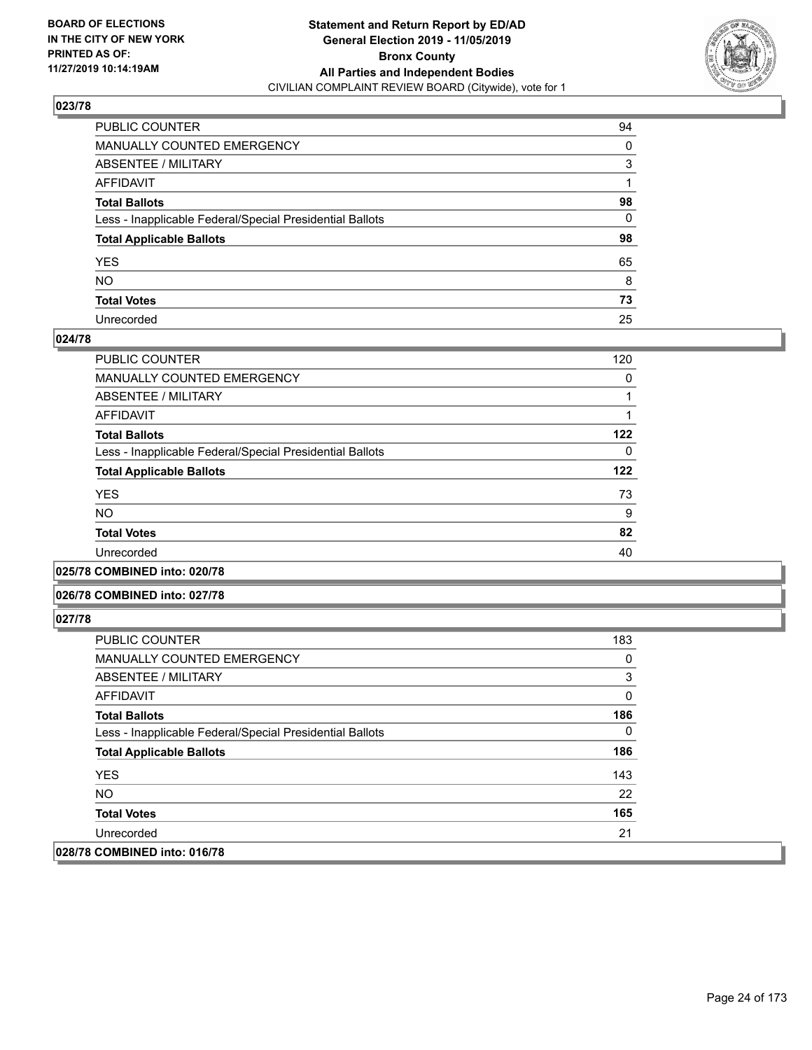**Statement and Return Report by ED/AD**
**General Election 2019 - 11/05/2019**
**Bronx County**
**All Parties and Independent Bodies**
CIVILIAN COMPLAINT REVIEW BOARD (Citywide), vote for 1

BOARD OF ELECTIONS IN THE CITY OF NEW YORK PRINTED AS OF: 11/27/2019 10:14:19AM

### 023/78

| | |
|---|---|
| PUBLIC COUNTER | 94 |
| MANUALLY COUNTED EMERGENCY | 0 |
| ABSENTEE / MILITARY | 3 |
| AFFIDAVIT | 1 |
| **Total Ballots** | **98** |
| Less - Inapplicable Federal/Special Presidential Ballots | 0 |
| **Total Applicable Ballots** | **98** |
| YES | 65 |
| NO | 8 |
| **Total Votes** | **73** |
| Unrecorded | 25 |

### 024/78

| | |
|---|---|
| PUBLIC COUNTER | 120 |
| MANUALLY COUNTED EMERGENCY | 0 |
| ABSENTEE / MILITARY | 1 |
| AFFIDAVIT | 1 |
| **Total Ballots** | **122** |
| Less - Inapplicable Federal/Special Presidential Ballots | 0 |
| **Total Applicable Ballots** | **122** |
| YES | 73 |
| NO | 9 |
| **Total Votes** | **82** |
| Unrecorded | 40 |

### 025/78 COMBINED into: 020/78

### 026/78 COMBINED into: 027/78

### 027/78

| | |
|---|---|
| PUBLIC COUNTER | 183 |
| MANUALLY COUNTED EMERGENCY | 0 |
| ABSENTEE / MILITARY | 3 |
| AFFIDAVIT | 0 |
| **Total Ballots** | **186** |
| Less - Inapplicable Federal/Special Presidential Ballots | 0 |
| **Total Applicable Ballots** | **186** |
| YES | 143 |
| NO | 22 |
| **Total Votes** | **165** |
| Unrecorded | 21 |

### 028/78 COMBINED into: 016/78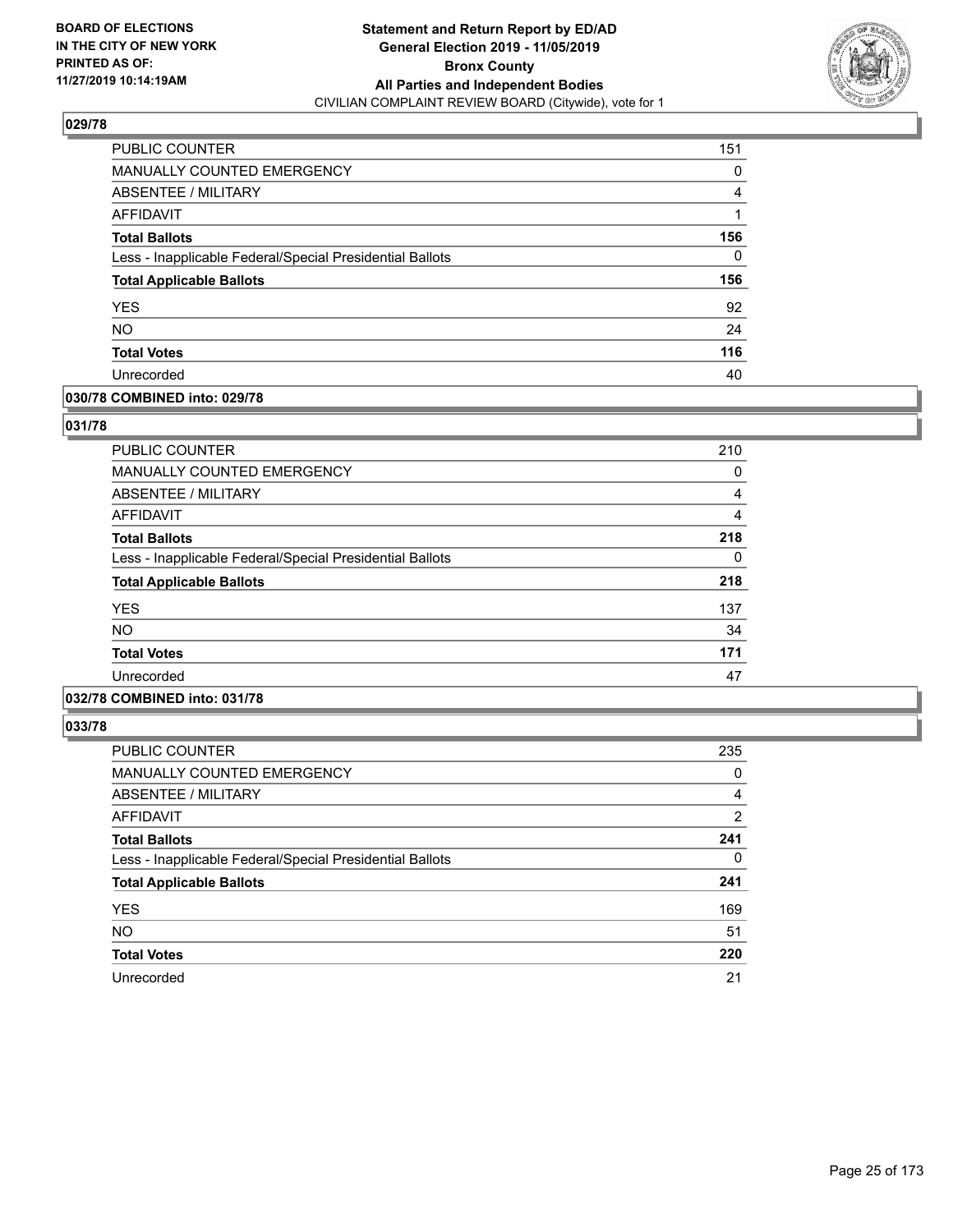## 029/78

| | |
|---|---|
| PUBLIC COUNTER | 151 |
| MANUALLY COUNTED EMERGENCY | 0 |
| ABSENTEE / MILITARY | 4 |
| AFFIDAVIT | 1 |
| **Total Ballots** | **156** |
| Less - Inapplicable Federal/Special Presidential Ballots | 0 |
| **Total Applicable Ballots** | **156** |
| YES | 92 |
| NO | 24 |
| **Total Votes** | **116** |
| Unrecorded | 40 |

## 030/78 COMBINED into: 029/78

## 031/78

| | |
|---|---|
| PUBLIC COUNTER | 210 |
| MANUALLY COUNTED EMERGENCY | 0 |
| ABSENTEE / MILITARY | 4 |
| AFFIDAVIT | 4 |
| **Total Ballots** | **218** |
| Less - Inapplicable Federal/Special Presidential Ballots | 0 |
| **Total Applicable Ballots** | **218** |
| YES | 137 |
| NO | 34 |
| **Total Votes** | **171** |
| Unrecorded | 47 |

## 032/78 COMBINED into: 031/78

## 033/78

| | |
|---|---|
| PUBLIC COUNTER | 235 |
| MANUALLY COUNTED EMERGENCY | 0 |
| ABSENTEE / MILITARY | 4 |
| AFFIDAVIT | 2 |
| **Total Ballots** | **241** |
| Less - Inapplicable Federal/Special Presidential Ballots | 0 |
| **Total Applicable Ballots** | **241** |
| YES | 169 |
| NO | 51 |
| **Total Votes** | **220** |
| Unrecorded | 21 |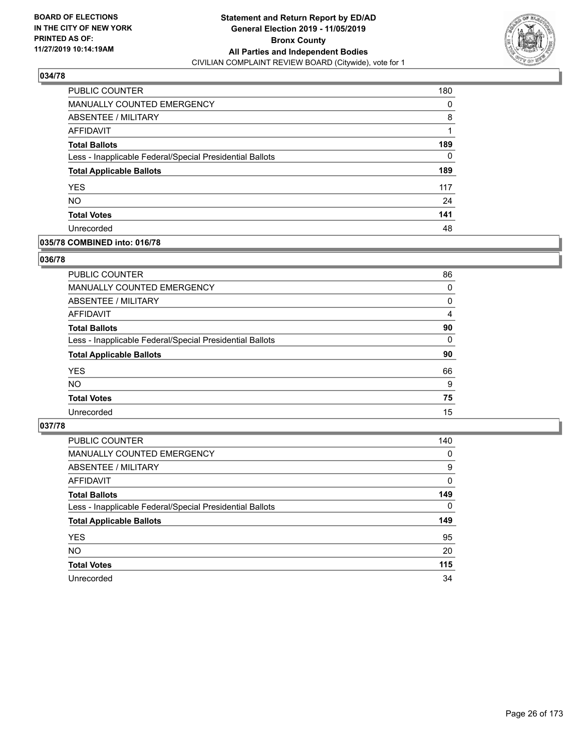BOARD OF ELECTIONS
IN THE CITY OF NEW YORK
PRINTED AS OF:
11/27/2019 10:14:19AM

**Statement and Return Report by ED/AD**
**General Election 2019 - 11/05/2019**
**Bronx County**
**All Parties and Independent Bodies**
CIVILIAN COMPLAINT REVIEW BOARD (Citywide), vote for 1

### 034/78

| | |
|---|---|
| PUBLIC COUNTER | 180 |
| MANUALLY COUNTED EMERGENCY | 0 |
| ABSENTEE / MILITARY | 8 |
| AFFIDAVIT | 1 |
| **Total Ballots** | **189** |
| Less - Inapplicable Federal/Special Presidential Ballots | 0 |
| **Total Applicable Ballots** | **189** |
| YES | 117 |
| NO | 24 |
| **Total Votes** | **141** |
| Unrecorded | 48 |

### 035/78 COMBINED into: 016/78

### 036/78

| | |
|---|---|
| PUBLIC COUNTER | 86 |
| MANUALLY COUNTED EMERGENCY | 0 |
| ABSENTEE / MILITARY | 0 |
| AFFIDAVIT | 4 |
| **Total Ballots** | **90** |
| Less - Inapplicable Federal/Special Presidential Ballots | 0 |
| **Total Applicable Ballots** | **90** |
| YES | 66 |
| NO | 9 |
| **Total Votes** | **75** |
| Unrecorded | 15 |

### 037/78

| | |
|---|---|
| PUBLIC COUNTER | 140 |
| MANUALLY COUNTED EMERGENCY | 0 |
| ABSENTEE / MILITARY | 9 |
| AFFIDAVIT | 0 |
| **Total Ballots** | **149** |
| Less - Inapplicable Federal/Special Presidential Ballots | 0 |
| **Total Applicable Ballots** | **149** |
| YES | 95 |
| NO | 20 |
| **Total Votes** | **115** |
| Unrecorded | 34 |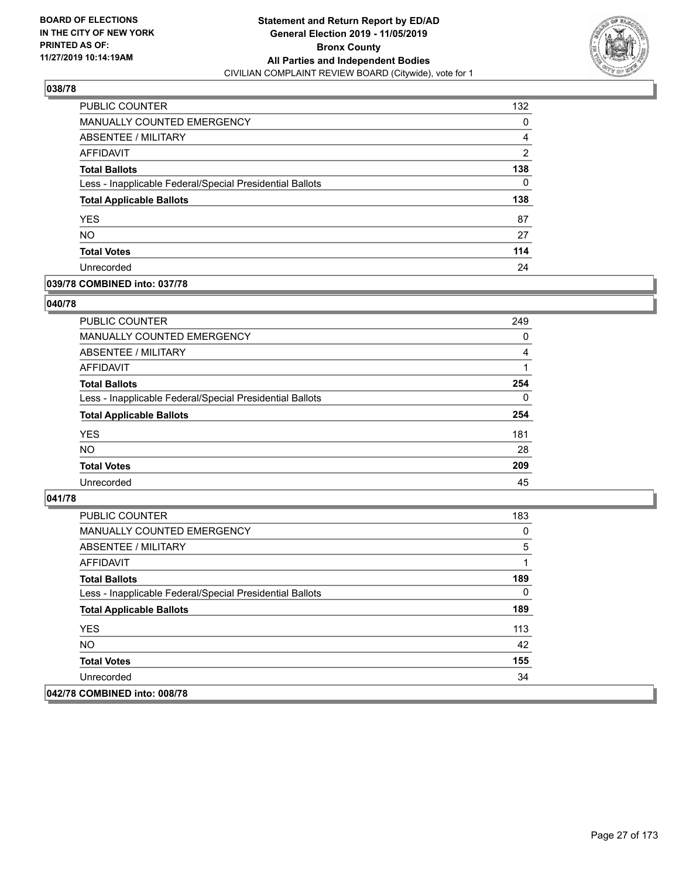## 038/78

| | |
|---|---|
| PUBLIC COUNTER | 132 |
| MANUALLY COUNTED EMERGENCY | 0 |
| ABSENTEE / MILITARY | 4 |
| AFFIDAVIT | 2 |
| **Total Ballots** | **138** |
| Less - Inapplicable Federal/Special Presidential Ballots | 0 |
| **Total Applicable Ballots** | **138** |
| YES | 87 |
| NO | 27 |
| **Total Votes** | **114** |
| Unrecorded | 24 |

## 039/78 COMBINED into: 037/78

## 040/78

| | |
|---|---|
| PUBLIC COUNTER | 249 |
| MANUALLY COUNTED EMERGENCY | 0 |
| ABSENTEE / MILITARY | 4 |
| AFFIDAVIT | 1 |
| **Total Ballots** | **254** |
| Less - Inapplicable Federal/Special Presidential Ballots | 0 |
| **Total Applicable Ballots** | **254** |
| YES | 181 |
| NO | 28 |
| **Total Votes** | **209** |
| Unrecorded | 45 |

## 041/78

| | |
|---|---|
| PUBLIC COUNTER | 183 |
| MANUALLY COUNTED EMERGENCY | 0 |
| ABSENTEE / MILITARY | 5 |
| AFFIDAVIT | 1 |
| **Total Ballots** | **189** |
| Less - Inapplicable Federal/Special Presidential Ballots | 0 |
| **Total Applicable Ballots** | **189** |
| YES | 113 |
| NO | 42 |
| **Total Votes** | **155** |
| Unrecorded | 34 |

## 042/78 COMBINED into: 008/78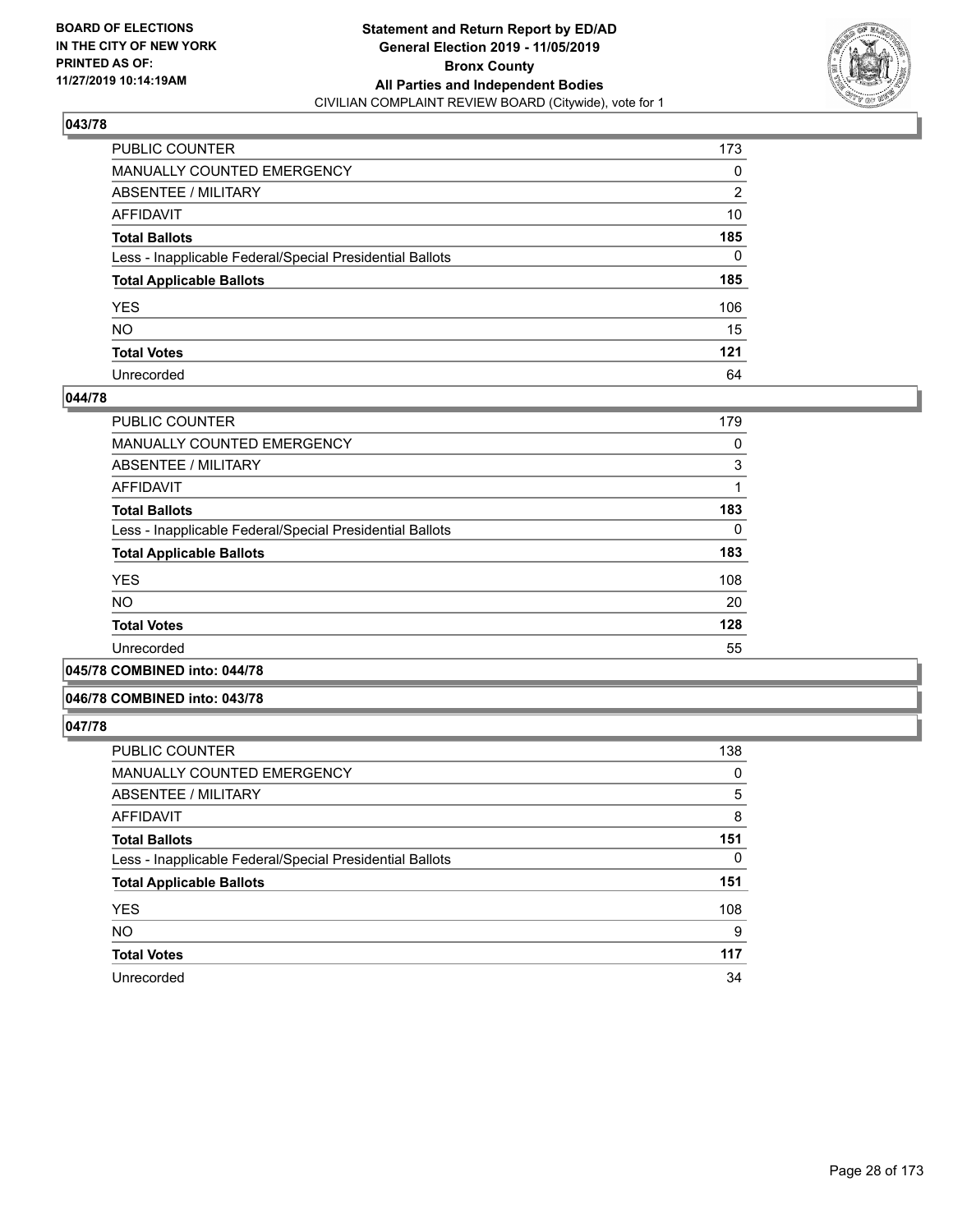## 043/78

| | |
|---|---|
| PUBLIC COUNTER | 173 |
| MANUALLY COUNTED EMERGENCY | 0 |
| ABSENTEE / MILITARY | 2 |
| AFFIDAVIT | 10 |
| **Total Ballots** | **185** |
| Less - Inapplicable Federal/Special Presidential Ballots | 0 |
| **Total Applicable Ballots** | **185** |
| YES | 106 |
| NO | 15 |
| **Total Votes** | **121** |
| Unrecorded | 64 |

## 044/78

| | |
|---|---|
| PUBLIC COUNTER | 179 |
| MANUALLY COUNTED EMERGENCY | 0 |
| ABSENTEE / MILITARY | 3 |
| AFFIDAVIT | 1 |
| **Total Ballots** | **183** |
| Less - Inapplicable Federal/Special Presidential Ballots | 0 |
| **Total Applicable Ballots** | **183** |
| YES | 108 |
| NO | 20 |
| **Total Votes** | **128** |
| Unrecorded | 55 |

## 045/78 COMBINED into: 044/78

## 046/78 COMBINED into: 043/78

## 047/78

| | |
|---|---|
| PUBLIC COUNTER | 138 |
| MANUALLY COUNTED EMERGENCY | 0 |
| ABSENTEE / MILITARY | 5 |
| AFFIDAVIT | 8 |
| **Total Ballots** | **151** |
| Less - Inapplicable Federal/Special Presidential Ballots | 0 |
| **Total Applicable Ballots** | **151** |
| YES | 108 |
| NO | 9 |
| **Total Votes** | **117** |
| Unrecorded | 34 |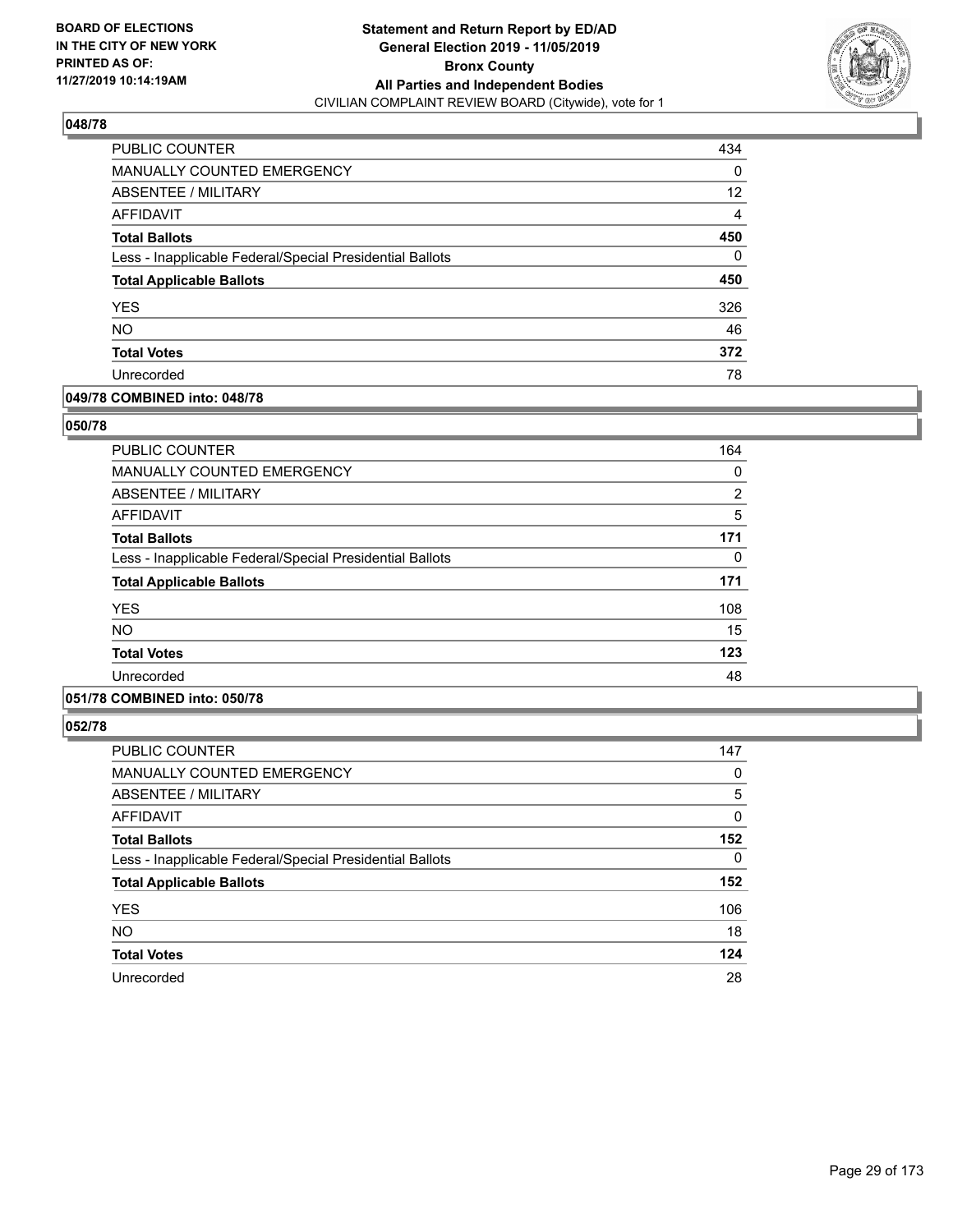**BOARD OF ELECTIONS IN THE CITY OF NEW YORK PRINTED AS OF: 11/27/2019 10:14:19AM**

**Statement and Return Report by ED/AD General Election 2019 - 11/05/2019 Bronx County All Parties and Independent Bodies**

CIVILIAN COMPLAINT REVIEW BOARD (Citywide), vote for 1

### 048/78

| | |
|---|---|
| PUBLIC COUNTER | 434 |
| MANUALLY COUNTED EMERGENCY | 0 |
| ABSENTEE / MILITARY | 12 |
| AFFIDAVIT | 4 |
| **Total Ballots** | **450** |
| Less - Inapplicable Federal/Special Presidential Ballots | 0 |
| **Total Applicable Ballots** | **450** |
| YES | 326 |
| NO | 46 |
| **Total Votes** | **372** |
| Unrecorded | 78 |

### 049/78 COMBINED into: 048/78

### 050/78

| | |
|---|---|
| PUBLIC COUNTER | 164 |
| MANUALLY COUNTED EMERGENCY | 0 |
| ABSENTEE / MILITARY | 2 |
| AFFIDAVIT | 5 |
| **Total Ballots** | **171** |
| Less - Inapplicable Federal/Special Presidential Ballots | 0 |
| **Total Applicable Ballots** | **171** |
| YES | 108 |
| NO | 15 |
| **Total Votes** | **123** |
| Unrecorded | 48 |

### 051/78 COMBINED into: 050/78

### 052/78

| | |
|---|---|
| PUBLIC COUNTER | 147 |
| MANUALLY COUNTED EMERGENCY | 0 |
| ABSENTEE / MILITARY | 5 |
| AFFIDAVIT | 0 |
| **Total Ballots** | **152** |
| Less - Inapplicable Federal/Special Presidential Ballots | 0 |
| **Total Applicable Ballots** | **152** |
| YES | 106 |
| NO | 18 |
| **Total Votes** | **124** |
| Unrecorded | 28 |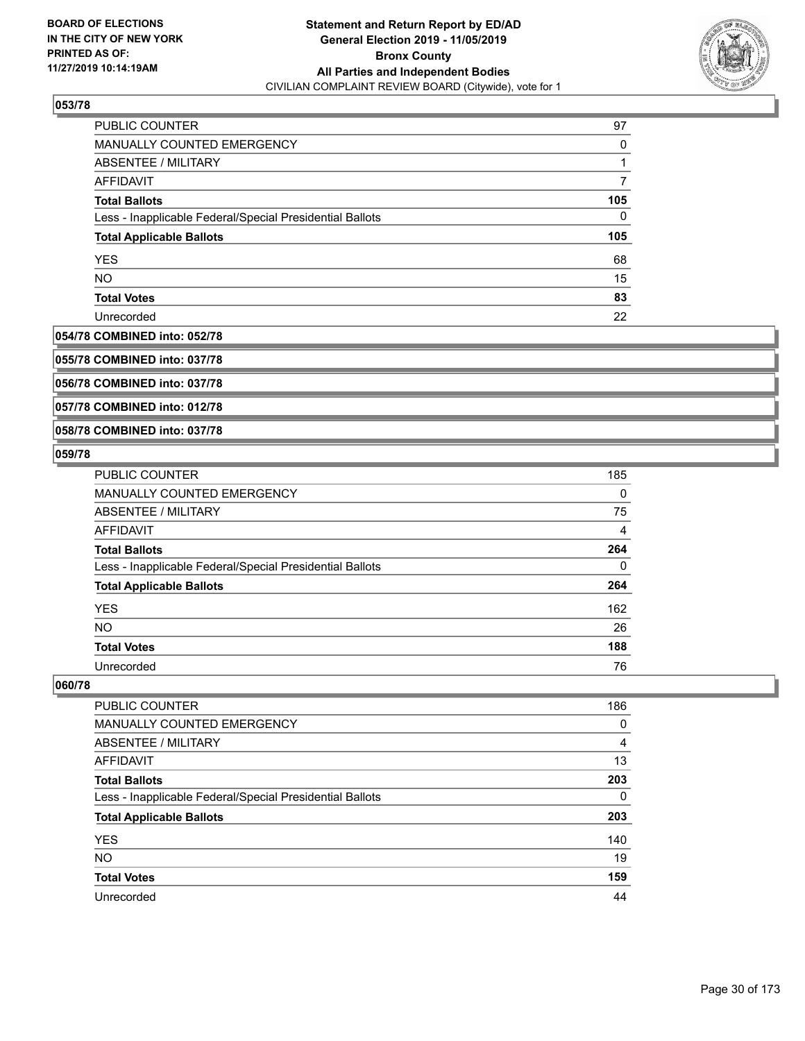**Statement and Return Report by ED/AD**
**General Election 2019 - 11/05/2019**
**Bronx County**
**All Parties and Independent Bodies**
CIVILIAN COMPLAINT REVIEW BOARD (Citywide), vote for 1

BOARD OF ELECTIONS IN THE CITY OF NEW YORK PRINTED AS OF: 11/27/2019 10:14:19AM

### 053/78

| | |
|---|---|
| PUBLIC COUNTER | 97 |
| MANUALLY COUNTED EMERGENCY | 0 |
| ABSENTEE / MILITARY | 1 |
| AFFIDAVIT | 7 |
| **Total Ballots** | **105** |
| Less - Inapplicable Federal/Special Presidential Ballots | 0 |
| **Total Applicable Ballots** | **105** |
| YES | 68 |
| NO | 15 |
| **Total Votes** | **83** |
| Unrecorded | 22 |

### 054/78 COMBINED into: 052/78

### 055/78 COMBINED into: 037/78

### 056/78 COMBINED into: 037/78

### 057/78 COMBINED into: 012/78

### 058/78 COMBINED into: 037/78

### 059/78

| | |
|---|---|
| PUBLIC COUNTER | 185 |
| MANUALLY COUNTED EMERGENCY | 0 |
| ABSENTEE / MILITARY | 75 |
| AFFIDAVIT | 4 |
| **Total Ballots** | **264** |
| Less - Inapplicable Federal/Special Presidential Ballots | 0 |
| **Total Applicable Ballots** | **264** |
| YES | 162 |
| NO | 26 |
| **Total Votes** | **188** |
| Unrecorded | 76 |

### 060/78

| | |
|---|---|
| PUBLIC COUNTER | 186 |
| MANUALLY COUNTED EMERGENCY | 0 |
| ABSENTEE / MILITARY | 4 |
| AFFIDAVIT | 13 |
| **Total Ballots** | **203** |
| Less - Inapplicable Federal/Special Presidential Ballots | 0 |
| **Total Applicable Ballots** | **203** |
| YES | 140 |
| NO | 19 |
| **Total Votes** | **159** |
| Unrecorded | 44 |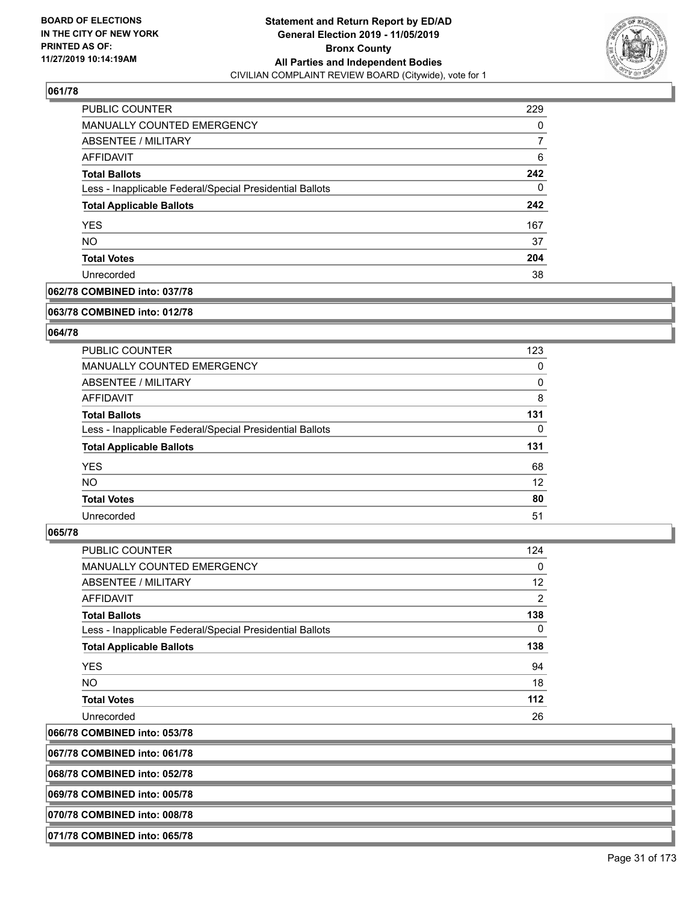## 061/78

| | |
|---|---|
| PUBLIC COUNTER | 229 |
| MANUALLY COUNTED EMERGENCY | 0 |
| ABSENTEE / MILITARY | 7 |
| AFFIDAVIT | 6 |
| **Total Ballots** | **242** |
| Less - Inapplicable Federal/Special Presidential Ballots | 0 |
| **Total Applicable Ballots** | **242** |
| YES | 167 |
| NO | 37 |
| **Total Votes** | **204** |
| Unrecorded | 38 |

**062/78 COMBINED into: 037/78**

**063/78 COMBINED into: 012/78**

## 064/78

| | |
|---|---|
| PUBLIC COUNTER | 123 |
| MANUALLY COUNTED EMERGENCY | 0 |
| ABSENTEE / MILITARY | 0 |
| AFFIDAVIT | 8 |
| **Total Ballots** | **131** |
| Less - Inapplicable Federal/Special Presidential Ballots | 0 |
| **Total Applicable Ballots** | **131** |
| YES | 68 |
| NO | 12 |
| **Total Votes** | **80** |
| Unrecorded | 51 |

## 065/78

| | |
|---|---|
| PUBLIC COUNTER | 124 |
| MANUALLY COUNTED EMERGENCY | 0 |
| ABSENTEE / MILITARY | 12 |
| AFFIDAVIT | 2 |
| **Total Ballots** | **138** |
| Less - Inapplicable Federal/Special Presidential Ballots | 0 |
| **Total Applicable Ballots** | **138** |
| YES | 94 |
| NO | 18 |
| **Total Votes** | **112** |
| Unrecorded | 26 |

**066/78 COMBINED into: 053/78**

**067/78 COMBINED into: 061/78**

**068/78 COMBINED into: 052/78**

**069/78 COMBINED into: 005/78**

**070/78 COMBINED into: 008/78**

**071/78 COMBINED into: 065/78**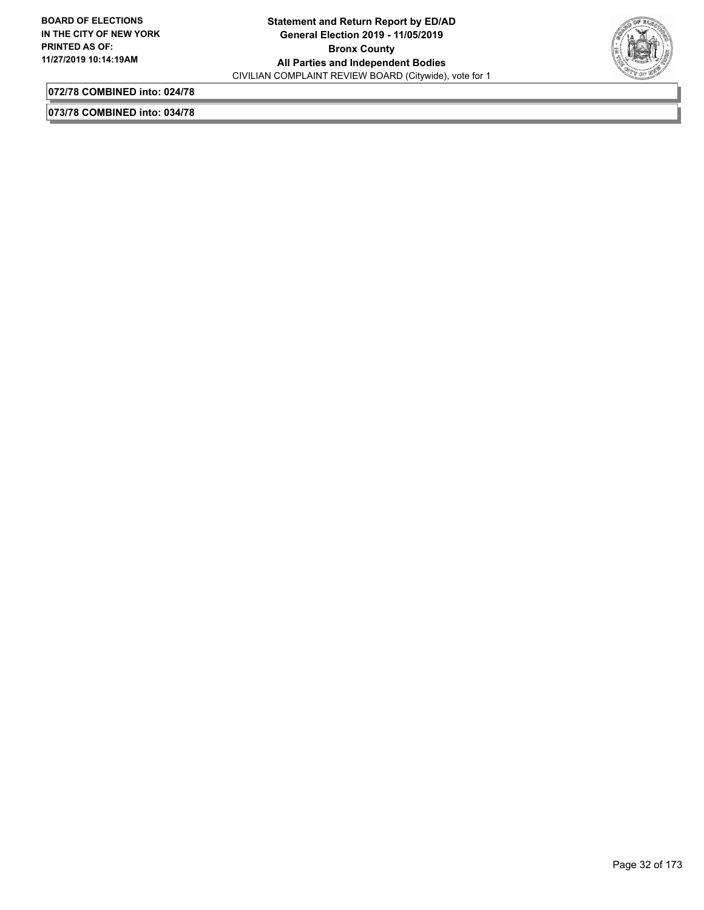**072/78 COMBINED into: 024/78**

**073/78 COMBINED into: 034/78**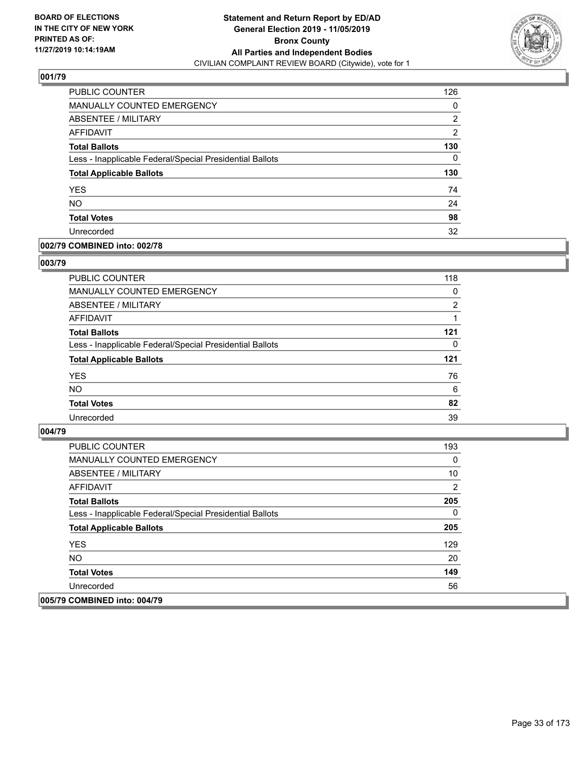BOARD OF ELECTIONS
IN THE CITY OF NEW YORK
PRINTED AS OF:
11/27/2019 10:14:19AM

**Statement and Return Report by ED/AD**
**General Election 2019 - 11/05/2019**
**Bronx County**
**All Parties and Independent Bodies**
CIVILIAN COMPLAINT REVIEW BOARD (Citywide), vote for 1

### 001/79

| | |
|---|---|
| PUBLIC COUNTER | 126 |
| MANUALLY COUNTED EMERGENCY | 0 |
| ABSENTEE / MILITARY | 2 |
| AFFIDAVIT | 2 |
| **Total Ballots** | **130** |
| Less - Inapplicable Federal/Special Presidential Ballots | 0 |
| **Total Applicable Ballots** | **130** |
| YES | 74 |
| NO | 24 |
| **Total Votes** | **98** |
| Unrecorded | 32 |

### 002/79 COMBINED into: 002/78

### 003/79

| | |
|---|---|
| PUBLIC COUNTER | 118 |
| MANUALLY COUNTED EMERGENCY | 0 |
| ABSENTEE / MILITARY | 2 |
| AFFIDAVIT | 1 |
| **Total Ballots** | **121** |
| Less - Inapplicable Federal/Special Presidential Ballots | 0 |
| **Total Applicable Ballots** | **121** |
| YES | 76 |
| NO | 6 |
| **Total Votes** | **82** |
| Unrecorded | 39 |

### 004/79

| | |
|---|---|
| PUBLIC COUNTER | 193 |
| MANUALLY COUNTED EMERGENCY | 0 |
| ABSENTEE / MILITARY | 10 |
| AFFIDAVIT | 2 |
| **Total Ballots** | **205** |
| Less - Inapplicable Federal/Special Presidential Ballots | 0 |
| **Total Applicable Ballots** | **205** |
| YES | 129 |
| NO | 20 |
| **Total Votes** | **149** |
| Unrecorded | 56 |

### 005/79 COMBINED into: 004/79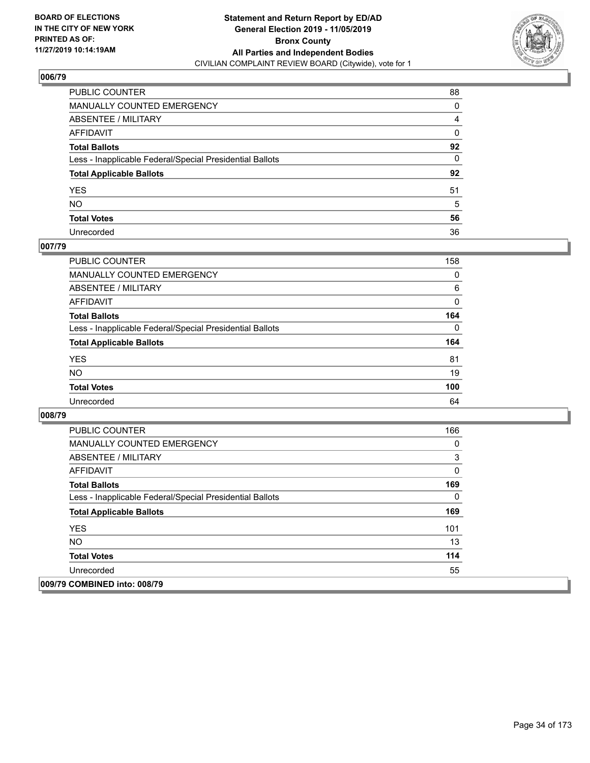**Statement and Return Report by ED/AD**
**General Election 2019 - 11/05/2019**
**Bronx County**
**All Parties and Independent Bodies**
CIVILIAN COMPLAINT REVIEW BOARD (Citywide), vote for 1

BOARD OF ELECTIONS IN THE CITY OF NEW YORK PRINTED AS OF: 11/27/2019 10:14:19AM

## 006/79

| | |
|---|---|
| PUBLIC COUNTER | 88 |
| MANUALLY COUNTED EMERGENCY | 0 |
| ABSENTEE / MILITARY | 4 |
| AFFIDAVIT | 0 |
| **Total Ballots** | **92** |
| Less - Inapplicable Federal/Special Presidential Ballots | 0 |
| **Total Applicable Ballots** | **92** |
| YES | 51 |
| NO | 5 |
| **Total Votes** | **56** |
| Unrecorded | 36 |

## 007/79

| | |
|---|---|
| PUBLIC COUNTER | 158 |
| MANUALLY COUNTED EMERGENCY | 0 |
| ABSENTEE / MILITARY | 6 |
| AFFIDAVIT | 0 |
| **Total Ballots** | **164** |
| Less - Inapplicable Federal/Special Presidential Ballots | 0 |
| **Total Applicable Ballots** | **164** |
| YES | 81 |
| NO | 19 |
| **Total Votes** | **100** |
| Unrecorded | 64 |

## 008/79

| | |
|---|---|
| PUBLIC COUNTER | 166 |
| MANUALLY COUNTED EMERGENCY | 0 |
| ABSENTEE / MILITARY | 3 |
| AFFIDAVIT | 0 |
| **Total Ballots** | **169** |
| Less - Inapplicable Federal/Special Presidential Ballots | 0 |
| **Total Applicable Ballots** | **169** |
| YES | 101 |
| NO | 13 |
| **Total Votes** | **114** |
| Unrecorded | 55 |

## 009/79 COMBINED into: 008/79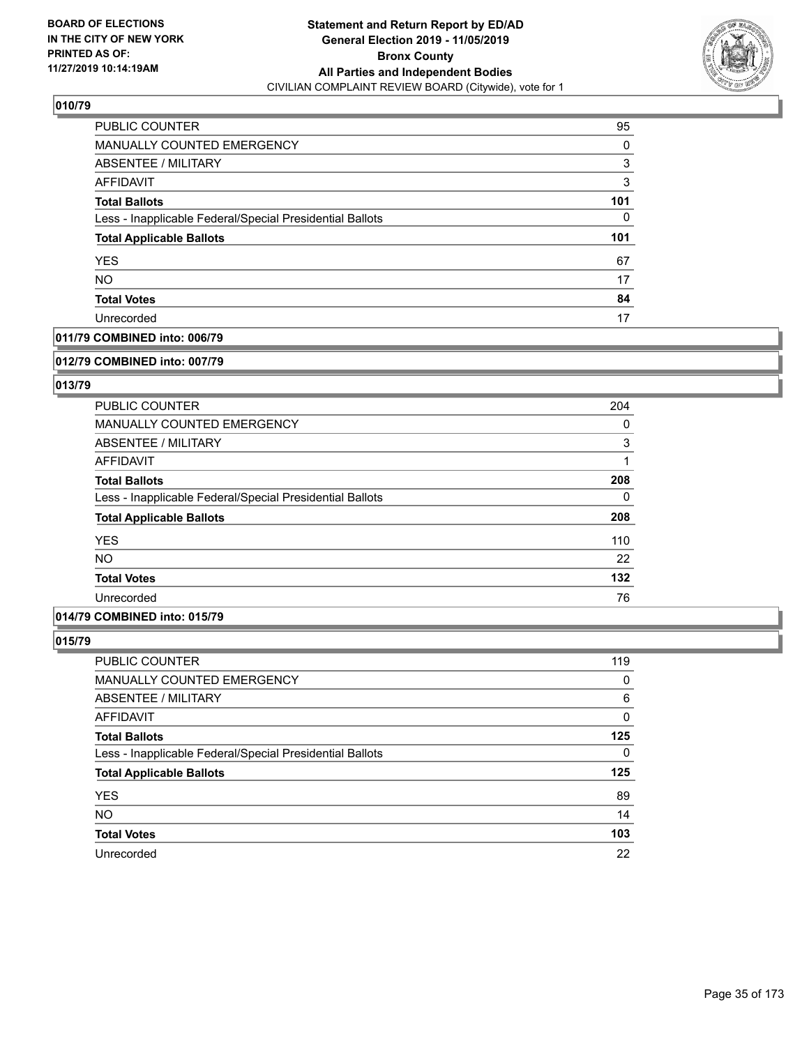**BOARD OF ELECTIONS IN THE CITY OF NEW YORK PRINTED AS OF: 11/27/2019 10:14:19AM**

**Statement and Return Report by ED/AD General Election 2019 - 11/05/2019 Bronx County All Parties and Independent Bodies**
CIVILIAN COMPLAINT REVIEW BOARD (Citywide), vote for 1

### 010/79

| | |
|---|---|
| PUBLIC COUNTER | 95 |
| MANUALLY COUNTED EMERGENCY | 0 |
| ABSENTEE / MILITARY | 3 |
| AFFIDAVIT | 3 |
| **Total Ballots** | **101** |
| Less - Inapplicable Federal/Special Presidential Ballots | 0 |
| **Total Applicable Ballots** | **101** |
| YES | 67 |
| NO | 17 |
| **Total Votes** | **84** |
| Unrecorded | 17 |

### 011/79 COMBINED into: 006/79

### 012/79 COMBINED into: 007/79

### 013/79

| | |
|---|---|
| PUBLIC COUNTER | 204 |
| MANUALLY COUNTED EMERGENCY | 0 |
| ABSENTEE / MILITARY | 3 |
| AFFIDAVIT | 1 |
| **Total Ballots** | **208** |
| Less - Inapplicable Federal/Special Presidential Ballots | 0 |
| **Total Applicable Ballots** | **208** |
| YES | 110 |
| NO | 22 |
| **Total Votes** | **132** |
| Unrecorded | 76 |

### 014/79 COMBINED into: 015/79

### 015/79

| | |
|---|---|
| PUBLIC COUNTER | 119 |
| MANUALLY COUNTED EMERGENCY | 0 |
| ABSENTEE / MILITARY | 6 |
| AFFIDAVIT | 0 |
| **Total Ballots** | **125** |
| Less - Inapplicable Federal/Special Presidential Ballots | 0 |
| **Total Applicable Ballots** | **125** |
| YES | 89 |
| NO | 14 |
| **Total Votes** | **103** |
| Unrecorded | 22 |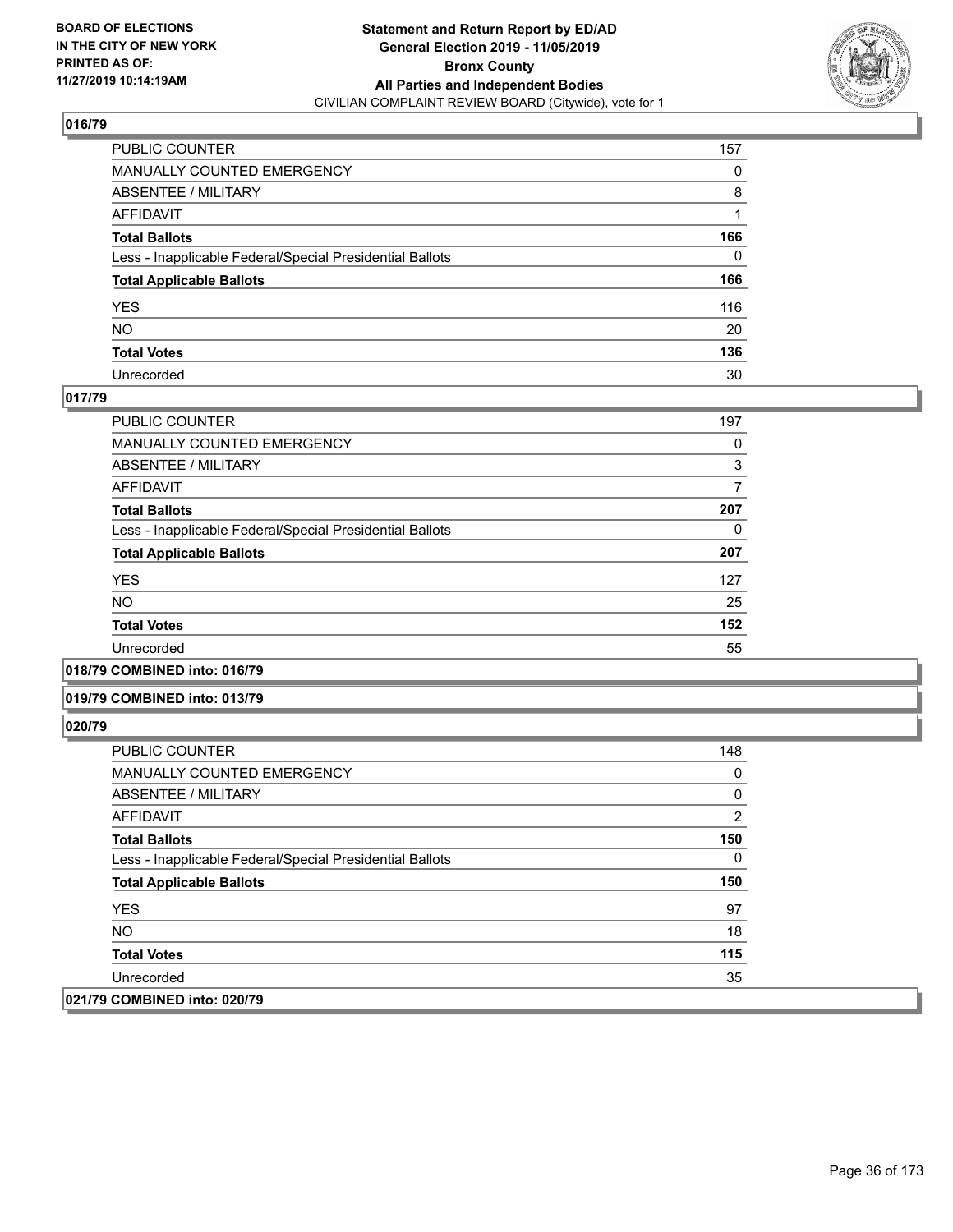## 016/79

| | |
|---|---|
| PUBLIC COUNTER | 157 |
| MANUALLY COUNTED EMERGENCY | 0 |
| ABSENTEE / MILITARY | 8 |
| AFFIDAVIT | 1 |
| **Total Ballots** | **166** |
| Less - Inapplicable Federal/Special Presidential Ballots | 0 |
| **Total Applicable Ballots** | **166** |
| YES | 116 |
| NO | 20 |
| **Total Votes** | **136** |
| Unrecorded | 30 |

## 017/79

| | |
|---|---|
| PUBLIC COUNTER | 197 |
| MANUALLY COUNTED EMERGENCY | 0 |
| ABSENTEE / MILITARY | 3 |
| AFFIDAVIT | 7 |
| **Total Ballots** | **207** |
| Less - Inapplicable Federal/Special Presidential Ballots | 0 |
| **Total Applicable Ballots** | **207** |
| YES | 127 |
| NO | 25 |
| **Total Votes** | **152** |
| Unrecorded | 55 |

## 018/79 COMBINED into: 016/79

## 019/79 COMBINED into: 013/79

## 020/79

| | |
|---|---|
| PUBLIC COUNTER | 148 |
| MANUALLY COUNTED EMERGENCY | 0 |
| ABSENTEE / MILITARY | 0 |
| AFFIDAVIT | 2 |
| **Total Ballots** | **150** |
| Less - Inapplicable Federal/Special Presidential Ballots | 0 |
| **Total Applicable Ballots** | **150** |
| YES | 97 |
| NO | 18 |
| **Total Votes** | **115** |
| Unrecorded | 35 |

## 021/79 COMBINED into: 020/79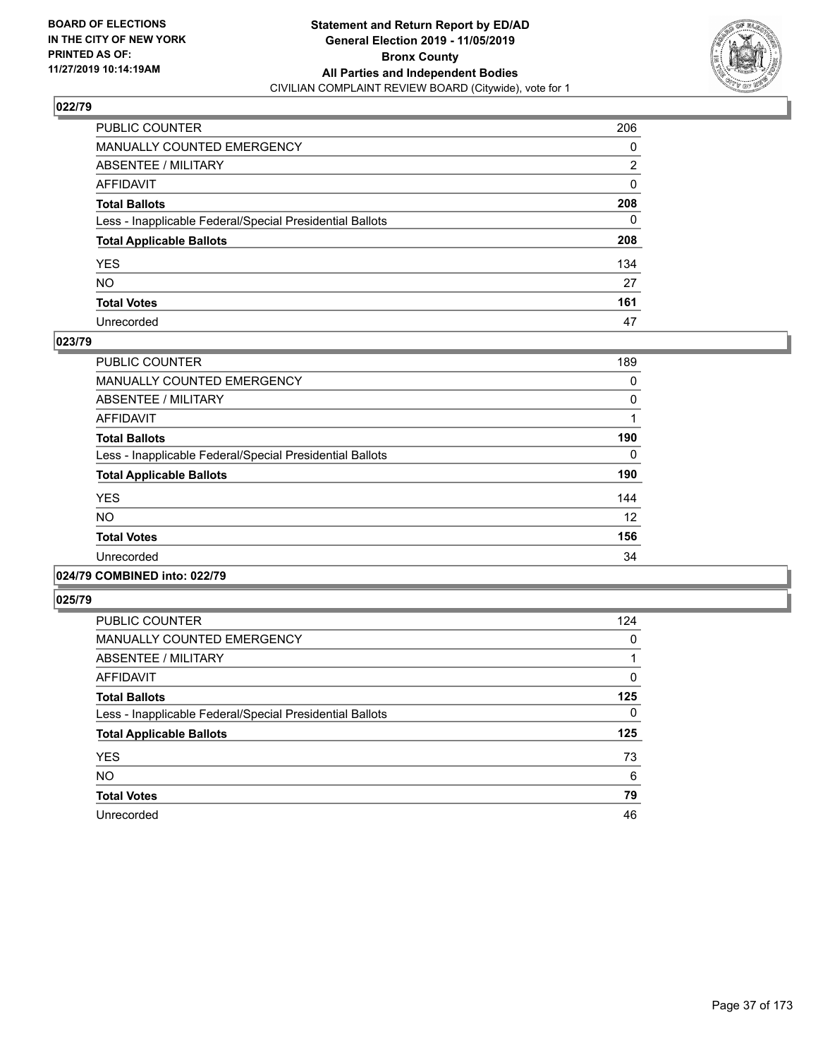## 022/79

| | |
|---|---|
| PUBLIC COUNTER | 206 |
| MANUALLY COUNTED EMERGENCY | 0 |
| ABSENTEE / MILITARY | 2 |
| AFFIDAVIT | 0 |
| **Total Ballots** | **208** |
| Less - Inapplicable Federal/Special Presidential Ballots | 0 |
| **Total Applicable Ballots** | **208** |
| YES | 134 |
| NO | 27 |
| **Total Votes** | **161** |
| Unrecorded | 47 |

## 023/79

| | |
|---|---|
| PUBLIC COUNTER | 189 |
| MANUALLY COUNTED EMERGENCY | 0 |
| ABSENTEE / MILITARY | 0 |
| AFFIDAVIT | 1 |
| **Total Ballots** | **190** |
| Less - Inapplicable Federal/Special Presidential Ballots | 0 |
| **Total Applicable Ballots** | **190** |
| YES | 144 |
| NO | 12 |
| **Total Votes** | **156** |
| Unrecorded | 34 |

## 024/79 COMBINED into: 022/79

## 025/79

| | |
|---|---|
| PUBLIC COUNTER | 124 |
| MANUALLY COUNTED EMERGENCY | 0 |
| ABSENTEE / MILITARY | 1 |
| AFFIDAVIT | 0 |
| **Total Ballots** | **125** |
| Less - Inapplicable Federal/Special Presidential Ballots | 0 |
| **Total Applicable Ballots** | **125** |
| YES | 73 |
| NO | 6 |
| **Total Votes** | **79** |
| Unrecorded | 46 |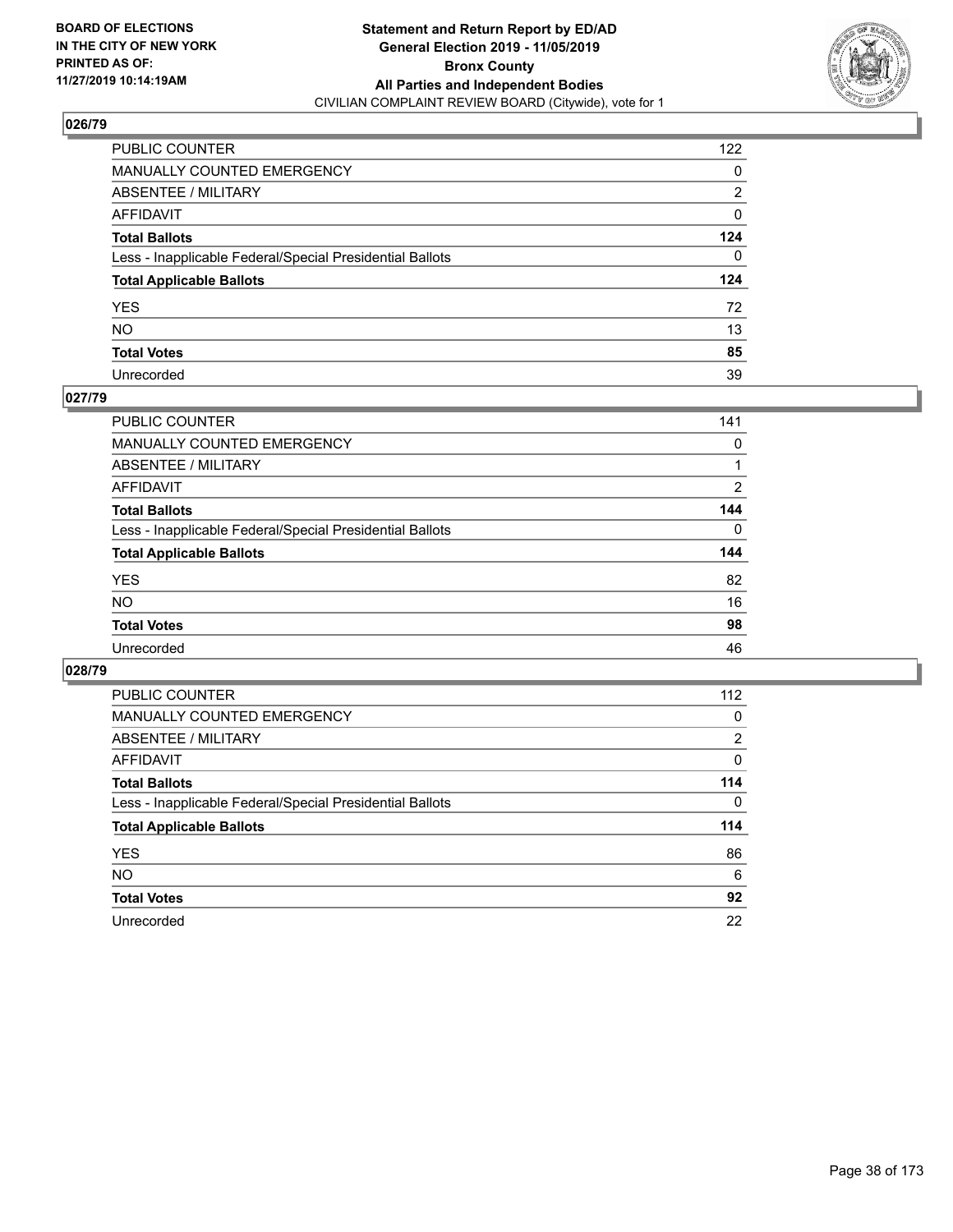BOARD OF ELECTIONS
IN THE CITY OF NEW YORK
PRINTED AS OF:
11/27/2019 10:14:19AM

**Statement and Return Report by ED/AD**
**General Election 2019 - 11/05/2019**
**Bronx County**
**All Parties and Independent Bodies**
CIVILIAN COMPLAINT REVIEW BOARD (Citywide), vote for 1

## 026/79

| | |
|---|---|
| PUBLIC COUNTER | 122 |
| MANUALLY COUNTED EMERGENCY | 0 |
| ABSENTEE / MILITARY | 2 |
| AFFIDAVIT | 0 |
| **Total Ballots** | **124** |
| Less - Inapplicable Federal/Special Presidential Ballots | 0 |
| **Total Applicable Ballots** | **124** |
| YES | 72 |
| NO | 13 |
| **Total Votes** | **85** |
| Unrecorded | 39 |

## 027/79

| | |
|---|---|
| PUBLIC COUNTER | 141 |
| MANUALLY COUNTED EMERGENCY | 0 |
| ABSENTEE / MILITARY | 1 |
| AFFIDAVIT | 2 |
| **Total Ballots** | **144** |
| Less - Inapplicable Federal/Special Presidential Ballots | 0 |
| **Total Applicable Ballots** | **144** |
| YES | 82 |
| NO | 16 |
| **Total Votes** | **98** |
| Unrecorded | 46 |

## 028/79

| | |
|---|---|
| PUBLIC COUNTER | 112 |
| MANUALLY COUNTED EMERGENCY | 0 |
| ABSENTEE / MILITARY | 2 |
| AFFIDAVIT | 0 |
| **Total Ballots** | **114** |
| Less - Inapplicable Federal/Special Presidential Ballots | 0 |
| **Total Applicable Ballots** | **114** |
| YES | 86 |
| NO | 6 |
| **Total Votes** | **92** |
| Unrecorded | 22 |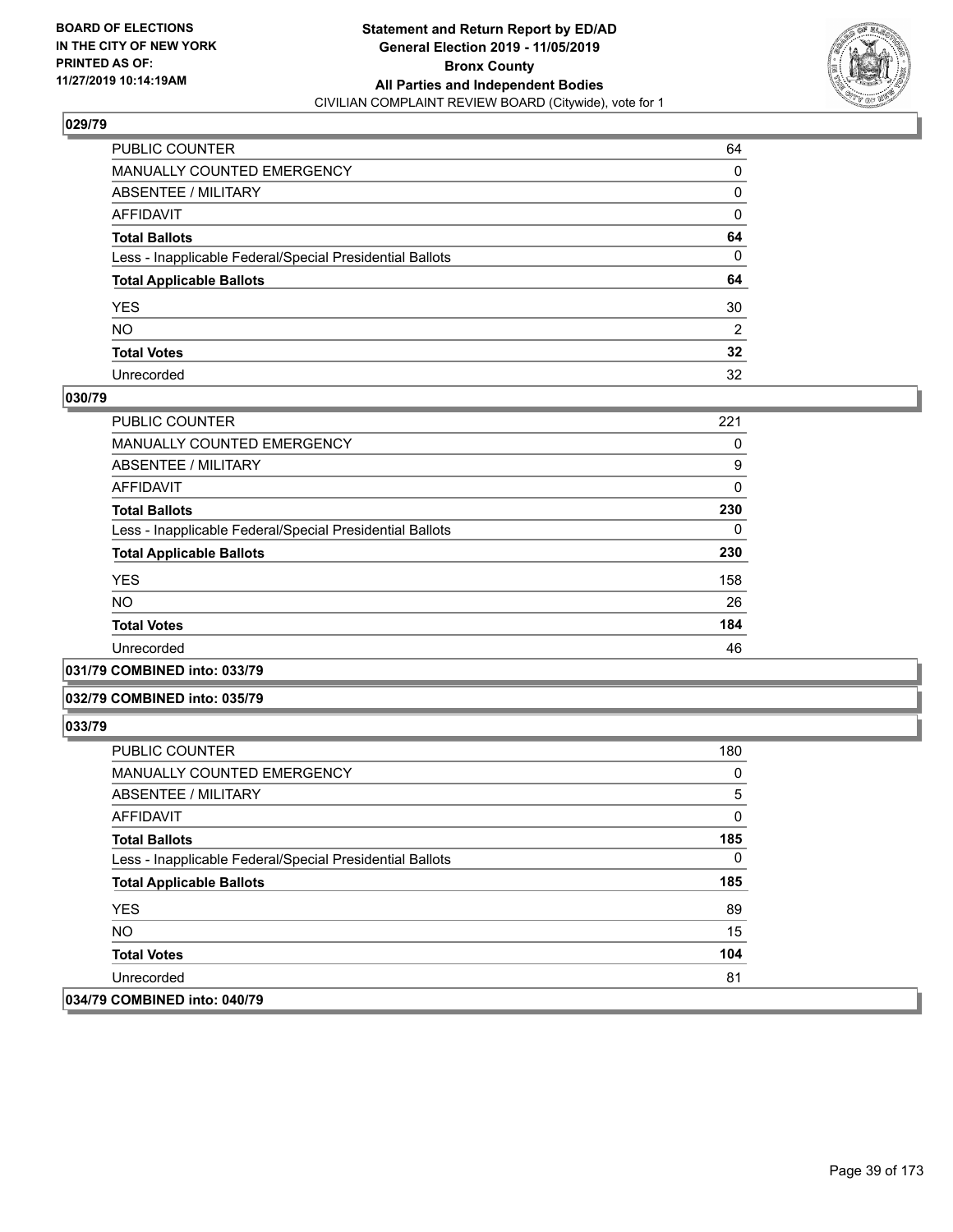## 029/79

| | |
|---|---|
| PUBLIC COUNTER | 64 |
| MANUALLY COUNTED EMERGENCY | 0 |
| ABSENTEE / MILITARY | 0 |
| AFFIDAVIT | 0 |
| **Total Ballots** | **64** |
| Less - Inapplicable Federal/Special Presidential Ballots | 0 |
| **Total Applicable Ballots** | **64** |
| YES | 30 |
| NO | 2 |
| **Total Votes** | **32** |
| Unrecorded | 32 |

## 030/79

| | |
|---|---|
| PUBLIC COUNTER | 221 |
| MANUALLY COUNTED EMERGENCY | 0 |
| ABSENTEE / MILITARY | 9 |
| AFFIDAVIT | 0 |
| **Total Ballots** | **230** |
| Less - Inapplicable Federal/Special Presidential Ballots | 0 |
| **Total Applicable Ballots** | **230** |
| YES | 158 |
| NO | 26 |
| **Total Votes** | **184** |
| Unrecorded | 46 |

## 031/79 COMBINED into: 033/79

## 032/79 COMBINED into: 035/79

## 033/79

| | |
|---|---|
| PUBLIC COUNTER | 180 |
| MANUALLY COUNTED EMERGENCY | 0 |
| ABSENTEE / MILITARY | 5 |
| AFFIDAVIT | 0 |
| **Total Ballots** | **185** |
| Less - Inapplicable Federal/Special Presidential Ballots | 0 |
| **Total Applicable Ballots** | **185** |
| YES | 89 |
| NO | 15 |
| **Total Votes** | **104** |
| Unrecorded | 81 |

## 034/79 COMBINED into: 040/79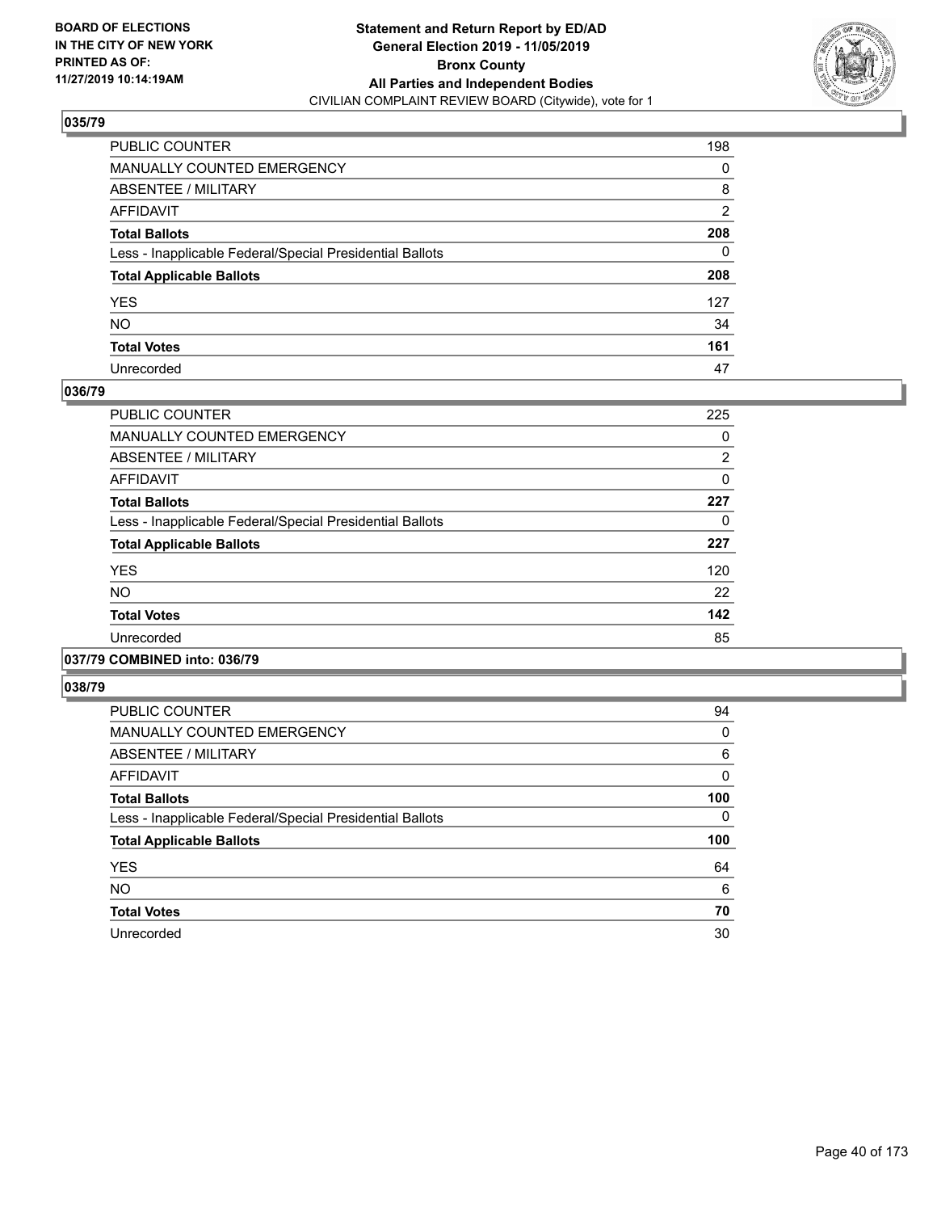**BOARD OF ELECTIONS IN THE CITY OF NEW YORK PRINTED AS OF: 11/27/2019 10:14:19AM**

**Statement and Return Report by ED/AD General Election 2019 - 11/05/2019 Bronx County All Parties and Independent Bodies**
CIVILIAN COMPLAINT REVIEW BOARD (Citywide), vote for 1

### 035/79

| | |
|---|---|
| PUBLIC COUNTER | 198 |
| MANUALLY COUNTED EMERGENCY | 0 |
| ABSENTEE / MILITARY | 8 |
| AFFIDAVIT | 2 |
| **Total Ballots** | **208** |
| Less - Inapplicable Federal/Special Presidential Ballots | 0 |
| **Total Applicable Ballots** | **208** |
| YES | 127 |
| NO | 34 |
| **Total Votes** | **161** |
| Unrecorded | 47 |

### 036/79

| | |
|---|---|
| PUBLIC COUNTER | 225 |
| MANUALLY COUNTED EMERGENCY | 0 |
| ABSENTEE / MILITARY | 2 |
| AFFIDAVIT | 0 |
| **Total Ballots** | **227** |
| Less - Inapplicable Federal/Special Presidential Ballots | 0 |
| **Total Applicable Ballots** | **227** |
| YES | 120 |
| NO | 22 |
| **Total Votes** | **142** |
| Unrecorded | 85 |

### 037/79 COMBINED into: 036/79

### 038/79

| | |
|---|---|
| PUBLIC COUNTER | 94 |
| MANUALLY COUNTED EMERGENCY | 0 |
| ABSENTEE / MILITARY | 6 |
| AFFIDAVIT | 0 |
| **Total Ballots** | **100** |
| Less - Inapplicable Federal/Special Presidential Ballots | 0 |
| **Total Applicable Ballots** | **100** |
| YES | 64 |
| NO | 6 |
| **Total Votes** | **70** |
| Unrecorded | 30 |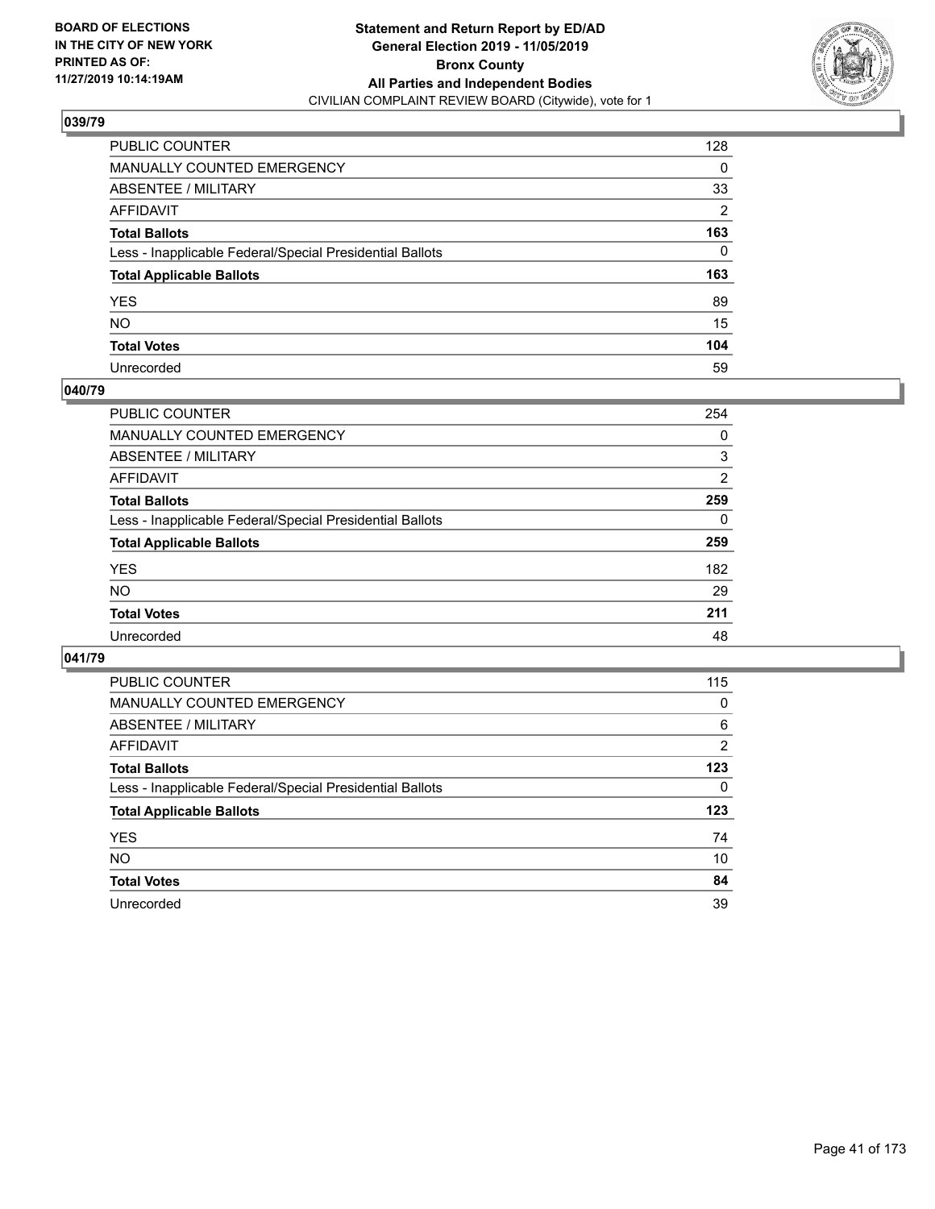**BOARD OF ELECTIONS IN THE CITY OF NEW YORK PRINTED AS OF: 11/27/2019 10:14:19AM**

**Statement and Return Report by ED/AD General Election 2019 - 11/05/2019 Bronx County All Parties and Independent Bodies**
CIVILIAN COMPLAINT REVIEW BOARD (Citywide), vote for 1

## 039/79

| | |
|---|---|
| PUBLIC COUNTER | 128 |
| MANUALLY COUNTED EMERGENCY | 0 |
| ABSENTEE / MILITARY | 33 |
| AFFIDAVIT | 2 |
| **Total Ballots** | **163** |
| Less - Inapplicable Federal/Special Presidential Ballots | 0 |
| **Total Applicable Ballots** | **163** |
| YES | 89 |
| NO | 15 |
| **Total Votes** | **104** |
| Unrecorded | 59 |

## 040/79

| | |
|---|---|
| PUBLIC COUNTER | 254 |
| MANUALLY COUNTED EMERGENCY | 0 |
| ABSENTEE / MILITARY | 3 |
| AFFIDAVIT | 2 |
| **Total Ballots** | **259** |
| Less - Inapplicable Federal/Special Presidential Ballots | 0 |
| **Total Applicable Ballots** | **259** |
| YES | 182 |
| NO | 29 |
| **Total Votes** | **211** |
| Unrecorded | 48 |

## 041/79

| | |
|---|---|
| PUBLIC COUNTER | 115 |
| MANUALLY COUNTED EMERGENCY | 0 |
| ABSENTEE / MILITARY | 6 |
| AFFIDAVIT | 2 |
| **Total Ballots** | **123** |
| Less - Inapplicable Federal/Special Presidential Ballots | 0 |
| **Total Applicable Ballots** | **123** |
| YES | 74 |
| NO | 10 |
| **Total Votes** | **84** |
| Unrecorded | 39 |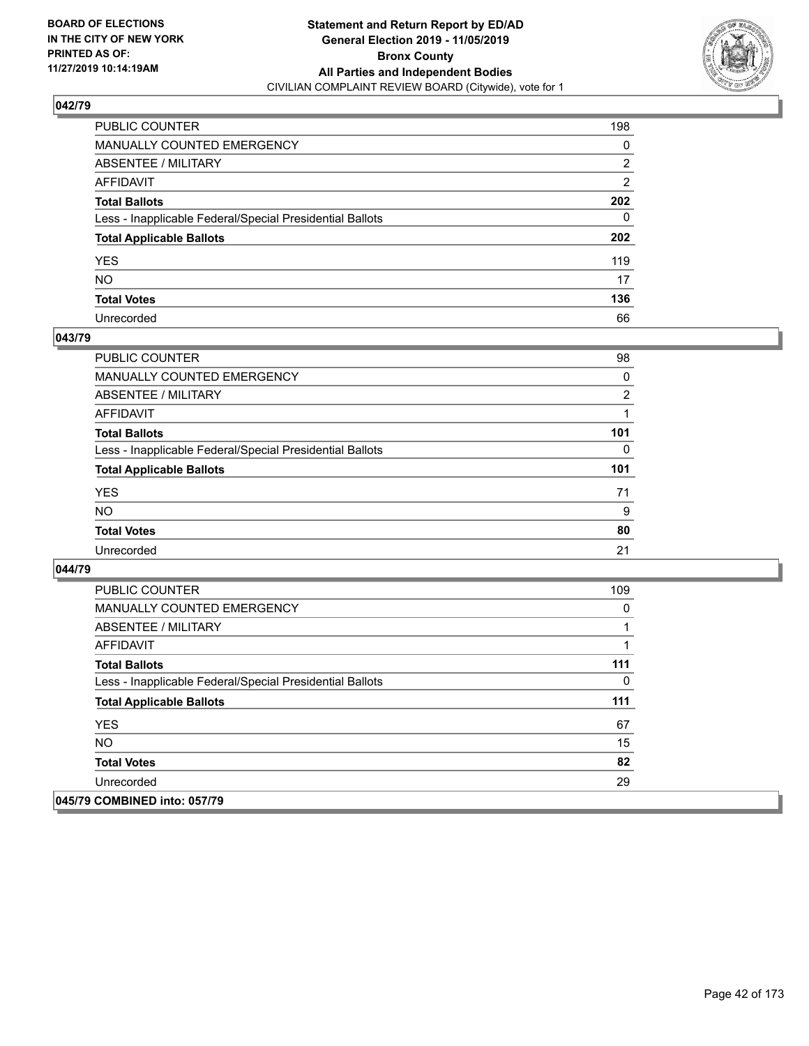BOARD OF ELECTIONS
IN THE CITY OF NEW YORK
PRINTED AS OF:
11/27/2019 10:14:19AM

**Statement and Return Report by ED/AD**
**General Election 2019 - 11/05/2019**
**Bronx County**
**All Parties and Independent Bodies**
CIVILIAN COMPLAINT REVIEW BOARD (Citywide), vote for 1

### 042/79

| | |
|---|---|
| PUBLIC COUNTER | 198 |
| MANUALLY COUNTED EMERGENCY | 0 |
| ABSENTEE / MILITARY | 2 |
| AFFIDAVIT | 2 |
| **Total Ballots** | **202** |
| Less - Inapplicable Federal/Special Presidential Ballots | 0 |
| **Total Applicable Ballots** | **202** |
| YES | 119 |
| NO | 17 |
| **Total Votes** | **136** |
| Unrecorded | 66 |

### 043/79

| | |
|---|---|
| PUBLIC COUNTER | 98 |
| MANUALLY COUNTED EMERGENCY | 0 |
| ABSENTEE / MILITARY | 2 |
| AFFIDAVIT | 1 |
| **Total Ballots** | **101** |
| Less - Inapplicable Federal/Special Presidential Ballots | 0 |
| **Total Applicable Ballots** | **101** |
| YES | 71 |
| NO | 9 |
| **Total Votes** | **80** |
| Unrecorded | 21 |

### 044/79

| | |
|---|---|
| PUBLIC COUNTER | 109 |
| MANUALLY COUNTED EMERGENCY | 0 |
| ABSENTEE / MILITARY | 1 |
| AFFIDAVIT | 1 |
| **Total Ballots** | **111** |
| Less - Inapplicable Federal/Special Presidential Ballots | 0 |
| **Total Applicable Ballots** | **111** |
| YES | 67 |
| NO | 15 |
| **Total Votes** | **82** |
| Unrecorded | 29 |

### 045/79 COMBINED into: 057/79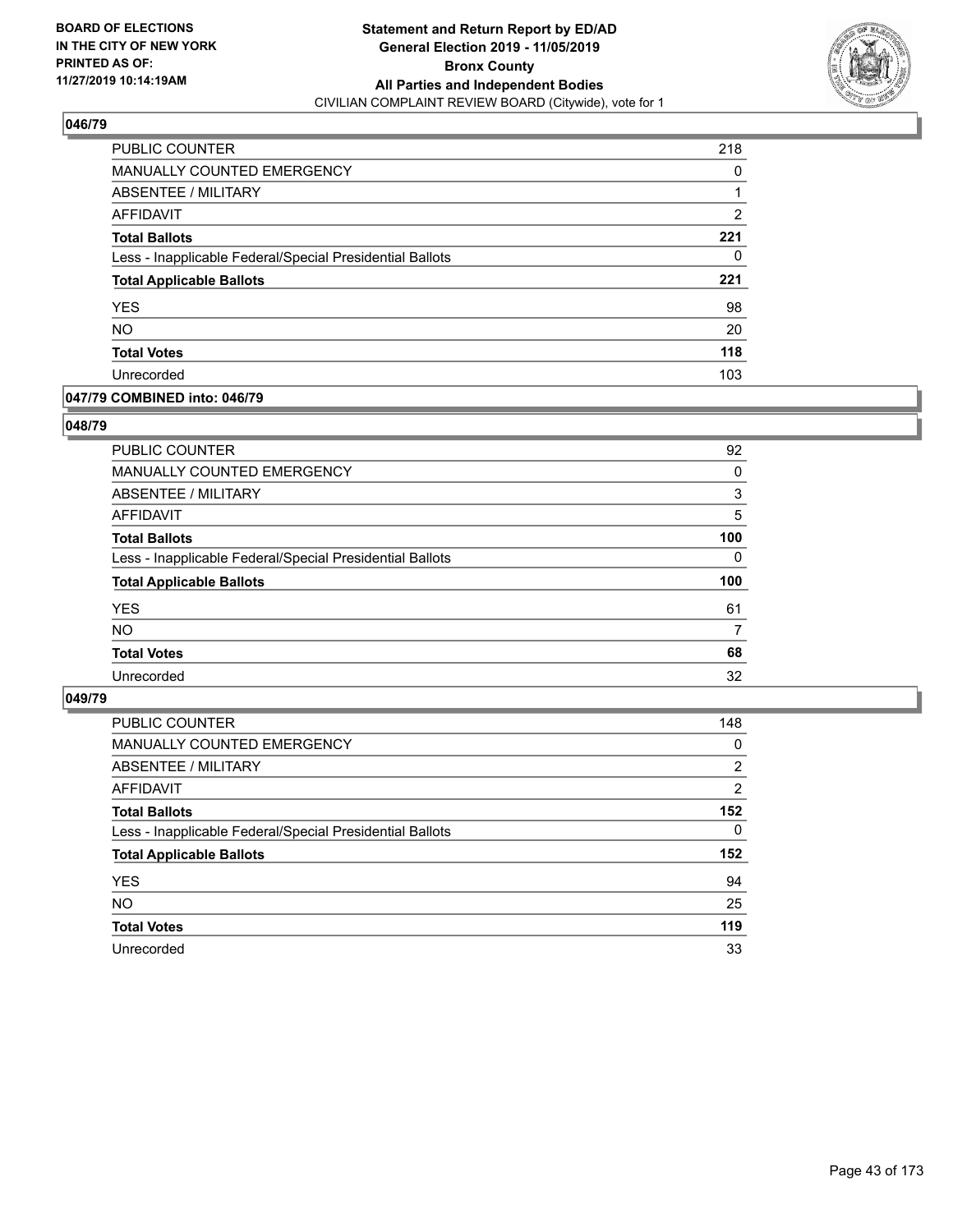**BOARD OF ELECTIONS IN THE CITY OF NEW YORK PRINTED AS OF: 11/27/2019 10:14:19AM**

**Statement and Return Report by ED/AD General Election 2019 - 11/05/2019 Bronx County All Parties and Independent Bodies**

CIVILIAN COMPLAINT REVIEW BOARD (Citywide), vote for 1

### 046/79

| | |
|---|---|
| PUBLIC COUNTER | 218 |
| MANUALLY COUNTED EMERGENCY | 0 |
| ABSENTEE / MILITARY | 1 |
| AFFIDAVIT | 2 |
| **Total Ballots** | **221** |
| Less - Inapplicable Federal/Special Presidential Ballots | 0 |
| **Total Applicable Ballots** | **221** |
| YES | 98 |
| NO | 20 |
| **Total Votes** | **118** |
| Unrecorded | 103 |

### 047/79 COMBINED into: 046/79

### 048/79

| | |
|---|---|
| PUBLIC COUNTER | 92 |
| MANUALLY COUNTED EMERGENCY | 0 |
| ABSENTEE / MILITARY | 3 |
| AFFIDAVIT | 5 |
| **Total Ballots** | **100** |
| Less - Inapplicable Federal/Special Presidential Ballots | 0 |
| **Total Applicable Ballots** | **100** |
| YES | 61 |
| NO | 7 |
| **Total Votes** | **68** |
| Unrecorded | 32 |

### 049/79

| | |
|---|---|
| PUBLIC COUNTER | 148 |
| MANUALLY COUNTED EMERGENCY | 0 |
| ABSENTEE / MILITARY | 2 |
| AFFIDAVIT | 2 |
| **Total Ballots** | **152** |
| Less - Inapplicable Federal/Special Presidential Ballots | 0 |
| **Total Applicable Ballots** | **152** |
| YES | 94 |
| NO | 25 |
| **Total Votes** | **119** |
| Unrecorded | 33 |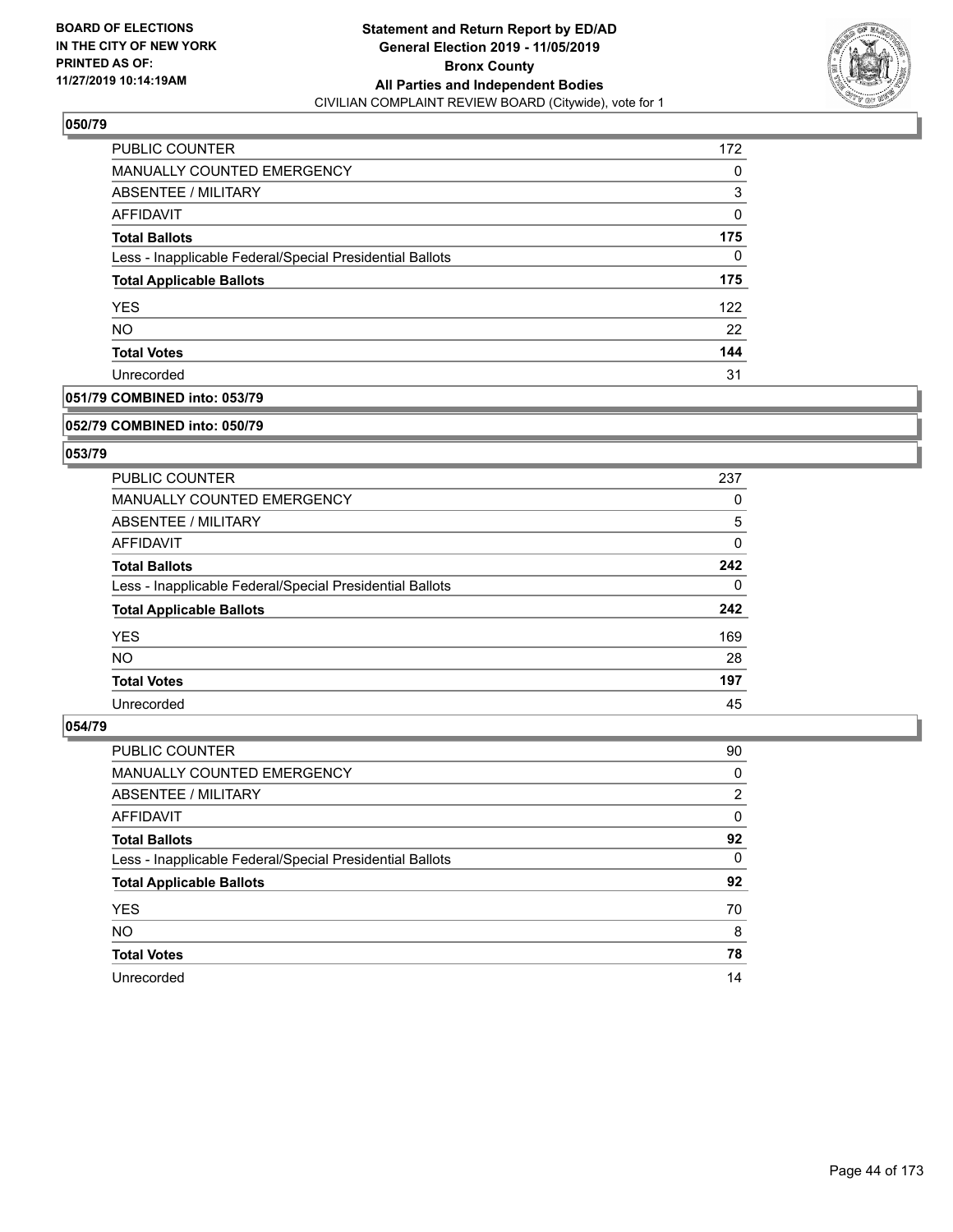**BOARD OF ELECTIONS IN THE CITY OF NEW YORK PRINTED AS OF: 11/27/2019 10:14:19AM**

**Statement and Return Report by ED/AD General Election 2019 - 11/05/2019 Bronx County All Parties and Independent Bodies**
CIVILIAN COMPLAINT REVIEW BOARD (Citywide), vote for 1

### 050/79

| | |
|---|---|
| PUBLIC COUNTER | 172 |
| MANUALLY COUNTED EMERGENCY | 0 |
| ABSENTEE / MILITARY | 3 |
| AFFIDAVIT | 0 |
| **Total Ballots** | **175** |
| Less - Inapplicable Federal/Special Presidential Ballots | 0 |
| **Total Applicable Ballots** | **175** |
| YES | 122 |
| NO | 22 |
| **Total Votes** | **144** |
| Unrecorded | 31 |

### 051/79 COMBINED into: 053/79

### 052/79 COMBINED into: 050/79

### 053/79

| | |
|---|---|
| PUBLIC COUNTER | 237 |
| MANUALLY COUNTED EMERGENCY | 0 |
| ABSENTEE / MILITARY | 5 |
| AFFIDAVIT | 0 |
| **Total Ballots** | **242** |
| Less - Inapplicable Federal/Special Presidential Ballots | 0 |
| **Total Applicable Ballots** | **242** |
| YES | 169 |
| NO | 28 |
| **Total Votes** | **197** |
| Unrecorded | 45 |

### 054/79

| | |
|---|---|
| PUBLIC COUNTER | 90 |
| MANUALLY COUNTED EMERGENCY | 0 |
| ABSENTEE / MILITARY | 2 |
| AFFIDAVIT | 0 |
| **Total Ballots** | **92** |
| Less - Inapplicable Federal/Special Presidential Ballots | 0 |
| **Total Applicable Ballots** | **92** |
| YES | 70 |
| NO | 8 |
| **Total Votes** | **78** |
| Unrecorded | 14 |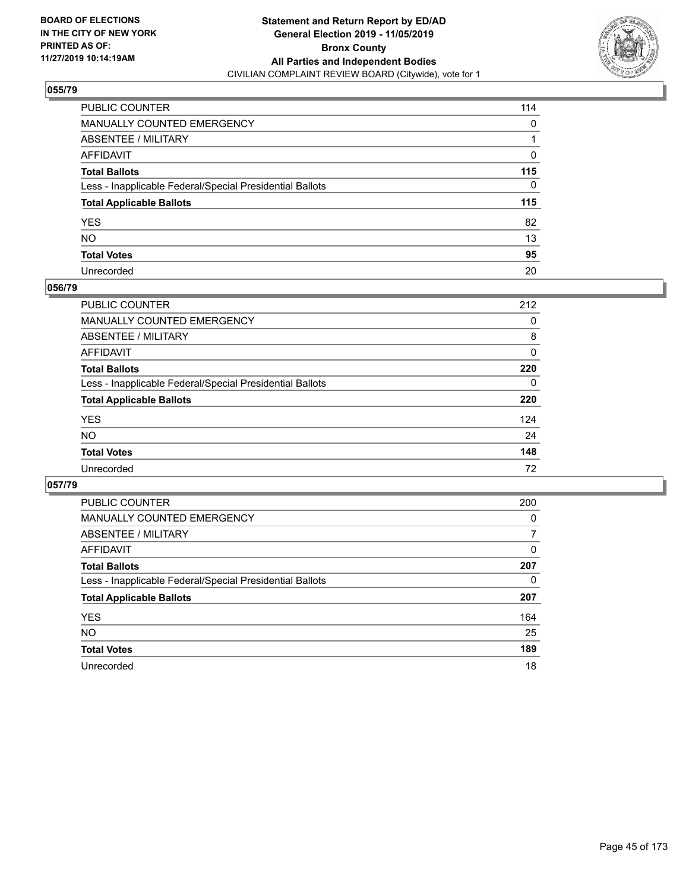**BOARD OF ELECTIONS IN THE CITY OF NEW YORK PRINTED AS OF: 11/27/2019 10:14:19AM**

**Statement and Return Report by ED/AD General Election 2019 - 11/05/2019 Bronx County All Parties and Independent Bodies**
CIVILIAN COMPLAINT REVIEW BOARD (Citywide), vote for 1

### 055/79

| | |
|---|---|
| PUBLIC COUNTER | 114 |
| MANUALLY COUNTED EMERGENCY | 0 |
| ABSENTEE / MILITARY | 1 |
| AFFIDAVIT | 0 |
| **Total Ballots** | **115** |
| Less - Inapplicable Federal/Special Presidential Ballots | 0 |
| **Total Applicable Ballots** | **115** |
| YES | 82 |
| NO | 13 |
| **Total Votes** | **95** |
| Unrecorded | 20 |

### 056/79

| | |
|---|---|
| PUBLIC COUNTER | 212 |
| MANUALLY COUNTED EMERGENCY | 0 |
| ABSENTEE / MILITARY | 8 |
| AFFIDAVIT | 0 |
| **Total Ballots** | **220** |
| Less - Inapplicable Federal/Special Presidential Ballots | 0 |
| **Total Applicable Ballots** | **220** |
| YES | 124 |
| NO | 24 |
| **Total Votes** | **148** |
| Unrecorded | 72 |

### 057/79

| | |
|---|---|
| PUBLIC COUNTER | 200 |
| MANUALLY COUNTED EMERGENCY | 0 |
| ABSENTEE / MILITARY | 7 |
| AFFIDAVIT | 0 |
| **Total Ballots** | **207** |
| Less - Inapplicable Federal/Special Presidential Ballots | 0 |
| **Total Applicable Ballots** | **207** |
| YES | 164 |
| NO | 25 |
| **Total Votes** | **189** |
| Unrecorded | 18 |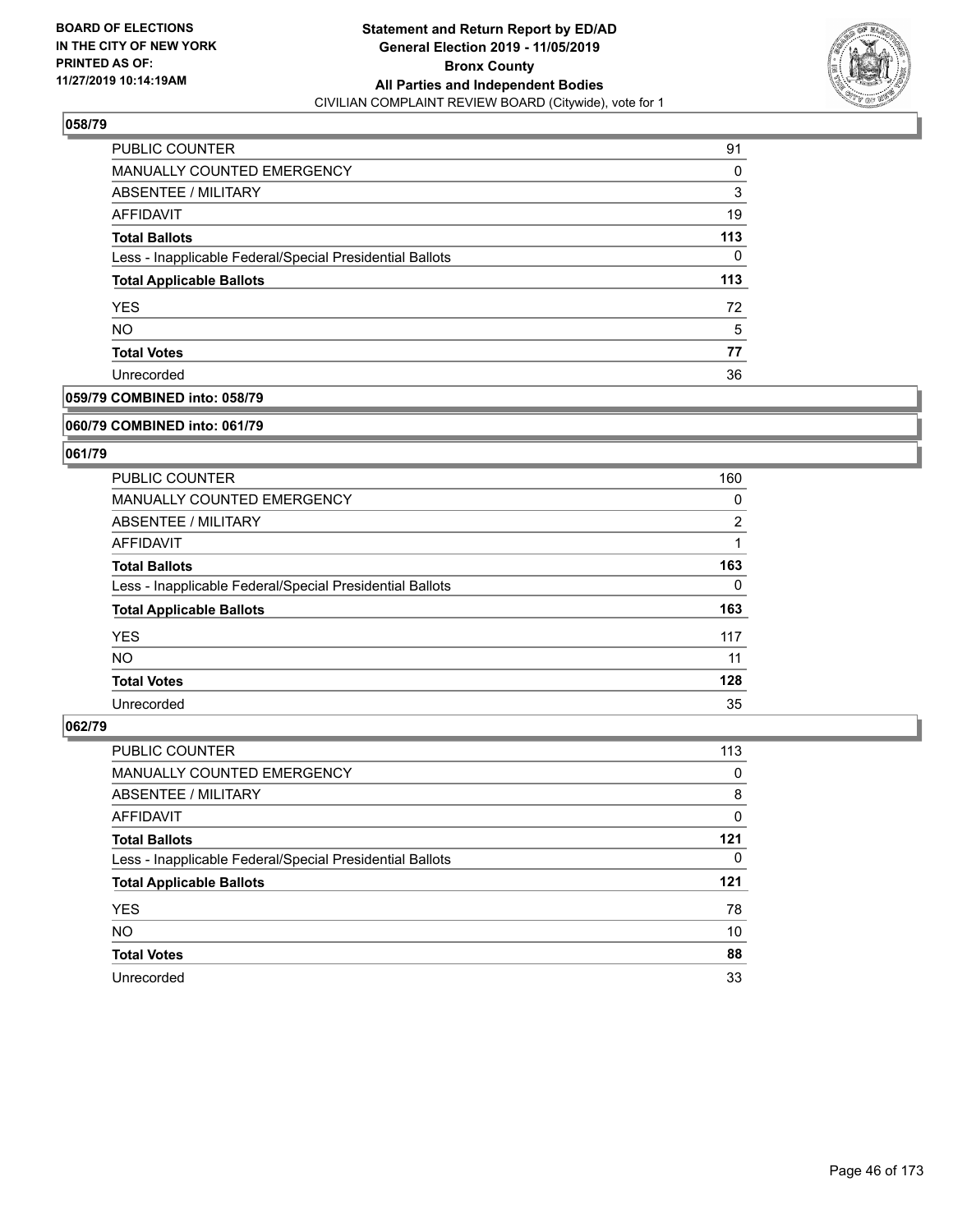BOARD OF ELECTIONS
IN THE CITY OF NEW YORK
PRINTED AS OF:
11/27/2019 10:14:19AM

**Statement and Return Report by ED/AD**
**General Election 2019 - 11/05/2019**
**Bronx County**
**All Parties and Independent Bodies**
CIVILIAN COMPLAINT REVIEW BOARD (Citywide), vote for 1

### 058/79

| | |
|---|---|
| PUBLIC COUNTER | 91 |
| MANUALLY COUNTED EMERGENCY | 0 |
| ABSENTEE / MILITARY | 3 |
| AFFIDAVIT | 19 |
| **Total Ballots** | **113** |
| Less - Inapplicable Federal/Special Presidential Ballots | 0 |
| **Total Applicable Ballots** | **113** |
| YES | 72 |
| NO | 5 |
| **Total Votes** | **77** |
| Unrecorded | 36 |

### 059/79 COMBINED into: 058/79

### 060/79 COMBINED into: 061/79

### 061/79

| | |
|---|---|
| PUBLIC COUNTER | 160 |
| MANUALLY COUNTED EMERGENCY | 0 |
| ABSENTEE / MILITARY | 2 |
| AFFIDAVIT | 1 |
| **Total Ballots** | **163** |
| Less - Inapplicable Federal/Special Presidential Ballots | 0 |
| **Total Applicable Ballots** | **163** |
| YES | 117 |
| NO | 11 |
| **Total Votes** | **128** |
| Unrecorded | 35 |

### 062/79

| | |
|---|---|
| PUBLIC COUNTER | 113 |
| MANUALLY COUNTED EMERGENCY | 0 |
| ABSENTEE / MILITARY | 8 |
| AFFIDAVIT | 0 |
| **Total Ballots** | **121** |
| Less - Inapplicable Federal/Special Presidential Ballots | 0 |
| **Total Applicable Ballots** | **121** |
| YES | 78 |
| NO | 10 |
| **Total Votes** | **88** |
| Unrecorded | 33 |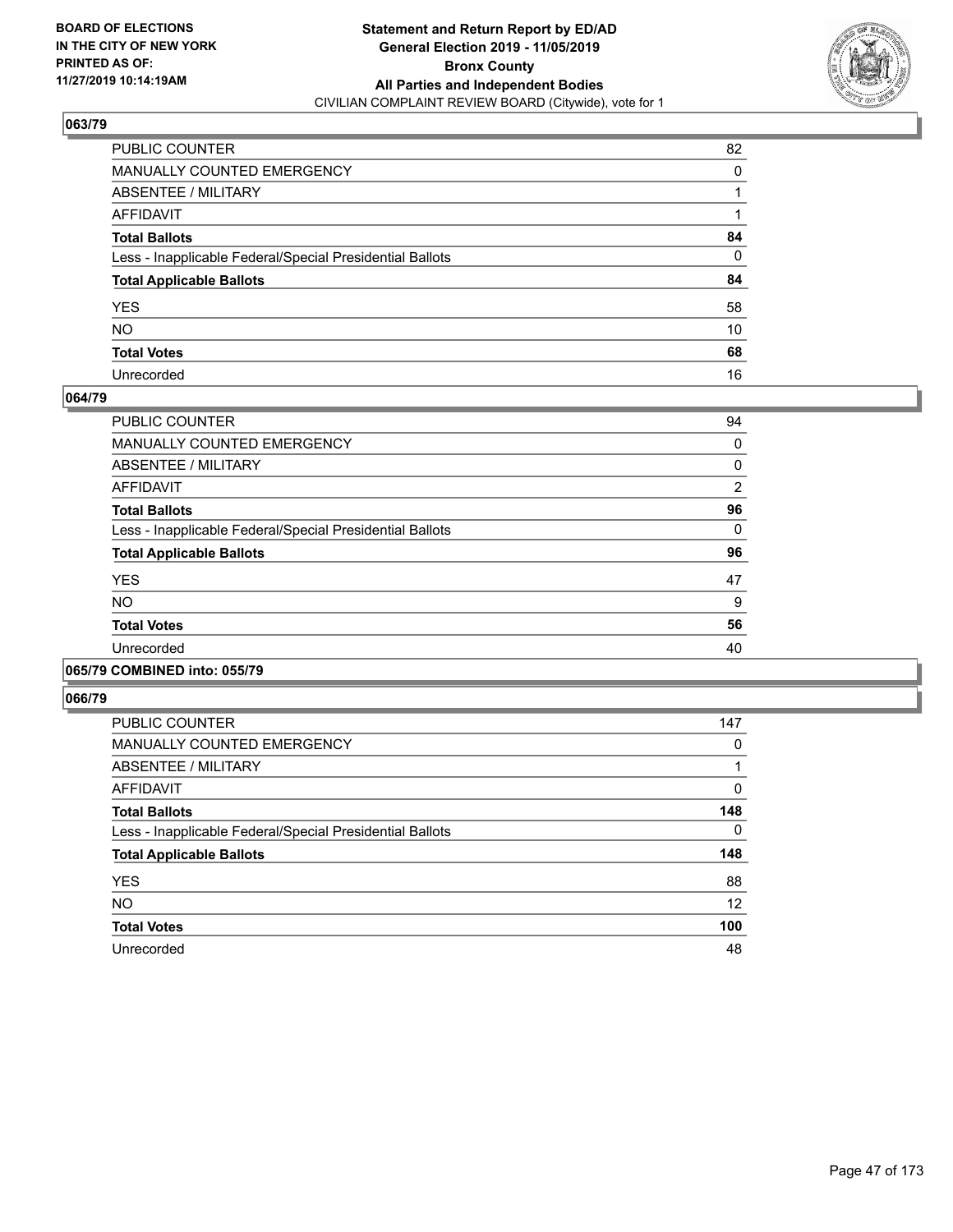## 063/79

| | |
|---|---|
| PUBLIC COUNTER | 82 |
| MANUALLY COUNTED EMERGENCY | 0 |
| ABSENTEE / MILITARY | 1 |
| AFFIDAVIT | 1 |
| **Total Ballots** | **84** |
| Less - Inapplicable Federal/Special Presidential Ballots | 0 |
| **Total Applicable Ballots** | **84** |
| YES | 58 |
| NO | 10 |
| **Total Votes** | **68** |
| Unrecorded | 16 |

## 064/79

| | |
|---|---|
| PUBLIC COUNTER | 94 |
| MANUALLY COUNTED EMERGENCY | 0 |
| ABSENTEE / MILITARY | 0 |
| AFFIDAVIT | 2 |
| **Total Ballots** | **96** |
| Less - Inapplicable Federal/Special Presidential Ballots | 0 |
| **Total Applicable Ballots** | **96** |
| YES | 47 |
| NO | 9 |
| **Total Votes** | **56** |
| Unrecorded | 40 |

## 065/79 COMBINED into: 055/79

## 066/79

| | |
|---|---|
| PUBLIC COUNTER | 147 |
| MANUALLY COUNTED EMERGENCY | 0 |
| ABSENTEE / MILITARY | 1 |
| AFFIDAVIT | 0 |
| **Total Ballots** | **148** |
| Less - Inapplicable Federal/Special Presidential Ballots | 0 |
| **Total Applicable Ballots** | **148** |
| YES | 88 |
| NO | 12 |
| **Total Votes** | **100** |
| Unrecorded | 48 |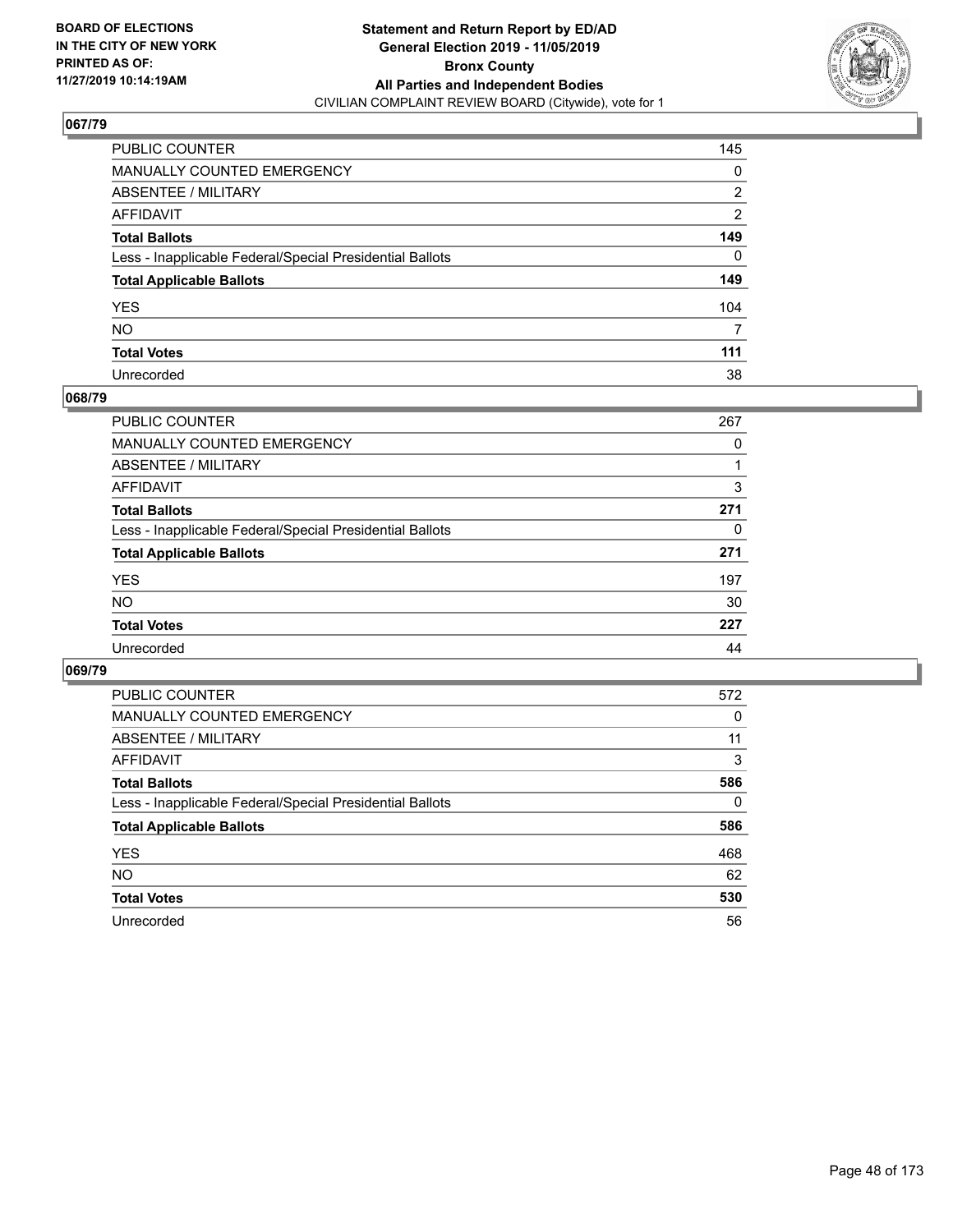**BOARD OF ELECTIONS IN THE CITY OF NEW YORK PRINTED AS OF: 11/27/2019 10:14:19AM**

**Statement and Return Report by ED/AD General Election 2019 - 11/05/2019 Bronx County All Parties and Independent Bodies**

CIVILIAN COMPLAINT REVIEW BOARD (Citywide), vote for 1

## 067/79

| | |
|---|---|
| PUBLIC COUNTER | 145 |
| MANUALLY COUNTED EMERGENCY | 0 |
| ABSENTEE / MILITARY | 2 |
| AFFIDAVIT | 2 |
| **Total Ballots** | **149** |
| Less - Inapplicable Federal/Special Presidential Ballots | 0 |
| **Total Applicable Ballots** | **149** |
| YES | 104 |
| NO | 7 |
| **Total Votes** | **111** |
| Unrecorded | 38 |

## 068/79

| | |
|---|---|
| PUBLIC COUNTER | 267 |
| MANUALLY COUNTED EMERGENCY | 0 |
| ABSENTEE / MILITARY | 1 |
| AFFIDAVIT | 3 |
| **Total Ballots** | **271** |
| Less - Inapplicable Federal/Special Presidential Ballots | 0 |
| **Total Applicable Ballots** | **271** |
| YES | 197 |
| NO | 30 |
| **Total Votes** | **227** |
| Unrecorded | 44 |

## 069/79

| | |
|---|---|
| PUBLIC COUNTER | 572 |
| MANUALLY COUNTED EMERGENCY | 0 |
| ABSENTEE / MILITARY | 11 |
| AFFIDAVIT | 3 |
| **Total Ballots** | **586** |
| Less - Inapplicable Federal/Special Presidential Ballots | 0 |
| **Total Applicable Ballots** | **586** |
| YES | 468 |
| NO | 62 |
| **Total Votes** | **530** |
| Unrecorded | 56 |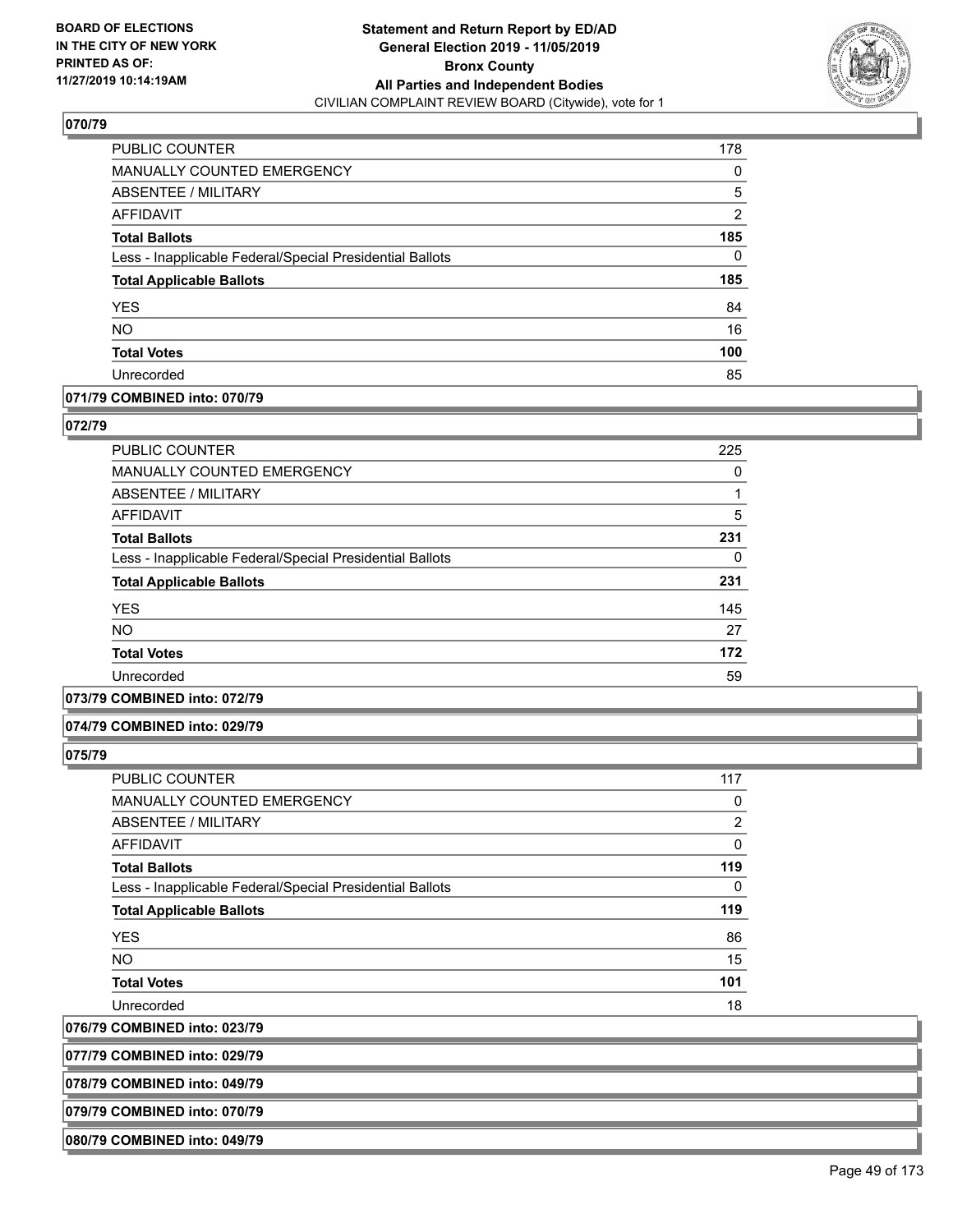**BOARD OF ELECTIONS IN THE CITY OF NEW YORK PRINTED AS OF: 11/27/2019 10:14:19AM**

**Statement and Return Report by ED/AD General Election 2019 - 11/05/2019 Bronx County All Parties and Independent Bodies**

CIVILIAN COMPLAINT REVIEW BOARD (Citywide), vote for 1

### 070/79

| | |
|---|---|
| PUBLIC COUNTER | 178 |
| MANUALLY COUNTED EMERGENCY | 0 |
| ABSENTEE / MILITARY | 5 |
| AFFIDAVIT | 2 |
| **Total Ballots** | **185** |
| Less - Inapplicable Federal/Special Presidential Ballots | 0 |
| **Total Applicable Ballots** | **185** |
| YES | 84 |
| NO | 16 |
| **Total Votes** | **100** |
| Unrecorded | 85 |

### 071/79 COMBINED into: 070/79

### 072/79

| | |
|---|---|
| PUBLIC COUNTER | 225 |
| MANUALLY COUNTED EMERGENCY | 0 |
| ABSENTEE / MILITARY | 1 |
| AFFIDAVIT | 5 |
| **Total Ballots** | **231** |
| Less - Inapplicable Federal/Special Presidential Ballots | 0 |
| **Total Applicable Ballots** | **231** |
| YES | 145 |
| NO | 27 |
| **Total Votes** | **172** |
| Unrecorded | 59 |

### 073/79 COMBINED into: 072/79

### 074/79 COMBINED into: 029/79

### 075/79

| | |
|---|---|
| PUBLIC COUNTER | 117 |
| MANUALLY COUNTED EMERGENCY | 0 |
| ABSENTEE / MILITARY | 2 |
| AFFIDAVIT | 0 |
| **Total Ballots** | **119** |
| Less - Inapplicable Federal/Special Presidential Ballots | 0 |
| **Total Applicable Ballots** | **119** |
| YES | 86 |
| NO | 15 |
| **Total Votes** | **101** |
| Unrecorded | 18 |

### 076/79 COMBINED into: 023/79

### 077/79 COMBINED into: 029/79

### 078/79 COMBINED into: 049/79

### 079/79 COMBINED into: 070/79

### 080/79 COMBINED into: 049/79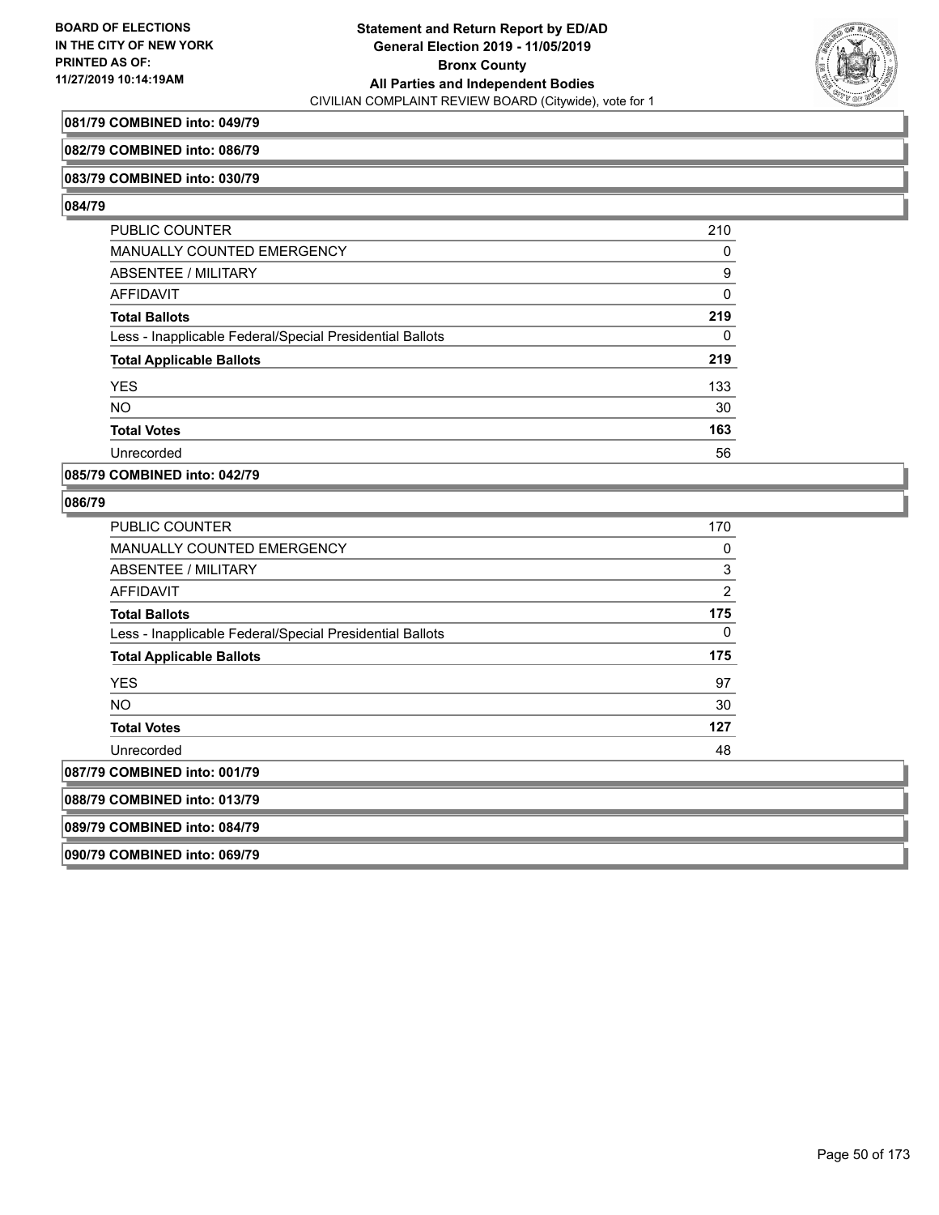**081/79 COMBINED into: 049/79**

**082/79 COMBINED into: 086/79**

**083/79 COMBINED into: 030/79**

**084/79**

| | |
|---|---|
| PUBLIC COUNTER | 210 |
| MANUALLY COUNTED EMERGENCY | 0 |
| ABSENTEE / MILITARY | 9 |
| AFFIDAVIT | 0 |
| **Total Ballots** | **219** |
| Less - Inapplicable Federal/Special Presidential Ballots | 0 |
| **Total Applicable Ballots** | **219** |
| YES | 133 |
| NO | 30 |
| **Total Votes** | **163** |
| Unrecorded | 56 |

**085/79 COMBINED into: 042/79**

**086/79**

| | |
|---|---|
| PUBLIC COUNTER | 170 |
| MANUALLY COUNTED EMERGENCY | 0 |
| ABSENTEE / MILITARY | 3 |
| AFFIDAVIT | 2 |
| **Total Ballots** | **175** |
| Less - Inapplicable Federal/Special Presidential Ballots | 0 |
| **Total Applicable Ballots** | **175** |
| YES | 97 |
| NO | 30 |
| **Total Votes** | **127** |
| Unrecorded | 48 |

**087/79 COMBINED into: 001/79**

**088/79 COMBINED into: 013/79**

**089/79 COMBINED into: 084/79**

**090/79 COMBINED into: 069/79**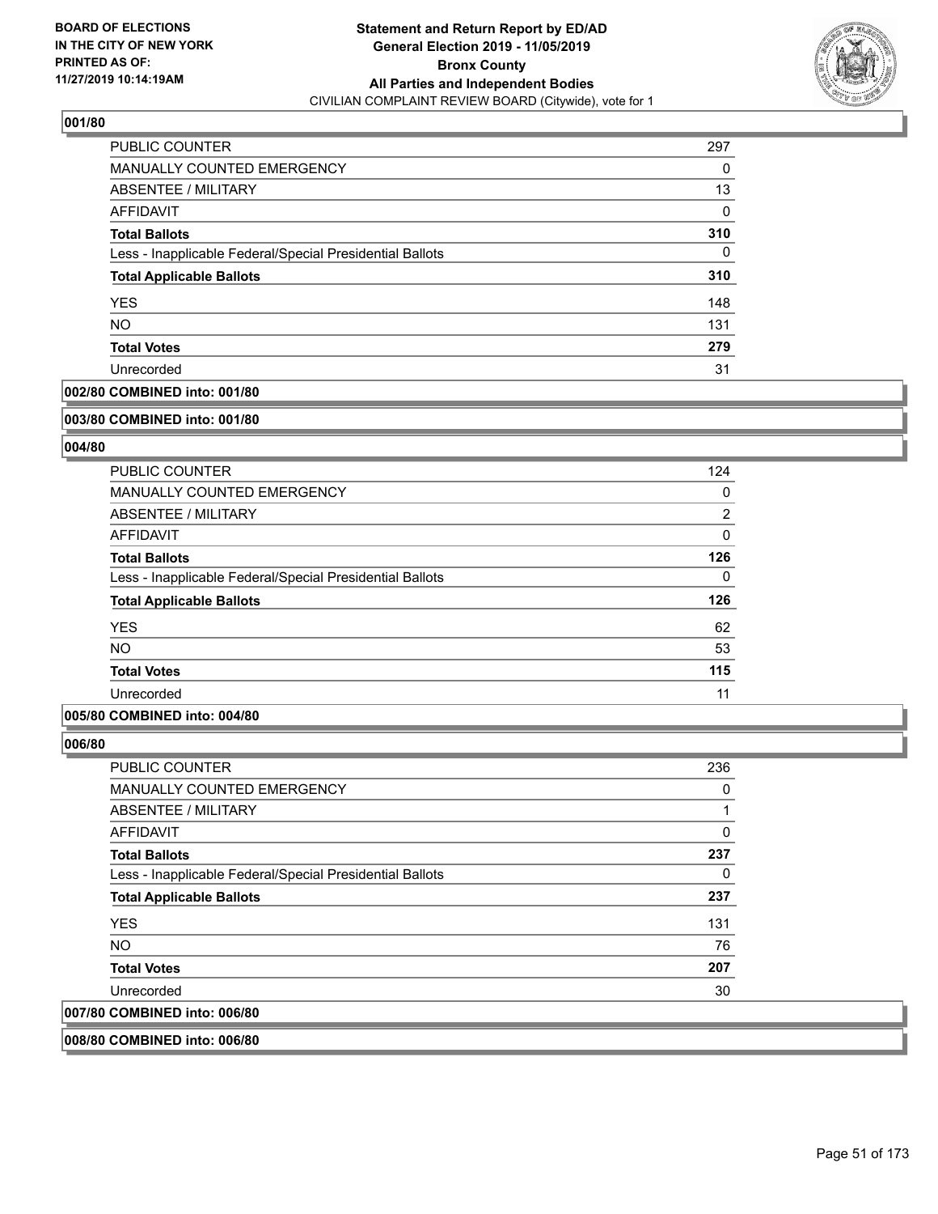**BOARD OF ELECTIONS IN THE CITY OF NEW YORK PRINTED AS OF: 11/27/2019 10:14:19AM**

**Statement and Return Report by ED/AD General Election 2019 - 11/05/2019 Bronx County All Parties and Independent Bodies**
CIVILIAN COMPLAINT REVIEW BOARD (Citywide), vote for 1

### 001/80

| | |
|---|---|
| PUBLIC COUNTER | 297 |
| MANUALLY COUNTED EMERGENCY | 0 |
| ABSENTEE / MILITARY | 13 |
| AFFIDAVIT | 0 |
| **Total Ballots** | **310** |
| Less - Inapplicable Federal/Special Presidential Ballots | 0 |
| **Total Applicable Ballots** | **310** |
| YES | 148 |
| NO | 131 |
| **Total Votes** | **279** |
| Unrecorded | 31 |

### 002/80 COMBINED into: 001/80

### 003/80 COMBINED into: 001/80

### 004/80

| | |
|---|---|
| PUBLIC COUNTER | 124 |
| MANUALLY COUNTED EMERGENCY | 0 |
| ABSENTEE / MILITARY | 2 |
| AFFIDAVIT | 0 |
| **Total Ballots** | **126** |
| Less - Inapplicable Federal/Special Presidential Ballots | 0 |
| **Total Applicable Ballots** | **126** |
| YES | 62 |
| NO | 53 |
| **Total Votes** | **115** |
| Unrecorded | 11 |

### 005/80 COMBINED into: 004/80

### 006/80

| | |
|---|---|
| PUBLIC COUNTER | 236 |
| MANUALLY COUNTED EMERGENCY | 0 |
| ABSENTEE / MILITARY | 1 |
| AFFIDAVIT | 0 |
| **Total Ballots** | **237** |
| Less - Inapplicable Federal/Special Presidential Ballots | 0 |
| **Total Applicable Ballots** | **237** |
| YES | 131 |
| NO | 76 |
| **Total Votes** | **207** |
| Unrecorded | 30 |

### 007/80 COMBINED into: 006/80

### 008/80 COMBINED into: 006/80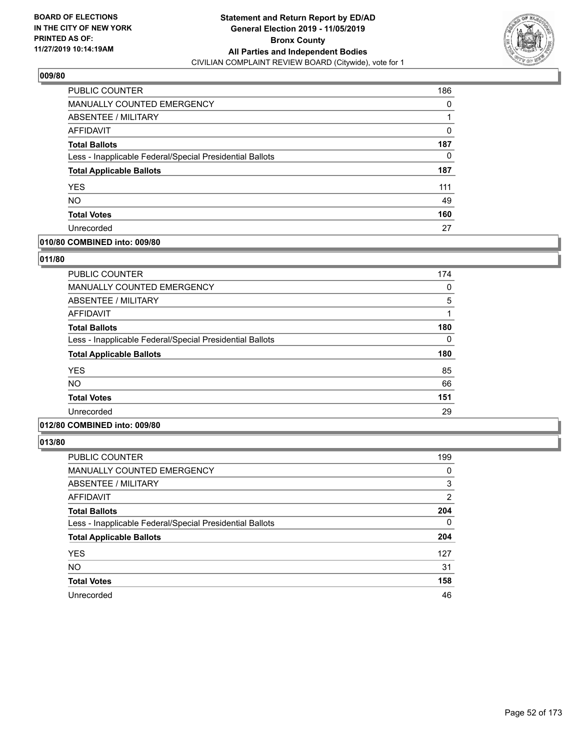**Statement and Return Report by ED/AD**
**General Election 2019 - 11/05/2019**
**Bronx County**
**All Parties and Independent Bodies**
CIVILIAN COMPLAINT REVIEW BOARD (Citywide), vote for 1

BOARD OF ELECTIONS IN THE CITY OF NEW YORK PRINTED AS OF: 11/27/2019 10:14:19AM

### 009/80

| | |
|---|---|
| PUBLIC COUNTER | 186 |
| MANUALLY COUNTED EMERGENCY | 0 |
| ABSENTEE / MILITARY | 1 |
| AFFIDAVIT | 0 |
| **Total Ballots** | **187** |
| Less - Inapplicable Federal/Special Presidential Ballots | 0 |
| **Total Applicable Ballots** | **187** |
| YES | 111 |
| NO | 49 |
| **Total Votes** | **160** |
| Unrecorded | 27 |

### 010/80 COMBINED into: 009/80

### 011/80

| | |
|---|---|
| PUBLIC COUNTER | 174 |
| MANUALLY COUNTED EMERGENCY | 0 |
| ABSENTEE / MILITARY | 5 |
| AFFIDAVIT | 1 |
| **Total Ballots** | **180** |
| Less - Inapplicable Federal/Special Presidential Ballots | 0 |
| **Total Applicable Ballots** | **180** |
| YES | 85 |
| NO | 66 |
| **Total Votes** | **151** |
| Unrecorded | 29 |

### 012/80 COMBINED into: 009/80

### 013/80

| | |
|---|---|
| PUBLIC COUNTER | 199 |
| MANUALLY COUNTED EMERGENCY | 0 |
| ABSENTEE / MILITARY | 3 |
| AFFIDAVIT | 2 |
| **Total Ballots** | **204** |
| Less - Inapplicable Federal/Special Presidential Ballots | 0 |
| **Total Applicable Ballots** | **204** |
| YES | 127 |
| NO | 31 |
| **Total Votes** | **158** |
| Unrecorded | 46 |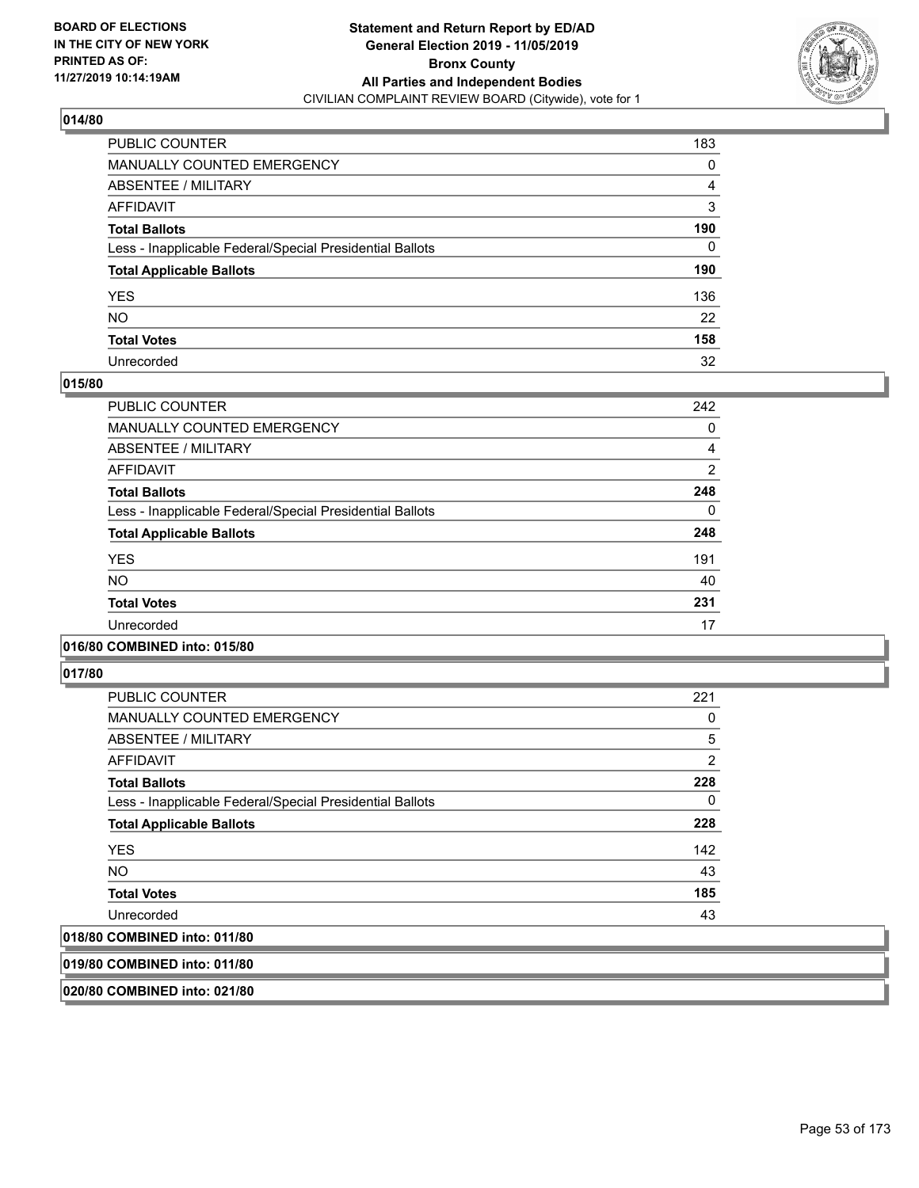### 014/80

| | |
|---|---|
| PUBLIC COUNTER | 183 |
| MANUALLY COUNTED EMERGENCY | 0 |
| ABSENTEE / MILITARY | 4 |
| AFFIDAVIT | 3 |
| **Total Ballots** | **190** |
| Less - Inapplicable Federal/Special Presidential Ballots | 0 |
| **Total Applicable Ballots** | **190** |
| YES | 136 |
| NO | 22 |
| **Total Votes** | **158** |
| Unrecorded | 32 |

### 015/80

| | |
|---|---|
| PUBLIC COUNTER | 242 |
| MANUALLY COUNTED EMERGENCY | 0 |
| ABSENTEE / MILITARY | 4 |
| AFFIDAVIT | 2 |
| **Total Ballots** | **248** |
| Less - Inapplicable Federal/Special Presidential Ballots | 0 |
| **Total Applicable Ballots** | **248** |
| YES | 191 |
| NO | 40 |
| **Total Votes** | **231** |
| Unrecorded | 17 |

### 016/80 COMBINED into: 015/80

### 017/80

| | |
|---|---|
| PUBLIC COUNTER | 221 |
| MANUALLY COUNTED EMERGENCY | 0 |
| ABSENTEE / MILITARY | 5 |
| AFFIDAVIT | 2 |
| **Total Ballots** | **228** |
| Less - Inapplicable Federal/Special Presidential Ballots | 0 |
| **Total Applicable Ballots** | **228** |
| YES | 142 |
| NO | 43 |
| **Total Votes** | **185** |
| Unrecorded | 43 |

### 018/80 COMBINED into: 011/80

### 019/80 COMBINED into: 011/80

### 020/80 COMBINED into: 021/80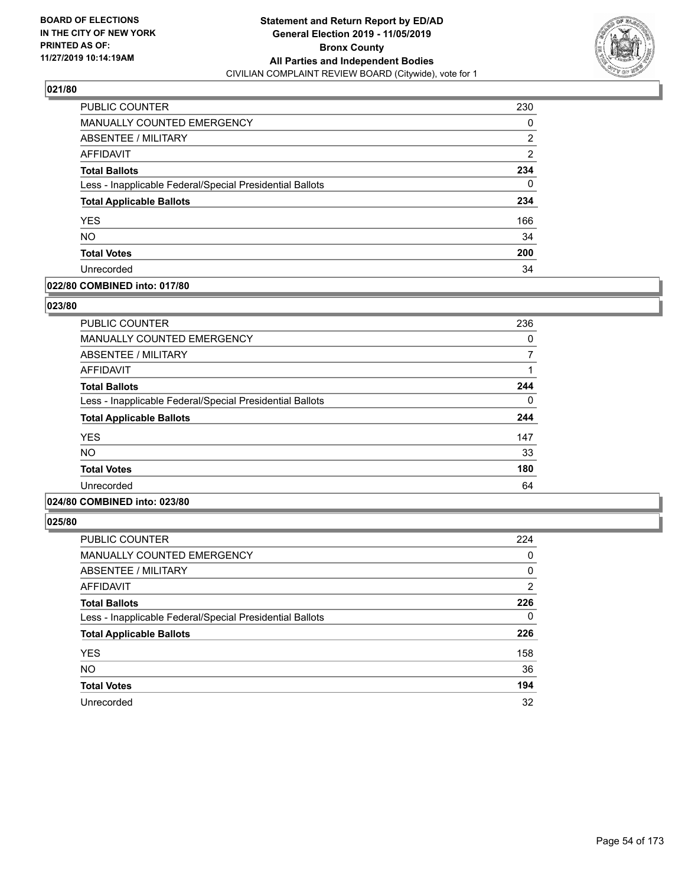**Statement and Return Report by ED/AD**
**General Election 2019 - 11/05/2019**
**Bronx County**
**All Parties and Independent Bodies**
CIVILIAN COMPLAINT REVIEW BOARD (Citywide), vote for 1

BOARD OF ELECTIONS IN THE CITY OF NEW YORK PRINTED AS OF: 11/27/2019 10:14:19AM

### 021/80

| | |
|---|---|
| PUBLIC COUNTER | 230 |
| MANUALLY COUNTED EMERGENCY | 0 |
| ABSENTEE / MILITARY | 2 |
| AFFIDAVIT | 2 |
| **Total Ballots** | **234** |
| Less - Inapplicable Federal/Special Presidential Ballots | 0 |
| **Total Applicable Ballots** | **234** |
| YES | 166 |
| NO | 34 |
| **Total Votes** | **200** |
| Unrecorded | 34 |

### 022/80 COMBINED into: 017/80

### 023/80

| | |
|---|---|
| PUBLIC COUNTER | 236 |
| MANUALLY COUNTED EMERGENCY | 0 |
| ABSENTEE / MILITARY | 7 |
| AFFIDAVIT | 1 |
| **Total Ballots** | **244** |
| Less - Inapplicable Federal/Special Presidential Ballots | 0 |
| **Total Applicable Ballots** | **244** |
| YES | 147 |
| NO | 33 |
| **Total Votes** | **180** |
| Unrecorded | 64 |

### 024/80 COMBINED into: 023/80

### 025/80

| | |
|---|---|
| PUBLIC COUNTER | 224 |
| MANUALLY COUNTED EMERGENCY | 0 |
| ABSENTEE / MILITARY | 0 |
| AFFIDAVIT | 2 |
| **Total Ballots** | **226** |
| Less - Inapplicable Federal/Special Presidential Ballots | 0 |
| **Total Applicable Ballots** | **226** |
| YES | 158 |
| NO | 36 |
| **Total Votes** | **194** |
| Unrecorded | 32 |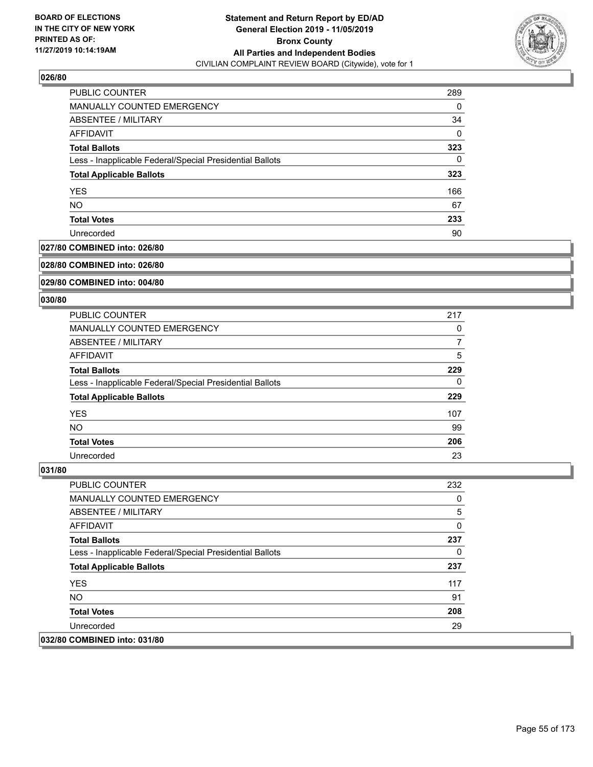### 026/80

| | |
|---|---|
| PUBLIC COUNTER | 289 |
| MANUALLY COUNTED EMERGENCY | 0 |
| ABSENTEE / MILITARY | 34 |
| AFFIDAVIT | 0 |
| **Total Ballots** | **323** |
| Less - Inapplicable Federal/Special Presidential Ballots | 0 |
| **Total Applicable Ballots** | **323** |
| YES | 166 |
| NO | 67 |
| **Total Votes** | **233** |
| Unrecorded | 90 |

### 027/80 COMBINED into: 026/80

### 028/80 COMBINED into: 026/80

### 029/80 COMBINED into: 004/80

### 030/80

| | |
|---|---|
| PUBLIC COUNTER | 217 |
| MANUALLY COUNTED EMERGENCY | 0 |
| ABSENTEE / MILITARY | 7 |
| AFFIDAVIT | 5 |
| **Total Ballots** | **229** |
| Less - Inapplicable Federal/Special Presidential Ballots | 0 |
| **Total Applicable Ballots** | **229** |
| YES | 107 |
| NO | 99 |
| **Total Votes** | **206** |
| Unrecorded | 23 |

### 031/80

| | |
|---|---|
| PUBLIC COUNTER | 232 |
| MANUALLY COUNTED EMERGENCY | 0 |
| ABSENTEE / MILITARY | 5 |
| AFFIDAVIT | 0 |
| **Total Ballots** | **237** |
| Less - Inapplicable Federal/Special Presidential Ballots | 0 |
| **Total Applicable Ballots** | **237** |
| YES | 117 |
| NO | 91 |
| **Total Votes** | **208** |
| Unrecorded | 29 |

### 032/80 COMBINED into: 031/80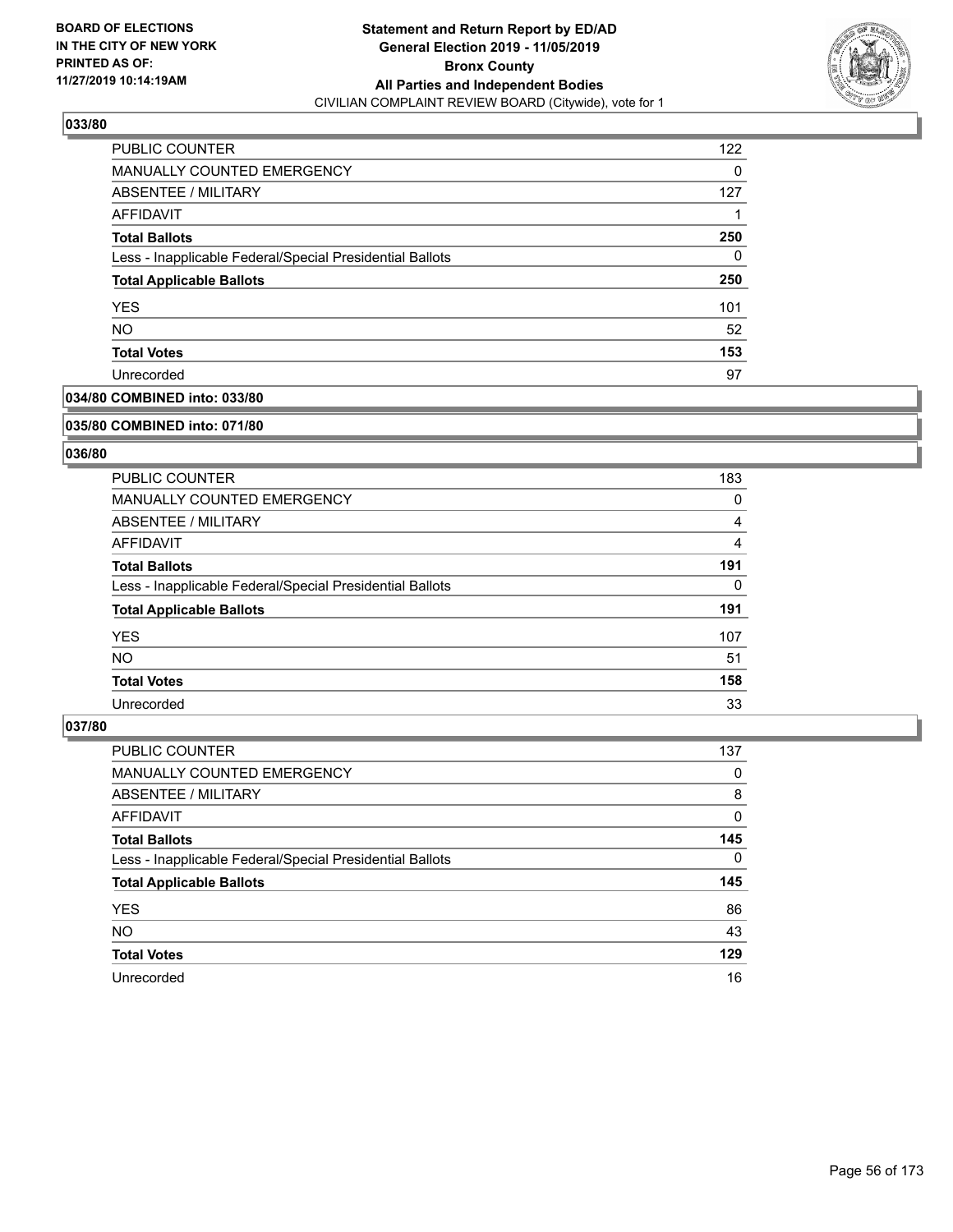## 033/80

| | |
|---|---|
| PUBLIC COUNTER | 122 |
| MANUALLY COUNTED EMERGENCY | 0 |
| ABSENTEE / MILITARY | 127 |
| AFFIDAVIT | 1 |
| **Total Ballots** | **250** |
| Less - Inapplicable Federal/Special Presidential Ballots | 0 |
| **Total Applicable Ballots** | **250** |
| YES | 101 |
| NO | 52 |
| **Total Votes** | **153** |
| Unrecorded | 97 |

## 034/80 COMBINED into: 033/80

## 035/80 COMBINED into: 071/80

## 036/80

| | |
|---|---|
| PUBLIC COUNTER | 183 |
| MANUALLY COUNTED EMERGENCY | 0 |
| ABSENTEE / MILITARY | 4 |
| AFFIDAVIT | 4 |
| **Total Ballots** | **191** |
| Less - Inapplicable Federal/Special Presidential Ballots | 0 |
| **Total Applicable Ballots** | **191** |
| YES | 107 |
| NO | 51 |
| **Total Votes** | **158** |
| Unrecorded | 33 |

## 037/80

| | |
|---|---|
| PUBLIC COUNTER | 137 |
| MANUALLY COUNTED EMERGENCY | 0 |
| ABSENTEE / MILITARY | 8 |
| AFFIDAVIT | 0 |
| **Total Ballots** | **145** |
| Less - Inapplicable Federal/Special Presidential Ballots | 0 |
| **Total Applicable Ballots** | **145** |
| YES | 86 |
| NO | 43 |
| **Total Votes** | **129** |
| Unrecorded | 16 |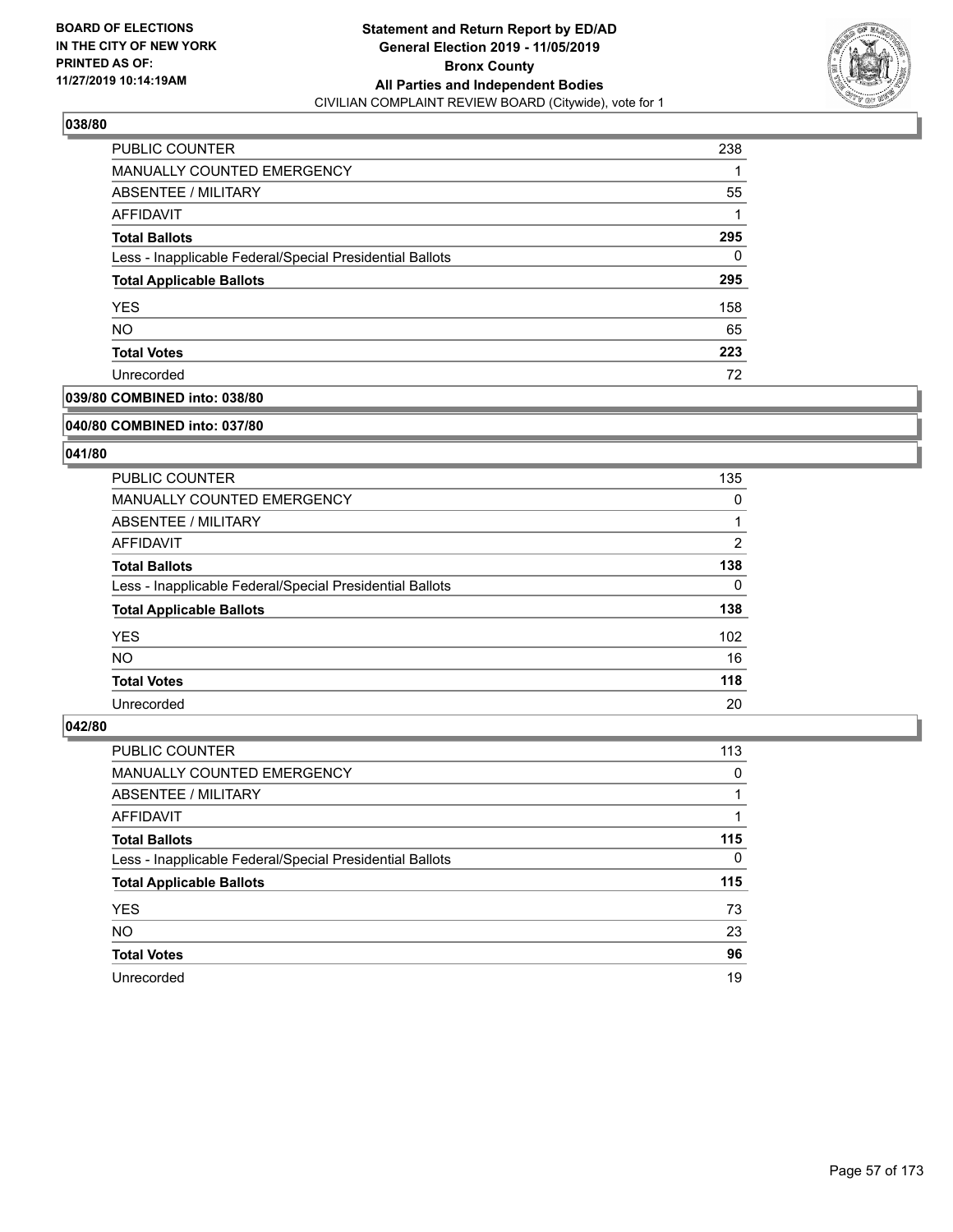BOARD OF ELECTIONS IN THE CITY OF NEW YORK PRINTED AS OF: 11/27/2019 10:14:19AM

**Statement and Return Report by ED/AD General Election 2019 - 11/05/2019 Bronx County All Parties and Independent Bodies**
CIVILIAN COMPLAINT REVIEW BOARD (Citywide), vote for 1

### 038/80

| | |
|---|---|
| PUBLIC COUNTER | 238 |
| MANUALLY COUNTED EMERGENCY | 1 |
| ABSENTEE / MILITARY | 55 |
| AFFIDAVIT | 1 |
| **Total Ballots** | **295** |
| Less - Inapplicable Federal/Special Presidential Ballots | 0 |
| **Total Applicable Ballots** | **295** |
| YES | 158 |
| NO | 65 |
| **Total Votes** | **223** |
| Unrecorded | 72 |

### 039/80 COMBINED into: 038/80

### 040/80 COMBINED into: 037/80

### 041/80

| | |
|---|---|
| PUBLIC COUNTER | 135 |
| MANUALLY COUNTED EMERGENCY | 0 |
| ABSENTEE / MILITARY | 1 |
| AFFIDAVIT | 2 |
| **Total Ballots** | **138** |
| Less - Inapplicable Federal/Special Presidential Ballots | 0 |
| **Total Applicable Ballots** | **138** |
| YES | 102 |
| NO | 16 |
| **Total Votes** | **118** |
| Unrecorded | 20 |

### 042/80

| | |
|---|---|
| PUBLIC COUNTER | 113 |
| MANUALLY COUNTED EMERGENCY | 0 |
| ABSENTEE / MILITARY | 1 |
| AFFIDAVIT | 1 |
| **Total Ballots** | **115** |
| Less - Inapplicable Federal/Special Presidential Ballots | 0 |
| **Total Applicable Ballots** | **115** |
| YES | 73 |
| NO | 23 |
| **Total Votes** | **96** |
| Unrecorded | 19 |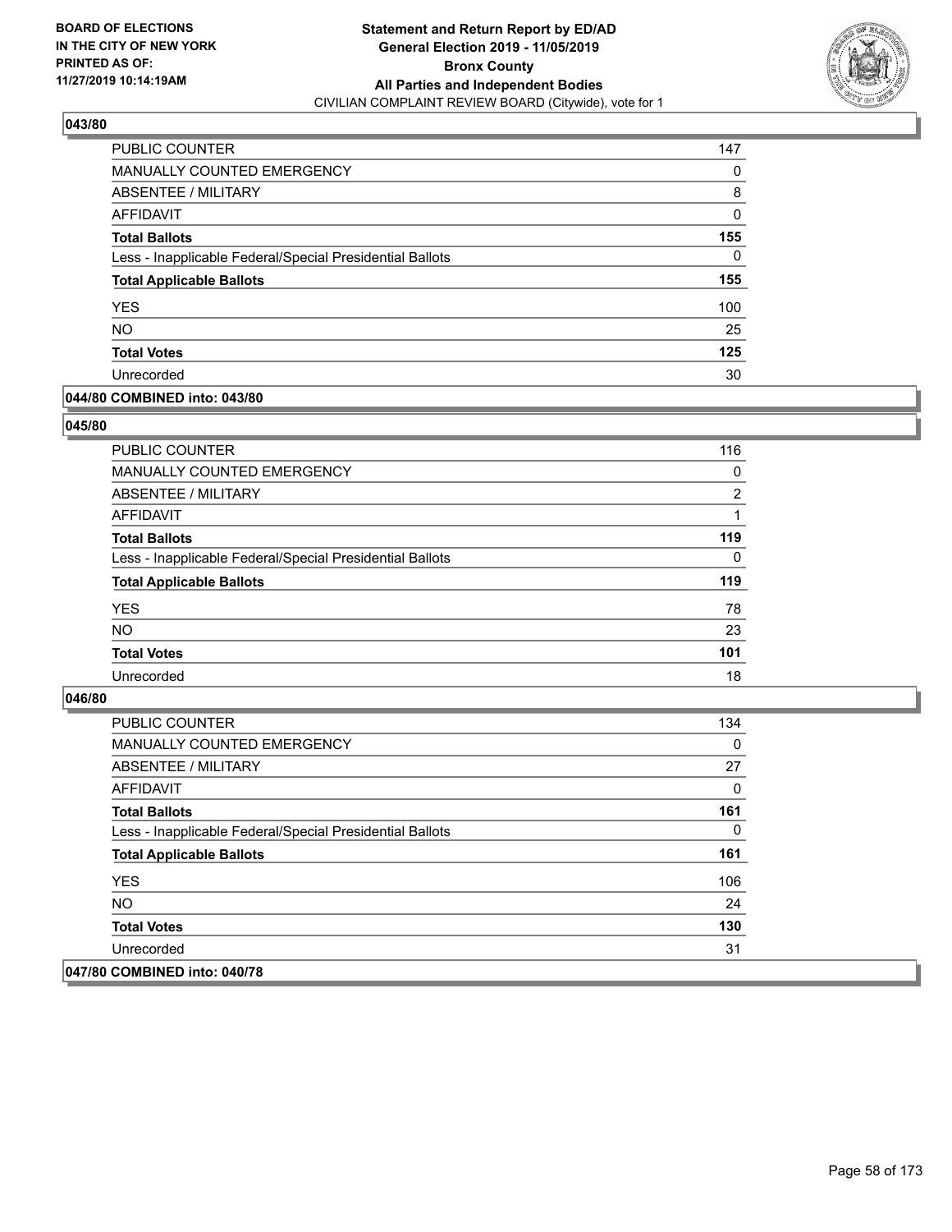### 043/80

| | |
|---|---|
| PUBLIC COUNTER | 147 |
| MANUALLY COUNTED EMERGENCY | 0 |
| ABSENTEE / MILITARY | 8 |
| AFFIDAVIT | 0 |
| **Total Ballots** | **155** |
| Less - Inapplicable Federal/Special Presidential Ballots | 0 |
| **Total Applicable Ballots** | **155** |
| YES | 100 |
| NO | 25 |
| **Total Votes** | **125** |
| Unrecorded | 30 |

### 044/80 COMBINED into: 043/80

### 045/80

| | |
|---|---|
| PUBLIC COUNTER | 116 |
| MANUALLY COUNTED EMERGENCY | 0 |
| ABSENTEE / MILITARY | 2 |
| AFFIDAVIT | 1 |
| **Total Ballots** | **119** |
| Less - Inapplicable Federal/Special Presidential Ballots | 0 |
| **Total Applicable Ballots** | **119** |
| YES | 78 |
| NO | 23 |
| **Total Votes** | **101** |
| Unrecorded | 18 |

### 046/80

| | |
|---|---|
| PUBLIC COUNTER | 134 |
| MANUALLY COUNTED EMERGENCY | 0 |
| ABSENTEE / MILITARY | 27 |
| AFFIDAVIT | 0 |
| **Total Ballots** | **161** |
| Less - Inapplicable Federal/Special Presidential Ballots | 0 |
| **Total Applicable Ballots** | **161** |
| YES | 106 |
| NO | 24 |
| **Total Votes** | **130** |
| Unrecorded | 31 |

### 047/80 COMBINED into: 040/78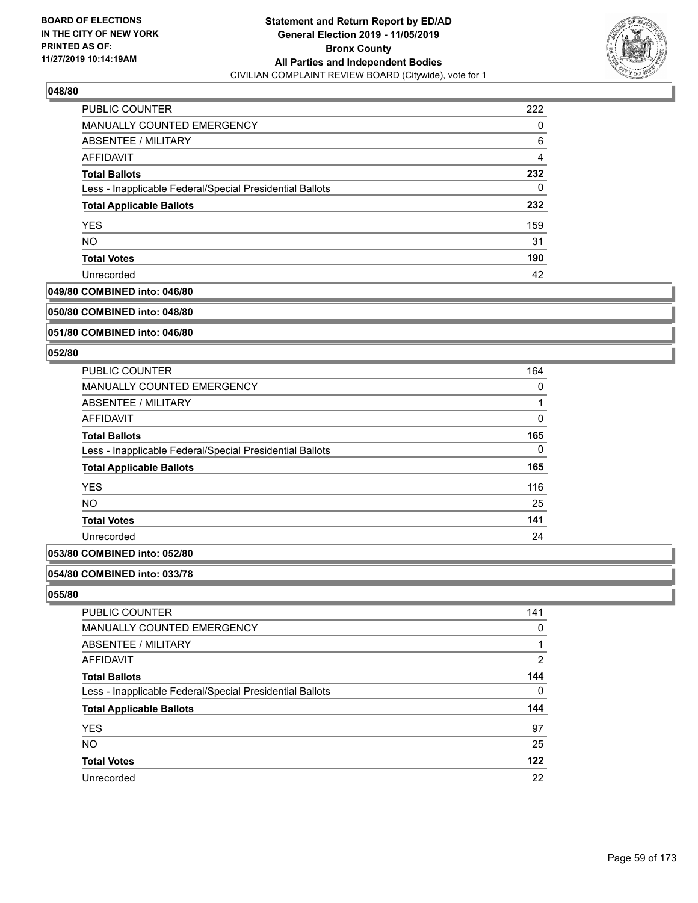**Statement and Return Report by ED/AD**
**General Election 2019 - 11/05/2019**
**Bronx County**
**All Parties and Independent Bodies**
CIVILIAN COMPLAINT REVIEW BOARD (Citywide), vote for 1

BOARD OF ELECTIONS
IN THE CITY OF NEW YORK
PRINTED AS OF:
11/27/2019 10:14:19AM

### 048/80

| | |
|---|---|
| PUBLIC COUNTER | 222 |
| MANUALLY COUNTED EMERGENCY | 0 |
| ABSENTEE / MILITARY | 6 |
| AFFIDAVIT | 4 |
| **Total Ballots** | **232** |
| Less - Inapplicable Federal/Special Presidential Ballots | 0 |
| **Total Applicable Ballots** | **232** |
| YES | 159 |
| NO | 31 |
| **Total Votes** | **190** |
| Unrecorded | 42 |

### 049/80 COMBINED into: 046/80

### 050/80 COMBINED into: 048/80

### 051/80 COMBINED into: 046/80

### 052/80

| | |
|---|---|
| PUBLIC COUNTER | 164 |
| MANUALLY COUNTED EMERGENCY | 0 |
| ABSENTEE / MILITARY | 1 |
| AFFIDAVIT | 0 |
| **Total Ballots** | **165** |
| Less - Inapplicable Federal/Special Presidential Ballots | 0 |
| **Total Applicable Ballots** | **165** |
| YES | 116 |
| NO | 25 |
| **Total Votes** | **141** |
| Unrecorded | 24 |

### 053/80 COMBINED into: 052/80

### 054/80 COMBINED into: 033/78

### 055/80

| | |
|---|---|
| PUBLIC COUNTER | 141 |
| MANUALLY COUNTED EMERGENCY | 0 |
| ABSENTEE / MILITARY | 1 |
| AFFIDAVIT | 2 |
| **Total Ballots** | **144** |
| Less - Inapplicable Federal/Special Presidential Ballots | 0 |
| **Total Applicable Ballots** | **144** |
| YES | 97 |
| NO | 25 |
| **Total Votes** | **122** |
| Unrecorded | 22 |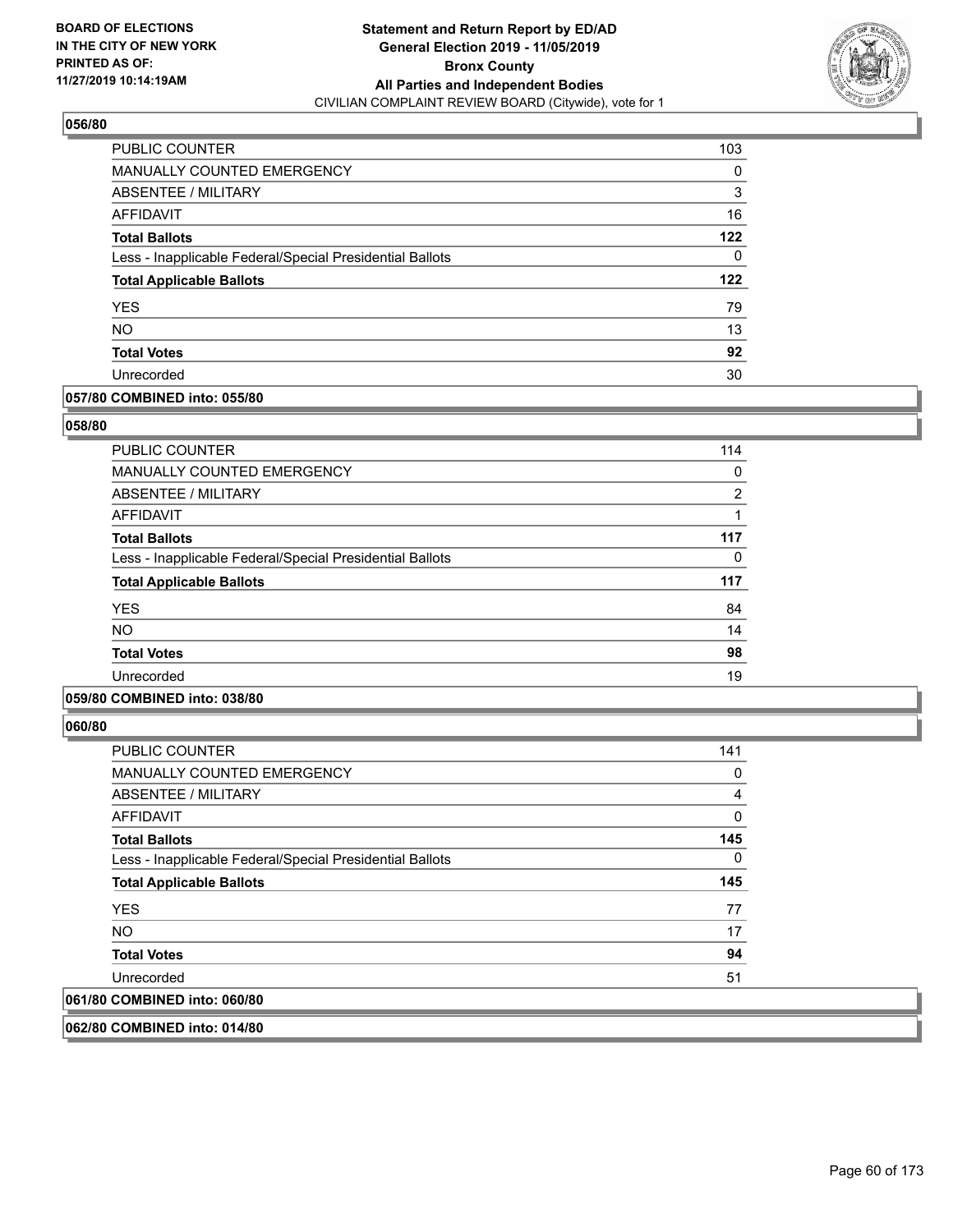**BOARD OF ELECTIONS IN THE CITY OF NEW YORK PRINTED AS OF: 11/27/2019 10:14:19AM**

**Statement and Return Report by ED/AD General Election 2019 - 11/05/2019 Bronx County All Parties and Independent Bodies**

CIVILIAN COMPLAINT REVIEW BOARD (Citywide), vote for 1

### 056/80

| | |
|---|---|
| PUBLIC COUNTER | 103 |
| MANUALLY COUNTED EMERGENCY | 0 |
| ABSENTEE / MILITARY | 3 |
| AFFIDAVIT | 16 |
| **Total Ballots** | **122** |
| Less - Inapplicable Federal/Special Presidential Ballots | 0 |
| **Total Applicable Ballots** | **122** |
| YES | 79 |
| NO | 13 |
| **Total Votes** | **92** |
| Unrecorded | 30 |

### 057/80 COMBINED into: 055/80

### 058/80

| | |
|---|---|
| PUBLIC COUNTER | 114 |
| MANUALLY COUNTED EMERGENCY | 0 |
| ABSENTEE / MILITARY | 2 |
| AFFIDAVIT | 1 |
| **Total Ballots** | **117** |
| Less - Inapplicable Federal/Special Presidential Ballots | 0 |
| **Total Applicable Ballots** | **117** |
| YES | 84 |
| NO | 14 |
| **Total Votes** | **98** |
| Unrecorded | 19 |

### 059/80 COMBINED into: 038/80

### 060/80

| | |
|---|---|
| PUBLIC COUNTER | 141 |
| MANUALLY COUNTED EMERGENCY | 0 |
| ABSENTEE / MILITARY | 4 |
| AFFIDAVIT | 0 |
| **Total Ballots** | **145** |
| Less - Inapplicable Federal/Special Presidential Ballots | 0 |
| **Total Applicable Ballots** | **145** |
| YES | 77 |
| NO | 17 |
| **Total Votes** | **94** |
| Unrecorded | 51 |

### 061/80 COMBINED into: 060/80

### 062/80 COMBINED into: 014/80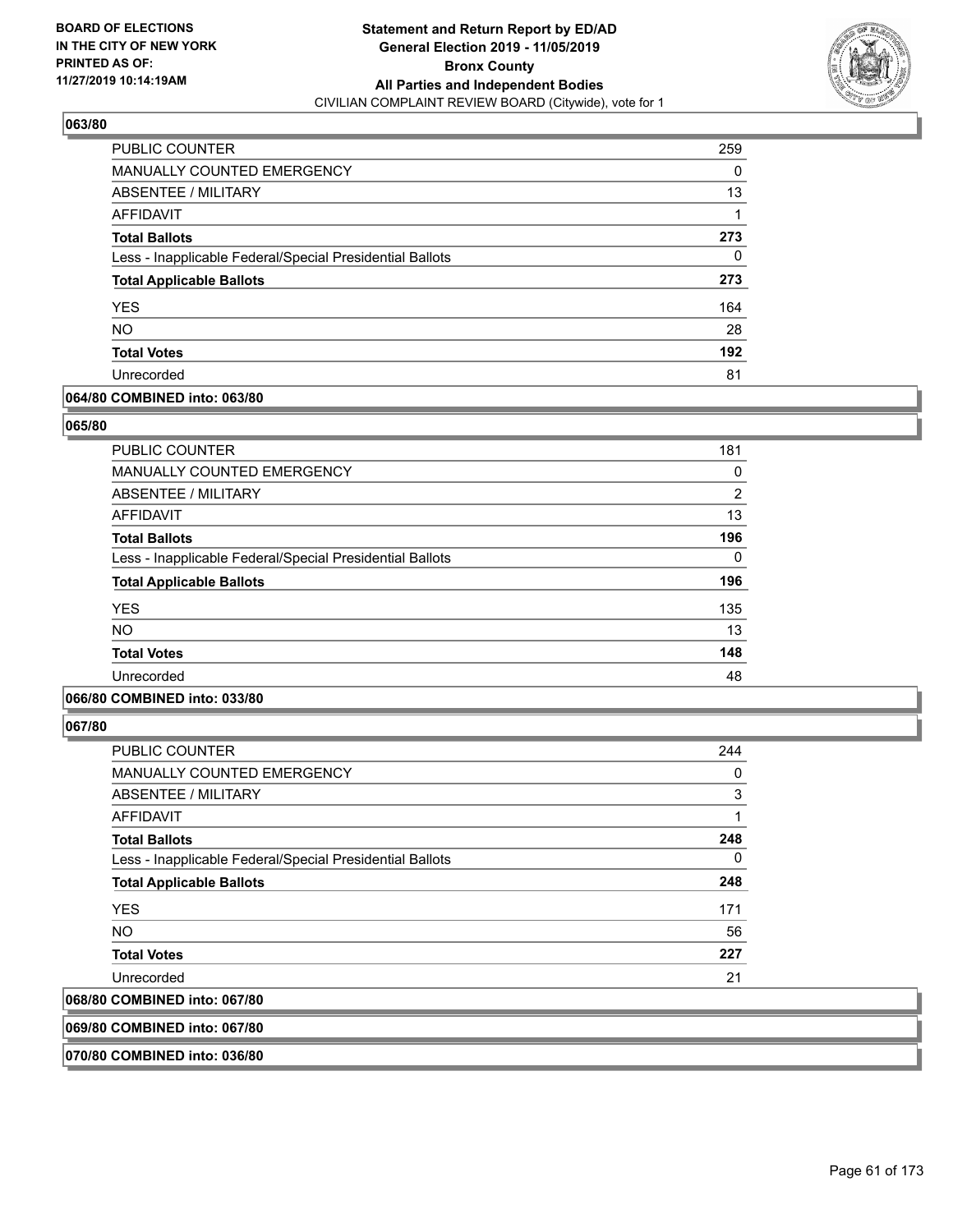## 063/80

| | |
|---|---|
| PUBLIC COUNTER | 259 |
| MANUALLY COUNTED EMERGENCY | 0 |
| ABSENTEE / MILITARY | 13 |
| AFFIDAVIT | 1 |
| **Total Ballots** | **273** |
| Less - Inapplicable Federal/Special Presidential Ballots | 0 |
| **Total Applicable Ballots** | **273** |
| YES | 164 |
| NO | 28 |
| **Total Votes** | **192** |
| Unrecorded | 81 |

## 064/80 COMBINED into: 063/80

## 065/80

| | |
|---|---|
| PUBLIC COUNTER | 181 |
| MANUALLY COUNTED EMERGENCY | 0 |
| ABSENTEE / MILITARY | 2 |
| AFFIDAVIT | 13 |
| **Total Ballots** | **196** |
| Less - Inapplicable Federal/Special Presidential Ballots | 0 |
| **Total Applicable Ballots** | **196** |
| YES | 135 |
| NO | 13 |
| **Total Votes** | **148** |
| Unrecorded | 48 |

## 066/80 COMBINED into: 033/80

## 067/80

| | |
|---|---|
| PUBLIC COUNTER | 244 |
| MANUALLY COUNTED EMERGENCY | 0 |
| ABSENTEE / MILITARY | 3 |
| AFFIDAVIT | 1 |
| **Total Ballots** | **248** |
| Less - Inapplicable Federal/Special Presidential Ballots | 0 |
| **Total Applicable Ballots** | **248** |
| YES | 171 |
| NO | 56 |
| **Total Votes** | **227** |
| Unrecorded | 21 |

## 068/80 COMBINED into: 067/80

## 069/80 COMBINED into: 067/80

## 070/80 COMBINED into: 036/80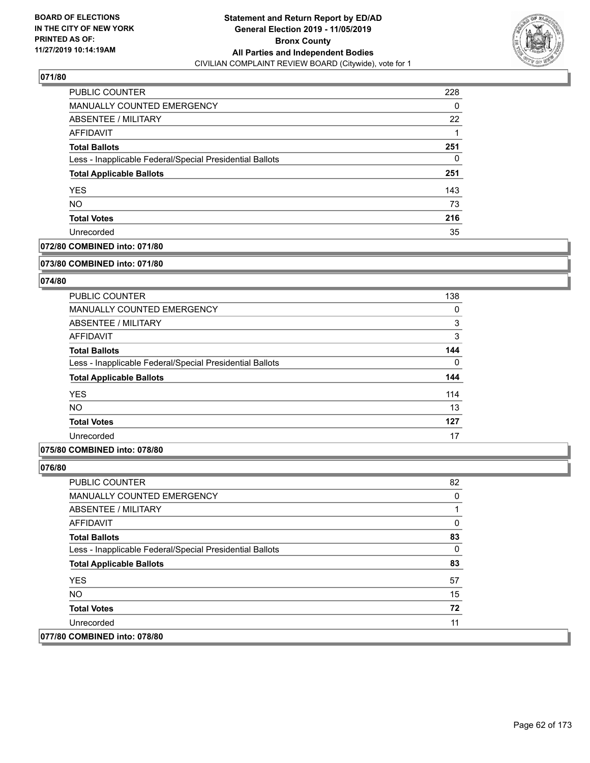### 071/80

| | |
|---|---|
| PUBLIC COUNTER | 228 |
| MANUALLY COUNTED EMERGENCY | 0 |
| ABSENTEE / MILITARY | 22 |
| AFFIDAVIT | 1 |
| **Total Ballots** | **251** |
| Less - Inapplicable Federal/Special Presidential Ballots | 0 |
| **Total Applicable Ballots** | **251** |
| YES | 143 |
| NO | 73 |
| **Total Votes** | **216** |
| Unrecorded | 35 |

### 072/80 COMBINED into: 071/80

### 073/80 COMBINED into: 071/80

### 074/80

| | |
|---|---|
| PUBLIC COUNTER | 138 |
| MANUALLY COUNTED EMERGENCY | 0 |
| ABSENTEE / MILITARY | 3 |
| AFFIDAVIT | 3 |
| **Total Ballots** | **144** |
| Less - Inapplicable Federal/Special Presidential Ballots | 0 |
| **Total Applicable Ballots** | **144** |
| YES | 114 |
| NO | 13 |
| **Total Votes** | **127** |
| Unrecorded | 17 |

### 075/80 COMBINED into: 078/80

### 076/80

| | |
|---|---|
| PUBLIC COUNTER | 82 |
| MANUALLY COUNTED EMERGENCY | 0 |
| ABSENTEE / MILITARY | 1 |
| AFFIDAVIT | 0 |
| **Total Ballots** | **83** |
| Less - Inapplicable Federal/Special Presidential Ballots | 0 |
| **Total Applicable Ballots** | **83** |
| YES | 57 |
| NO | 15 |
| **Total Votes** | **72** |
| Unrecorded | 11 |

### 077/80 COMBINED into: 078/80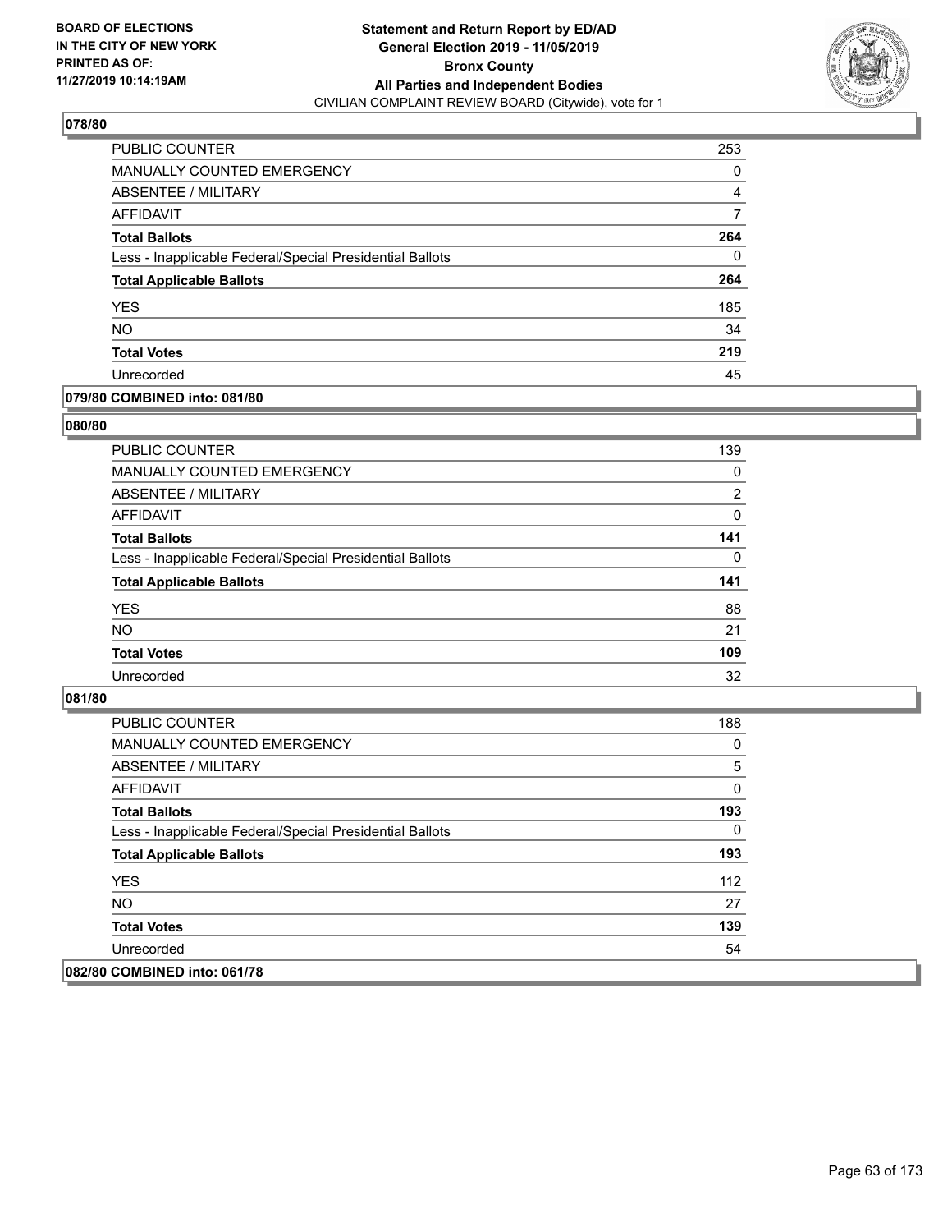**BOARD OF ELECTIONS IN THE CITY OF NEW YORK PRINTED AS OF: 11/27/2019 10:14:19AM**

**Statement and Return Report by ED/AD General Election 2019 - 11/05/2019 Bronx County All Parties and Independent Bodies**

CIVILIAN COMPLAINT REVIEW BOARD (Citywide), vote for 1

### 078/80

| | |
|---|---|
| PUBLIC COUNTER | 253 |
| MANUALLY COUNTED EMERGENCY | 0 |
| ABSENTEE / MILITARY | 4 |
| AFFIDAVIT | 7 |
| **Total Ballots** | **264** |
| Less - Inapplicable Federal/Special Presidential Ballots | 0 |
| **Total Applicable Ballots** | **264** |
| YES | 185 |
| NO | 34 |
| **Total Votes** | **219** |
| Unrecorded | 45 |

### 079/80 COMBINED into: 081/80

### 080/80

| | |
|---|---|
| PUBLIC COUNTER | 139 |
| MANUALLY COUNTED EMERGENCY | 0 |
| ABSENTEE / MILITARY | 2 |
| AFFIDAVIT | 0 |
| **Total Ballots** | **141** |
| Less - Inapplicable Federal/Special Presidential Ballots | 0 |
| **Total Applicable Ballots** | **141** |
| YES | 88 |
| NO | 21 |
| **Total Votes** | **109** |
| Unrecorded | 32 |

### 081/80

| | |
|---|---|
| PUBLIC COUNTER | 188 |
| MANUALLY COUNTED EMERGENCY | 0 |
| ABSENTEE / MILITARY | 5 |
| AFFIDAVIT | 0 |
| **Total Ballots** | **193** |
| Less - Inapplicable Federal/Special Presidential Ballots | 0 |
| **Total Applicable Ballots** | **193** |
| YES | 112 |
| NO | 27 |
| **Total Votes** | **139** |
| Unrecorded | 54 |

### 082/80 COMBINED into: 061/78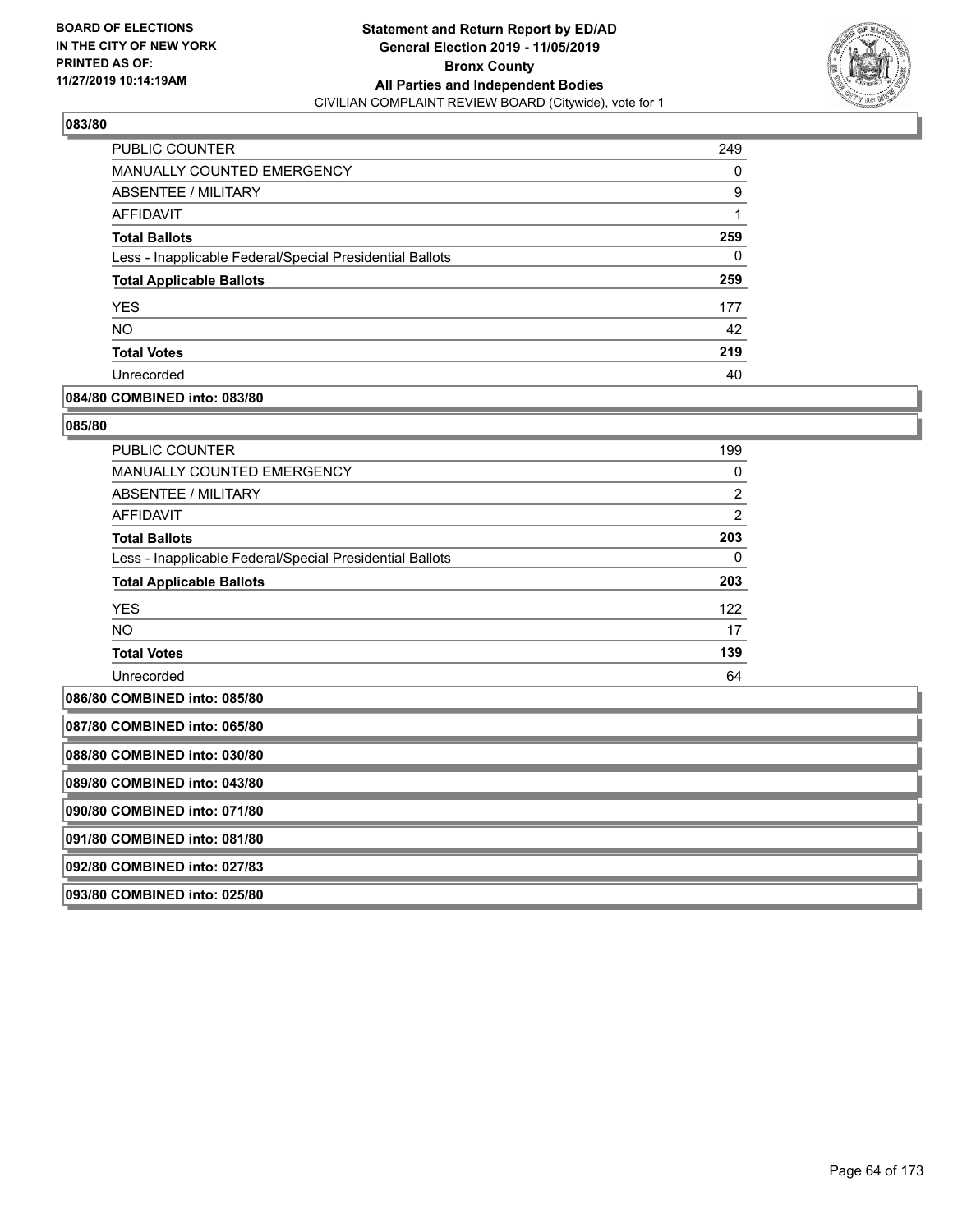### 083/80

| | |
|---|---|
| PUBLIC COUNTER | 249 |
| MANUALLY COUNTED EMERGENCY | 0 |
| ABSENTEE / MILITARY | 9 |
| AFFIDAVIT | 1 |
| **Total Ballots** | **259** |
| Less - Inapplicable Federal/Special Presidential Ballots | 0 |
| **Total Applicable Ballots** | **259** |
| YES | 177 |
| NO | 42 |
| **Total Votes** | **219** |
| Unrecorded | 40 |

### 084/80 COMBINED into: 083/80

### 085/80

| | |
|---|---|
| PUBLIC COUNTER | 199 |
| MANUALLY COUNTED EMERGENCY | 0 |
| ABSENTEE / MILITARY | 2 |
| AFFIDAVIT | 2 |
| **Total Ballots** | **203** |
| Less - Inapplicable Federal/Special Presidential Ballots | 0 |
| **Total Applicable Ballots** | **203** |
| YES | 122 |
| NO | 17 |
| **Total Votes** | **139** |
| Unrecorded | 64 |

### 086/80 COMBINED into: 085/80

### 087/80 COMBINED into: 065/80

### 088/80 COMBINED into: 030/80

### 089/80 COMBINED into: 043/80

### 090/80 COMBINED into: 071/80

### 091/80 COMBINED into: 081/80

### 092/80 COMBINED into: 027/83

### 093/80 COMBINED into: 025/80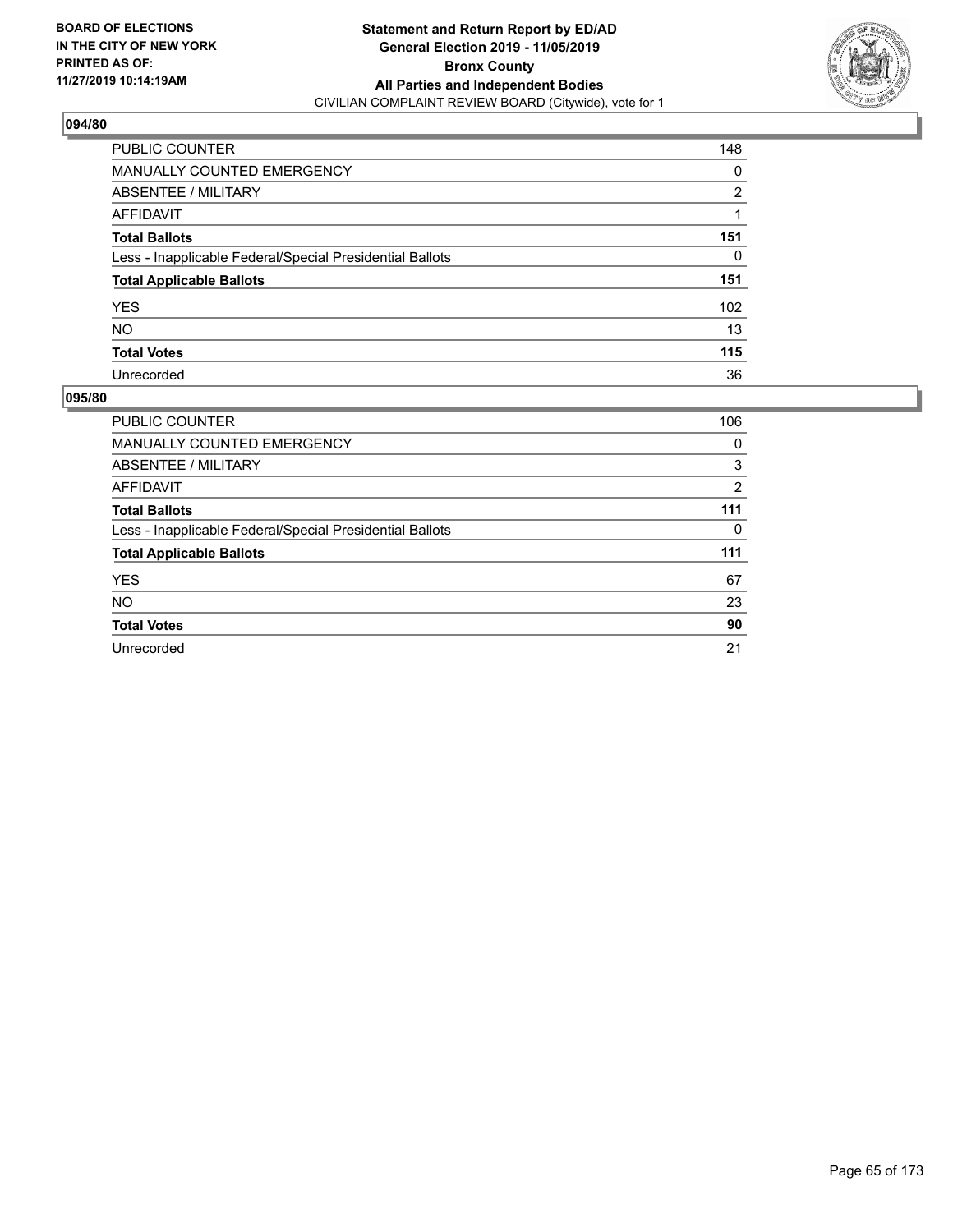BOARD OF ELECTIONS
IN THE CITY OF NEW YORK
PRINTED AS OF:
11/27/2019 10:14:19AM

**Statement and Return Report by ED/AD**
**General Election 2019 - 11/05/2019**
**Bronx County**
**All Parties and Independent Bodies**
CIVILIAN COMPLAINT REVIEW BOARD (Citywide), vote for 1

## 094/80

| | |
|---|---|
| PUBLIC COUNTER | 148 |
| MANUALLY COUNTED EMERGENCY | 0 |
| ABSENTEE / MILITARY | 2 |
| AFFIDAVIT | 1 |
| **Total Ballots** | **151** |
| Less - Inapplicable Federal/Special Presidential Ballots | 0 |
| **Total Applicable Ballots** | **151** |
| YES | 102 |
| NO | 13 |
| **Total Votes** | **115** |
| Unrecorded | 36 |

## 095/80

| | |
|---|---|
| PUBLIC COUNTER | 106 |
| MANUALLY COUNTED EMERGENCY | 0 |
| ABSENTEE / MILITARY | 3 |
| AFFIDAVIT | 2 |
| **Total Ballots** | **111** |
| Less - Inapplicable Federal/Special Presidential Ballots | 0 |
| **Total Applicable Ballots** | **111** |
| YES | 67 |
| NO | 23 |
| **Total Votes** | **90** |
| Unrecorded | 21 |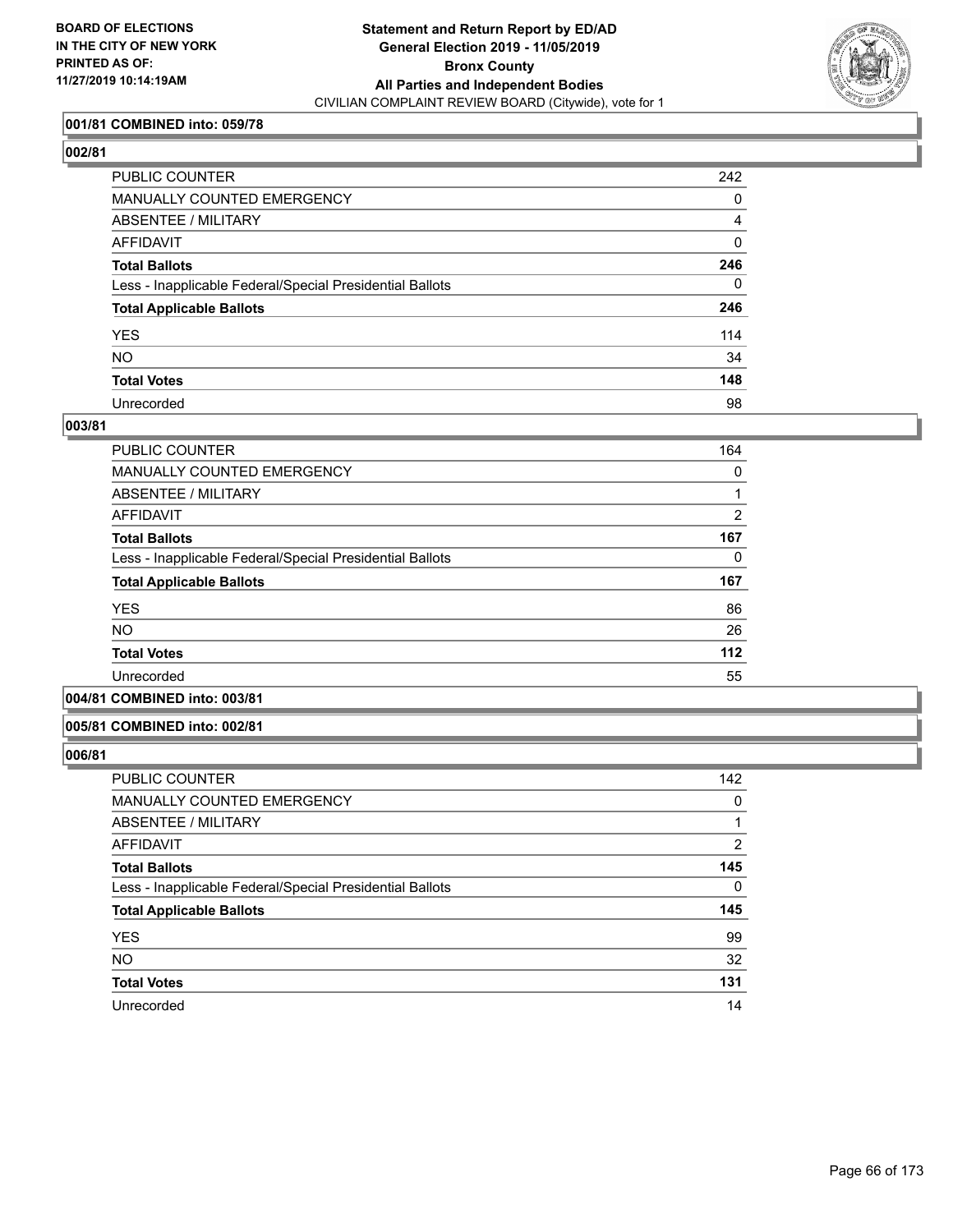BOARD OF ELECTIONS
IN THE CITY OF NEW YORK
PRINTED AS OF:
11/27/2019 10:14:19AM

**Statement and Return Report by ED/AD**
**General Election 2019 - 11/05/2019**
**Bronx County**
**All Parties and Independent Bodies**
CIVILIAN COMPLAINT REVIEW BOARD (Citywide), vote for 1

### 001/81 COMBINED into: 059/78

### 002/81

| | |
|---|---|
| PUBLIC COUNTER | 242 |
| MANUALLY COUNTED EMERGENCY | 0 |
| ABSENTEE / MILITARY | 4 |
| AFFIDAVIT | 0 |
| **Total Ballots** | **246** |
| Less - Inapplicable Federal/Special Presidential Ballots | 0 |
| **Total Applicable Ballots** | **246** |
| YES | 114 |
| NO | 34 |
| **Total Votes** | **148** |
| Unrecorded | 98 |

### 003/81

| | |
|---|---|
| PUBLIC COUNTER | 164 |
| MANUALLY COUNTED EMERGENCY | 0 |
| ABSENTEE / MILITARY | 1 |
| AFFIDAVIT | 2 |
| **Total Ballots** | **167** |
| Less - Inapplicable Federal/Special Presidential Ballots | 0 |
| **Total Applicable Ballots** | **167** |
| YES | 86 |
| NO | 26 |
| **Total Votes** | **112** |
| Unrecorded | 55 |

### 004/81 COMBINED into: 003/81

### 005/81 COMBINED into: 002/81

### 006/81

| | |
|---|---|
| PUBLIC COUNTER | 142 |
| MANUALLY COUNTED EMERGENCY | 0 |
| ABSENTEE / MILITARY | 1 |
| AFFIDAVIT | 2 |
| **Total Ballots** | **145** |
| Less - Inapplicable Federal/Special Presidential Ballots | 0 |
| **Total Applicable Ballots** | **145** |
| YES | 99 |
| NO | 32 |
| **Total Votes** | **131** |
| Unrecorded | 14 |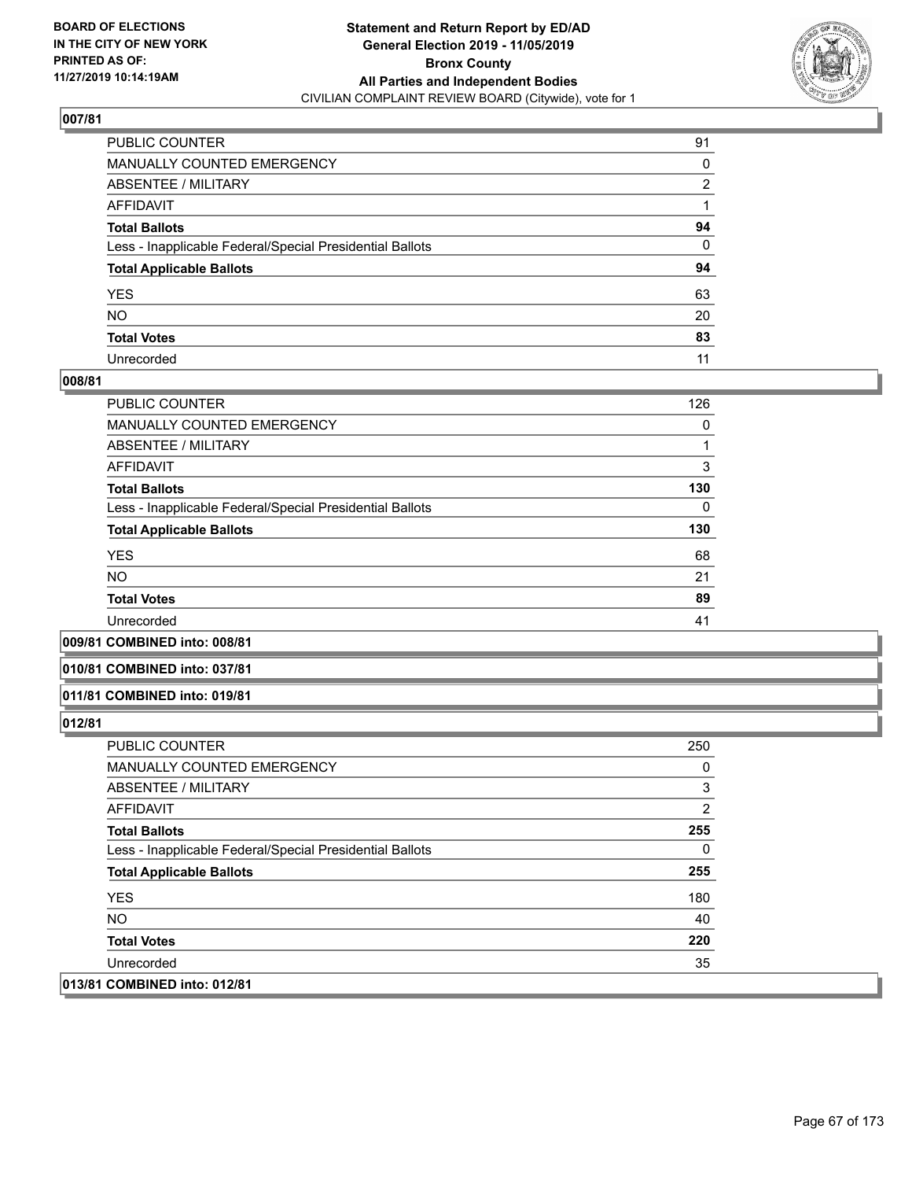### 007/81

| | |
|---|---|
| PUBLIC COUNTER | 91 |
| MANUALLY COUNTED EMERGENCY | 0 |
| ABSENTEE / MILITARY | 2 |
| AFFIDAVIT | 1 |
| **Total Ballots** | **94** |
| Less - Inapplicable Federal/Special Presidential Ballots | 0 |
| **Total Applicable Ballots** | **94** |
| YES | 63 |
| NO | 20 |
| **Total Votes** | **83** |
| Unrecorded | 11 |

### 008/81

| | |
|---|---|
| PUBLIC COUNTER | 126 |
| MANUALLY COUNTED EMERGENCY | 0 |
| ABSENTEE / MILITARY | 1 |
| AFFIDAVIT | 3 |
| **Total Ballots** | **130** |
| Less - Inapplicable Federal/Special Presidential Ballots | 0 |
| **Total Applicable Ballots** | **130** |
| YES | 68 |
| NO | 21 |
| **Total Votes** | **89** |
| Unrecorded | 41 |

### 009/81 COMBINED into: 008/81

### 010/81 COMBINED into: 037/81

### 011/81 COMBINED into: 019/81

### 012/81

| | |
|---|---|
| PUBLIC COUNTER | 250 |
| MANUALLY COUNTED EMERGENCY | 0 |
| ABSENTEE / MILITARY | 3 |
| AFFIDAVIT | 2 |
| **Total Ballots** | **255** |
| Less - Inapplicable Federal/Special Presidential Ballots | 0 |
| **Total Applicable Ballots** | **255** |
| YES | 180 |
| NO | 40 |
| **Total Votes** | **220** |
| Unrecorded | 35 |

### 013/81 COMBINED into: 012/81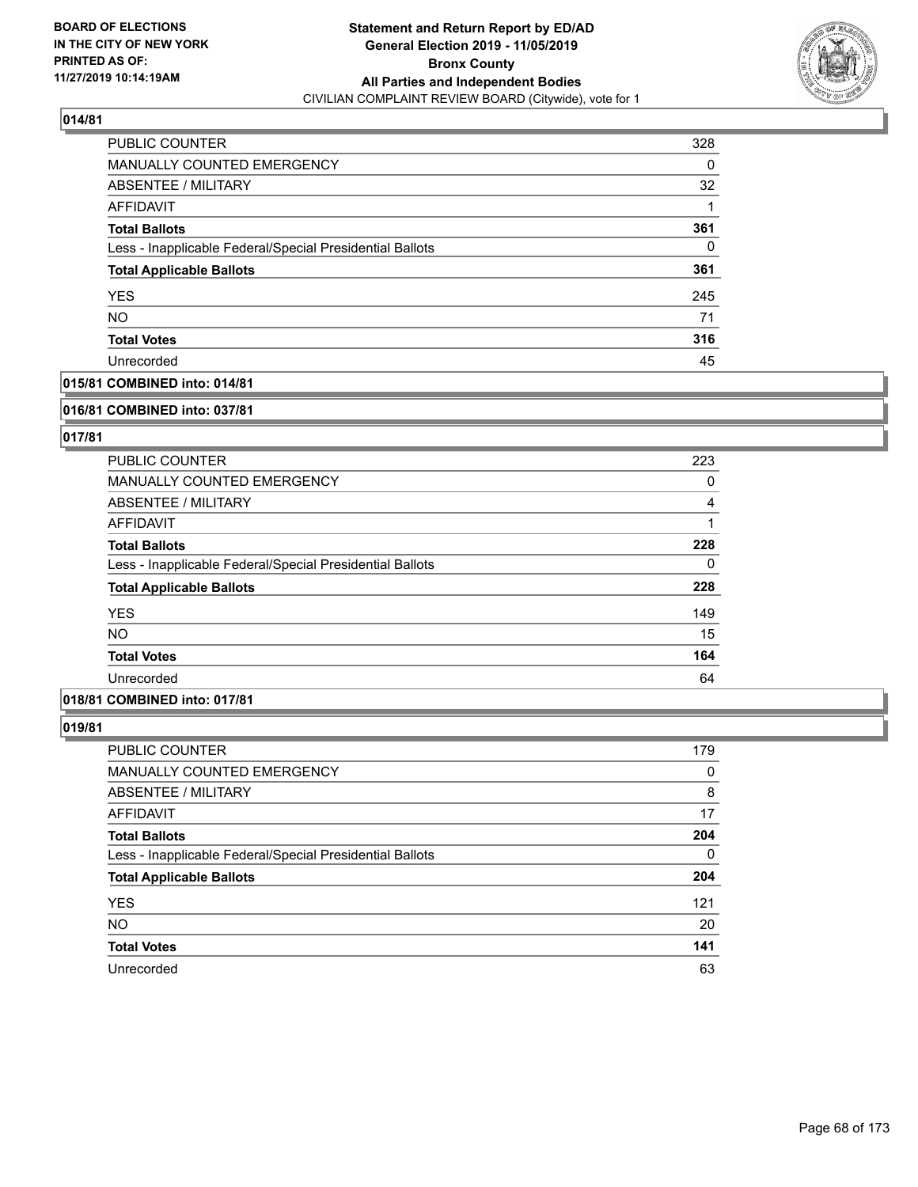**BOARD OF ELECTIONS IN THE CITY OF NEW YORK PRINTED AS OF: 11/27/2019 10:14:19AM**

**Statement and Return Report by ED/AD General Election 2019 - 11/05/2019 Bronx County All Parties and Independent Bodies**

CIVILIAN COMPLAINT REVIEW BOARD (Citywide), vote for 1

### 014/81

| | |
|---|---|
| PUBLIC COUNTER | 328 |
| MANUALLY COUNTED EMERGENCY | 0 |
| ABSENTEE / MILITARY | 32 |
| AFFIDAVIT | 1 |
| **Total Ballots** | **361** |
| Less - Inapplicable Federal/Special Presidential Ballots | 0 |
| **Total Applicable Ballots** | **361** |
| YES | 245 |
| NO | 71 |
| **Total Votes** | **316** |
| Unrecorded | 45 |

### 015/81 COMBINED into: 014/81

### 016/81 COMBINED into: 037/81

### 017/81

| | |
|---|---|
| PUBLIC COUNTER | 223 |
| MANUALLY COUNTED EMERGENCY | 0 |
| ABSENTEE / MILITARY | 4 |
| AFFIDAVIT | 1 |
| **Total Ballots** | **228** |
| Less - Inapplicable Federal/Special Presidential Ballots | 0 |
| **Total Applicable Ballots** | **228** |
| YES | 149 |
| NO | 15 |
| **Total Votes** | **164** |
| Unrecorded | 64 |

### 018/81 COMBINED into: 017/81

### 019/81

| | |
|---|---|
| PUBLIC COUNTER | 179 |
| MANUALLY COUNTED EMERGENCY | 0 |
| ABSENTEE / MILITARY | 8 |
| AFFIDAVIT | 17 |
| **Total Ballots** | **204** |
| Less - Inapplicable Federal/Special Presidential Ballots | 0 |
| **Total Applicable Ballots** | **204** |
| YES | 121 |
| NO | 20 |
| **Total Votes** | **141** |
| Unrecorded | 63 |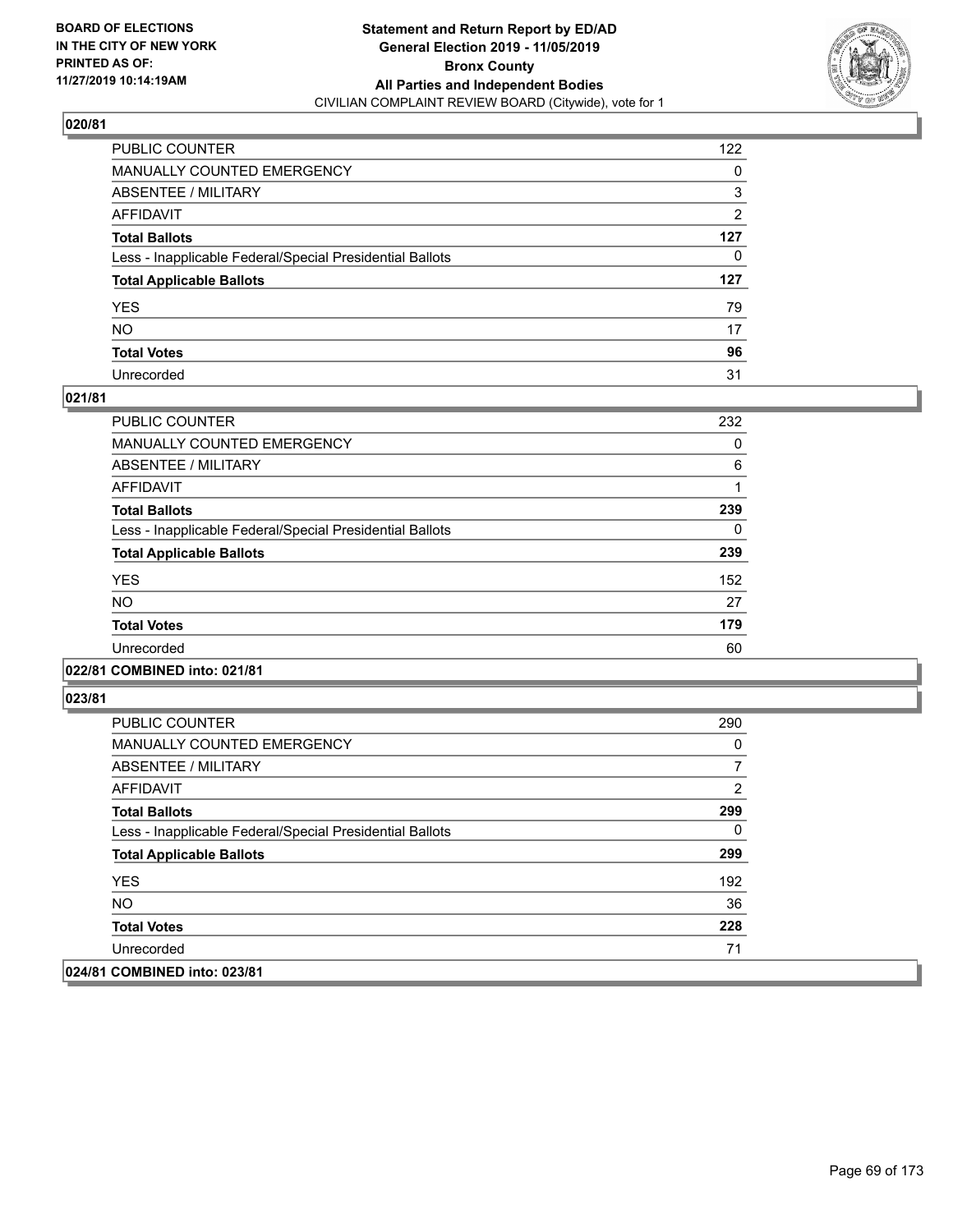## 020/81

| | |
|---|---|
| PUBLIC COUNTER | 122 |
| MANUALLY COUNTED EMERGENCY | 0 |
| ABSENTEE / MILITARY | 3 |
| AFFIDAVIT | 2 |
| **Total Ballots** | **127** |
| Less - Inapplicable Federal/Special Presidential Ballots | 0 |
| **Total Applicable Ballots** | **127** |
| YES | 79 |
| NO | 17 |
| **Total Votes** | **96** |
| Unrecorded | 31 |

## 021/81

| | |
|---|---|
| PUBLIC COUNTER | 232 |
| MANUALLY COUNTED EMERGENCY | 0 |
| ABSENTEE / MILITARY | 6 |
| AFFIDAVIT | 1 |
| **Total Ballots** | **239** |
| Less - Inapplicable Federal/Special Presidential Ballots | 0 |
| **Total Applicable Ballots** | **239** |
| YES | 152 |
| NO | 27 |
| **Total Votes** | **179** |
| Unrecorded | 60 |

## 022/81 COMBINED into: 021/81

## 023/81

| | |
|---|---|
| PUBLIC COUNTER | 290 |
| MANUALLY COUNTED EMERGENCY | 0 |
| ABSENTEE / MILITARY | 7 |
| AFFIDAVIT | 2 |
| **Total Ballots** | **299** |
| Less - Inapplicable Federal/Special Presidential Ballots | 0 |
| **Total Applicable Ballots** | **299** |
| YES | 192 |
| NO | 36 |
| **Total Votes** | **228** |
| Unrecorded | 71 |

## 024/81 COMBINED into: 023/81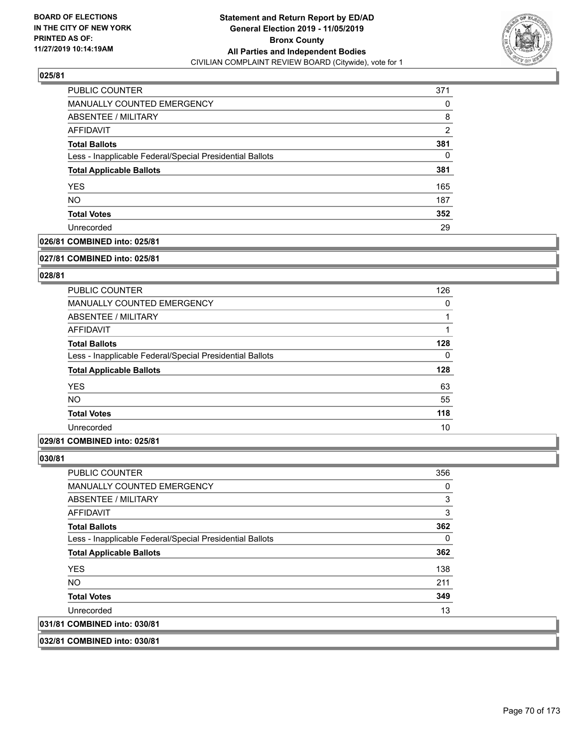**BOARD OF ELECTIONS IN THE CITY OF NEW YORK PRINTED AS OF: 11/27/2019 10:14:19AM**

# Statement and Return Report by ED/AD
## General Election 2019 - 11/05/2019
## Bronx County
## All Parties and Independent Bodies
CIVILIAN COMPLAINT REVIEW BOARD (Citywide), vote for 1

### 025/81

| | |
|---|---|
| PUBLIC COUNTER | 371 |
| MANUALLY COUNTED EMERGENCY | 0 |
| ABSENTEE / MILITARY | 8 |
| AFFIDAVIT | 2 |
| **Total Ballots** | **381** |
| Less - Inapplicable Federal/Special Presidential Ballots | 0 |
| **Total Applicable Ballots** | **381** |
| YES | 165 |
| NO | 187 |
| **Total Votes** | **352** |
| Unrecorded | 29 |

**026/81 COMBINED into: 025/81**

**027/81 COMBINED into: 025/81**

### 028/81

| | |
|---|---|
| PUBLIC COUNTER | 126 |
| MANUALLY COUNTED EMERGENCY | 0 |
| ABSENTEE / MILITARY | 1 |
| AFFIDAVIT | 1 |
| **Total Ballots** | **128** |
| Less - Inapplicable Federal/Special Presidential Ballots | 0 |
| **Total Applicable Ballots** | **128** |
| YES | 63 |
| NO | 55 |
| **Total Votes** | **118** |
| Unrecorded | 10 |

**029/81 COMBINED into: 025/81**

### 030/81

| | |
|---|---|
| PUBLIC COUNTER | 356 |
| MANUALLY COUNTED EMERGENCY | 0 |
| ABSENTEE / MILITARY | 3 |
| AFFIDAVIT | 3 |
| **Total Ballots** | **362** |
| Less - Inapplicable Federal/Special Presidential Ballots | 0 |
| **Total Applicable Ballots** | **362** |
| YES | 138 |
| NO | 211 |
| **Total Votes** | **349** |
| Unrecorded | 13 |

**031/81 COMBINED into: 030/81**

**032/81 COMBINED into: 030/81**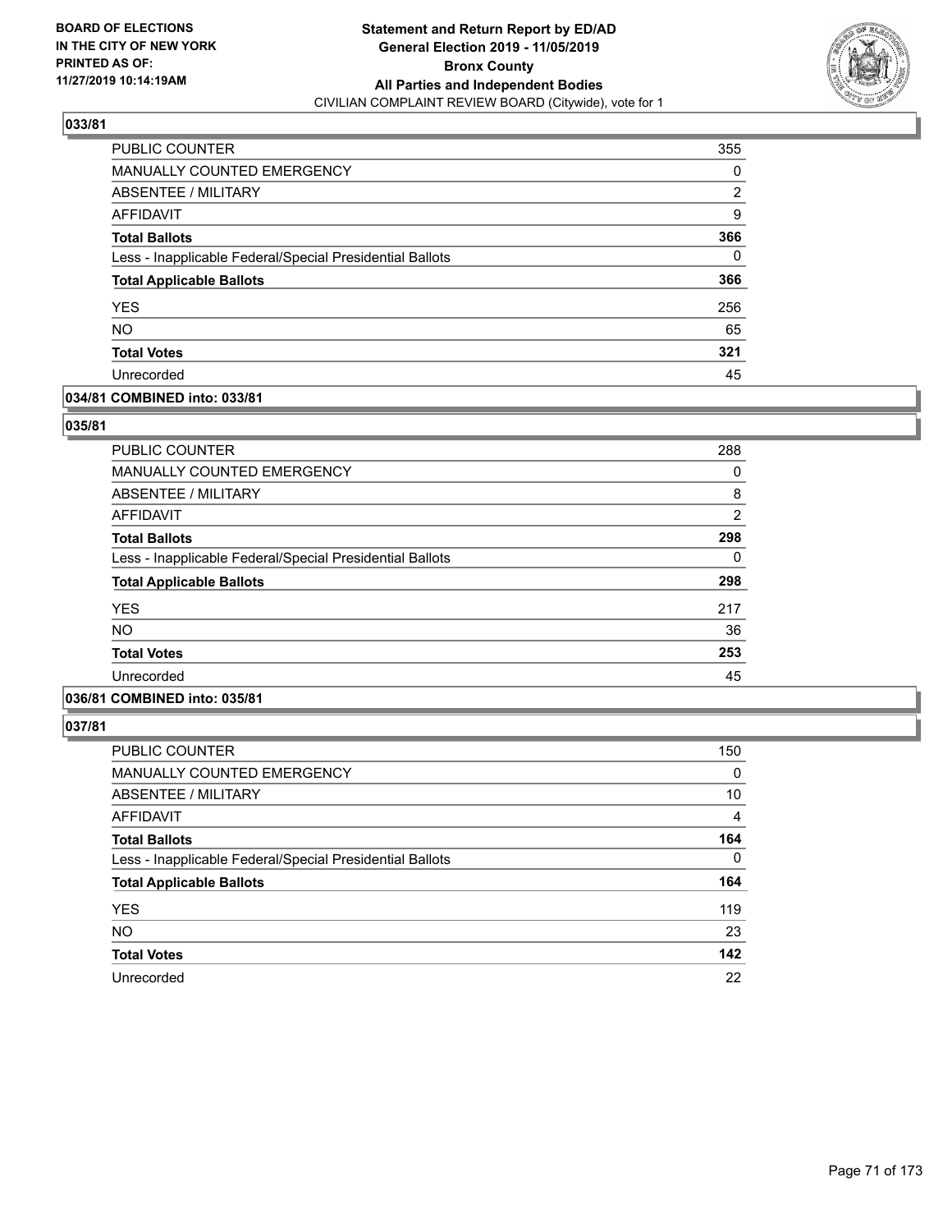**Statement and Return Report by ED/AD**
**General Election 2019 - 11/05/2019**
**Bronx County**
**All Parties and Independent Bodies**
CIVILIAN COMPLAINT REVIEW BOARD (Citywide), vote for 1

BOARD OF ELECTIONS
IN THE CITY OF NEW YORK
PRINTED AS OF:
11/27/2019 10:14:19AM

## 033/81

| | |
|---|---|
| PUBLIC COUNTER | 355 |
| MANUALLY COUNTED EMERGENCY | 0 |
| ABSENTEE / MILITARY | 2 |
| AFFIDAVIT | 9 |
| **Total Ballots** | **366** |
| Less - Inapplicable Federal/Special Presidential Ballots | 0 |
| **Total Applicable Ballots** | **366** |
| YES | 256 |
| NO | 65 |
| **Total Votes** | **321** |
| Unrecorded | 45 |

## 034/81 COMBINED into: 033/81

## 035/81

| | |
|---|---|
| PUBLIC COUNTER | 288 |
| MANUALLY COUNTED EMERGENCY | 0 |
| ABSENTEE / MILITARY | 8 |
| AFFIDAVIT | 2 |
| **Total Ballots** | **298** |
| Less - Inapplicable Federal/Special Presidential Ballots | 0 |
| **Total Applicable Ballots** | **298** |
| YES | 217 |
| NO | 36 |
| **Total Votes** | **253** |
| Unrecorded | 45 |

## 036/81 COMBINED into: 035/81

## 037/81

| | |
|---|---|
| PUBLIC COUNTER | 150 |
| MANUALLY COUNTED EMERGENCY | 0 |
| ABSENTEE / MILITARY | 10 |
| AFFIDAVIT | 4 |
| **Total Ballots** | **164** |
| Less - Inapplicable Federal/Special Presidential Ballots | 0 |
| **Total Applicable Ballots** | **164** |
| YES | 119 |
| NO | 23 |
| **Total Votes** | **142** |
| Unrecorded | 22 |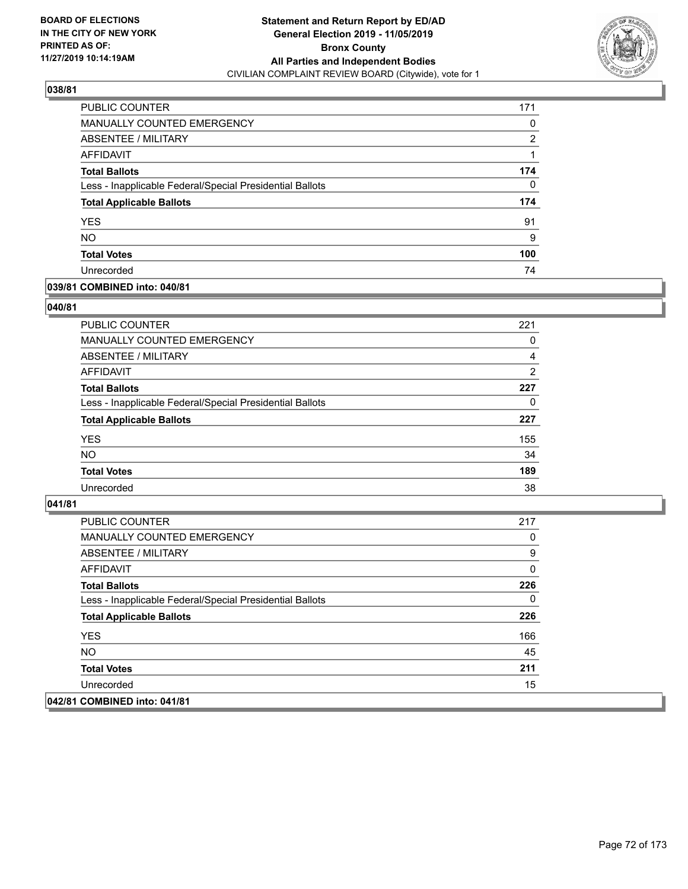**Statement and Return Report by ED/AD**
**General Election 2019 - 11/05/2019**
**Bronx County**
**All Parties and Independent Bodies**
CIVILIAN COMPLAINT REVIEW BOARD (Citywide), vote for 1

BOARD OF ELECTIONS IN THE CITY OF NEW YORK PRINTED AS OF: 11/27/2019 10:14:19AM

**038/81**

| | |
|---|---|
| PUBLIC COUNTER | 171 |
| MANUALLY COUNTED EMERGENCY | 0 |
| ABSENTEE / MILITARY | 2 |
| AFFIDAVIT | 1 |
| **Total Ballots** | **174** |
| Less - Inapplicable Federal/Special Presidential Ballots | 0 |
| **Total Applicable Ballots** | **174** |
| YES | 91 |
| NO | 9 |
| **Total Votes** | **100** |
| Unrecorded | 74 |

**039/81 COMBINED into: 040/81**

**040/81**

| | |
|---|---|
| PUBLIC COUNTER | 221 |
| MANUALLY COUNTED EMERGENCY | 0 |
| ABSENTEE / MILITARY | 4 |
| AFFIDAVIT | 2 |
| **Total Ballots** | **227** |
| Less - Inapplicable Federal/Special Presidential Ballots | 0 |
| **Total Applicable Ballots** | **227** |
| YES | 155 |
| NO | 34 |
| **Total Votes** | **189** |
| Unrecorded | 38 |

**041/81**

| | |
|---|---|
| PUBLIC COUNTER | 217 |
| MANUALLY COUNTED EMERGENCY | 0 |
| ABSENTEE / MILITARY | 9 |
| AFFIDAVIT | 0 |
| **Total Ballots** | **226** |
| Less - Inapplicable Federal/Special Presidential Ballots | 0 |
| **Total Applicable Ballots** | **226** |
| YES | 166 |
| NO | 45 |
| **Total Votes** | **211** |
| Unrecorded | 15 |

**042/81 COMBINED into: 041/81**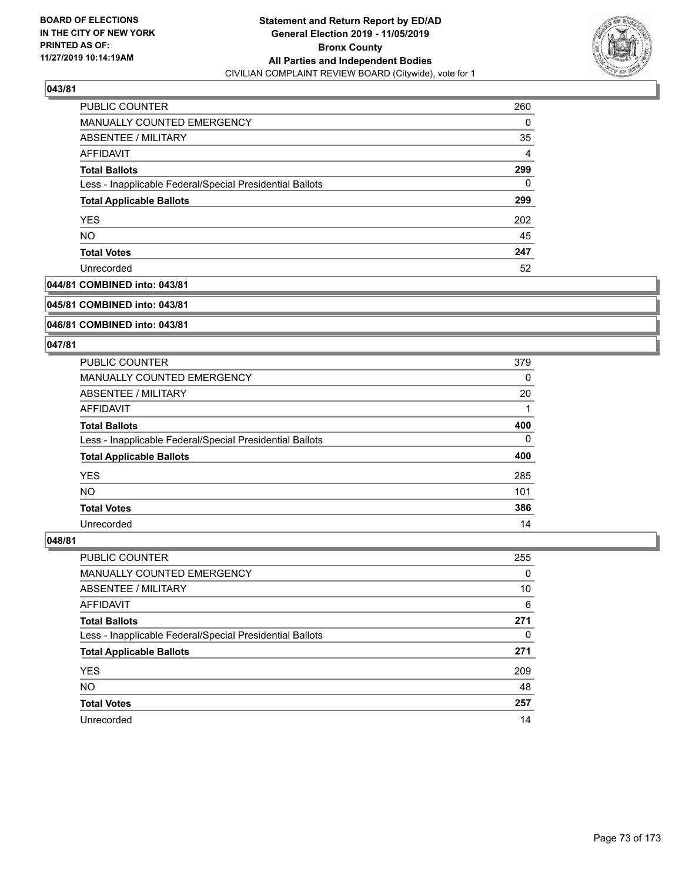**BOARD OF ELECTIONS IN THE CITY OF NEW YORK PRINTED AS OF: 11/27/2019 10:14:19AM**

**Statement and Return Report by ED/AD General Election 2019 - 11/05/2019 Bronx County All Parties and Independent Bodies**
CIVILIAN COMPLAINT REVIEW BOARD (Citywide), vote for 1

### 043/81

| | |
|---|---|
| PUBLIC COUNTER | 260 |
| MANUALLY COUNTED EMERGENCY | 0 |
| ABSENTEE / MILITARY | 35 |
| AFFIDAVIT | 4 |
| **Total Ballots** | **299** |
| Less - Inapplicable Federal/Special Presidential Ballots | 0 |
| **Total Applicable Ballots** | **299** |
| YES | 202 |
| NO | 45 |
| **Total Votes** | **247** |
| Unrecorded | 52 |

### 044/81 COMBINED into: 043/81

### 045/81 COMBINED into: 043/81

### 046/81 COMBINED into: 043/81

### 047/81

| | |
|---|---|
| PUBLIC COUNTER | 379 |
| MANUALLY COUNTED EMERGENCY | 0 |
| ABSENTEE / MILITARY | 20 |
| AFFIDAVIT | 1 |
| **Total Ballots** | **400** |
| Less - Inapplicable Federal/Special Presidential Ballots | 0 |
| **Total Applicable Ballots** | **400** |
| YES | 285 |
| NO | 101 |
| **Total Votes** | **386** |
| Unrecorded | 14 |

### 048/81

| | |
|---|---|
| PUBLIC COUNTER | 255 |
| MANUALLY COUNTED EMERGENCY | 0 |
| ABSENTEE / MILITARY | 10 |
| AFFIDAVIT | 6 |
| **Total Ballots** | **271** |
| Less - Inapplicable Federal/Special Presidential Ballots | 0 |
| **Total Applicable Ballots** | **271** |
| YES | 209 |
| NO | 48 |
| **Total Votes** | **257** |
| Unrecorded | 14 |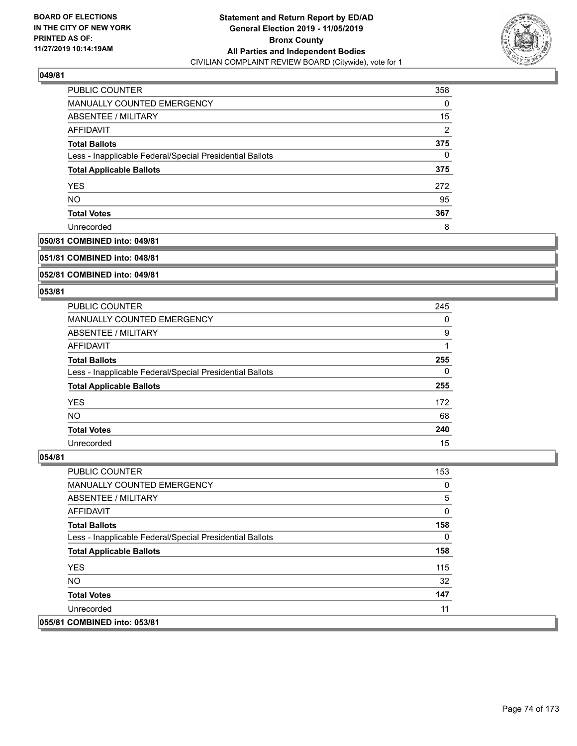### 049/81

| | |
|---|---|
| PUBLIC COUNTER | 358 |
| MANUALLY COUNTED EMERGENCY | 0 |
| ABSENTEE / MILITARY | 15 |
| AFFIDAVIT | 2 |
| **Total Ballots** | **375** |
| Less - Inapplicable Federal/Special Presidential Ballots | 0 |
| **Total Applicable Ballots** | **375** |
| YES | 272 |
| NO | 95 |
| **Total Votes** | **367** |
| Unrecorded | 8 |

### 050/81 COMBINED into: 049/81

### 051/81 COMBINED into: 048/81

### 052/81 COMBINED into: 049/81

### 053/81

| | |
|---|---|
| PUBLIC COUNTER | 245 |
| MANUALLY COUNTED EMERGENCY | 0 |
| ABSENTEE / MILITARY | 9 |
| AFFIDAVIT | 1 |
| **Total Ballots** | **255** |
| Less - Inapplicable Federal/Special Presidential Ballots | 0 |
| **Total Applicable Ballots** | **255** |
| YES | 172 |
| NO | 68 |
| **Total Votes** | **240** |
| Unrecorded | 15 |

### 054/81

| | |
|---|---|
| PUBLIC COUNTER | 153 |
| MANUALLY COUNTED EMERGENCY | 0 |
| ABSENTEE / MILITARY | 5 |
| AFFIDAVIT | 0 |
| **Total Ballots** | **158** |
| Less - Inapplicable Federal/Special Presidential Ballots | 0 |
| **Total Applicable Ballots** | **158** |
| YES | 115 |
| NO | 32 |
| **Total Votes** | **147** |
| Unrecorded | 11 |

### 055/81 COMBINED into: 053/81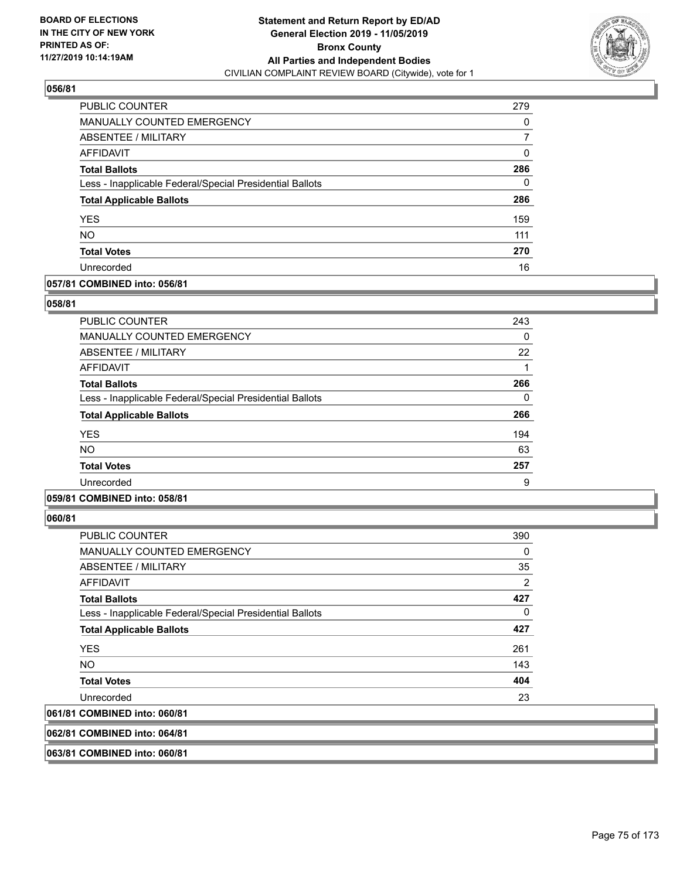**Statement and Return Report by ED/AD**
**General Election 2019 - 11/05/2019**
**Bronx County**
**All Parties and Independent Bodies**
CIVILIAN COMPLAINT REVIEW BOARD (Citywide), vote for 1

BOARD OF ELECTIONS IN THE CITY OF NEW YORK PRINTED AS OF: 11/27/2019 10:14:19AM

### 056/81

| | |
|---|---|
| PUBLIC COUNTER | 279 |
| MANUALLY COUNTED EMERGENCY | 0 |
| ABSENTEE / MILITARY | 7 |
| AFFIDAVIT | 0 |
| **Total Ballots** | **286** |
| Less - Inapplicable Federal/Special Presidential Ballots | 0 |
| **Total Applicable Ballots** | **286** |
| YES | 159 |
| NO | 111 |
| **Total Votes** | **270** |
| Unrecorded | 16 |

### 057/81 COMBINED into: 056/81

### 058/81

| | |
|---|---|
| PUBLIC COUNTER | 243 |
| MANUALLY COUNTED EMERGENCY | 0 |
| ABSENTEE / MILITARY | 22 |
| AFFIDAVIT | 1 |
| **Total Ballots** | **266** |
| Less - Inapplicable Federal/Special Presidential Ballots | 0 |
| **Total Applicable Ballots** | **266** |
| YES | 194 |
| NO | 63 |
| **Total Votes** | **257** |
| Unrecorded | 9 |

### 059/81 COMBINED into: 058/81

### 060/81

| | |
|---|---|
| PUBLIC COUNTER | 390 |
| MANUALLY COUNTED EMERGENCY | 0 |
| ABSENTEE / MILITARY | 35 |
| AFFIDAVIT | 2 |
| **Total Ballots** | **427** |
| Less - Inapplicable Federal/Special Presidential Ballots | 0 |
| **Total Applicable Ballots** | **427** |
| YES | 261 |
| NO | 143 |
| **Total Votes** | **404** |
| Unrecorded | 23 |

### 061/81 COMBINED into: 060/81

### 062/81 COMBINED into: 064/81

### 063/81 COMBINED into: 060/81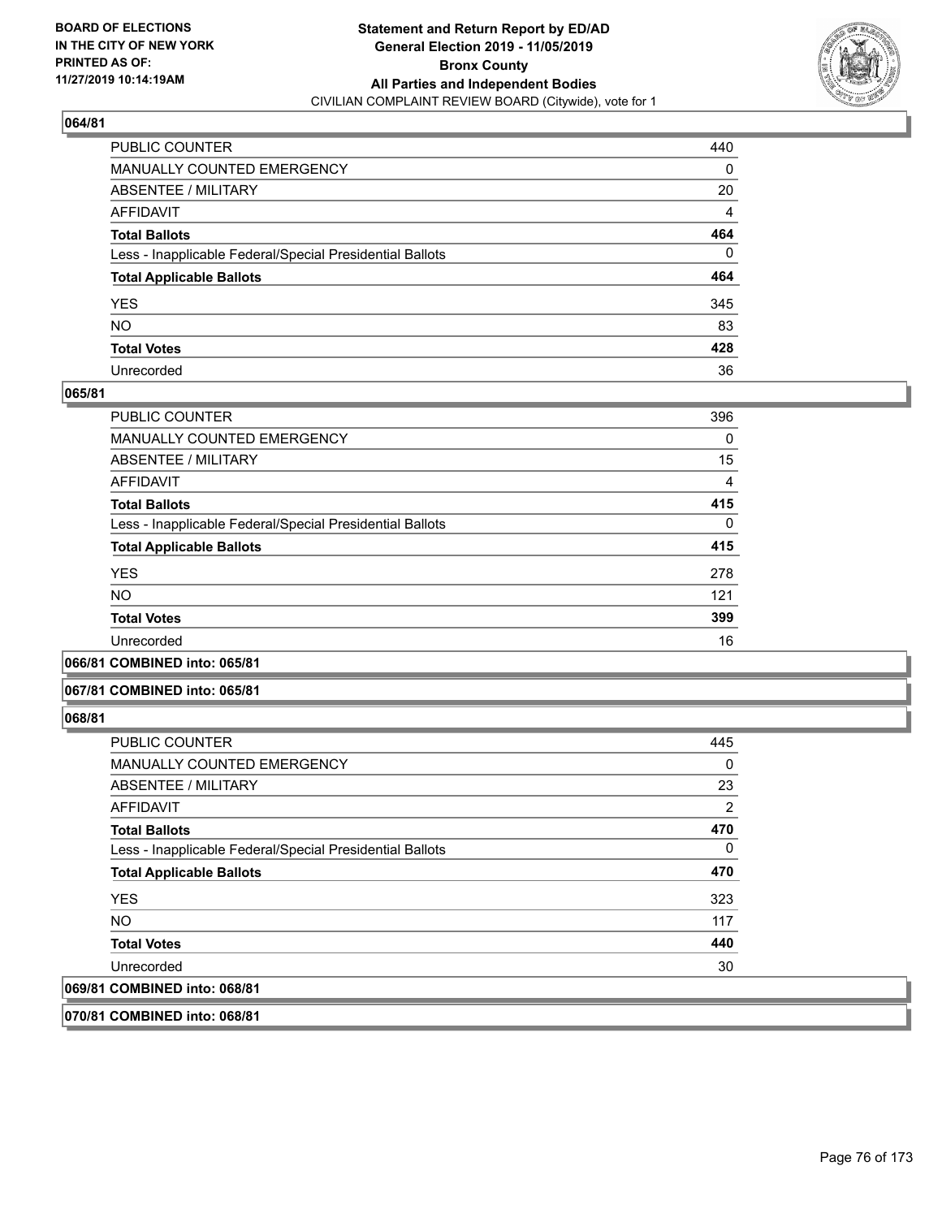### 064/81

| | |
|---|---|
| PUBLIC COUNTER | 440 |
| MANUALLY COUNTED EMERGENCY | 0 |
| ABSENTEE / MILITARY | 20 |
| AFFIDAVIT | 4 |
| **Total Ballots** | **464** |
| Less - Inapplicable Federal/Special Presidential Ballots | 0 |
| **Total Applicable Ballots** | **464** |
| YES | 345 |
| NO | 83 |
| **Total Votes** | **428** |
| Unrecorded | 36 |

### 065/81

| | |
|---|---|
| PUBLIC COUNTER | 396 |
| MANUALLY COUNTED EMERGENCY | 0 |
| ABSENTEE / MILITARY | 15 |
| AFFIDAVIT | 4 |
| **Total Ballots** | **415** |
| Less - Inapplicable Federal/Special Presidential Ballots | 0 |
| **Total Applicable Ballots** | **415** |
| YES | 278 |
| NO | 121 |
| **Total Votes** | **399** |
| Unrecorded | 16 |

### 066/81 COMBINED into: 065/81

### 067/81 COMBINED into: 065/81

### 068/81

| | |
|---|---|
| PUBLIC COUNTER | 445 |
| MANUALLY COUNTED EMERGENCY | 0 |
| ABSENTEE / MILITARY | 23 |
| AFFIDAVIT | 2 |
| **Total Ballots** | **470** |
| Less - Inapplicable Federal/Special Presidential Ballots | 0 |
| **Total Applicable Ballots** | **470** |
| YES | 323 |
| NO | 117 |
| **Total Votes** | **440** |
| Unrecorded | 30 |

### 069/81 COMBINED into: 068/81

### 070/81 COMBINED into: 068/81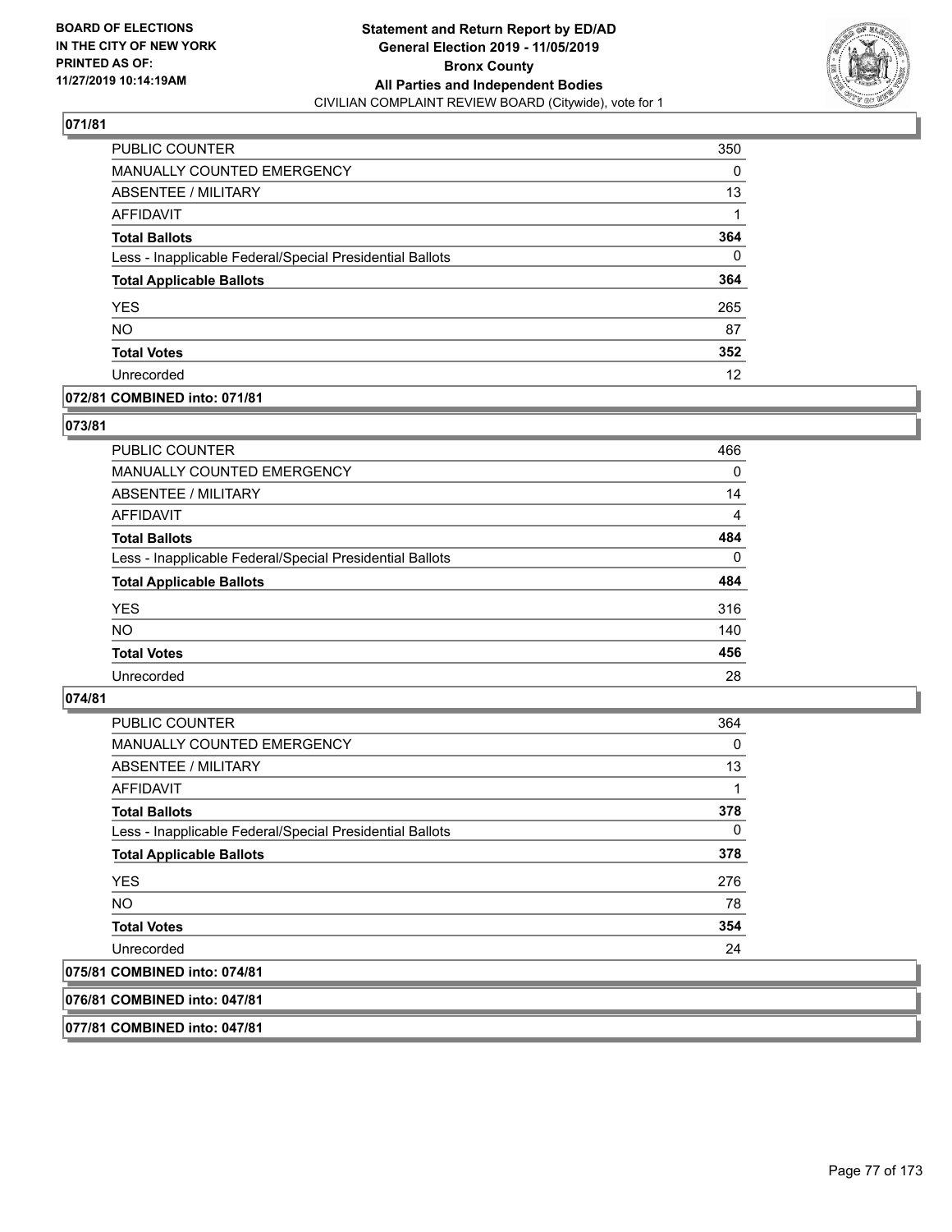**Statement and Return Report by ED/AD**
**General Election 2019 - 11/05/2019**
**Bronx County**
**All Parties and Independent Bodies**
CIVILIAN COMPLAINT REVIEW BOARD (Citywide), vote for 1

BOARD OF ELECTIONS
IN THE CITY OF NEW YORK
PRINTED AS OF:
11/27/2019 10:14:19AM

**071/81**

| | |
|---|---|
| PUBLIC COUNTER | 350 |
| MANUALLY COUNTED EMERGENCY | 0 |
| ABSENTEE / MILITARY | 13 |
| AFFIDAVIT | 1 |
| **Total Ballots** | **364** |
| Less - Inapplicable Federal/Special Presidential Ballots | 0 |
| **Total Applicable Ballots** | **364** |
| YES | 265 |
| NO | 87 |
| **Total Votes** | **352** |
| Unrecorded | 12 |

**072/81 COMBINED into: 071/81**

**073/81**

| | |
|---|---|
| PUBLIC COUNTER | 466 |
| MANUALLY COUNTED EMERGENCY | 0 |
| ABSENTEE / MILITARY | 14 |
| AFFIDAVIT | 4 |
| **Total Ballots** | **484** |
| Less - Inapplicable Federal/Special Presidential Ballots | 0 |
| **Total Applicable Ballots** | **484** |
| YES | 316 |
| NO | 140 |
| **Total Votes** | **456** |
| Unrecorded | 28 |

**074/81**

| | |
|---|---|
| PUBLIC COUNTER | 364 |
| MANUALLY COUNTED EMERGENCY | 0 |
| ABSENTEE / MILITARY | 13 |
| AFFIDAVIT | 1 |
| **Total Ballots** | **378** |
| Less - Inapplicable Federal/Special Presidential Ballots | 0 |
| **Total Applicable Ballots** | **378** |
| YES | 276 |
| NO | 78 |
| **Total Votes** | **354** |
| Unrecorded | 24 |

**075/81 COMBINED into: 074/81**

**076/81 COMBINED into: 047/81**

**077/81 COMBINED into: 047/81**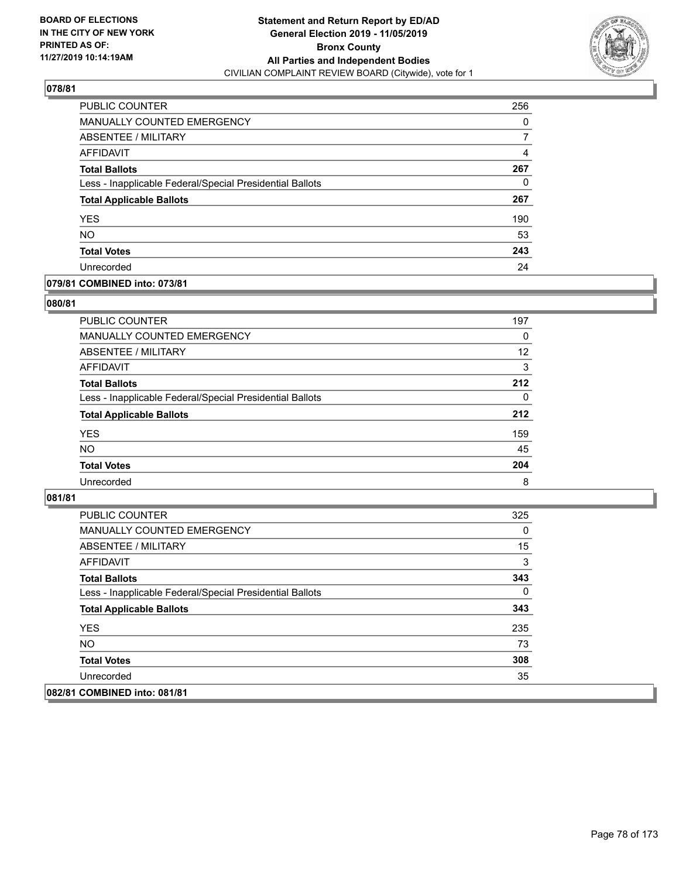BOARD OF ELECTIONS
IN THE CITY OF NEW YORK
PRINTED AS OF:
11/27/2019 10:14:19AM

**Statement and Return Report by ED/AD**
**General Election 2019 - 11/05/2019**
**Bronx County**
**All Parties and Independent Bodies**
CIVILIAN COMPLAINT REVIEW BOARD (Citywide), vote for 1

### 078/81

| | |
|---|---|
| PUBLIC COUNTER | 256 |
| MANUALLY COUNTED EMERGENCY | 0 |
| ABSENTEE / MILITARY | 7 |
| AFFIDAVIT | 4 |
| **Total Ballots** | **267** |
| Less - Inapplicable Federal/Special Presidential Ballots | 0 |
| **Total Applicable Ballots** | **267** |
| YES | 190 |
| NO | 53 |
| **Total Votes** | **243** |
| Unrecorded | 24 |

### 079/81 COMBINED into: 073/81

### 080/81

| | |
|---|---|
| PUBLIC COUNTER | 197 |
| MANUALLY COUNTED EMERGENCY | 0 |
| ABSENTEE / MILITARY | 12 |
| AFFIDAVIT | 3 |
| **Total Ballots** | **212** |
| Less - Inapplicable Federal/Special Presidential Ballots | 0 |
| **Total Applicable Ballots** | **212** |
| YES | 159 |
| NO | 45 |
| **Total Votes** | **204** |
| Unrecorded | 8 |

### 081/81

| | |
|---|---|
| PUBLIC COUNTER | 325 |
| MANUALLY COUNTED EMERGENCY | 0 |
| ABSENTEE / MILITARY | 15 |
| AFFIDAVIT | 3 |
| **Total Ballots** | **343** |
| Less - Inapplicable Federal/Special Presidential Ballots | 0 |
| **Total Applicable Ballots** | **343** |
| YES | 235 |
| NO | 73 |
| **Total Votes** | **308** |
| Unrecorded | 35 |

### 082/81 COMBINED into: 081/81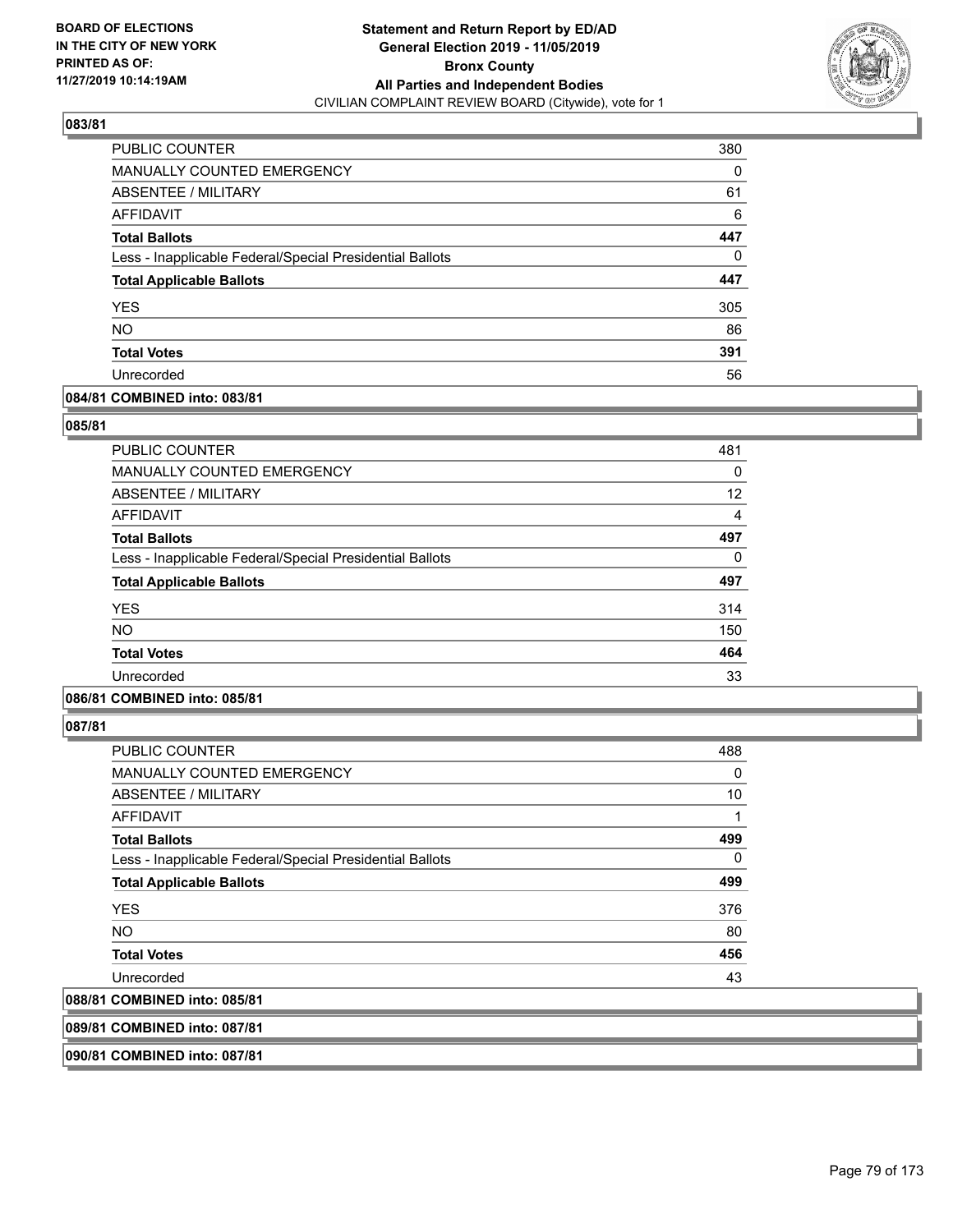**Statement and Return Report by ED/AD**
**General Election 2019 - 11/05/2019**
**Bronx County**
**All Parties and Independent Bodies**
CIVILIAN COMPLAINT REVIEW BOARD (Citywide), vote for 1

BOARD OF ELECTIONS IN THE CITY OF NEW YORK PRINTED AS OF: 11/27/2019 10:14:19AM

### 083/81

| | |
|---|---|
| PUBLIC COUNTER | 380 |
| MANUALLY COUNTED EMERGENCY | 0 |
| ABSENTEE / MILITARY | 61 |
| AFFIDAVIT | 6 |
| **Total Ballots** | **447** |
| Less - Inapplicable Federal/Special Presidential Ballots | 0 |
| **Total Applicable Ballots** | **447** |
| YES | 305 |
| NO | 86 |
| **Total Votes** | **391** |
| Unrecorded | 56 |

**084/81 COMBINED into: 083/81**

### 085/81

| | |
|---|---|
| PUBLIC COUNTER | 481 |
| MANUALLY COUNTED EMERGENCY | 0 |
| ABSENTEE / MILITARY | 12 |
| AFFIDAVIT | 4 |
| **Total Ballots** | **497** |
| Less - Inapplicable Federal/Special Presidential Ballots | 0 |
| **Total Applicable Ballots** | **497** |
| YES | 314 |
| NO | 150 |
| **Total Votes** | **464** |
| Unrecorded | 33 |

**086/81 COMBINED into: 085/81**

### 087/81

| | |
|---|---|
| PUBLIC COUNTER | 488 |
| MANUALLY COUNTED EMERGENCY | 0 |
| ABSENTEE / MILITARY | 10 |
| AFFIDAVIT | 1 |
| **Total Ballots** | **499** |
| Less - Inapplicable Federal/Special Presidential Ballots | 0 |
| **Total Applicable Ballots** | **499** |
| YES | 376 |
| NO | 80 |
| **Total Votes** | **456** |
| Unrecorded | 43 |

**088/81 COMBINED into: 085/81**

**089/81 COMBINED into: 087/81**

**090/81 COMBINED into: 087/81**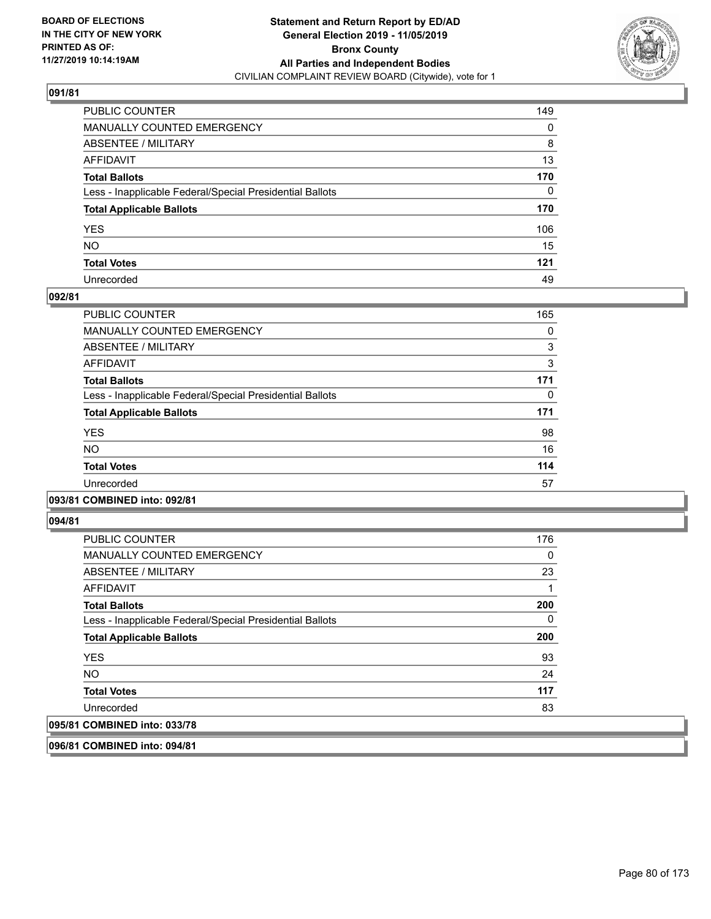## 091/81

| | |
|---|---|
| PUBLIC COUNTER | 149 |
| MANUALLY COUNTED EMERGENCY | 0 |
| ABSENTEE / MILITARY | 8 |
| AFFIDAVIT | 13 |
| **Total Ballots** | **170** |
| Less - Inapplicable Federal/Special Presidential Ballots | 0 |
| **Total Applicable Ballots** | **170** |
| YES | 106 |
| NO | 15 |
| **Total Votes** | **121** |
| Unrecorded | 49 |

## 092/81

| | |
|---|---|
| PUBLIC COUNTER | 165 |
| MANUALLY COUNTED EMERGENCY | 0 |
| ABSENTEE / MILITARY | 3 |
| AFFIDAVIT | 3 |
| **Total Ballots** | **171** |
| Less - Inapplicable Federal/Special Presidential Ballots | 0 |
| **Total Applicable Ballots** | **171** |
| YES | 98 |
| NO | 16 |
| **Total Votes** | **114** |
| Unrecorded | 57 |

## 093/81 COMBINED into: 092/81

## 094/81

| | |
|---|---|
| PUBLIC COUNTER | 176 |
| MANUALLY COUNTED EMERGENCY | 0 |
| ABSENTEE / MILITARY | 23 |
| AFFIDAVIT | 1 |
| **Total Ballots** | **200** |
| Less - Inapplicable Federal/Special Presidential Ballots | 0 |
| **Total Applicable Ballots** | **200** |
| YES | 93 |
| NO | 24 |
| **Total Votes** | **117** |
| Unrecorded | 83 |

## 095/81 COMBINED into: 033/78

## 096/81 COMBINED into: 094/81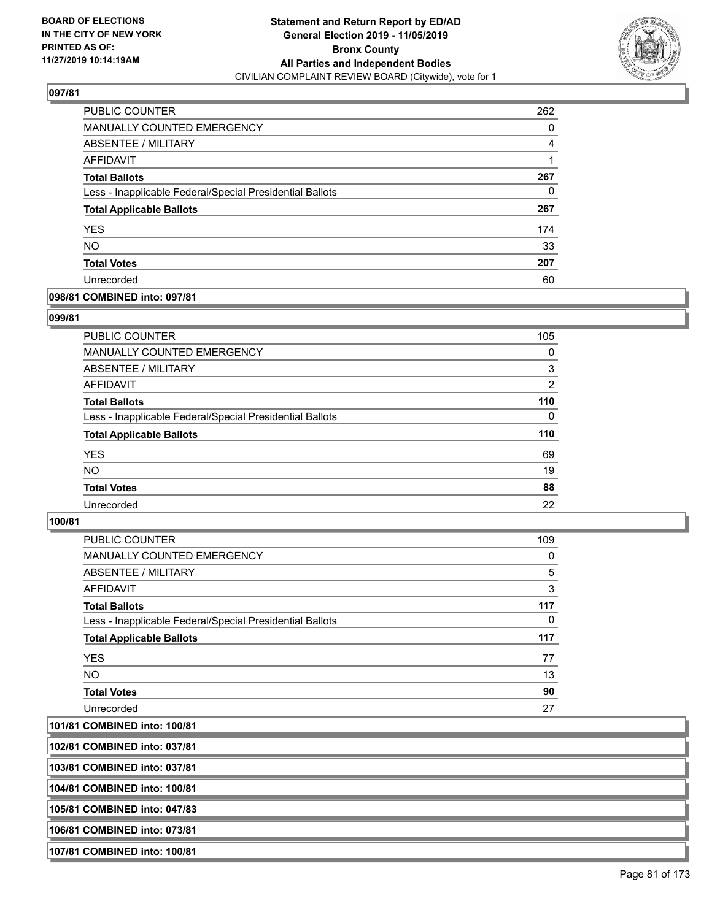## 097/81

| | |
|---|---|
| PUBLIC COUNTER | 262 |
| MANUALLY COUNTED EMERGENCY | 0 |
| ABSENTEE / MILITARY | 4 |
| AFFIDAVIT | 1 |
| **Total Ballots** | **267** |
| Less - Inapplicable Federal/Special Presidential Ballots | 0 |
| **Total Applicable Ballots** | **267** |
| YES | 174 |
| NO | 33 |
| **Total Votes** | **207** |
| Unrecorded | 60 |

## 098/81 COMBINED into: 097/81

## 099/81

| | |
|---|---|
| PUBLIC COUNTER | 105 |
| MANUALLY COUNTED EMERGENCY | 0 |
| ABSENTEE / MILITARY | 3 |
| AFFIDAVIT | 2 |
| **Total Ballots** | **110** |
| Less - Inapplicable Federal/Special Presidential Ballots | 0 |
| **Total Applicable Ballots** | **110** |
| YES | 69 |
| NO | 19 |
| **Total Votes** | **88** |
| Unrecorded | 22 |

## 100/81

| | |
|---|---|
| PUBLIC COUNTER | 109 |
| MANUALLY COUNTED EMERGENCY | 0 |
| ABSENTEE / MILITARY | 5 |
| AFFIDAVIT | 3 |
| **Total Ballots** | **117** |
| Less - Inapplicable Federal/Special Presidential Ballots | 0 |
| **Total Applicable Ballots** | **117** |
| YES | 77 |
| NO | 13 |
| **Total Votes** | **90** |
| Unrecorded | 27 |

## 101/81 COMBINED into: 100/81

## 102/81 COMBINED into: 037/81

## 103/81 COMBINED into: 037/81

## 104/81 COMBINED into: 100/81

## 105/81 COMBINED into: 047/83

## 106/81 COMBINED into: 073/81

## 107/81 COMBINED into: 100/81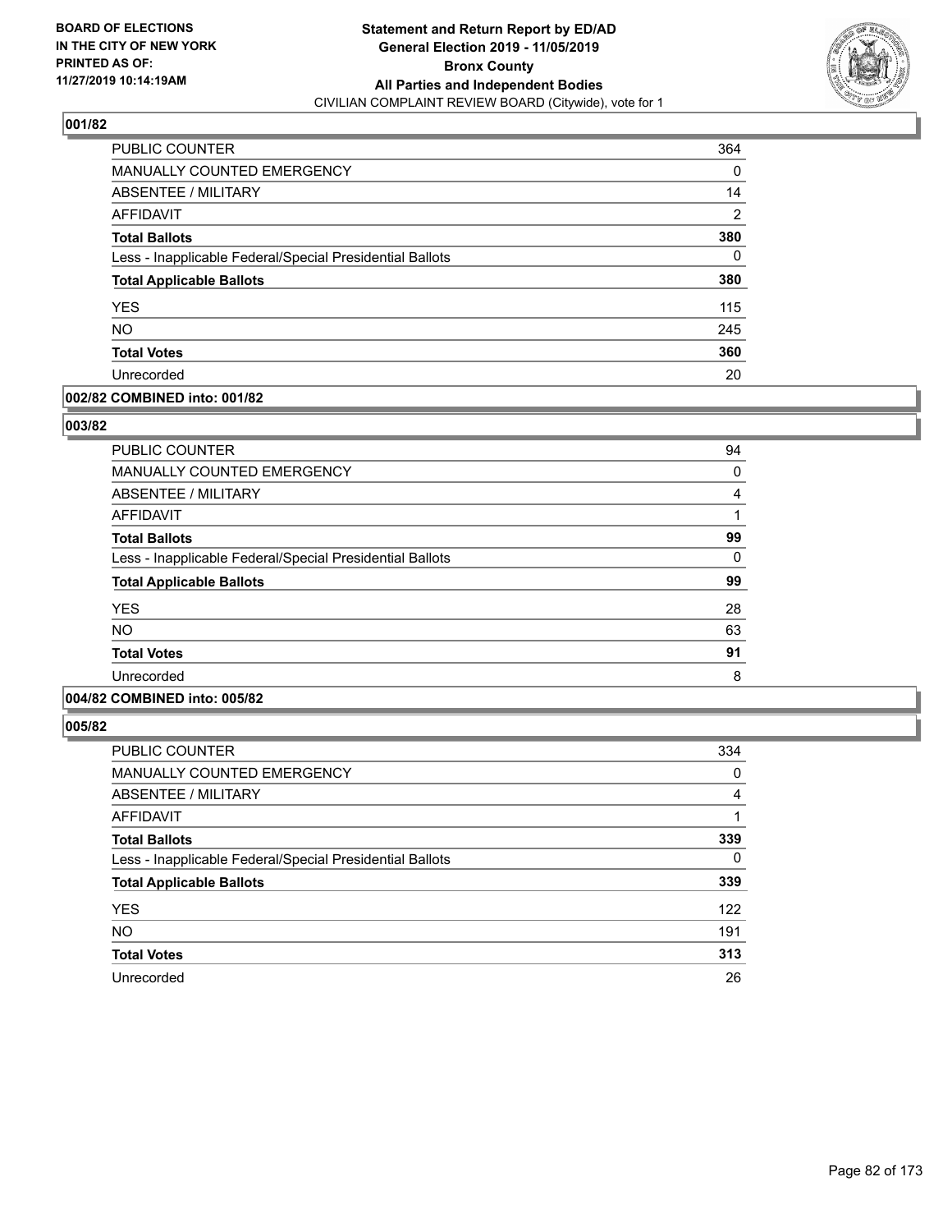**Statement and Return Report by ED/AD**
**General Election 2019 - 11/05/2019**
**Bronx County**
**All Parties and Independent Bodies**
CIVILIAN COMPLAINT REVIEW BOARD (Citywide), vote for 1

BOARD OF ELECTIONS
IN THE CITY OF NEW YORK
PRINTED AS OF:
11/27/2019 10:14:19AM

### 001/82

| | |
|---|---|
| PUBLIC COUNTER | 364 |
| MANUALLY COUNTED EMERGENCY | 0 |
| ABSENTEE / MILITARY | 14 |
| AFFIDAVIT | 2 |
| **Total Ballots** | **380** |
| Less - Inapplicable Federal/Special Presidential Ballots | 0 |
| **Total Applicable Ballots** | **380** |
| YES | 115 |
| NO | 245 |
| **Total Votes** | **360** |
| Unrecorded | 20 |

### 002/82 COMBINED into: 001/82

### 003/82

| | |
|---|---|
| PUBLIC COUNTER | 94 |
| MANUALLY COUNTED EMERGENCY | 0 |
| ABSENTEE / MILITARY | 4 |
| AFFIDAVIT | 1 |
| **Total Ballots** | **99** |
| Less - Inapplicable Federal/Special Presidential Ballots | 0 |
| **Total Applicable Ballots** | **99** |
| YES | 28 |
| NO | 63 |
| **Total Votes** | **91** |
| Unrecorded | 8 |

### 004/82 COMBINED into: 005/82

### 005/82

| | |
|---|---|
| PUBLIC COUNTER | 334 |
| MANUALLY COUNTED EMERGENCY | 0 |
| ABSENTEE / MILITARY | 4 |
| AFFIDAVIT | 1 |
| **Total Ballots** | **339** |
| Less - Inapplicable Federal/Special Presidential Ballots | 0 |
| **Total Applicable Ballots** | **339** |
| YES | 122 |
| NO | 191 |
| **Total Votes** | **313** |
| Unrecorded | 26 |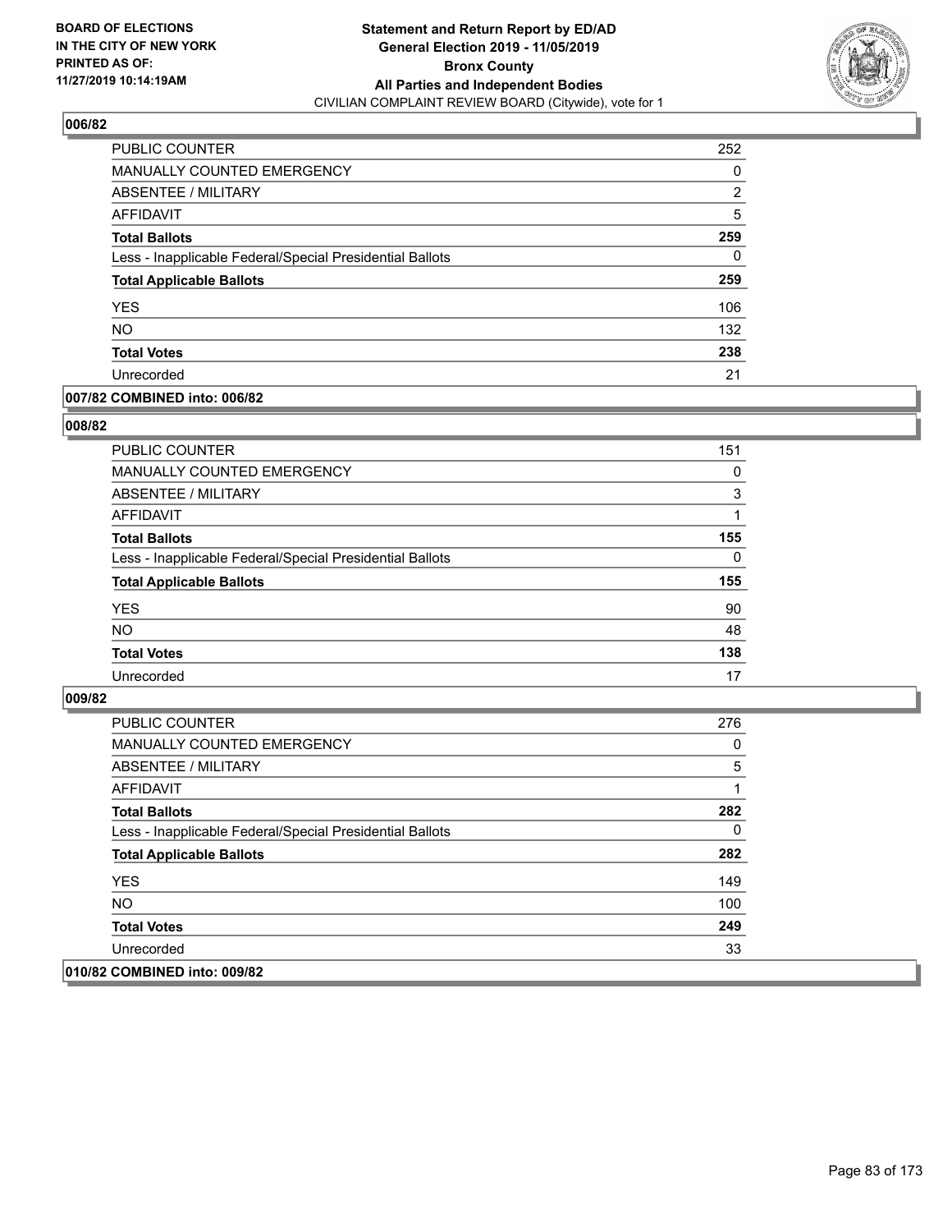**BOARD OF ELECTIONS IN THE CITY OF NEW YORK PRINTED AS OF: 11/27/2019 10:14:19AM**

**Statement and Return Report by ED/AD General Election 2019 - 11/05/2019 Bronx County All Parties and Independent Bodies**

CIVILIAN COMPLAINT REVIEW BOARD (Citywide), vote for 1

### 006/82

| | |
|---|---|
| PUBLIC COUNTER | 252 |
| MANUALLY COUNTED EMERGENCY | 0 |
| ABSENTEE / MILITARY | 2 |
| AFFIDAVIT | 5 |
| **Total Ballots** | **259** |
| Less - Inapplicable Federal/Special Presidential Ballots | 0 |
| **Total Applicable Ballots** | **259** |
| YES | 106 |
| NO | 132 |
| **Total Votes** | **238** |
| Unrecorded | 21 |

### 007/82 COMBINED into: 006/82

### 008/82

| | |
|---|---|
| PUBLIC COUNTER | 151 |
| MANUALLY COUNTED EMERGENCY | 0 |
| ABSENTEE / MILITARY | 3 |
| AFFIDAVIT | 1 |
| **Total Ballots** | **155** |
| Less - Inapplicable Federal/Special Presidential Ballots | 0 |
| **Total Applicable Ballots** | **155** |
| YES | 90 |
| NO | 48 |
| **Total Votes** | **138** |
| Unrecorded | 17 |

### 009/82

| | |
|---|---|
| PUBLIC COUNTER | 276 |
| MANUALLY COUNTED EMERGENCY | 0 |
| ABSENTEE / MILITARY | 5 |
| AFFIDAVIT | 1 |
| **Total Ballots** | **282** |
| Less - Inapplicable Federal/Special Presidential Ballots | 0 |
| **Total Applicable Ballots** | **282** |
| YES | 149 |
| NO | 100 |
| **Total Votes** | **249** |
| Unrecorded | 33 |

### 010/82 COMBINED into: 009/82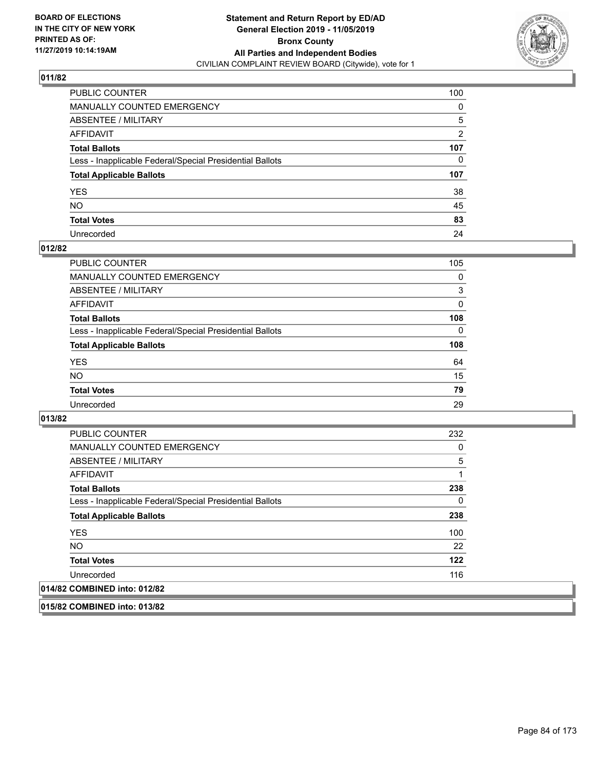**BOARD OF ELECTIONS IN THE CITY OF NEW YORK PRINTED AS OF: 11/27/2019 10:14:19AM**

**Statement and Return Report by ED/AD General Election 2019 - 11/05/2019 Bronx County All Parties and Independent Bodies**
CIVILIAN COMPLAINT REVIEW BOARD (Citywide), vote for 1

## 011/82

| | |
|---|---|
| PUBLIC COUNTER | 100 |
| MANUALLY COUNTED EMERGENCY | 0 |
| ABSENTEE / MILITARY | 5 |
| AFFIDAVIT | 2 |
| **Total Ballots** | **107** |
| Less - Inapplicable Federal/Special Presidential Ballots | 0 |
| **Total Applicable Ballots** | **107** |
| YES | 38 |
| NO | 45 |
| **Total Votes** | **83** |
| Unrecorded | 24 |

## 012/82

| | |
|---|---|
| PUBLIC COUNTER | 105 |
| MANUALLY COUNTED EMERGENCY | 0 |
| ABSENTEE / MILITARY | 3 |
| AFFIDAVIT | 0 |
| **Total Ballots** | **108** |
| Less - Inapplicable Federal/Special Presidential Ballots | 0 |
| **Total Applicable Ballots** | **108** |
| YES | 64 |
| NO | 15 |
| **Total Votes** | **79** |
| Unrecorded | 29 |

## 013/82

| | |
|---|---|
| PUBLIC COUNTER | 232 |
| MANUALLY COUNTED EMERGENCY | 0 |
| ABSENTEE / MILITARY | 5 |
| AFFIDAVIT | 1 |
| **Total Ballots** | **238** |
| Less - Inapplicable Federal/Special Presidential Ballots | 0 |
| **Total Applicable Ballots** | **238** |
| YES | 100 |
| NO | 22 |
| **Total Votes** | **122** |
| Unrecorded | 116 |

## 014/82 COMBINED into: 012/82

## 015/82 COMBINED into: 013/82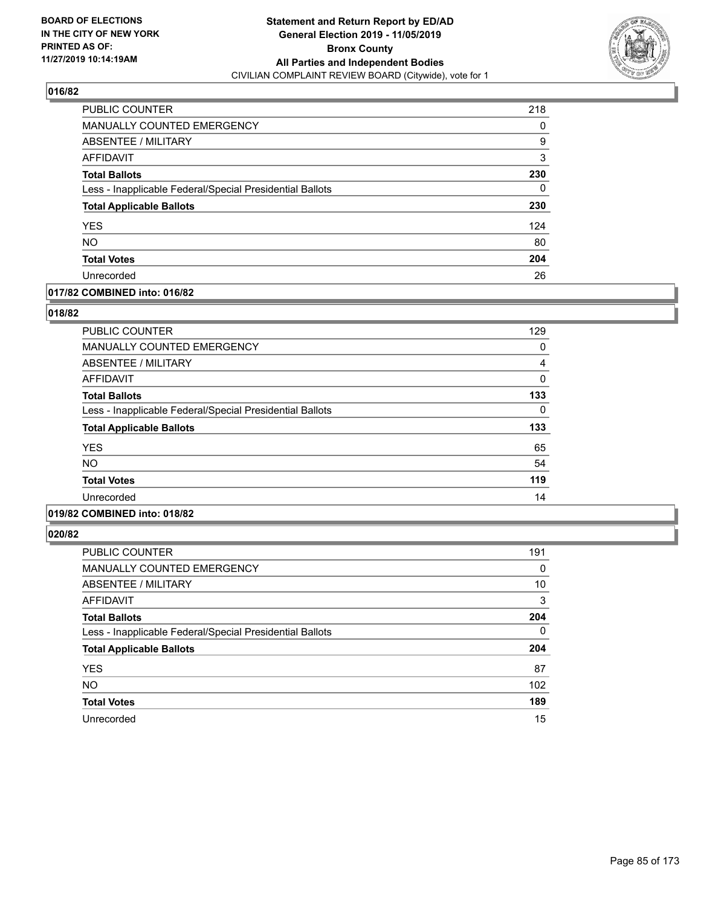**BOARD OF ELECTIONS IN THE CITY OF NEW YORK PRINTED AS OF: 11/27/2019 10:14:19AM**

**Statement and Return Report by ED/AD General Election 2019 - 11/05/2019 Bronx County All Parties and Independent Bodies**

CIVILIAN COMPLAINT REVIEW BOARD (Citywide), vote for 1

### 016/82

| | |
|---|---|
| PUBLIC COUNTER | 218 |
| MANUALLY COUNTED EMERGENCY | 0 |
| ABSENTEE / MILITARY | 9 |
| AFFIDAVIT | 3 |
| **Total Ballots** | **230** |
| Less - Inapplicable Federal/Special Presidential Ballots | 0 |
| **Total Applicable Ballots** | **230** |
| YES | 124 |
| NO | 80 |
| **Total Votes** | **204** |
| Unrecorded | 26 |

### 017/82 COMBINED into: 016/82

### 018/82

| | |
|---|---|
| PUBLIC COUNTER | 129 |
| MANUALLY COUNTED EMERGENCY | 0 |
| ABSENTEE / MILITARY | 4 |
| AFFIDAVIT | 0 |
| **Total Ballots** | **133** |
| Less - Inapplicable Federal/Special Presidential Ballots | 0 |
| **Total Applicable Ballots** | **133** |
| YES | 65 |
| NO | 54 |
| **Total Votes** | **119** |
| Unrecorded | 14 |

### 019/82 COMBINED into: 018/82

### 020/82

| | |
|---|---|
| PUBLIC COUNTER | 191 |
| MANUALLY COUNTED EMERGENCY | 0 |
| ABSENTEE / MILITARY | 10 |
| AFFIDAVIT | 3 |
| **Total Ballots** | **204** |
| Less - Inapplicable Federal/Special Presidential Ballots | 0 |
| **Total Applicable Ballots** | **204** |
| YES | 87 |
| NO | 102 |
| **Total Votes** | **189** |
| Unrecorded | 15 |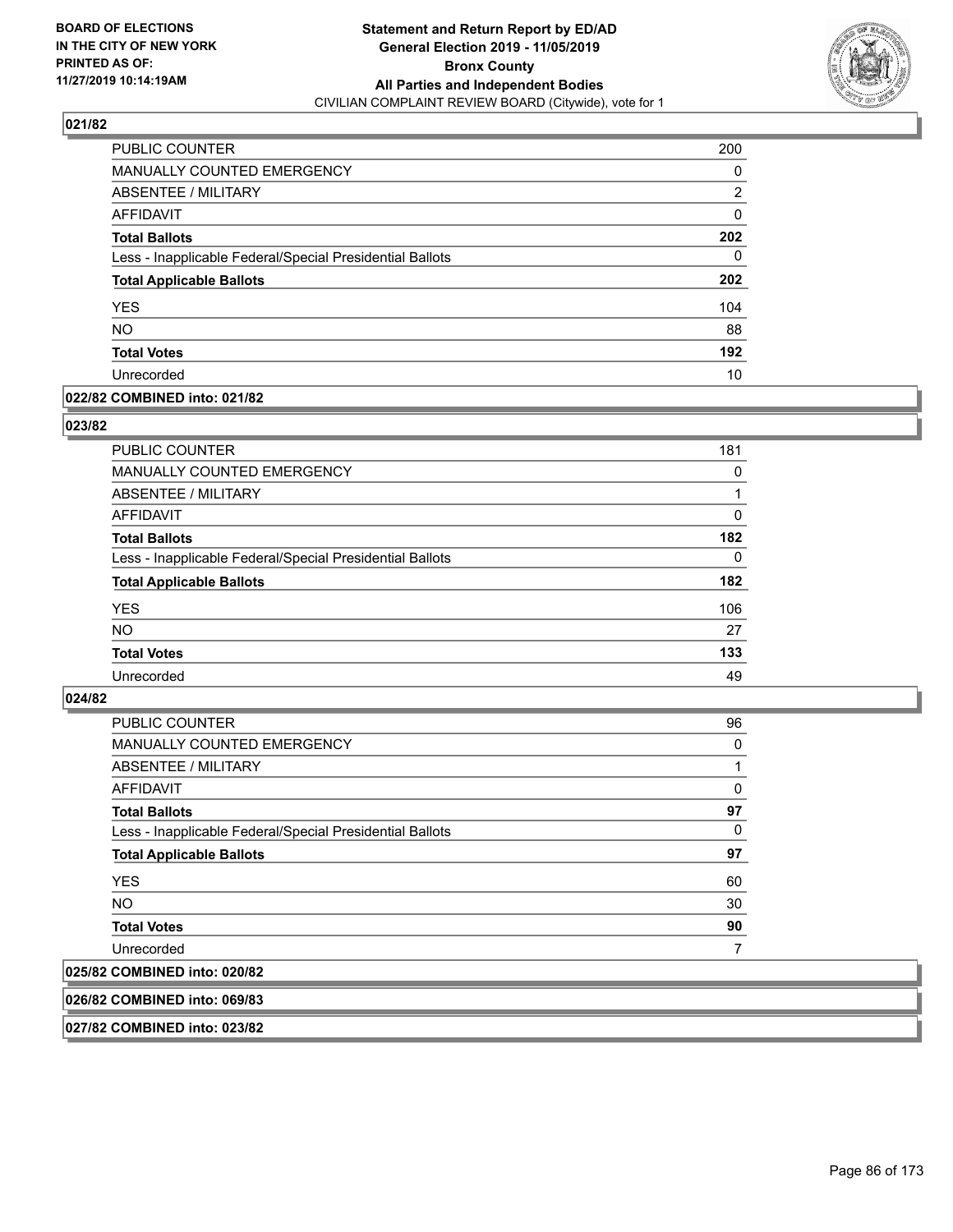# Statement and Return Report by ED/AD
## General Election 2019 - 11/05/2019
## Bronx County
## All Parties and Independent Bodies
### CIVILIAN COMPLAINT REVIEW BOARD (Citywide), vote for 1

BOARD OF ELECTIONS IN THE CITY OF NEW YORK PRINTED AS OF: 11/27/2019 10:14:19AM

**021/82**

| | |
|---|---|
| PUBLIC COUNTER | 200 |
| MANUALLY COUNTED EMERGENCY | 0 |
| ABSENTEE / MILITARY | 2 |
| AFFIDAVIT | 0 |
| **Total Ballots** | **202** |
| Less - Inapplicable Federal/Special Presidential Ballots | 0 |
| **Total Applicable Ballots** | **202** |
| YES | 104 |
| NO | 88 |
| **Total Votes** | **192** |
| Unrecorded | 10 |

**022/82 COMBINED into: 021/82**

**023/82**

| | |
|---|---|
| PUBLIC COUNTER | 181 |
| MANUALLY COUNTED EMERGENCY | 0 |
| ABSENTEE / MILITARY | 1 |
| AFFIDAVIT | 0 |
| **Total Ballots** | **182** |
| Less - Inapplicable Federal/Special Presidential Ballots | 0 |
| **Total Applicable Ballots** | **182** |
| YES | 106 |
| NO | 27 |
| **Total Votes** | **133** |
| Unrecorded | 49 |

**024/82**

| | |
|---|---|
| PUBLIC COUNTER | 96 |
| MANUALLY COUNTED EMERGENCY | 0 |
| ABSENTEE / MILITARY | 1 |
| AFFIDAVIT | 0 |
| **Total Ballots** | **97** |
| Less - Inapplicable Federal/Special Presidential Ballots | 0 |
| **Total Applicable Ballots** | **97** |
| YES | 60 |
| NO | 30 |
| **Total Votes** | **90** |
| Unrecorded | 7 |

**025/82 COMBINED into: 020/82**

**026/82 COMBINED into: 069/83**

**027/82 COMBINED into: 023/82**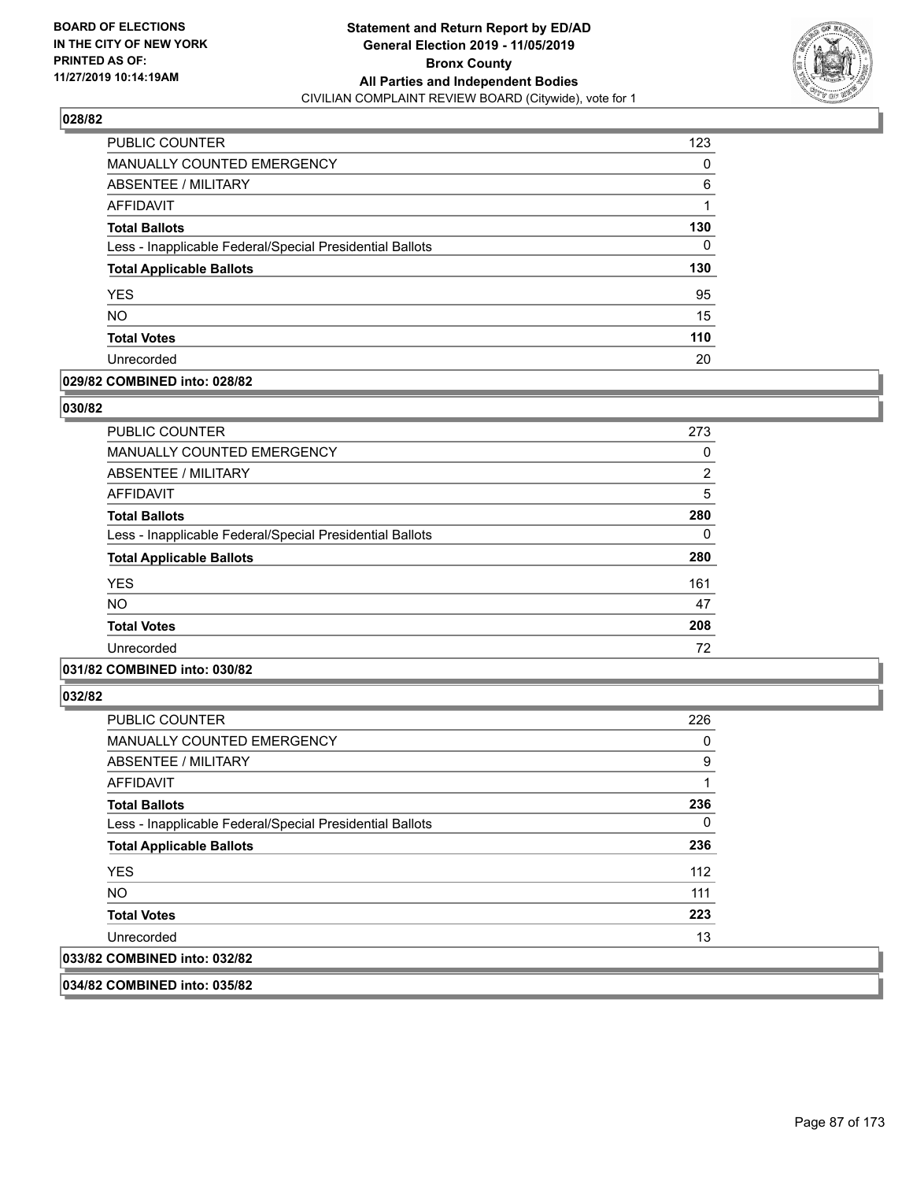**BOARD OF ELECTIONS IN THE CITY OF NEW YORK PRINTED AS OF: 11/27/2019 10:14:19AM**

**Statement and Return Report by ED/AD General Election 2019 - 11/05/2019 Bronx County All Parties and Independent Bodies**
CIVILIAN COMPLAINT REVIEW BOARD (Citywide), vote for 1

### 028/82

| | |
|---|---|
| PUBLIC COUNTER | 123 |
| MANUALLY COUNTED EMERGENCY | 0 |
| ABSENTEE / MILITARY | 6 |
| AFFIDAVIT | 1 |
| **Total Ballots** | **130** |
| Less - Inapplicable Federal/Special Presidential Ballots | 0 |
| **Total Applicable Ballots** | **130** |
| YES | 95 |
| NO | 15 |
| **Total Votes** | **110** |
| Unrecorded | 20 |

**029/82 COMBINED into: 028/82**

### 030/82

| | |
|---|---|
| PUBLIC COUNTER | 273 |
| MANUALLY COUNTED EMERGENCY | 0 |
| ABSENTEE / MILITARY | 2 |
| AFFIDAVIT | 5 |
| **Total Ballots** | **280** |
| Less - Inapplicable Federal/Special Presidential Ballots | 0 |
| **Total Applicable Ballots** | **280** |
| YES | 161 |
| NO | 47 |
| **Total Votes** | **208** |
| Unrecorded | 72 |

**031/82 COMBINED into: 030/82**

### 032/82

| | |
|---|---|
| PUBLIC COUNTER | 226 |
| MANUALLY COUNTED EMERGENCY | 0 |
| ABSENTEE / MILITARY | 9 |
| AFFIDAVIT | 1 |
| **Total Ballots** | **236** |
| Less - Inapplicable Federal/Special Presidential Ballots | 0 |
| **Total Applicable Ballots** | **236** |
| YES | 112 |
| NO | 111 |
| **Total Votes** | **223** |
| Unrecorded | 13 |

**033/82 COMBINED into: 032/82**

**034/82 COMBINED into: 035/82**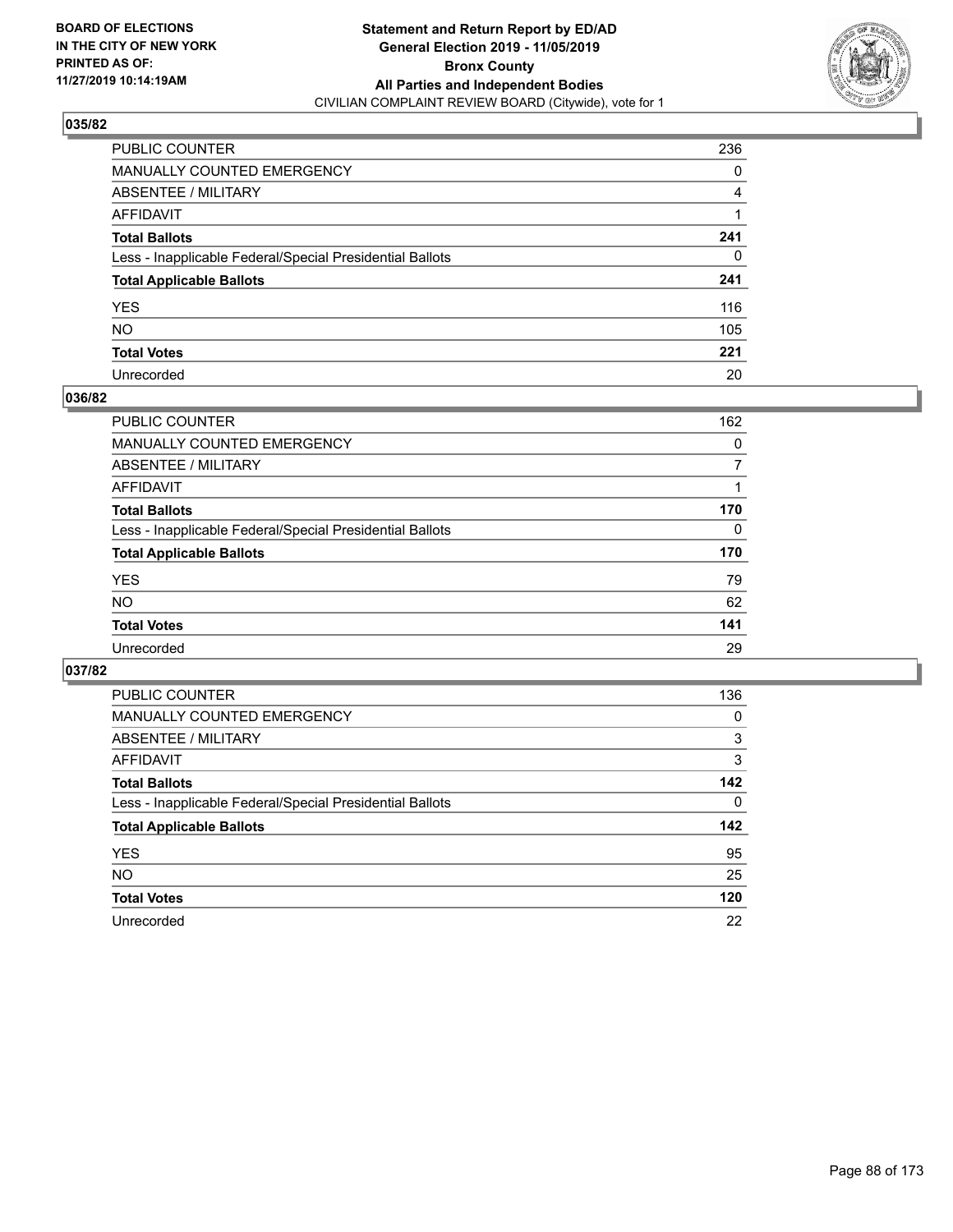**BOARD OF ELECTIONS IN THE CITY OF NEW YORK PRINTED AS OF: 11/27/2019 10:14:19AM**

**Statement and Return Report by ED/AD General Election 2019 - 11/05/2019 Bronx County All Parties and Independent Bodies**

CIVILIAN COMPLAINT REVIEW BOARD (Citywide), vote for 1

## 035/82

| | |
|---|---|
| PUBLIC COUNTER | 236 |
| MANUALLY COUNTED EMERGENCY | 0 |
| ABSENTEE / MILITARY | 4 |
| AFFIDAVIT | 1 |
| **Total Ballots** | **241** |
| Less - Inapplicable Federal/Special Presidential Ballots | 0 |
| **Total Applicable Ballots** | **241** |
| YES | 116 |
| NO | 105 |
| **Total Votes** | **221** |
| Unrecorded | 20 |

## 036/82

| | |
|---|---|
| PUBLIC COUNTER | 162 |
| MANUALLY COUNTED EMERGENCY | 0 |
| ABSENTEE / MILITARY | 7 |
| AFFIDAVIT | 1 |
| **Total Ballots** | **170** |
| Less - Inapplicable Federal/Special Presidential Ballots | 0 |
| **Total Applicable Ballots** | **170** |
| YES | 79 |
| NO | 62 |
| **Total Votes** | **141** |
| Unrecorded | 29 |

## 037/82

| | |
|---|---|
| PUBLIC COUNTER | 136 |
| MANUALLY COUNTED EMERGENCY | 0 |
| ABSENTEE / MILITARY | 3 |
| AFFIDAVIT | 3 |
| **Total Ballots** | **142** |
| Less - Inapplicable Federal/Special Presidential Ballots | 0 |
| **Total Applicable Ballots** | **142** |
| YES | 95 |
| NO | 25 |
| **Total Votes** | **120** |
| Unrecorded | 22 |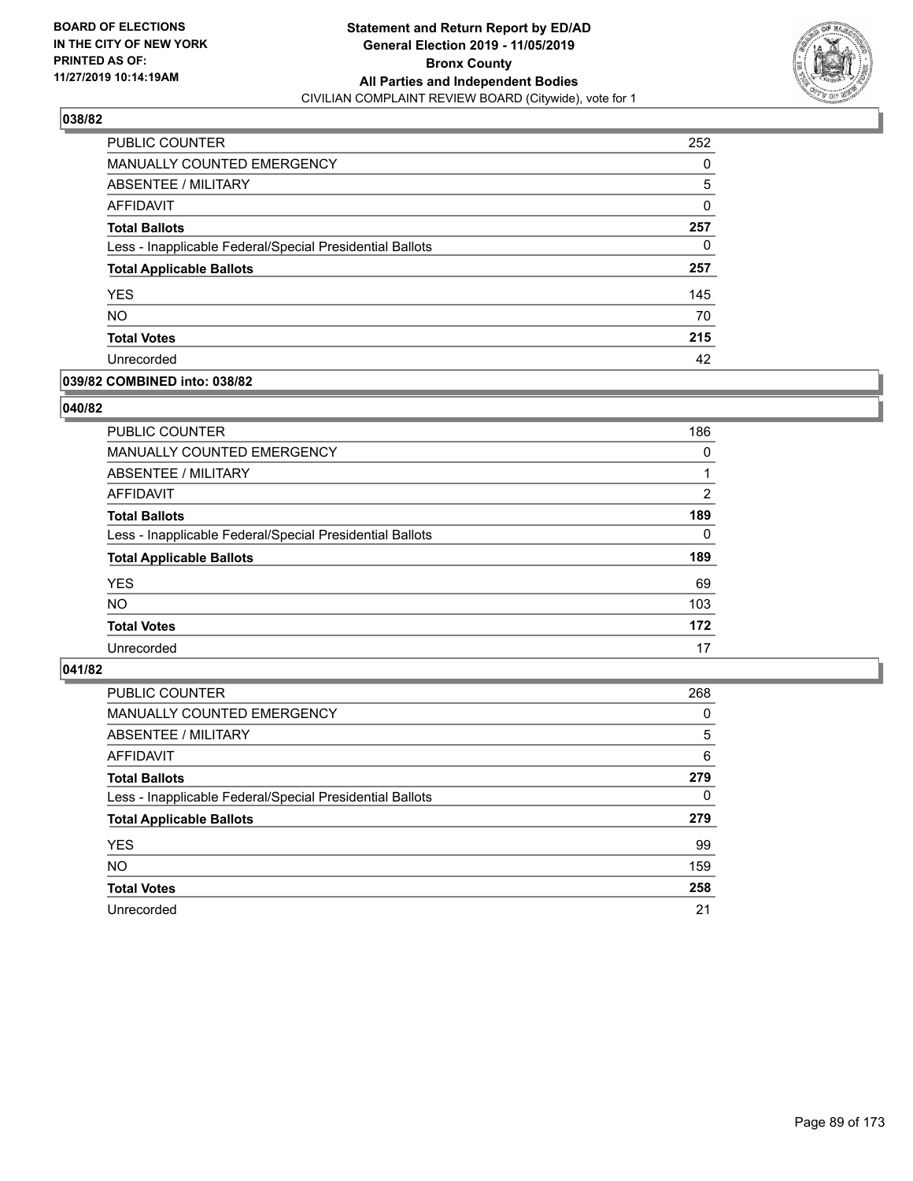**BOARD OF ELECTIONS IN THE CITY OF NEW YORK PRINTED AS OF: 11/27/2019 10:14:19AM**

**Statement and Return Report by ED/AD General Election 2019 - 11/05/2019 Bronx County All Parties and Independent Bodies**

CIVILIAN COMPLAINT REVIEW BOARD (Citywide), vote for 1

### 038/82

| | |
|---|---|
| PUBLIC COUNTER | 252 |
| MANUALLY COUNTED EMERGENCY | 0 |
| ABSENTEE / MILITARY | 5 |
| AFFIDAVIT | 0 |
| **Total Ballots** | **257** |
| Less - Inapplicable Federal/Special Presidential Ballots | 0 |
| **Total Applicable Ballots** | **257** |
| YES | 145 |
| NO | 70 |
| **Total Votes** | **215** |
| Unrecorded | 42 |

### 039/82 COMBINED into: 038/82

### 040/82

| | |
|---|---|
| PUBLIC COUNTER | 186 |
| MANUALLY COUNTED EMERGENCY | 0 |
| ABSENTEE / MILITARY | 1 |
| AFFIDAVIT | 2 |
| **Total Ballots** | **189** |
| Less - Inapplicable Federal/Special Presidential Ballots | 0 |
| **Total Applicable Ballots** | **189** |
| YES | 69 |
| NO | 103 |
| **Total Votes** | **172** |
| Unrecorded | 17 |

### 041/82

| | |
|---|---|
| PUBLIC COUNTER | 268 |
| MANUALLY COUNTED EMERGENCY | 0 |
| ABSENTEE / MILITARY | 5 |
| AFFIDAVIT | 6 |
| **Total Ballots** | **279** |
| Less - Inapplicable Federal/Special Presidential Ballots | 0 |
| **Total Applicable Ballots** | **279** |
| YES | 99 |
| NO | 159 |
| **Total Votes** | **258** |
| Unrecorded | 21 |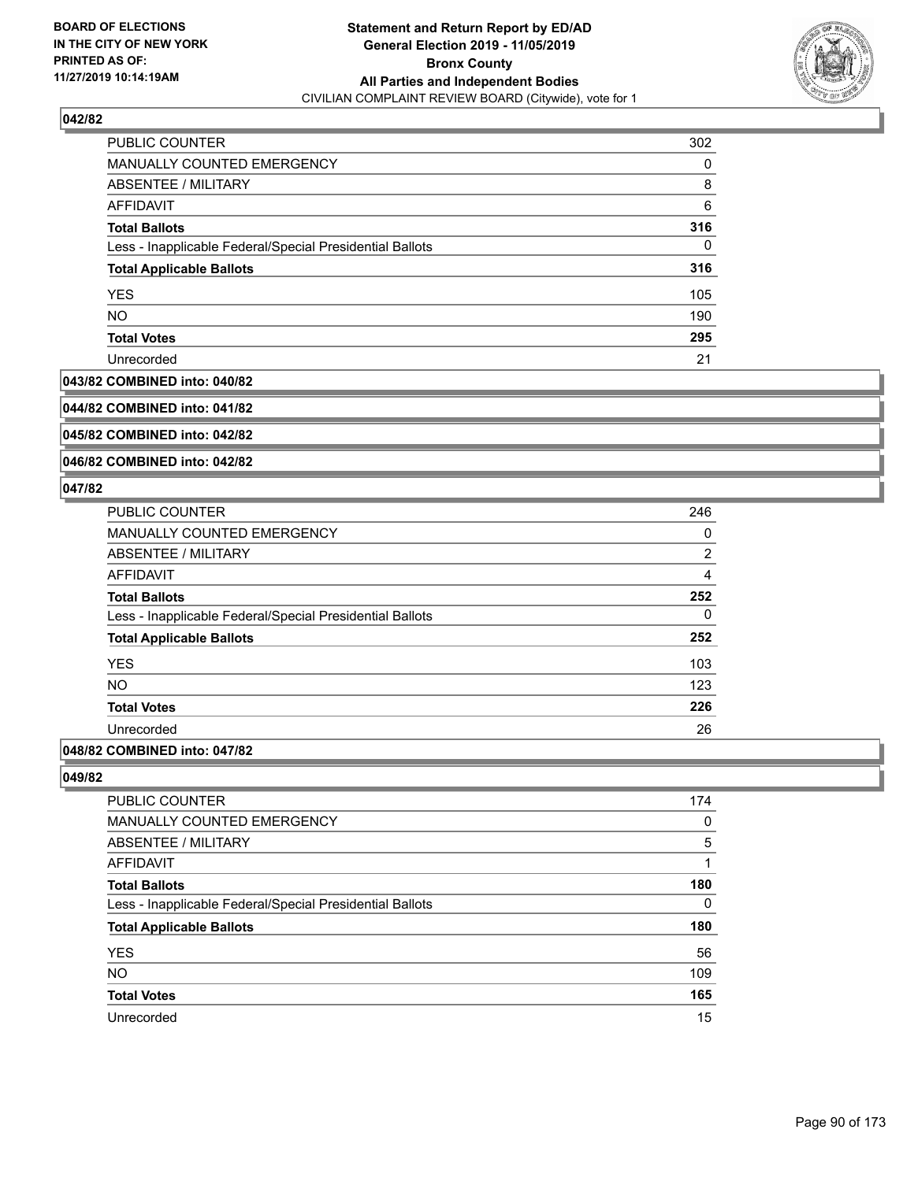**BOARD OF ELECTIONS IN THE CITY OF NEW YORK PRINTED AS OF: 11/27/2019 10:14:19AM**

**Statement and Return Report by ED/AD General Election 2019 - 11/05/2019 Bronx County All Parties and Independent Bodies**
CIVILIAN COMPLAINT REVIEW BOARD (Citywide), vote for 1

### 042/82

| | |
|---|---|
| PUBLIC COUNTER | 302 |
| MANUALLY COUNTED EMERGENCY | 0 |
| ABSENTEE / MILITARY | 8 |
| AFFIDAVIT | 6 |
| **Total Ballots** | **316** |
| Less - Inapplicable Federal/Special Presidential Ballots | 0 |
| **Total Applicable Ballots** | **316** |
| YES | 105 |
| NO | 190 |
| **Total Votes** | **295** |
| Unrecorded | 21 |

### 043/82 COMBINED into: 040/82

### 044/82 COMBINED into: 041/82

### 045/82 COMBINED into: 042/82

### 046/82 COMBINED into: 042/82

### 047/82

| | |
|---|---|
| PUBLIC COUNTER | 246 |
| MANUALLY COUNTED EMERGENCY | 0 |
| ABSENTEE / MILITARY | 2 |
| AFFIDAVIT | 4 |
| **Total Ballots** | **252** |
| Less - Inapplicable Federal/Special Presidential Ballots | 0 |
| **Total Applicable Ballots** | **252** |
| YES | 103 |
| NO | 123 |
| **Total Votes** | **226** |
| Unrecorded | 26 |

### 048/82 COMBINED into: 047/82

### 049/82

| | |
|---|---|
| PUBLIC COUNTER | 174 |
| MANUALLY COUNTED EMERGENCY | 0 |
| ABSENTEE / MILITARY | 5 |
| AFFIDAVIT | 1 |
| **Total Ballots** | **180** |
| Less - Inapplicable Federal/Special Presidential Ballots | 0 |
| **Total Applicable Ballots** | **180** |
| YES | 56 |
| NO | 109 |
| **Total Votes** | **165** |
| Unrecorded | 15 |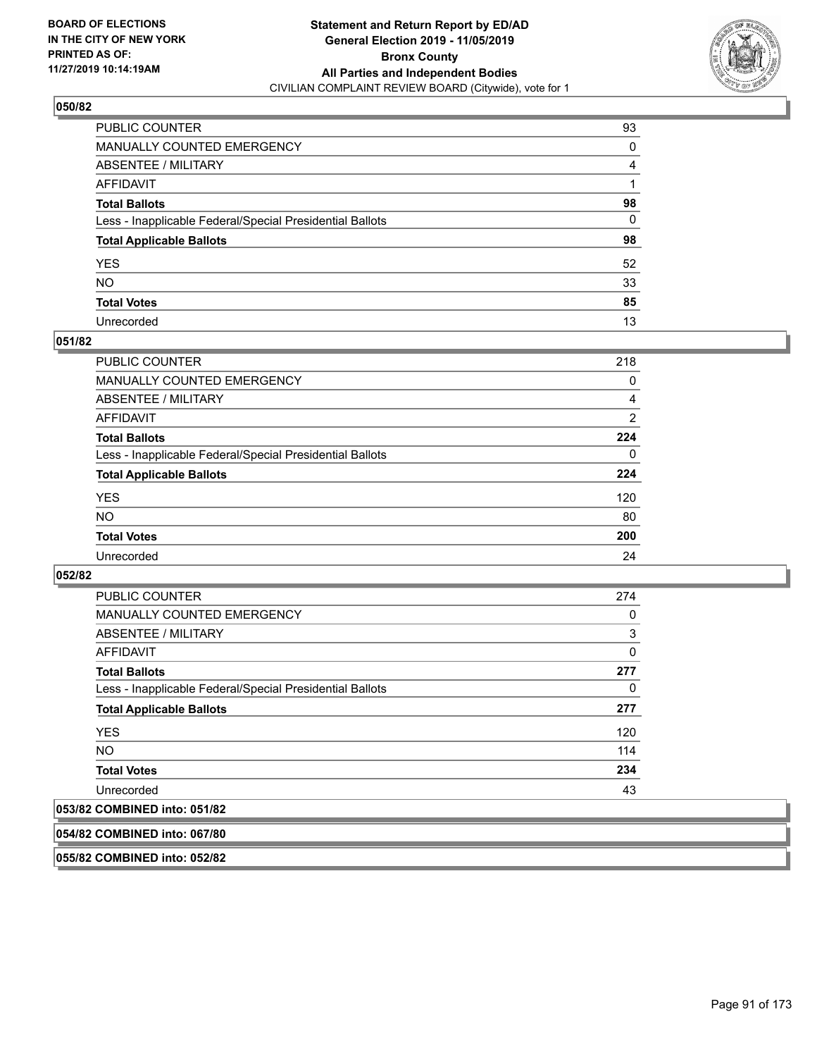**BOARD OF ELECTIONS IN THE CITY OF NEW YORK PRINTED AS OF: 11/27/2019 10:14:19AM**

**Statement and Return Report by ED/AD General Election 2019 - 11/05/2019 Bronx County All Parties and Independent Bodies**
CIVILIAN COMPLAINT REVIEW BOARD (Citywide), vote for 1

### 050/82

| | |
|---|---|
| PUBLIC COUNTER | 93 |
| MANUALLY COUNTED EMERGENCY | 0 |
| ABSENTEE / MILITARY | 4 |
| AFFIDAVIT | 1 |
| **Total Ballots** | **98** |
| Less - Inapplicable Federal/Special Presidential Ballots | 0 |
| **Total Applicable Ballots** | **98** |
| YES | 52 |
| NO | 33 |
| **Total Votes** | **85** |
| Unrecorded | 13 |

### 051/82

| | |
|---|---|
| PUBLIC COUNTER | 218 |
| MANUALLY COUNTED EMERGENCY | 0 |
| ABSENTEE / MILITARY | 4 |
| AFFIDAVIT | 2 |
| **Total Ballots** | **224** |
| Less - Inapplicable Federal/Special Presidential Ballots | 0 |
| **Total Applicable Ballots** | **224** |
| YES | 120 |
| NO | 80 |
| **Total Votes** | **200** |
| Unrecorded | 24 |

### 052/82

| | |
|---|---|
| PUBLIC COUNTER | 274 |
| MANUALLY COUNTED EMERGENCY | 0 |
| ABSENTEE / MILITARY | 3 |
| AFFIDAVIT | 0 |
| **Total Ballots** | **277** |
| Less - Inapplicable Federal/Special Presidential Ballots | 0 |
| **Total Applicable Ballots** | **277** |
| YES | 120 |
| NO | 114 |
| **Total Votes** | **234** |
| Unrecorded | 43 |

### 053/82 COMBINED into: 051/82

### 054/82 COMBINED into: 067/80

### 055/82 COMBINED into: 052/82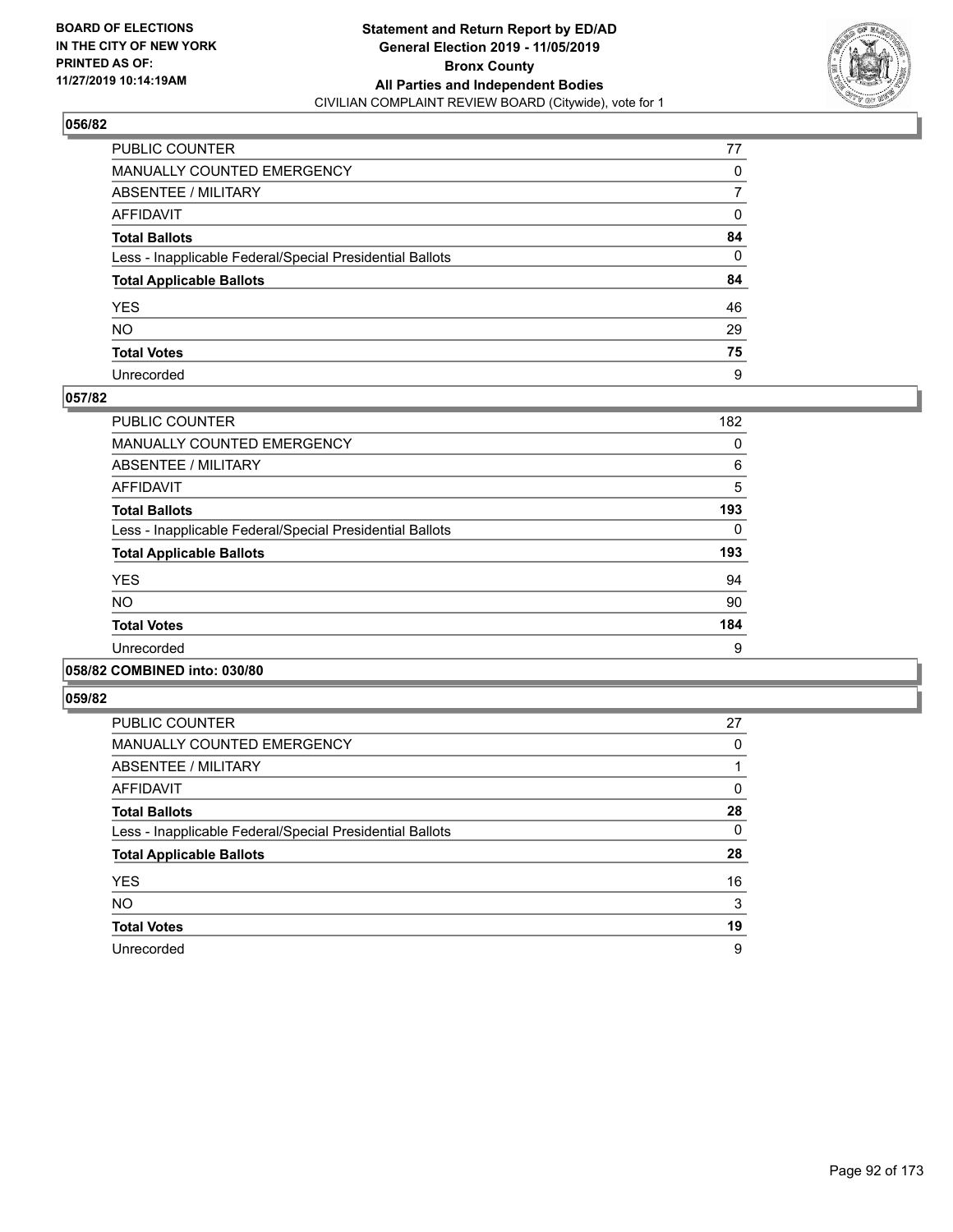## 056/82

| | |
|---|---|
| PUBLIC COUNTER | 77 |
| MANUALLY COUNTED EMERGENCY | 0 |
| ABSENTEE / MILITARY | 7 |
| AFFIDAVIT | 0 |
| **Total Ballots** | **84** |
| Less - Inapplicable Federal/Special Presidential Ballots | 0 |
| **Total Applicable Ballots** | **84** |
| YES | 46 |
| NO | 29 |
| **Total Votes** | **75** |
| Unrecorded | 9 |

## 057/82

| | |
|---|---|
| PUBLIC COUNTER | 182 |
| MANUALLY COUNTED EMERGENCY | 0 |
| ABSENTEE / MILITARY | 6 |
| AFFIDAVIT | 5 |
| **Total Ballots** | **193** |
| Less - Inapplicable Federal/Special Presidential Ballots | 0 |
| **Total Applicable Ballots** | **193** |
| YES | 94 |
| NO | 90 |
| **Total Votes** | **184** |
| Unrecorded | 9 |

## 058/82 COMBINED into: 030/80

## 059/82

| | |
|---|---|
| PUBLIC COUNTER | 27 |
| MANUALLY COUNTED EMERGENCY | 0 |
| ABSENTEE / MILITARY | 1 |
| AFFIDAVIT | 0 |
| **Total Ballots** | **28** |
| Less - Inapplicable Federal/Special Presidential Ballots | 0 |
| **Total Applicable Ballots** | **28** |
| YES | 16 |
| NO | 3 |
| **Total Votes** | **19** |
| Unrecorded | 9 |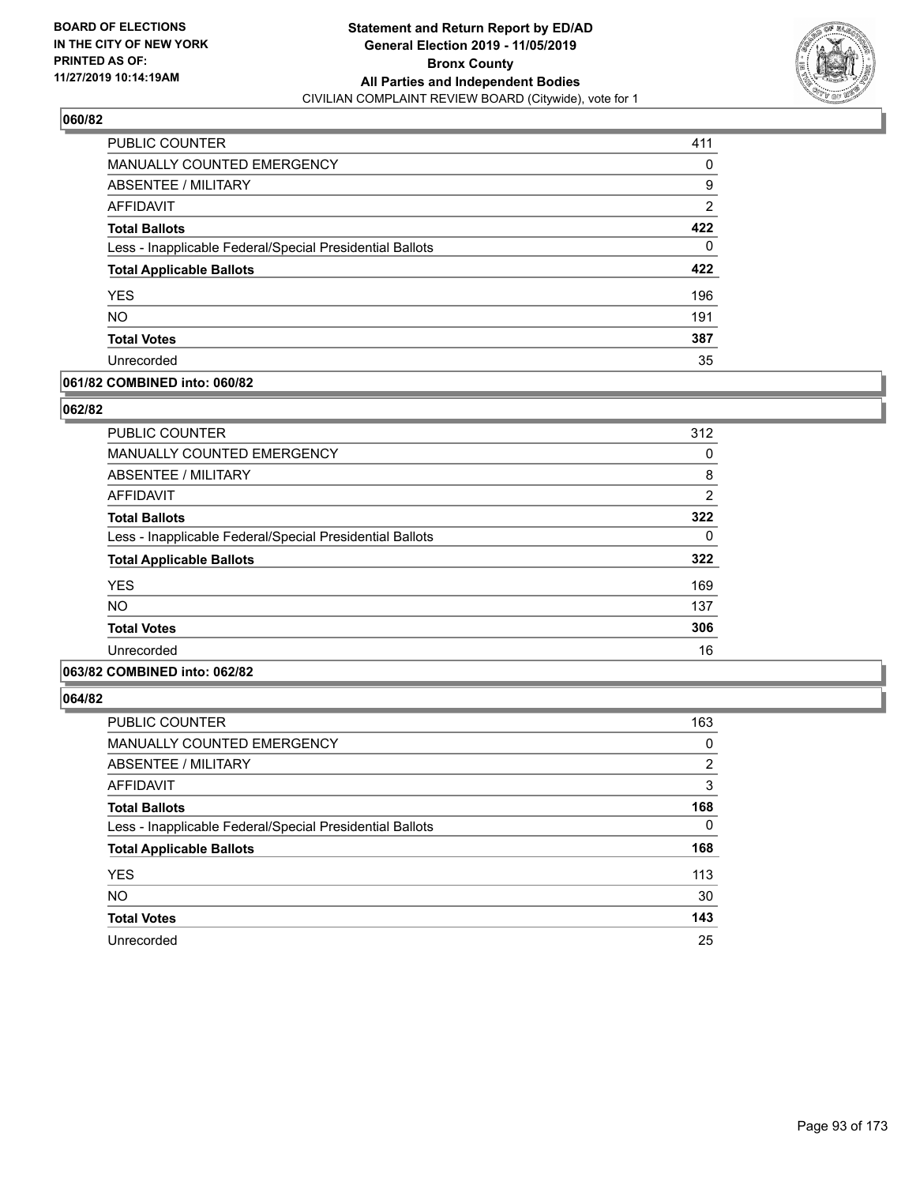**BOARD OF ELECTIONS IN THE CITY OF NEW YORK PRINTED AS OF: 11/27/2019 10:14:19AM**

**Statement and Return Report by ED/AD General Election 2019 - 11/05/2019 Bronx County All Parties and Independent Bodies**

CIVILIAN COMPLAINT REVIEW BOARD (Citywide), vote for 1

## 060/82

| | |
|---|---|
| PUBLIC COUNTER | 411 |
| MANUALLY COUNTED EMERGENCY | 0 |
| ABSENTEE / MILITARY | 9 |
| AFFIDAVIT | 2 |
| **Total Ballots** | **422** |
| Less - Inapplicable Federal/Special Presidential Ballots | 0 |
| **Total Applicable Ballots** | **422** |
| YES | 196 |
| NO | 191 |
| **Total Votes** | **387** |
| Unrecorded | 35 |

## 061/82 COMBINED into: 060/82

## 062/82

| | |
|---|---|
| PUBLIC COUNTER | 312 |
| MANUALLY COUNTED EMERGENCY | 0 |
| ABSENTEE / MILITARY | 8 |
| AFFIDAVIT | 2 |
| **Total Ballots** | **322** |
| Less - Inapplicable Federal/Special Presidential Ballots | 0 |
| **Total Applicable Ballots** | **322** |
| YES | 169 |
| NO | 137 |
| **Total Votes** | **306** |
| Unrecorded | 16 |

## 063/82 COMBINED into: 062/82

## 064/82

| | |
|---|---|
| PUBLIC COUNTER | 163 |
| MANUALLY COUNTED EMERGENCY | 0 |
| ABSENTEE / MILITARY | 2 |
| AFFIDAVIT | 3 |
| **Total Ballots** | **168** |
| Less - Inapplicable Federal/Special Presidential Ballots | 0 |
| **Total Applicable Ballots** | **168** |
| YES | 113 |
| NO | 30 |
| **Total Votes** | **143** |
| Unrecorded | 25 |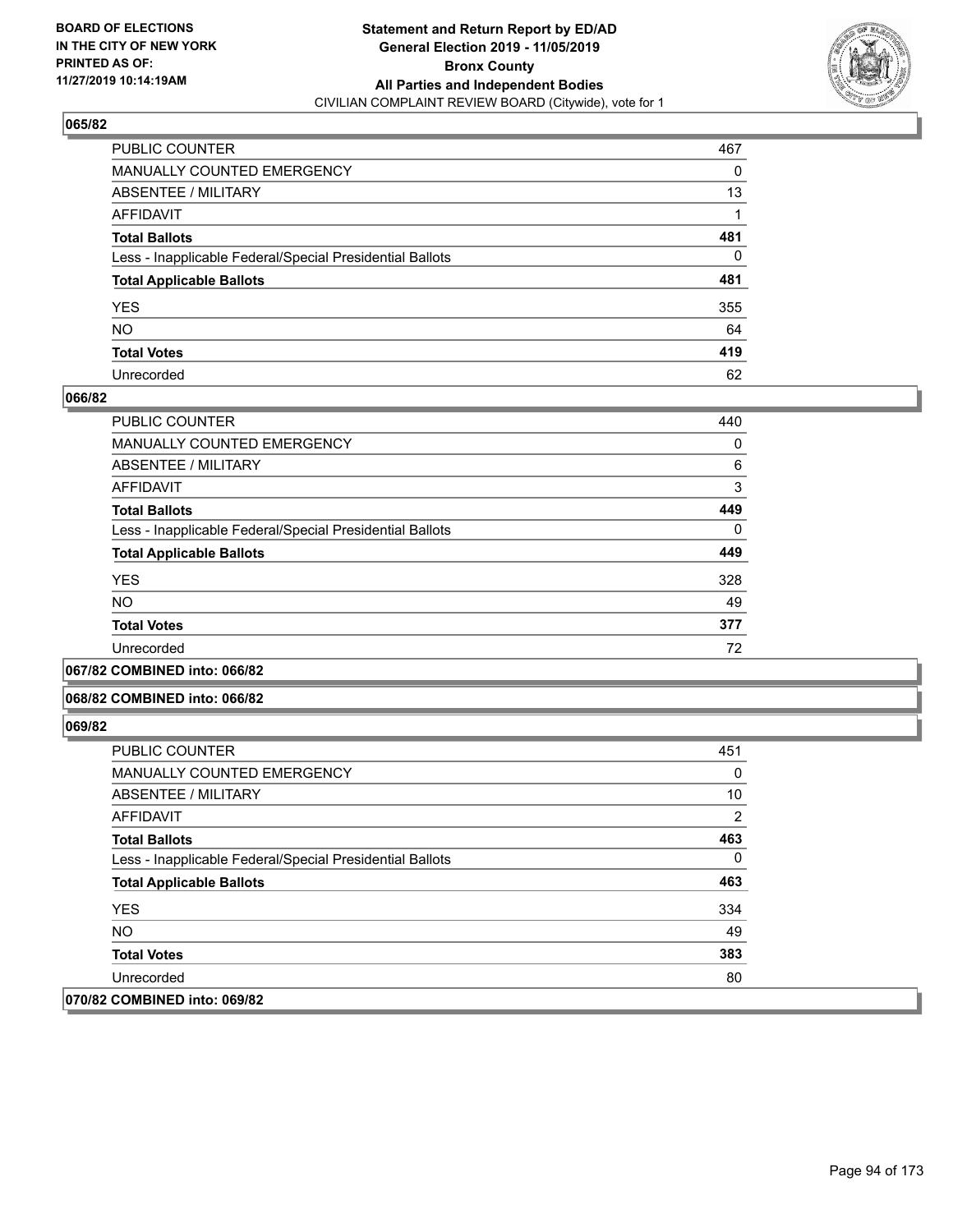## 065/82

| | |
|---|---|
| PUBLIC COUNTER | 467 |
| MANUALLY COUNTED EMERGENCY | 0 |
| ABSENTEE / MILITARY | 13 |
| AFFIDAVIT | 1 |
| **Total Ballots** | **481** |
| Less - Inapplicable Federal/Special Presidential Ballots | 0 |
| **Total Applicable Ballots** | **481** |
| YES | 355 |
| NO | 64 |
| **Total Votes** | **419** |
| Unrecorded | 62 |

## 066/82

| | |
|---|---|
| PUBLIC COUNTER | 440 |
| MANUALLY COUNTED EMERGENCY | 0 |
| ABSENTEE / MILITARY | 6 |
| AFFIDAVIT | 3 |
| **Total Ballots** | **449** |
| Less - Inapplicable Federal/Special Presidential Ballots | 0 |
| **Total Applicable Ballots** | **449** |
| YES | 328 |
| NO | 49 |
| **Total Votes** | **377** |
| Unrecorded | 72 |

## 067/82 COMBINED into: 066/82

## 068/82 COMBINED into: 066/82

## 069/82

| | |
|---|---|
| PUBLIC COUNTER | 451 |
| MANUALLY COUNTED EMERGENCY | 0 |
| ABSENTEE / MILITARY | 10 |
| AFFIDAVIT | 2 |
| **Total Ballots** | **463** |
| Less - Inapplicable Federal/Special Presidential Ballots | 0 |
| **Total Applicable Ballots** | **463** |
| YES | 334 |
| NO | 49 |
| **Total Votes** | **383** |
| Unrecorded | 80 |

## 070/82 COMBINED into: 069/82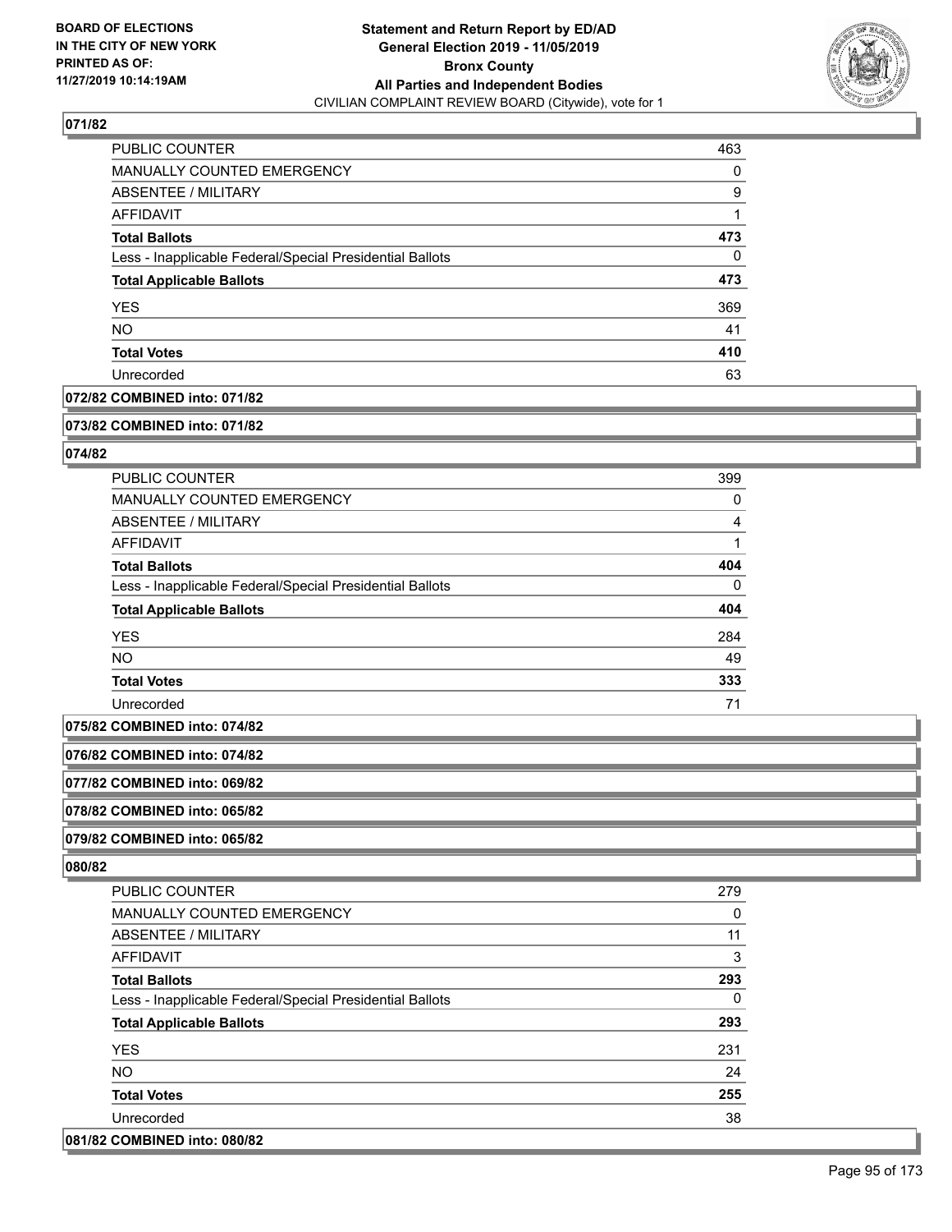**071/82**

| | |
|---|---|
| PUBLIC COUNTER | 463 |
| MANUALLY COUNTED EMERGENCY | 0 |
| ABSENTEE / MILITARY | 9 |
| AFFIDAVIT | 1 |
| **Total Ballots** | **473** |
| Less - Inapplicable Federal/Special Presidential Ballots | 0 |
| **Total Applicable Ballots** | **473** |
| YES | 369 |
| NO | 41 |
| **Total Votes** | **410** |
| Unrecorded | 63 |

**072/82 COMBINED into: 071/82**

**073/82 COMBINED into: 071/82**

**074/82**

| | |
|---|---|
| PUBLIC COUNTER | 399 |
| MANUALLY COUNTED EMERGENCY | 0 |
| ABSENTEE / MILITARY | 4 |
| AFFIDAVIT | 1 |
| **Total Ballots** | **404** |
| Less - Inapplicable Federal/Special Presidential Ballots | 0 |
| **Total Applicable Ballots** | **404** |
| YES | 284 |
| NO | 49 |
| **Total Votes** | **333** |
| Unrecorded | 71 |

**075/82 COMBINED into: 074/82**

**076/82 COMBINED into: 074/82**

**077/82 COMBINED into: 069/82**

**078/82 COMBINED into: 065/82**

**079/82 COMBINED into: 065/82**

**080/82**

| | |
|---|---|
| PUBLIC COUNTER | 279 |
| MANUALLY COUNTED EMERGENCY | 0 |
| ABSENTEE / MILITARY | 11 |
| AFFIDAVIT | 3 |
| **Total Ballots** | **293** |
| Less - Inapplicable Federal/Special Presidential Ballots | 0 |
| **Total Applicable Ballots** | **293** |
| YES | 231 |
| NO | 24 |
| **Total Votes** | **255** |
| Unrecorded | 38 |

**081/82 COMBINED into: 080/82**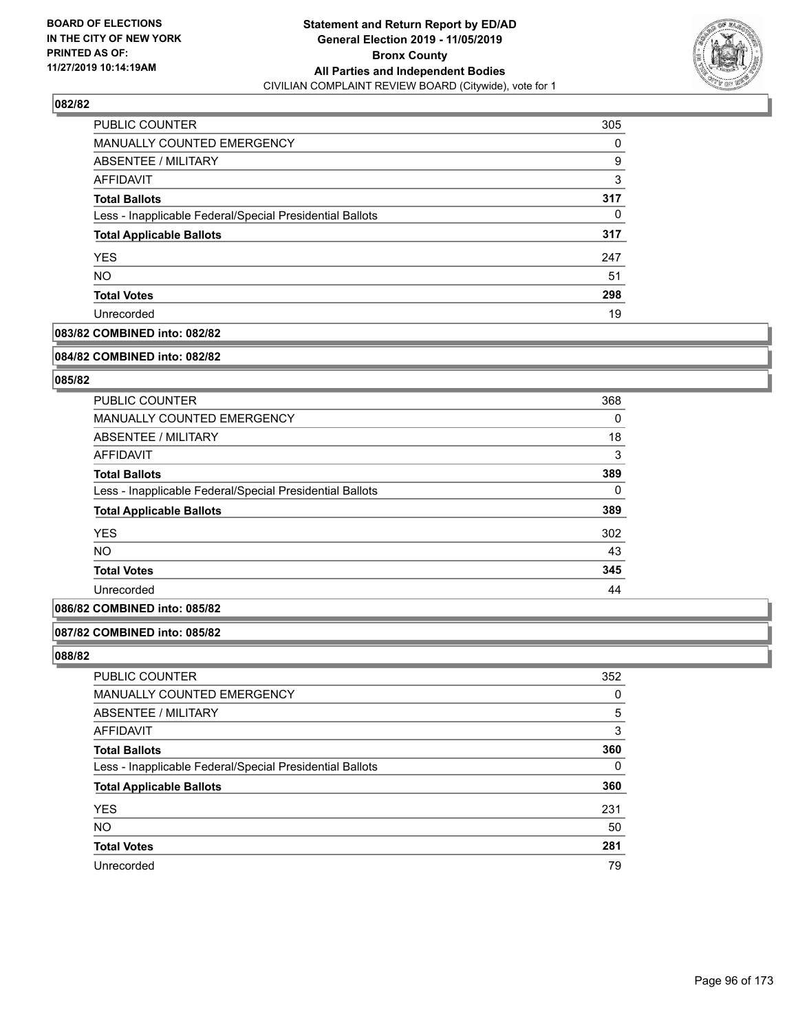**Statement and Return Report by ED/AD**
**General Election 2019 - 11/05/2019**
**Bronx County**
**All Parties and Independent Bodies**
CIVILIAN COMPLAINT REVIEW BOARD (Citywide), vote for 1

BOARD OF ELECTIONS
IN THE CITY OF NEW YORK
PRINTED AS OF:
11/27/2019 10:14:19AM

### 082/82

| | |
|---|---|
| PUBLIC COUNTER | 305 |
| MANUALLY COUNTED EMERGENCY | 0 |
| ABSENTEE / MILITARY | 9 |
| AFFIDAVIT | 3 |
| **Total Ballots** | **317** |
| Less - Inapplicable Federal/Special Presidential Ballots | 0 |
| **Total Applicable Ballots** | **317** |
| YES | 247 |
| NO | 51 |
| **Total Votes** | **298** |
| Unrecorded | 19 |

### 083/82 COMBINED into: 082/82

### 084/82 COMBINED into: 082/82

### 085/82

| | |
|---|---|
| PUBLIC COUNTER | 368 |
| MANUALLY COUNTED EMERGENCY | 0 |
| ABSENTEE / MILITARY | 18 |
| AFFIDAVIT | 3 |
| **Total Ballots** | **389** |
| Less - Inapplicable Federal/Special Presidential Ballots | 0 |
| **Total Applicable Ballots** | **389** |
| YES | 302 |
| NO | 43 |
| **Total Votes** | **345** |
| Unrecorded | 44 |

### 086/82 COMBINED into: 085/82

### 087/82 COMBINED into: 085/82

### 088/82

| | |
|---|---|
| PUBLIC COUNTER | 352 |
| MANUALLY COUNTED EMERGENCY | 0 |
| ABSENTEE / MILITARY | 5 |
| AFFIDAVIT | 3 |
| **Total Ballots** | **360** |
| Less - Inapplicable Federal/Special Presidential Ballots | 0 |
| **Total Applicable Ballots** | **360** |
| YES | 231 |
| NO | 50 |
| **Total Votes** | **281** |
| Unrecorded | 79 |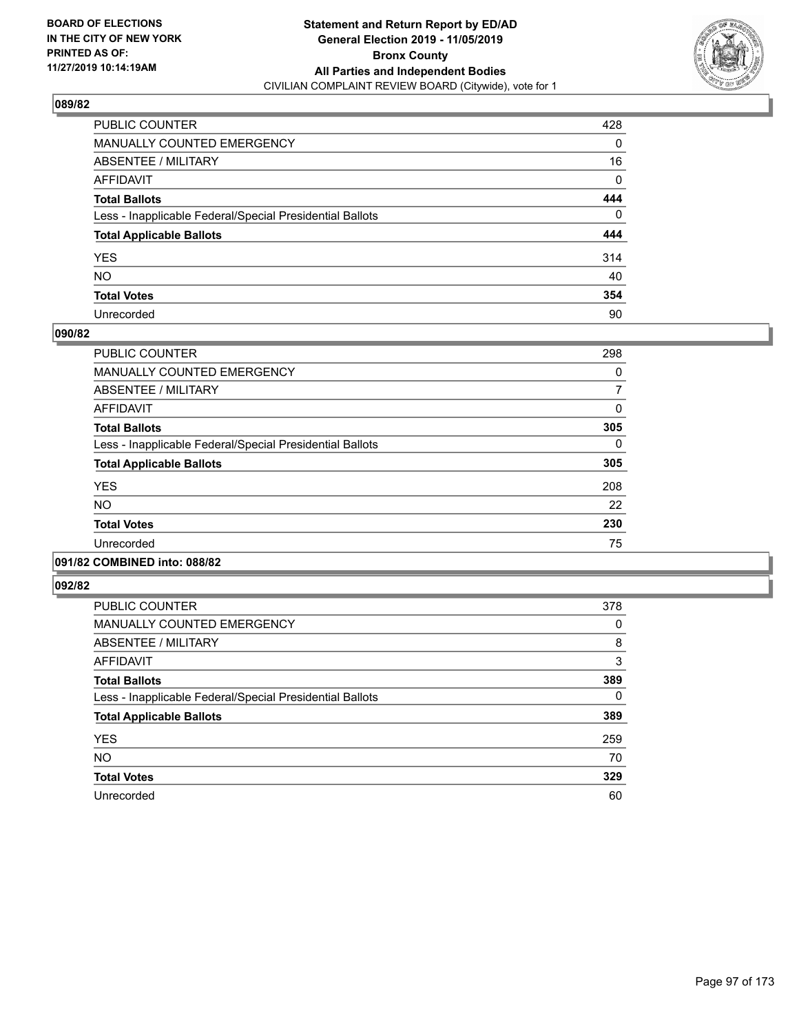## 089/82

| | |
|---|---|
| PUBLIC COUNTER | 428 |
| MANUALLY COUNTED EMERGENCY | 0 |
| ABSENTEE / MILITARY | 16 |
| AFFIDAVIT | 0 |
| **Total Ballots** | **444** |
| Less - Inapplicable Federal/Special Presidential Ballots | 0 |
| **Total Applicable Ballots** | **444** |
| YES | 314 |
| NO | 40 |
| **Total Votes** | **354** |
| Unrecorded | 90 |

## 090/82

| | |
|---|---|
| PUBLIC COUNTER | 298 |
| MANUALLY COUNTED EMERGENCY | 0 |
| ABSENTEE / MILITARY | 7 |
| AFFIDAVIT | 0 |
| **Total Ballots** | **305** |
| Less - Inapplicable Federal/Special Presidential Ballots | 0 |
| **Total Applicable Ballots** | **305** |
| YES | 208 |
| NO | 22 |
| **Total Votes** | **230** |
| Unrecorded | 75 |

## 091/82 COMBINED into: 088/82

## 092/82

| | |
|---|---|
| PUBLIC COUNTER | 378 |
| MANUALLY COUNTED EMERGENCY | 0 |
| ABSENTEE / MILITARY | 8 |
| AFFIDAVIT | 3 |
| **Total Ballots** | **389** |
| Less - Inapplicable Federal/Special Presidential Ballots | 0 |
| **Total Applicable Ballots** | **389** |
| YES | 259 |
| NO | 70 |
| **Total Votes** | **329** |
| Unrecorded | 60 |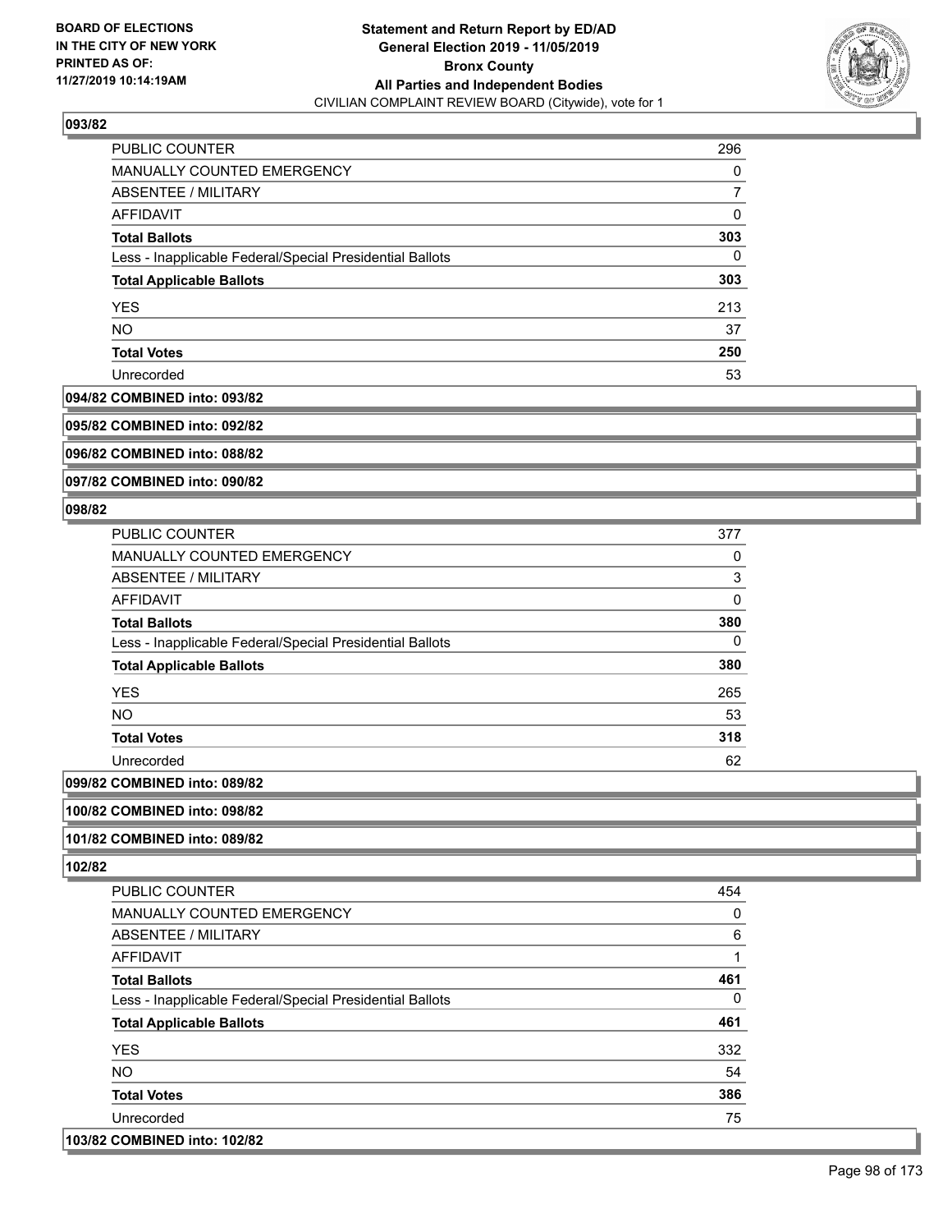**Statement and Return Report by ED/AD**
**General Election 2019 - 11/05/2019**
**Bronx County**
**All Parties and Independent Bodies**
CIVILIAN COMPLAINT REVIEW BOARD (Citywide), vote for 1

BOARD OF ELECTIONS IN THE CITY OF NEW YORK PRINTED AS OF: 11/27/2019 10:14:19AM

### 093/82

| | |
|---|---|
| PUBLIC COUNTER | 296 |
| MANUALLY COUNTED EMERGENCY | 0 |
| ABSENTEE / MILITARY | 7 |
| AFFIDAVIT | 0 |
| **Total Ballots** | **303** |
| Less - Inapplicable Federal/Special Presidential Ballots | 0 |
| **Total Applicable Ballots** | **303** |
| YES | 213 |
| NO | 37 |
| **Total Votes** | **250** |
| Unrecorded | 53 |

**094/82 COMBINED into: 093/82**

**095/82 COMBINED into: 092/82**

**096/82 COMBINED into: 088/82**

**097/82 COMBINED into: 090/82**

### 098/82

| | |
|---|---|
| PUBLIC COUNTER | 377 |
| MANUALLY COUNTED EMERGENCY | 0 |
| ABSENTEE / MILITARY | 3 |
| AFFIDAVIT | 0 |
| **Total Ballots** | **380** |
| Less - Inapplicable Federal/Special Presidential Ballots | 0 |
| **Total Applicable Ballots** | **380** |
| YES | 265 |
| NO | 53 |
| **Total Votes** | **318** |
| Unrecorded | 62 |

**099/82 COMBINED into: 089/82**

**100/82 COMBINED into: 098/82**

**101/82 COMBINED into: 089/82**

### 102/82

| | |
|---|---|
| PUBLIC COUNTER | 454 |
| MANUALLY COUNTED EMERGENCY | 0 |
| ABSENTEE / MILITARY | 6 |
| AFFIDAVIT | 1 |
| **Total Ballots** | **461** |
| Less - Inapplicable Federal/Special Presidential Ballots | 0 |
| **Total Applicable Ballots** | **461** |
| YES | 332 |
| NO | 54 |
| **Total Votes** | **386** |
| Unrecorded | 75 |

**103/82 COMBINED into: 102/82**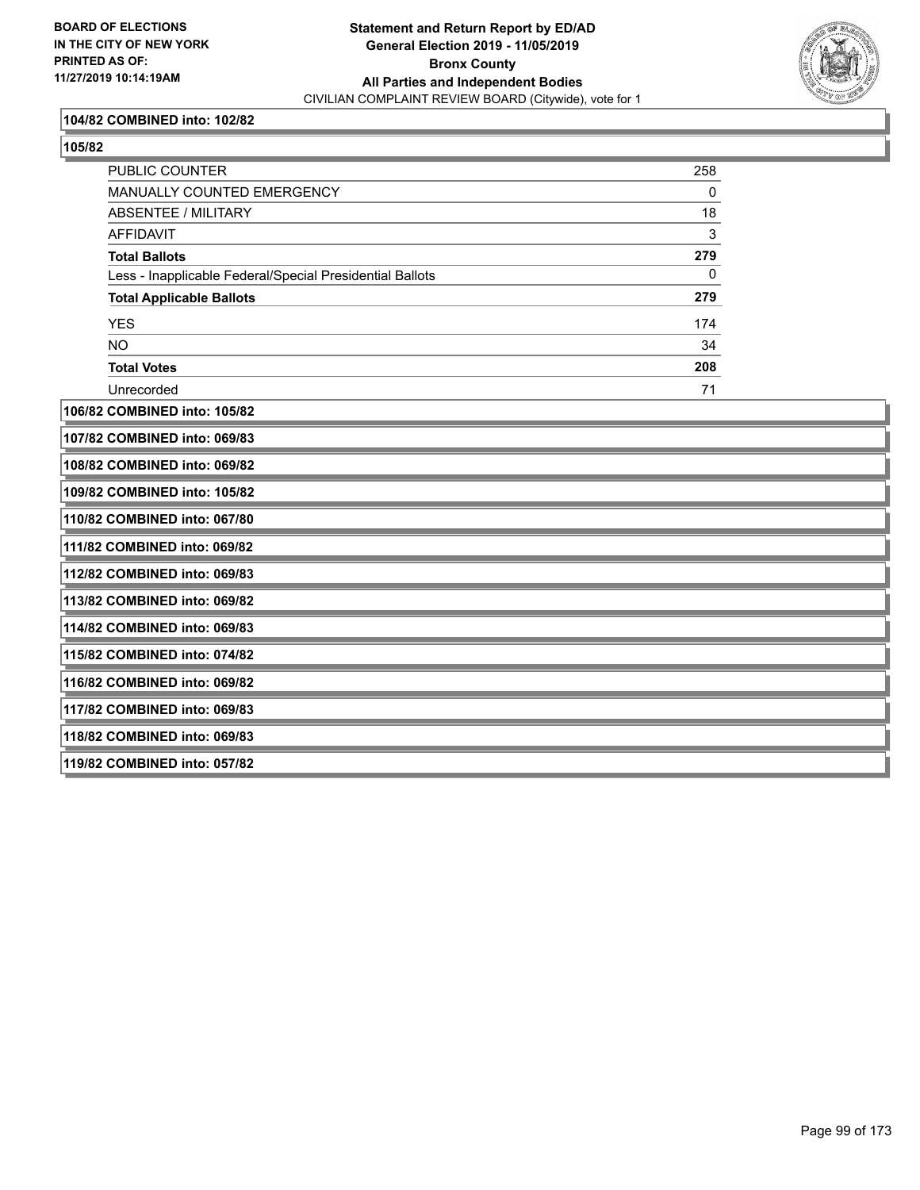**104/82 COMBINED into: 102/82**

**105/82**

| | |
|---|---|
| PUBLIC COUNTER | 258 |
| MANUALLY COUNTED EMERGENCY | 0 |
| ABSENTEE / MILITARY | 18 |
| AFFIDAVIT | 3 |
| **Total Ballots** | **279** |
| Less - Inapplicable Federal/Special Presidential Ballots | 0 |
| **Total Applicable Ballots** | **279** |
| YES | 174 |
| NO | 34 |
| **Total Votes** | **208** |
| Unrecorded | 71 |

**106/82 COMBINED into: 105/82**

**107/82 COMBINED into: 069/83**

**108/82 COMBINED into: 069/82**

**109/82 COMBINED into: 105/82**

**110/82 COMBINED into: 067/80**

**111/82 COMBINED into: 069/82**

**112/82 COMBINED into: 069/83**

**113/82 COMBINED into: 069/82**

**114/82 COMBINED into: 069/83**

**115/82 COMBINED into: 074/82**

**116/82 COMBINED into: 069/82**

**117/82 COMBINED into: 069/83**

**118/82 COMBINED into: 069/83**

**119/82 COMBINED into: 057/82**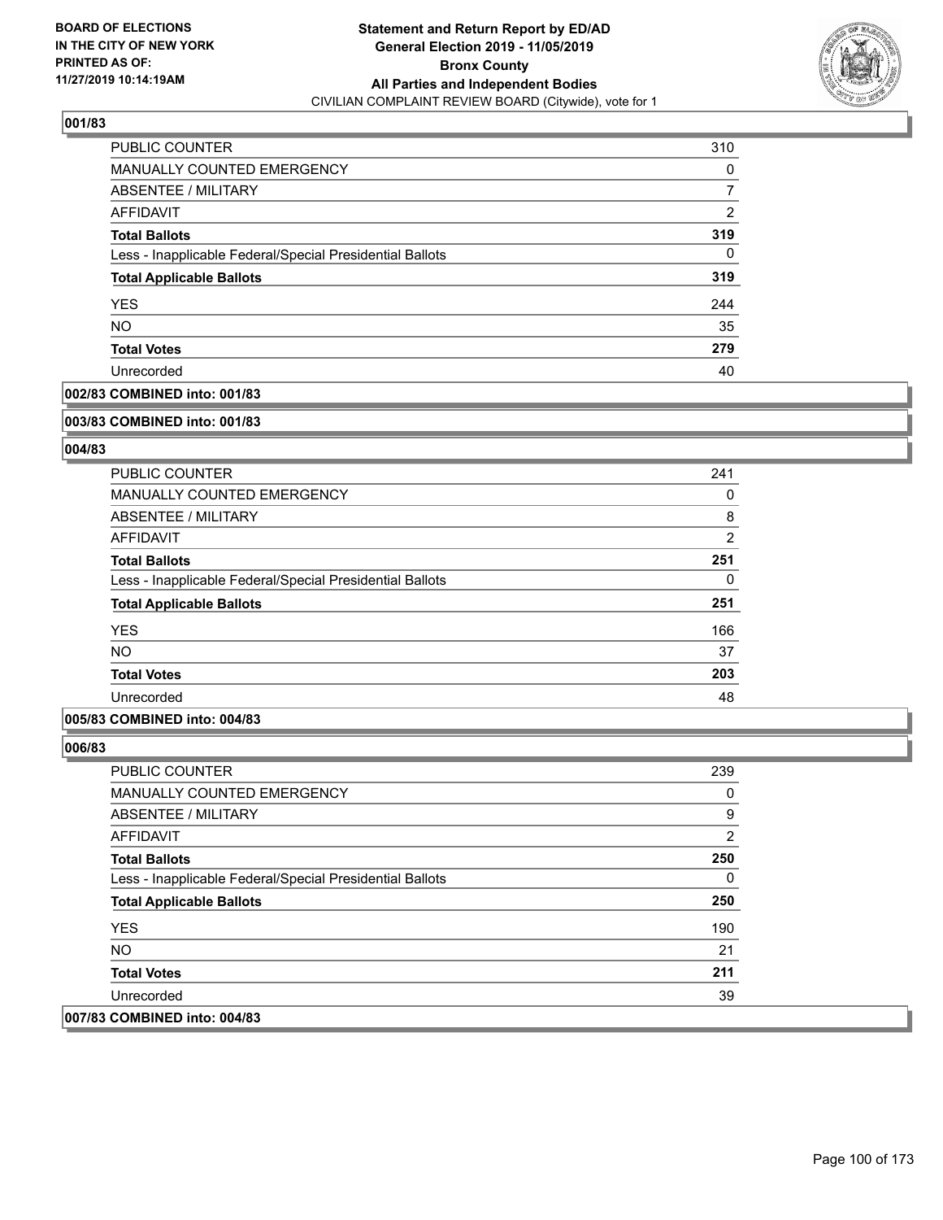**Statement and Return Report by ED/AD**
**General Election 2019 - 11/05/2019**
**Bronx County**
**All Parties and Independent Bodies**
CIVILIAN COMPLAINT REVIEW BOARD (Citywide), vote for 1

BOARD OF ELECTIONS IN THE CITY OF NEW YORK PRINTED AS OF: 11/27/2019 10:14:19AM

### 001/83

| | |
|---|---|
| PUBLIC COUNTER | 310 |
| MANUALLY COUNTED EMERGENCY | 0 |
| ABSENTEE / MILITARY | 7 |
| AFFIDAVIT | 2 |
| **Total Ballots** | **319** |
| Less - Inapplicable Federal/Special Presidential Ballots | 0 |
| **Total Applicable Ballots** | **319** |
| YES | 244 |
| NO | 35 |
| **Total Votes** | **279** |
| Unrecorded | 40 |

**002/83 COMBINED into: 001/83**

**003/83 COMBINED into: 001/83**

### 004/83

| | |
|---|---|
| PUBLIC COUNTER | 241 |
| MANUALLY COUNTED EMERGENCY | 0 |
| ABSENTEE / MILITARY | 8 |
| AFFIDAVIT | 2 |
| **Total Ballots** | **251** |
| Less - Inapplicable Federal/Special Presidential Ballots | 0 |
| **Total Applicable Ballots** | **251** |
| YES | 166 |
| NO | 37 |
| **Total Votes** | **203** |
| Unrecorded | 48 |

**005/83 COMBINED into: 004/83**

### 006/83

| | |
|---|---|
| PUBLIC COUNTER | 239 |
| MANUALLY COUNTED EMERGENCY | 0 |
| ABSENTEE / MILITARY | 9 |
| AFFIDAVIT | 2 |
| **Total Ballots** | **250** |
| Less - Inapplicable Federal/Special Presidential Ballots | 0 |
| **Total Applicable Ballots** | **250** |
| YES | 190 |
| NO | 21 |
| **Total Votes** | **211** |
| Unrecorded | 39 |

**007/83 COMBINED into: 004/83**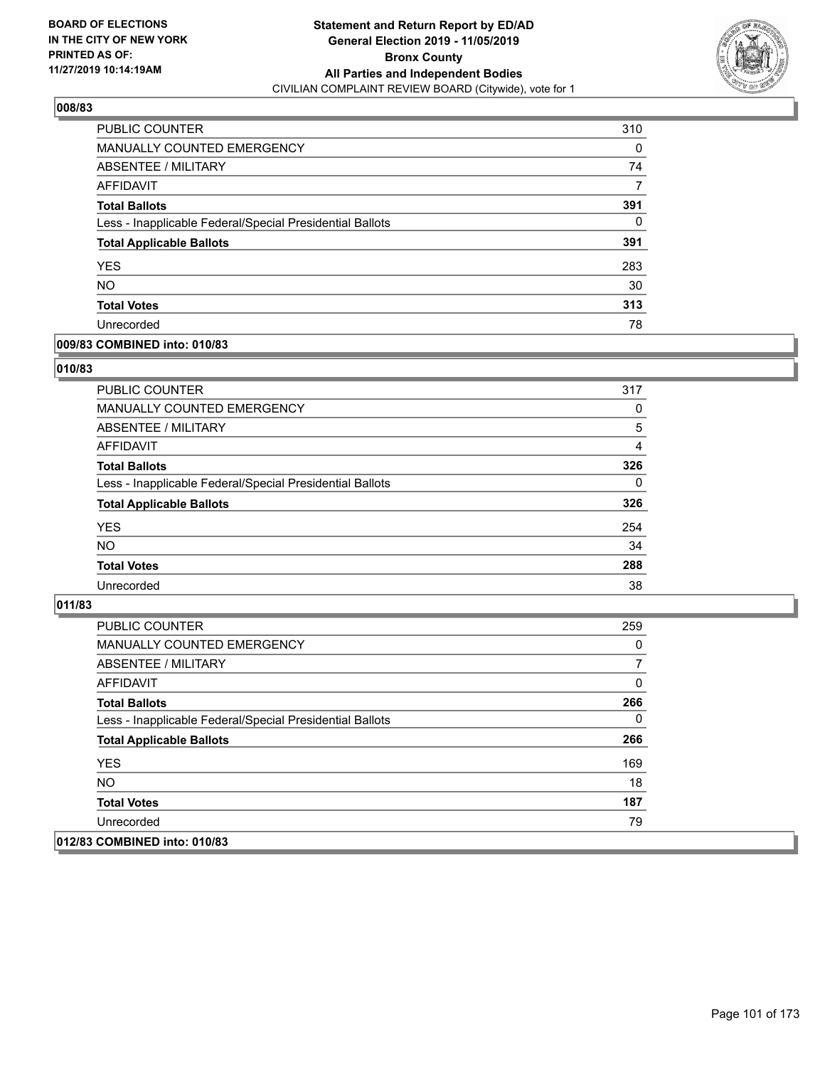**BOARD OF ELECTIONS IN THE CITY OF NEW YORK PRINTED AS OF: 11/27/2019 10:14:19AM**

**Statement and Return Report by ED/AD**
**General Election 2019 - 11/05/2019**
**Bronx County**
**All Parties and Independent Bodies**
CIVILIAN COMPLAINT REVIEW BOARD (Citywide), vote for 1

## 008/83

| | |
|---|---|
| PUBLIC COUNTER | 310 |
| MANUALLY COUNTED EMERGENCY | 0 |
| ABSENTEE / MILITARY | 74 |
| AFFIDAVIT | 7 |
| **Total Ballots** | **391** |
| Less - Inapplicable Federal/Special Presidential Ballots | 0 |
| **Total Applicable Ballots** | **391** |
| YES | 283 |
| NO | 30 |
| **Total Votes** | **313** |
| Unrecorded | 78 |

## 009/83 COMBINED into: 010/83

## 010/83

| | |
|---|---|
| PUBLIC COUNTER | 317 |
| MANUALLY COUNTED EMERGENCY | 0 |
| ABSENTEE / MILITARY | 5 |
| AFFIDAVIT | 4 |
| **Total Ballots** | **326** |
| Less - Inapplicable Federal/Special Presidential Ballots | 0 |
| **Total Applicable Ballots** | **326** |
| YES | 254 |
| NO | 34 |
| **Total Votes** | **288** |
| Unrecorded | 38 |

## 011/83

| | |
|---|---|
| PUBLIC COUNTER | 259 |
| MANUALLY COUNTED EMERGENCY | 0 |
| ABSENTEE / MILITARY | 7 |
| AFFIDAVIT | 0 |
| **Total Ballots** | **266** |
| Less - Inapplicable Federal/Special Presidential Ballots | 0 |
| **Total Applicable Ballots** | **266** |
| YES | 169 |
| NO | 18 |
| **Total Votes** | **187** |
| Unrecorded | 79 |

## 012/83 COMBINED into: 010/83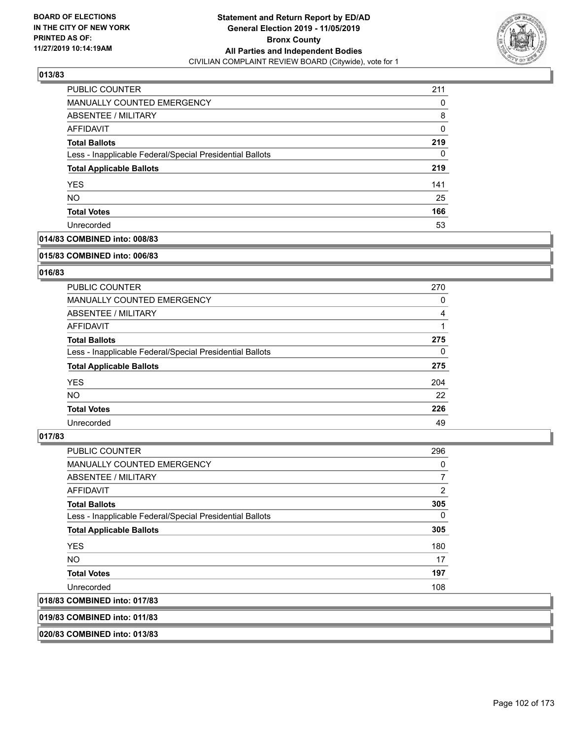### 013/83

| | |
|---|---|
| PUBLIC COUNTER | 211 |
| MANUALLY COUNTED EMERGENCY | 0 |
| ABSENTEE / MILITARY | 8 |
| AFFIDAVIT | 0 |
| **Total Ballots** | **219** |
| Less - Inapplicable Federal/Special Presidential Ballots | 0 |
| **Total Applicable Ballots** | **219** |
| YES | 141 |
| NO | 25 |
| **Total Votes** | **166** |
| Unrecorded | 53 |

### 014/83 COMBINED into: 008/83

### 015/83 COMBINED into: 006/83

### 016/83

| | |
|---|---|
| PUBLIC COUNTER | 270 |
| MANUALLY COUNTED EMERGENCY | 0 |
| ABSENTEE / MILITARY | 4 |
| AFFIDAVIT | 1 |
| **Total Ballots** | **275** |
| Less - Inapplicable Federal/Special Presidential Ballots | 0 |
| **Total Applicable Ballots** | **275** |
| YES | 204 |
| NO | 22 |
| **Total Votes** | **226** |
| Unrecorded | 49 |

### 017/83

| | |
|---|---|
| PUBLIC COUNTER | 296 |
| MANUALLY COUNTED EMERGENCY | 0 |
| ABSENTEE / MILITARY | 7 |
| AFFIDAVIT | 2 |
| **Total Ballots** | **305** |
| Less - Inapplicable Federal/Special Presidential Ballots | 0 |
| **Total Applicable Ballots** | **305** |
| YES | 180 |
| NO | 17 |
| **Total Votes** | **197** |
| Unrecorded | 108 |

### 018/83 COMBINED into: 017/83

### 019/83 COMBINED into: 011/83

### 020/83 COMBINED into: 013/83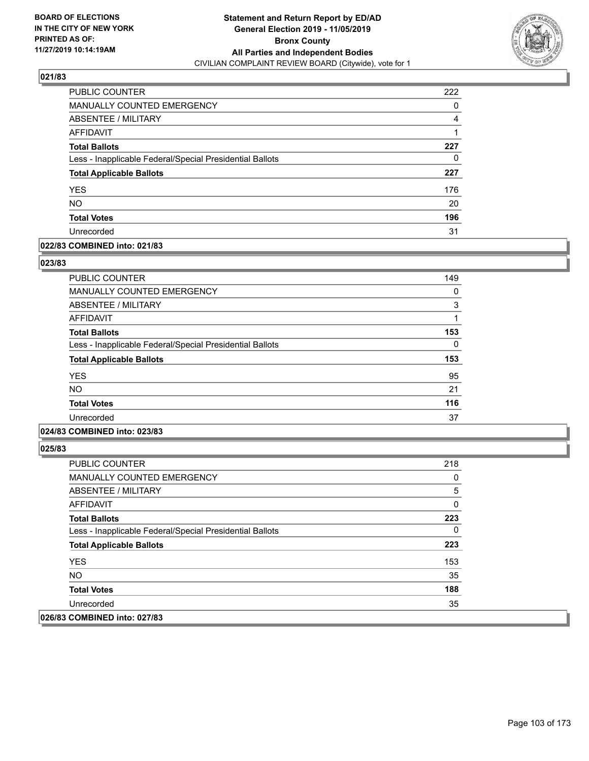## 021/83

| | |
|---|---|
| PUBLIC COUNTER | 222 |
| MANUALLY COUNTED EMERGENCY | 0 |
| ABSENTEE / MILITARY | 4 |
| AFFIDAVIT | 1 |
| **Total Ballots** | **227** |
| Less - Inapplicable Federal/Special Presidential Ballots | 0 |
| **Total Applicable Ballots** | **227** |
| YES | 176 |
| NO | 20 |
| **Total Votes** | **196** |
| Unrecorded | 31 |

## 022/83 COMBINED into: 021/83

## 023/83

| | |
|---|---|
| PUBLIC COUNTER | 149 |
| MANUALLY COUNTED EMERGENCY | 0 |
| ABSENTEE / MILITARY | 3 |
| AFFIDAVIT | 1 |
| **Total Ballots** | **153** |
| Less - Inapplicable Federal/Special Presidential Ballots | 0 |
| **Total Applicable Ballots** | **153** |
| YES | 95 |
| NO | 21 |
| **Total Votes** | **116** |
| Unrecorded | 37 |

## 024/83 COMBINED into: 023/83

## 025/83

| | |
|---|---|
| PUBLIC COUNTER | 218 |
| MANUALLY COUNTED EMERGENCY | 0 |
| ABSENTEE / MILITARY | 5 |
| AFFIDAVIT | 0 |
| **Total Ballots** | **223** |
| Less - Inapplicable Federal/Special Presidential Ballots | 0 |
| **Total Applicable Ballots** | **223** |
| YES | 153 |
| NO | 35 |
| **Total Votes** | **188** |
| Unrecorded | 35 |

## 026/83 COMBINED into: 027/83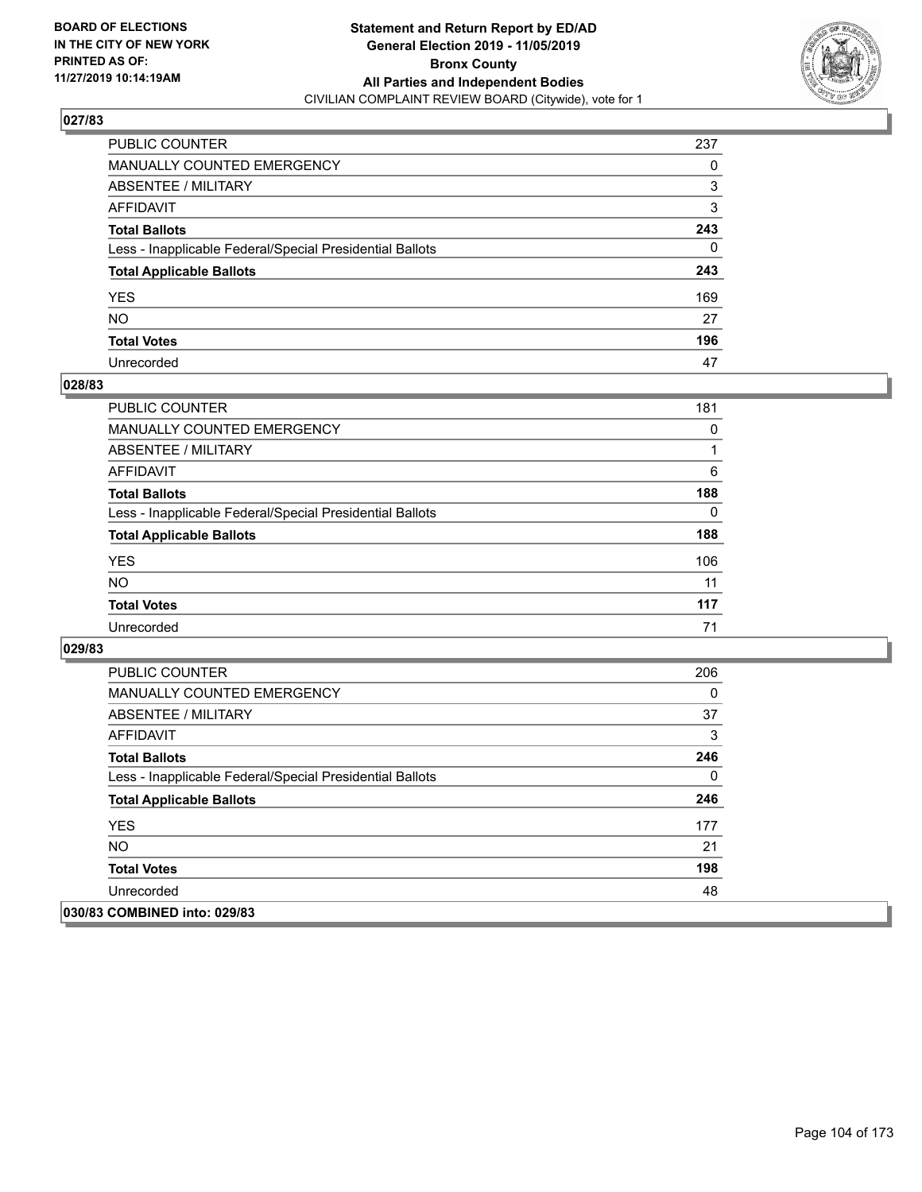**BOARD OF ELECTIONS IN THE CITY OF NEW YORK PRINTED AS OF: 11/27/2019 10:14:19AM**

**Statement and Return Report by ED/AD General Election 2019 - 11/05/2019 Bronx County All Parties and Independent Bodies**
CIVILIAN COMPLAINT REVIEW BOARD (Citywide), vote for 1

### 027/83

| | |
|---|---|
| PUBLIC COUNTER | 237 |
| MANUALLY COUNTED EMERGENCY | 0 |
| ABSENTEE / MILITARY | 3 |
| AFFIDAVIT | 3 |
| **Total Ballots** | **243** |
| Less - Inapplicable Federal/Special Presidential Ballots | 0 |
| **Total Applicable Ballots** | **243** |
| YES | 169 |
| NO | 27 |
| **Total Votes** | **196** |
| Unrecorded | 47 |

### 028/83

| | |
|---|---|
| PUBLIC COUNTER | 181 |
| MANUALLY COUNTED EMERGENCY | 0 |
| ABSENTEE / MILITARY | 1 |
| AFFIDAVIT | 6 |
| **Total Ballots** | **188** |
| Less - Inapplicable Federal/Special Presidential Ballots | 0 |
| **Total Applicable Ballots** | **188** |
| YES | 106 |
| NO | 11 |
| **Total Votes** | **117** |
| Unrecorded | 71 |

### 029/83

| | |
|---|---|
| PUBLIC COUNTER | 206 |
| MANUALLY COUNTED EMERGENCY | 0 |
| ABSENTEE / MILITARY | 37 |
| AFFIDAVIT | 3 |
| **Total Ballots** | **246** |
| Less - Inapplicable Federal/Special Presidential Ballots | 0 |
| **Total Applicable Ballots** | **246** |
| YES | 177 |
| NO | 21 |
| **Total Votes** | **198** |
| Unrecorded | 48 |

### 030/83 COMBINED into: 029/83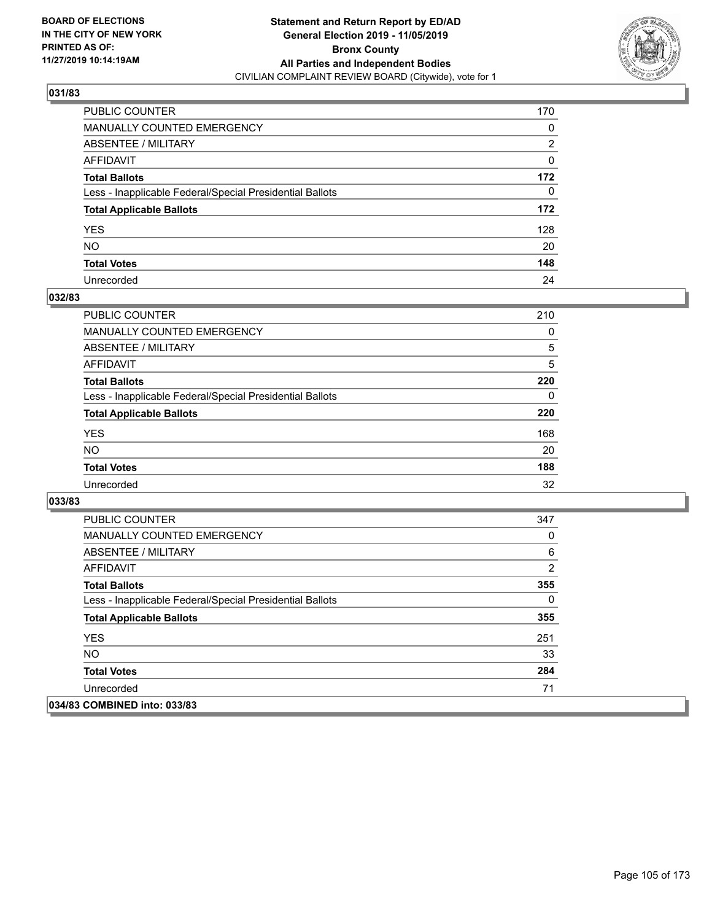BOARD OF ELECTIONS
IN THE CITY OF NEW YORK
PRINTED AS OF:
11/27/2019 10:14:19AM

**Statement and Return Report by ED/AD**
**General Election 2019 - 11/05/2019**
**Bronx County**
**All Parties and Independent Bodies**
CIVILIAN COMPLAINT REVIEW BOARD (Citywide), vote for 1

### 031/83

| | |
|---|---|
| PUBLIC COUNTER | 170 |
| MANUALLY COUNTED EMERGENCY | 0 |
| ABSENTEE / MILITARY | 2 |
| AFFIDAVIT | 0 |
| **Total Ballots** | **172** |
| Less - Inapplicable Federal/Special Presidential Ballots | 0 |
| **Total Applicable Ballots** | **172** |
| YES | 128 |
| NO | 20 |
| **Total Votes** | **148** |
| Unrecorded | 24 |

### 032/83

| | |
|---|---|
| PUBLIC COUNTER | 210 |
| MANUALLY COUNTED EMERGENCY | 0 |
| ABSENTEE / MILITARY | 5 |
| AFFIDAVIT | 5 |
| **Total Ballots** | **220** |
| Less - Inapplicable Federal/Special Presidential Ballots | 0 |
| **Total Applicable Ballots** | **220** |
| YES | 168 |
| NO | 20 |
| **Total Votes** | **188** |
| Unrecorded | 32 |

### 033/83

| | |
|---|---|
| PUBLIC COUNTER | 347 |
| MANUALLY COUNTED EMERGENCY | 0 |
| ABSENTEE / MILITARY | 6 |
| AFFIDAVIT | 2 |
| **Total Ballots** | **355** |
| Less - Inapplicable Federal/Special Presidential Ballots | 0 |
| **Total Applicable Ballots** | **355** |
| YES | 251 |
| NO | 33 |
| **Total Votes** | **284** |
| Unrecorded | 71 |

### 034/83 COMBINED into: 033/83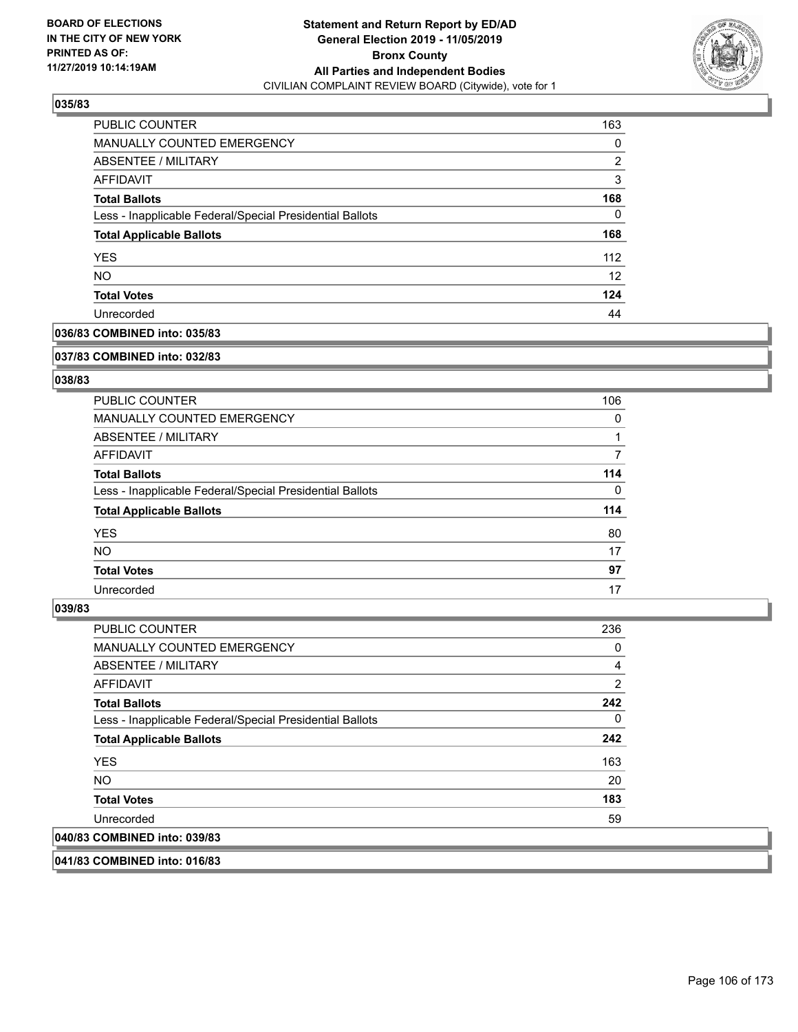**BOARD OF ELECTIONS IN THE CITY OF NEW YORK PRINTED AS OF: 11/27/2019 10:14:19AM**

**Statement and Return Report by ED/AD General Election 2019 - 11/05/2019 Bronx County All Parties and Independent Bodies**
CIVILIAN COMPLAINT REVIEW BOARD (Citywide), vote for 1

### 035/83

| | |
|---|---|
| PUBLIC COUNTER | 163 |
| MANUALLY COUNTED EMERGENCY | 0 |
| ABSENTEE / MILITARY | 2 |
| AFFIDAVIT | 3 |
| **Total Ballots** | **168** |
| Less - Inapplicable Federal/Special Presidential Ballots | 0 |
| **Total Applicable Ballots** | **168** |
| YES | 112 |
| NO | 12 |
| **Total Votes** | **124** |
| Unrecorded | 44 |

### 036/83 COMBINED into: 035/83

### 037/83 COMBINED into: 032/83

### 038/83

| | |
|---|---|
| PUBLIC COUNTER | 106 |
| MANUALLY COUNTED EMERGENCY | 0 |
| ABSENTEE / MILITARY | 1 |
| AFFIDAVIT | 7 |
| **Total Ballots** | **114** |
| Less - Inapplicable Federal/Special Presidential Ballots | 0 |
| **Total Applicable Ballots** | **114** |
| YES | 80 |
| NO | 17 |
| **Total Votes** | **97** |
| Unrecorded | 17 |

### 039/83

| | |
|---|---|
| PUBLIC COUNTER | 236 |
| MANUALLY COUNTED EMERGENCY | 0 |
| ABSENTEE / MILITARY | 4 |
| AFFIDAVIT | 2 |
| **Total Ballots** | **242** |
| Less - Inapplicable Federal/Special Presidential Ballots | 0 |
| **Total Applicable Ballots** | **242** |
| YES | 163 |
| NO | 20 |
| **Total Votes** | **183** |
| Unrecorded | 59 |

### 040/83 COMBINED into: 039/83

### 041/83 COMBINED into: 016/83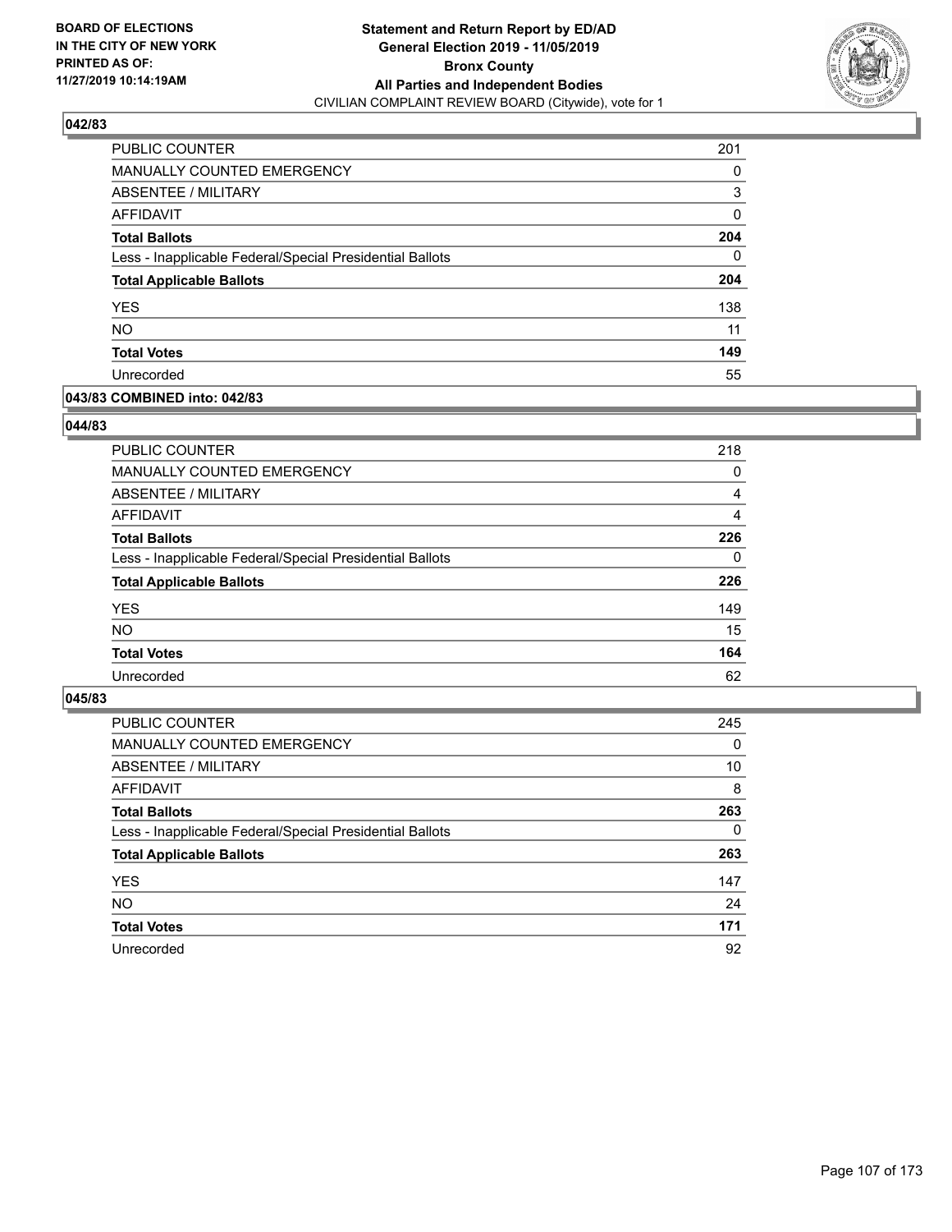**BOARD OF ELECTIONS IN THE CITY OF NEW YORK PRINTED AS OF: 11/27/2019 10:14:19AM**

**Statement and Return Report by ED/AD General Election 2019 - 11/05/2019 Bronx County All Parties and Independent Bodies**
CIVILIAN COMPLAINT REVIEW BOARD (Citywide), vote for 1

### 042/83

| | |
|---|---|
| PUBLIC COUNTER | 201 |
| MANUALLY COUNTED EMERGENCY | 0 |
| ABSENTEE / MILITARY | 3 |
| AFFIDAVIT | 0 |
| **Total Ballots** | **204** |
| Less - Inapplicable Federal/Special Presidential Ballots | 0 |
| **Total Applicable Ballots** | **204** |
| YES | 138 |
| NO | 11 |
| **Total Votes** | **149** |
| Unrecorded | 55 |

### 043/83 COMBINED into: 042/83

### 044/83

| | |
|---|---|
| PUBLIC COUNTER | 218 |
| MANUALLY COUNTED EMERGENCY | 0 |
| ABSENTEE / MILITARY | 4 |
| AFFIDAVIT | 4 |
| **Total Ballots** | **226** |
| Less - Inapplicable Federal/Special Presidential Ballots | 0 |
| **Total Applicable Ballots** | **226** |
| YES | 149 |
| NO | 15 |
| **Total Votes** | **164** |
| Unrecorded | 62 |

### 045/83

| | |
|---|---|
| PUBLIC COUNTER | 245 |
| MANUALLY COUNTED EMERGENCY | 0 |
| ABSENTEE / MILITARY | 10 |
| AFFIDAVIT | 8 |
| **Total Ballots** | **263** |
| Less - Inapplicable Federal/Special Presidential Ballots | 0 |
| **Total Applicable Ballots** | **263** |
| YES | 147 |
| NO | 24 |
| **Total Votes** | **171** |
| Unrecorded | 92 |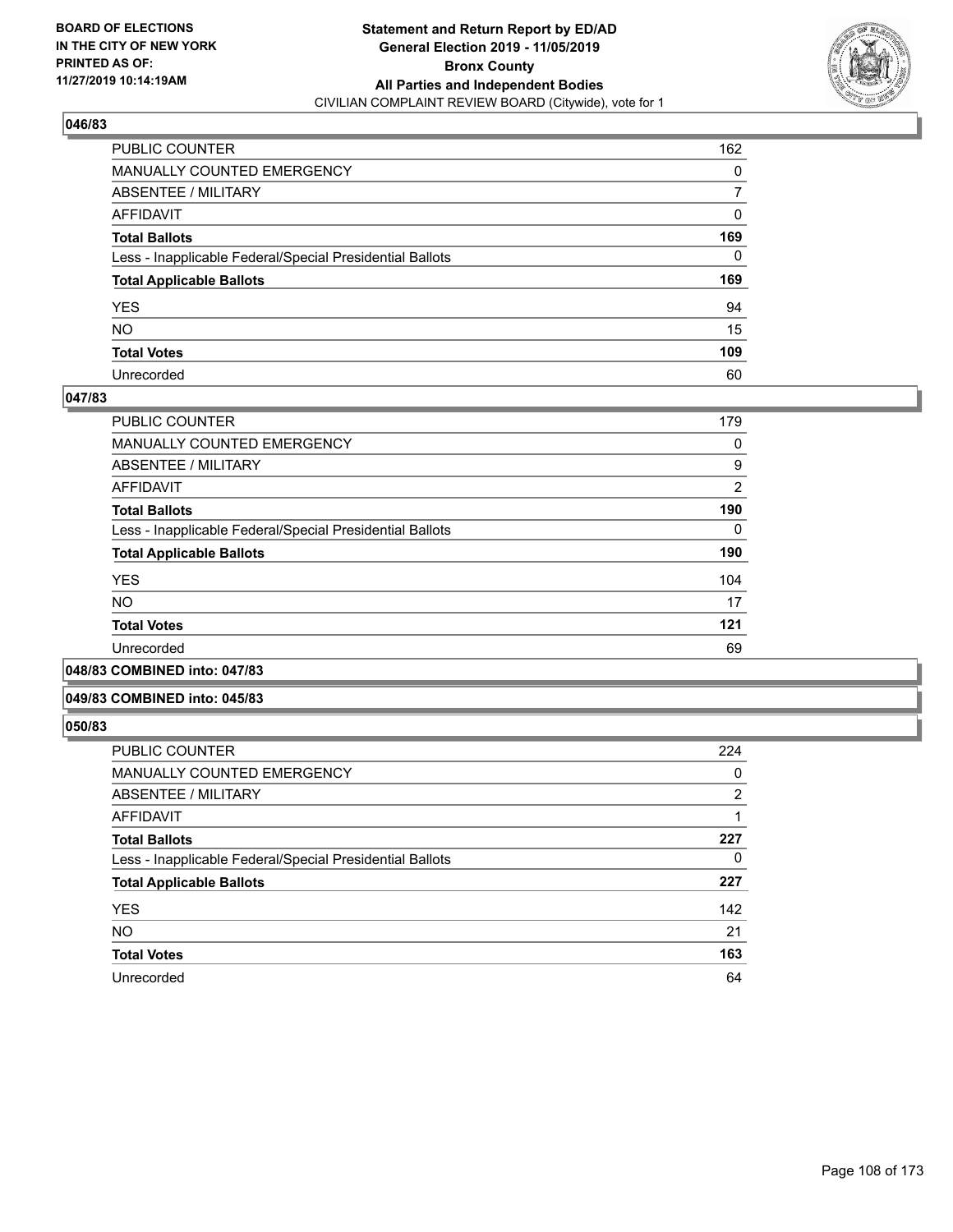**BOARD OF ELECTIONS IN THE CITY OF NEW YORK PRINTED AS OF: 11/27/2019 10:14:19AM**

# Statement and Return Report by ED/AD General Election 2019 - 11/05/2019 Bronx County All Parties and Independent Bodies

CIVILIAN COMPLAINT REVIEW BOARD (Citywide), vote for 1

### 046/83

| | |
|---|---|
| PUBLIC COUNTER | 162 |
| MANUALLY COUNTED EMERGENCY | 0 |
| ABSENTEE / MILITARY | 7 |
| AFFIDAVIT | 0 |
| **Total Ballots** | **169** |
| Less - Inapplicable Federal/Special Presidential Ballots | 0 |
| **Total Applicable Ballots** | **169** |
| YES | 94 |
| NO | 15 |
| **Total Votes** | **109** |
| Unrecorded | 60 |

### 047/83

| | |
|---|---|
| PUBLIC COUNTER | 179 |
| MANUALLY COUNTED EMERGENCY | 0 |
| ABSENTEE / MILITARY | 9 |
| AFFIDAVIT | 2 |
| **Total Ballots** | **190** |
| Less - Inapplicable Federal/Special Presidential Ballots | 0 |
| **Total Applicable Ballots** | **190** |
| YES | 104 |
| NO | 17 |
| **Total Votes** | **121** |
| Unrecorded | 69 |

### 048/83 COMBINED into: 047/83

### 049/83 COMBINED into: 045/83

### 050/83

| | |
|---|---|
| PUBLIC COUNTER | 224 |
| MANUALLY COUNTED EMERGENCY | 0 |
| ABSENTEE / MILITARY | 2 |
| AFFIDAVIT | 1 |
| **Total Ballots** | **227** |
| Less - Inapplicable Federal/Special Presidential Ballots | 0 |
| **Total Applicable Ballots** | **227** |
| YES | 142 |
| NO | 21 |
| **Total Votes** | **163** |
| Unrecorded | 64 |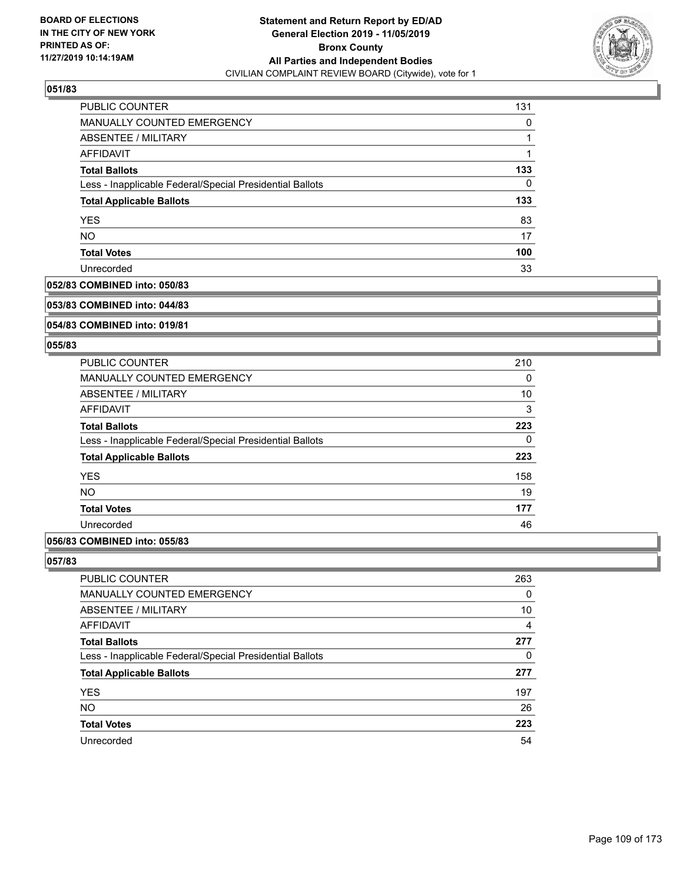**Statement and Return Report by ED/AD**
**General Election 2019 - 11/05/2019**
**Bronx County**
**All Parties and Independent Bodies**
CIVILIAN COMPLAINT REVIEW BOARD (Citywide), vote for 1

BOARD OF ELECTIONS IN THE CITY OF NEW YORK PRINTED AS OF: 11/27/2019 10:14:19AM

### 051/83

| | |
|---|---|
| PUBLIC COUNTER | 131 |
| MANUALLY COUNTED EMERGENCY | 0 |
| ABSENTEE / MILITARY | 1 |
| AFFIDAVIT | 1 |
| **Total Ballots** | **133** |
| Less - Inapplicable Federal/Special Presidential Ballots | 0 |
| **Total Applicable Ballots** | **133** |
| YES | 83 |
| NO | 17 |
| **Total Votes** | **100** |
| Unrecorded | 33 |

### 052/83 COMBINED into: 050/83

### 053/83 COMBINED into: 044/83

### 054/83 COMBINED into: 019/81

### 055/83

| | |
|---|---|
| PUBLIC COUNTER | 210 |
| MANUALLY COUNTED EMERGENCY | 0 |
| ABSENTEE / MILITARY | 10 |
| AFFIDAVIT | 3 |
| **Total Ballots** | **223** |
| Less - Inapplicable Federal/Special Presidential Ballots | 0 |
| **Total Applicable Ballots** | **223** |
| YES | 158 |
| NO | 19 |
| **Total Votes** | **177** |
| Unrecorded | 46 |

### 056/83 COMBINED into: 055/83

### 057/83

| | |
|---|---|
| PUBLIC COUNTER | 263 |
| MANUALLY COUNTED EMERGENCY | 0 |
| ABSENTEE / MILITARY | 10 |
| AFFIDAVIT | 4 |
| **Total Ballots** | **277** |
| Less - Inapplicable Federal/Special Presidential Ballots | 0 |
| **Total Applicable Ballots** | **277** |
| YES | 197 |
| NO | 26 |
| **Total Votes** | **223** |
| Unrecorded | 54 |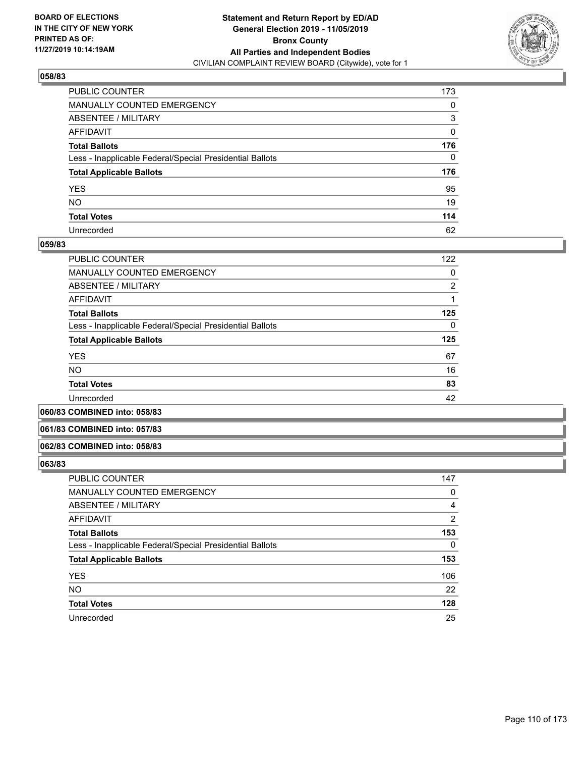**BOARD OF ELECTIONS IN THE CITY OF NEW YORK PRINTED AS OF: 11/27/2019 10:14:19AM**

**Statement and Return Report by ED/AD General Election 2019 - 11/05/2019 Bronx County All Parties and Independent Bodies**
CIVILIAN COMPLAINT REVIEW BOARD (Citywide), vote for 1

### 058/83

| | |
|---|---|
| PUBLIC COUNTER | 173 |
| MANUALLY COUNTED EMERGENCY | 0 |
| ABSENTEE / MILITARY | 3 |
| AFFIDAVIT | 0 |
| **Total Ballots** | **176** |
| Less - Inapplicable Federal/Special Presidential Ballots | 0 |
| **Total Applicable Ballots** | **176** |
| YES | 95 |
| NO | 19 |
| **Total Votes** | **114** |
| Unrecorded | 62 |

### 059/83

| | |
|---|---|
| PUBLIC COUNTER | 122 |
| MANUALLY COUNTED EMERGENCY | 0 |
| ABSENTEE / MILITARY | 2 |
| AFFIDAVIT | 1 |
| **Total Ballots** | **125** |
| Less - Inapplicable Federal/Special Presidential Ballots | 0 |
| **Total Applicable Ballots** | **125** |
| YES | 67 |
| NO | 16 |
| **Total Votes** | **83** |
| Unrecorded | 42 |

### 060/83 COMBINED into: 058/83

### 061/83 COMBINED into: 057/83

### 062/83 COMBINED into: 058/83

### 063/83

| | |
|---|---|
| PUBLIC COUNTER | 147 |
| MANUALLY COUNTED EMERGENCY | 0 |
| ABSENTEE / MILITARY | 4 |
| AFFIDAVIT | 2 |
| **Total Ballots** | **153** |
| Less - Inapplicable Federal/Special Presidential Ballots | 0 |
| **Total Applicable Ballots** | **153** |
| YES | 106 |
| NO | 22 |
| **Total Votes** | **128** |
| Unrecorded | 25 |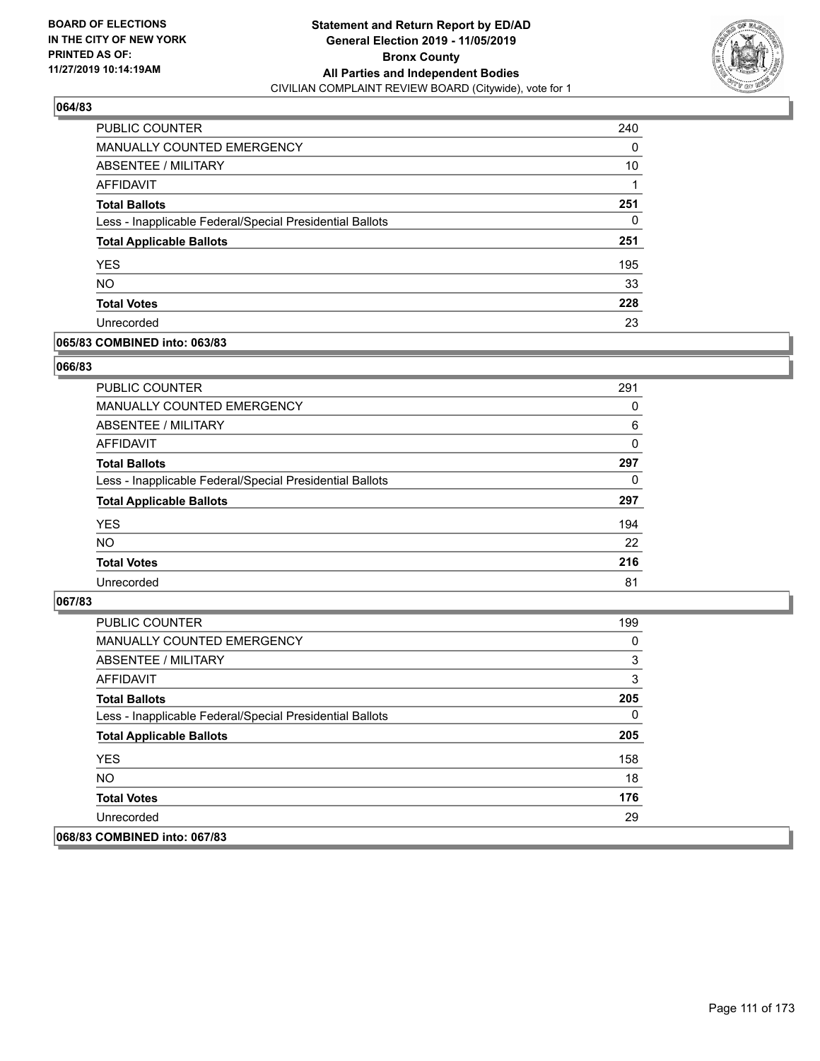**Statement and Return Report by ED/AD**
**General Election 2019 - 11/05/2019**
**Bronx County**
**All Parties and Independent Bodies**
CIVILIAN COMPLAINT REVIEW BOARD (Citywide), vote for 1

BOARD OF ELECTIONS IN THE CITY OF NEW YORK PRINTED AS OF: 11/27/2019 10:14:19AM

### 064/83

| | |
|---|---|
| PUBLIC COUNTER | 240 |
| MANUALLY COUNTED EMERGENCY | 0 |
| ABSENTEE / MILITARY | 10 |
| AFFIDAVIT | 1 |
| **Total Ballots** | **251** |
| Less - Inapplicable Federal/Special Presidential Ballots | 0 |
| **Total Applicable Ballots** | **251** |
| YES | 195 |
| NO | 33 |
| **Total Votes** | **228** |
| Unrecorded | 23 |

### 065/83 COMBINED into: 063/83

### 066/83

| | |
|---|---|
| PUBLIC COUNTER | 291 |
| MANUALLY COUNTED EMERGENCY | 0 |
| ABSENTEE / MILITARY | 6 |
| AFFIDAVIT | 0 |
| **Total Ballots** | **297** |
| Less - Inapplicable Federal/Special Presidential Ballots | 0 |
| **Total Applicable Ballots** | **297** |
| YES | 194 |
| NO | 22 |
| **Total Votes** | **216** |
| Unrecorded | 81 |

### 067/83

| | |
|---|---|
| PUBLIC COUNTER | 199 |
| MANUALLY COUNTED EMERGENCY | 0 |
| ABSENTEE / MILITARY | 3 |
| AFFIDAVIT | 3 |
| **Total Ballots** | **205** |
| Less - Inapplicable Federal/Special Presidential Ballots | 0 |
| **Total Applicable Ballots** | **205** |
| YES | 158 |
| NO | 18 |
| **Total Votes** | **176** |
| Unrecorded | 29 |

### 068/83 COMBINED into: 067/83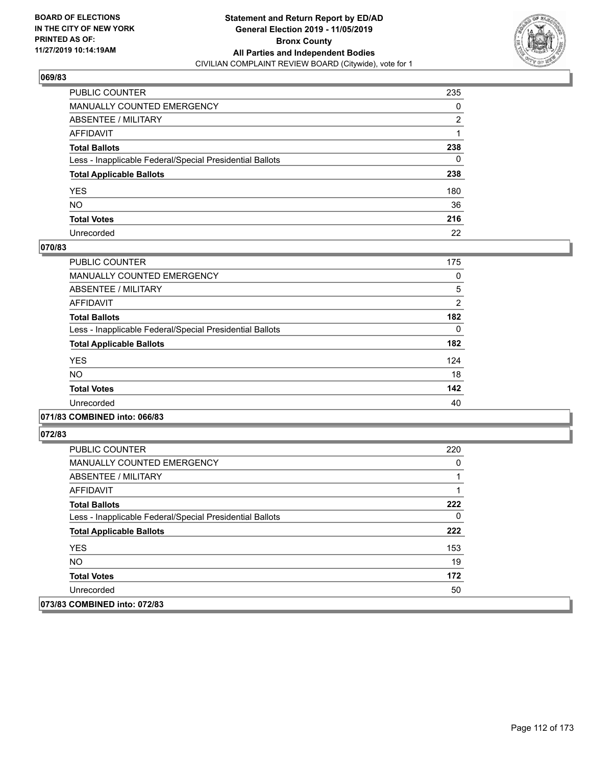### 069/83

| | |
|---|---|
| PUBLIC COUNTER | 235 |
| MANUALLY COUNTED EMERGENCY | 0 |
| ABSENTEE / MILITARY | 2 |
| AFFIDAVIT | 1 |
| **Total Ballots** | **238** |
| Less - Inapplicable Federal/Special Presidential Ballots | 0 |
| **Total Applicable Ballots** | **238** |
| YES | 180 |
| NO | 36 |
| **Total Votes** | **216** |
| Unrecorded | 22 |

### 070/83

| | |
|---|---|
| PUBLIC COUNTER | 175 |
| MANUALLY COUNTED EMERGENCY | 0 |
| ABSENTEE / MILITARY | 5 |
| AFFIDAVIT | 2 |
| **Total Ballots** | **182** |
| Less - Inapplicable Federal/Special Presidential Ballots | 0 |
| **Total Applicable Ballots** | **182** |
| YES | 124 |
| NO | 18 |
| **Total Votes** | **142** |
| Unrecorded | 40 |

### 071/83 COMBINED into: 066/83

### 072/83

| | |
|---|---|
| PUBLIC COUNTER | 220 |
| MANUALLY COUNTED EMERGENCY | 0 |
| ABSENTEE / MILITARY | 1 |
| AFFIDAVIT | 1 |
| **Total Ballots** | **222** |
| Less - Inapplicable Federal/Special Presidential Ballots | 0 |
| **Total Applicable Ballots** | **222** |
| YES | 153 |
| NO | 19 |
| **Total Votes** | **172** |
| Unrecorded | 50 |

### 073/83 COMBINED into: 072/83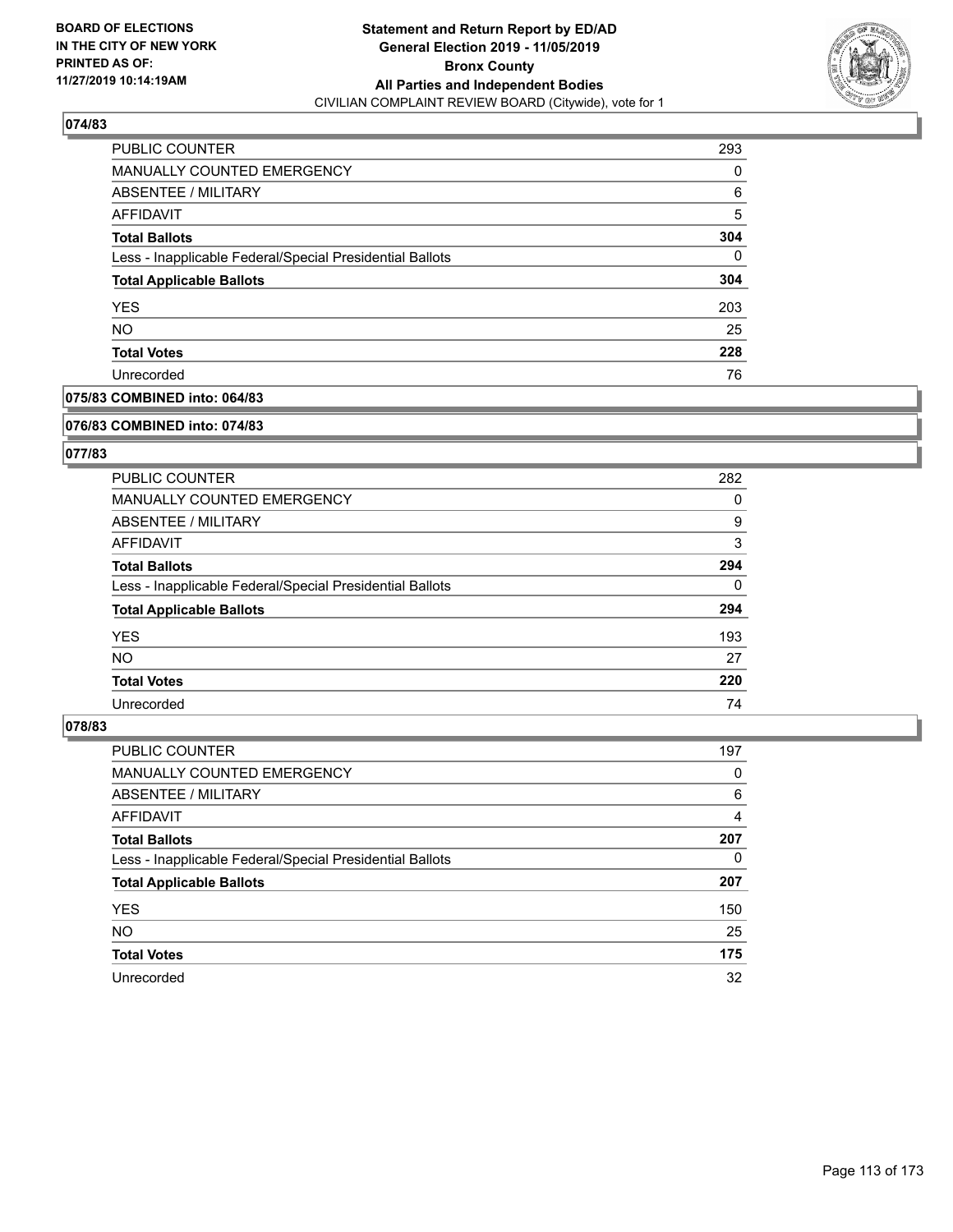**074/83**

| | |
|---|---|
| PUBLIC COUNTER | 293 |
| MANUALLY COUNTED EMERGENCY | 0 |
| ABSENTEE / MILITARY | 6 |
| AFFIDAVIT | 5 |
| **Total Ballots** | **304** |
| Less - Inapplicable Federal/Special Presidential Ballots | 0 |
| **Total Applicable Ballots** | **304** |
| YES | 203 |
| NO | 25 |
| **Total Votes** | **228** |
| Unrecorded | 76 |

**075/83 COMBINED into: 064/83**

**076/83 COMBINED into: 074/83**

**077/83**

| | |
|---|---|
| PUBLIC COUNTER | 282 |
| MANUALLY COUNTED EMERGENCY | 0 |
| ABSENTEE / MILITARY | 9 |
| AFFIDAVIT | 3 |
| **Total Ballots** | **294** |
| Less - Inapplicable Federal/Special Presidential Ballots | 0 |
| **Total Applicable Ballots** | **294** |
| YES | 193 |
| NO | 27 |
| **Total Votes** | **220** |
| Unrecorded | 74 |

**078/83**

| | |
|---|---|
| PUBLIC COUNTER | 197 |
| MANUALLY COUNTED EMERGENCY | 0 |
| ABSENTEE / MILITARY | 6 |
| AFFIDAVIT | 4 |
| **Total Ballots** | **207** |
| Less - Inapplicable Federal/Special Presidential Ballots | 0 |
| **Total Applicable Ballots** | **207** |
| YES | 150 |
| NO | 25 |
| **Total Votes** | **175** |
| Unrecorded | 32 |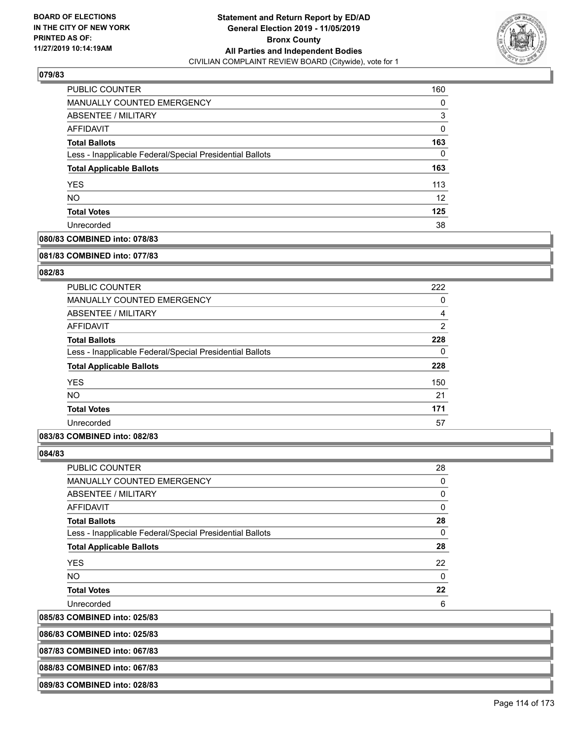**Statement and Return Report by ED/AD**
**General Election 2019 - 11/05/2019**
**Bronx County**
**All Parties and Independent Bodies**
CIVILIAN COMPLAINT REVIEW BOARD (Citywide), vote for 1

BOARD OF ELECTIONS IN THE CITY OF NEW YORK PRINTED AS OF: 11/27/2019 10:14:19AM

**079/83**

| | |
|---|---|
| PUBLIC COUNTER | 160 |
| MANUALLY COUNTED EMERGENCY | 0 |
| ABSENTEE / MILITARY | 3 |
| AFFIDAVIT | 0 |
| **Total Ballots** | **163** |
| Less - Inapplicable Federal/Special Presidential Ballots | 0 |
| **Total Applicable Ballots** | **163** |
| YES | 113 |
| NO | 12 |
| **Total Votes** | **125** |
| Unrecorded | 38 |

**080/83 COMBINED into: 078/83**

**081/83 COMBINED into: 077/83**

**082/83**

| | |
|---|---|
| PUBLIC COUNTER | 222 |
| MANUALLY COUNTED EMERGENCY | 0 |
| ABSENTEE / MILITARY | 4 |
| AFFIDAVIT | 2 |
| **Total Ballots** | **228** |
| Less - Inapplicable Federal/Special Presidential Ballots | 0 |
| **Total Applicable Ballots** | **228** |
| YES | 150 |
| NO | 21 |
| **Total Votes** | **171** |
| Unrecorded | 57 |

**083/83 COMBINED into: 082/83**

**084/83**

| | |
|---|---|
| PUBLIC COUNTER | 28 |
| MANUALLY COUNTED EMERGENCY | 0 |
| ABSENTEE / MILITARY | 0 |
| AFFIDAVIT | 0 |
| **Total Ballots** | **28** |
| Less - Inapplicable Federal/Special Presidential Ballots | 0 |
| **Total Applicable Ballots** | **28** |
| YES | 22 |
| NO | 0 |
| **Total Votes** | **22** |
| Unrecorded | 6 |

**085/83 COMBINED into: 025/83**

**086/83 COMBINED into: 025/83**

**087/83 COMBINED into: 067/83**

**088/83 COMBINED into: 067/83**

**089/83 COMBINED into: 028/83**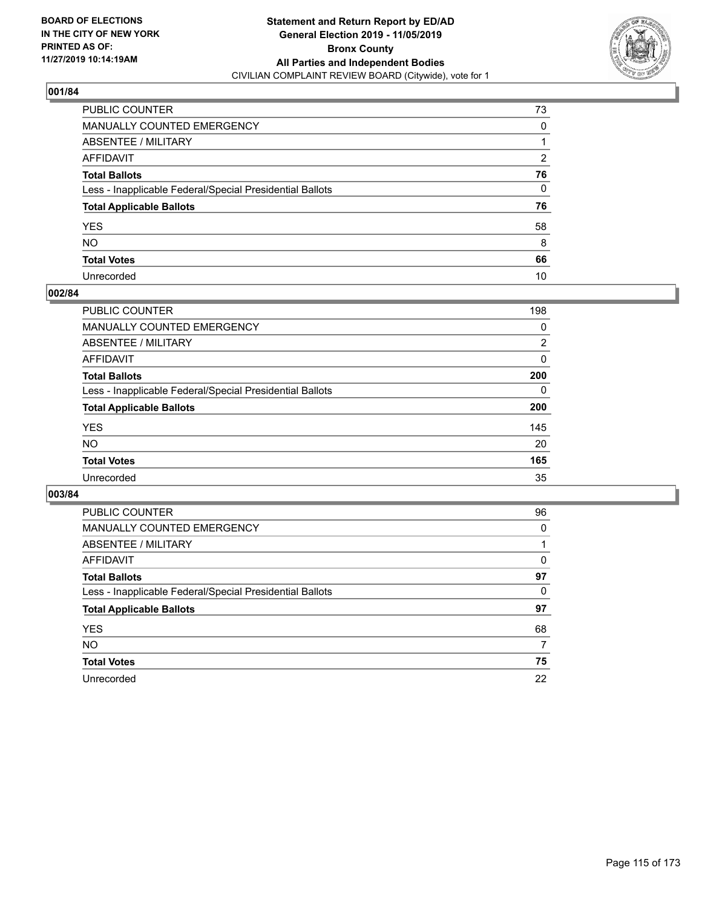BOARD OF ELECTIONS
IN THE CITY OF NEW YORK
PRINTED AS OF:
11/27/2019 10:14:19AM

**Statement and Return Report by ED/AD**
**General Election 2019 - 11/05/2019**
**Bronx County**
**All Parties and Independent Bodies**
CIVILIAN COMPLAINT REVIEW BOARD (Citywide), vote for 1

### 001/84

| | |
|---|---|
| PUBLIC COUNTER | 73 |
| MANUALLY COUNTED EMERGENCY | 0 |
| ABSENTEE / MILITARY | 1 |
| AFFIDAVIT | 2 |
| **Total Ballots** | **76** |
| Less - Inapplicable Federal/Special Presidential Ballots | 0 |
| **Total Applicable Ballots** | **76** |
| YES | 58 |
| NO | 8 |
| **Total Votes** | **66** |
| Unrecorded | 10 |

### 002/84

| | |
|---|---|
| PUBLIC COUNTER | 198 |
| MANUALLY COUNTED EMERGENCY | 0 |
| ABSENTEE / MILITARY | 2 |
| AFFIDAVIT | 0 |
| **Total Ballots** | **200** |
| Less - Inapplicable Federal/Special Presidential Ballots | 0 |
| **Total Applicable Ballots** | **200** |
| YES | 145 |
| NO | 20 |
| **Total Votes** | **165** |
| Unrecorded | 35 |

### 003/84

| | |
|---|---|
| PUBLIC COUNTER | 96 |
| MANUALLY COUNTED EMERGENCY | 0 |
| ABSENTEE / MILITARY | 1 |
| AFFIDAVIT | 0 |
| **Total Ballots** | **97** |
| Less - Inapplicable Federal/Special Presidential Ballots | 0 |
| **Total Applicable Ballots** | **97** |
| YES | 68 |
| NO | 7 |
| **Total Votes** | **75** |
| Unrecorded | 22 |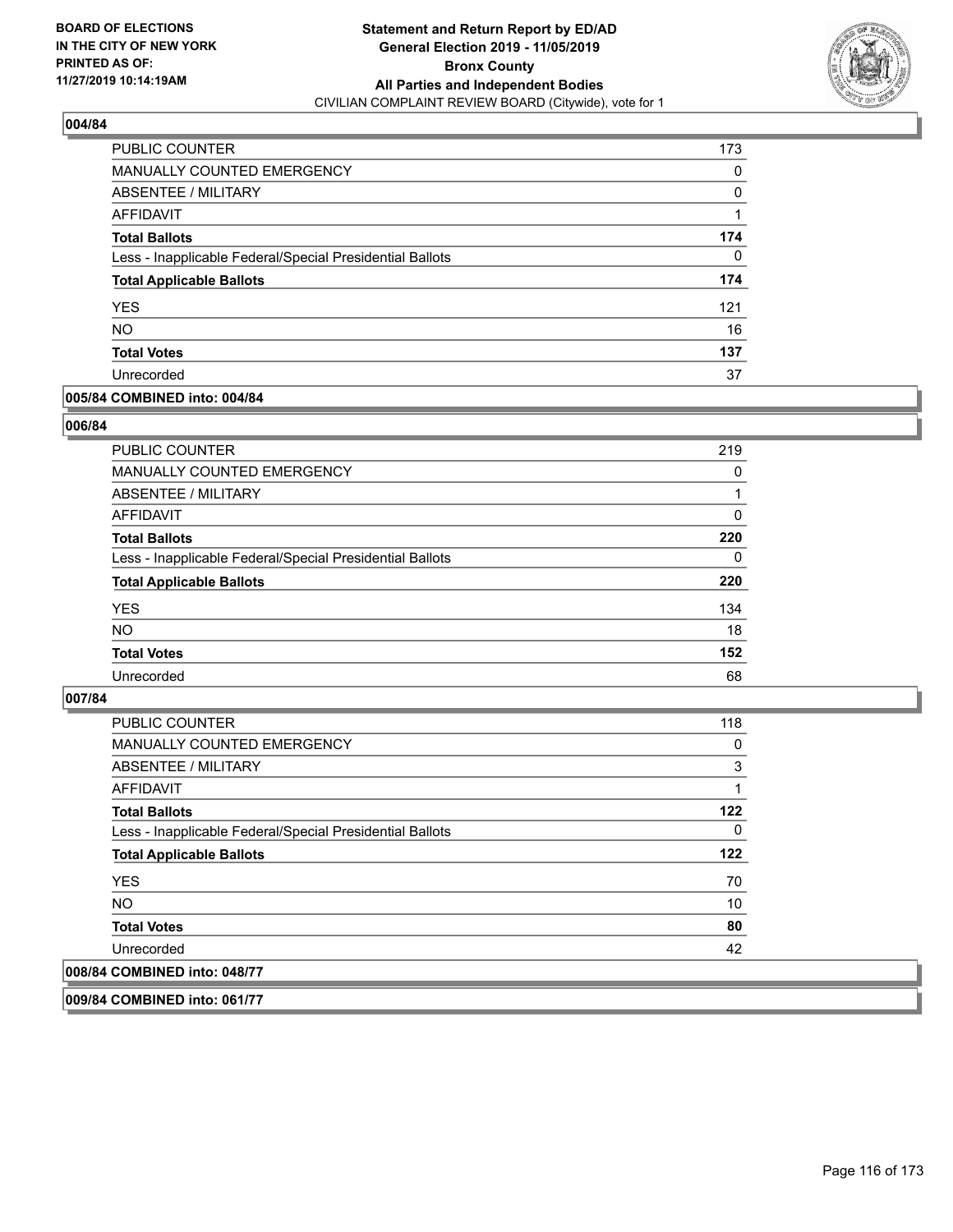BOARD OF ELECTIONS
IN THE CITY OF NEW YORK
PRINTED AS OF:
11/27/2019 10:14:19AM

**Statement and Return Report by ED/AD**
**General Election 2019 - 11/05/2019**
**Bronx County**
**All Parties and Independent Bodies**
CIVILIAN COMPLAINT REVIEW BOARD (Citywide), vote for 1

## 004/84

| | |
|---|---|
| PUBLIC COUNTER | 173 |
| MANUALLY COUNTED EMERGENCY | 0 |
| ABSENTEE / MILITARY | 0 |
| AFFIDAVIT | 1 |
| **Total Ballots** | **174** |
| Less - Inapplicable Federal/Special Presidential Ballots | 0 |
| **Total Applicable Ballots** | **174** |
| YES | 121 |
| NO | 16 |
| **Total Votes** | **137** |
| Unrecorded | 37 |

## 005/84 COMBINED into: 004/84

## 006/84

| | |
|---|---|
| PUBLIC COUNTER | 219 |
| MANUALLY COUNTED EMERGENCY | 0 |
| ABSENTEE / MILITARY | 1 |
| AFFIDAVIT | 0 |
| **Total Ballots** | **220** |
| Less - Inapplicable Federal/Special Presidential Ballots | 0 |
| **Total Applicable Ballots** | **220** |
| YES | 134 |
| NO | 18 |
| **Total Votes** | **152** |
| Unrecorded | 68 |

## 007/84

| | |
|---|---|
| PUBLIC COUNTER | 118 |
| MANUALLY COUNTED EMERGENCY | 0 |
| ABSENTEE / MILITARY | 3 |
| AFFIDAVIT | 1 |
| **Total Ballots** | **122** |
| Less - Inapplicable Federal/Special Presidential Ballots | 0 |
| **Total Applicable Ballots** | **122** |
| YES | 70 |
| NO | 10 |
| **Total Votes** | **80** |
| Unrecorded | 42 |

## 008/84 COMBINED into: 048/77

## 009/84 COMBINED into: 061/77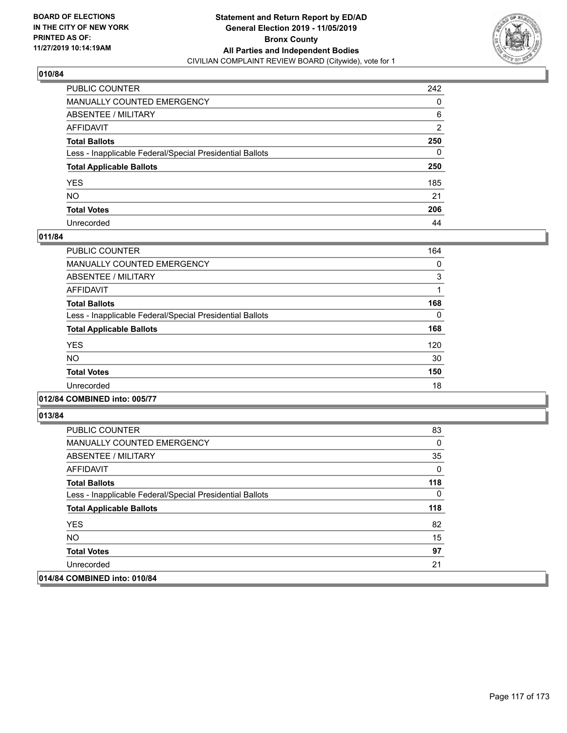**BOARD OF ELECTIONS IN THE CITY OF NEW YORK PRINTED AS OF: 11/27/2019 10:14:19AM**

**Statement and Return Report by ED/AD General Election 2019 - 11/05/2019 Bronx County All Parties and Independent Bodies**
CIVILIAN COMPLAINT REVIEW BOARD (Citywide), vote for 1

### 010/84

| | |
|---|---|
| PUBLIC COUNTER | 242 |
| MANUALLY COUNTED EMERGENCY | 0 |
| ABSENTEE / MILITARY | 6 |
| AFFIDAVIT | 2 |
| **Total Ballots** | **250** |
| Less - Inapplicable Federal/Special Presidential Ballots | 0 |
| **Total Applicable Ballots** | **250** |
| YES | 185 |
| NO | 21 |
| **Total Votes** | **206** |
| Unrecorded | 44 |

### 011/84

| | |
|---|---|
| PUBLIC COUNTER | 164 |
| MANUALLY COUNTED EMERGENCY | 0 |
| ABSENTEE / MILITARY | 3 |
| AFFIDAVIT | 1 |
| **Total Ballots** | **168** |
| Less - Inapplicable Federal/Special Presidential Ballots | 0 |
| **Total Applicable Ballots** | **168** |
| YES | 120 |
| NO | 30 |
| **Total Votes** | **150** |
| Unrecorded | 18 |

### 012/84 COMBINED into: 005/77

### 013/84

| | |
|---|---|
| PUBLIC COUNTER | 83 |
| MANUALLY COUNTED EMERGENCY | 0 |
| ABSENTEE / MILITARY | 35 |
| AFFIDAVIT | 0 |
| **Total Ballots** | **118** |
| Less - Inapplicable Federal/Special Presidential Ballots | 0 |
| **Total Applicable Ballots** | **118** |
| YES | 82 |
| NO | 15 |
| **Total Votes** | **97** |
| Unrecorded | 21 |

### 014/84 COMBINED into: 010/84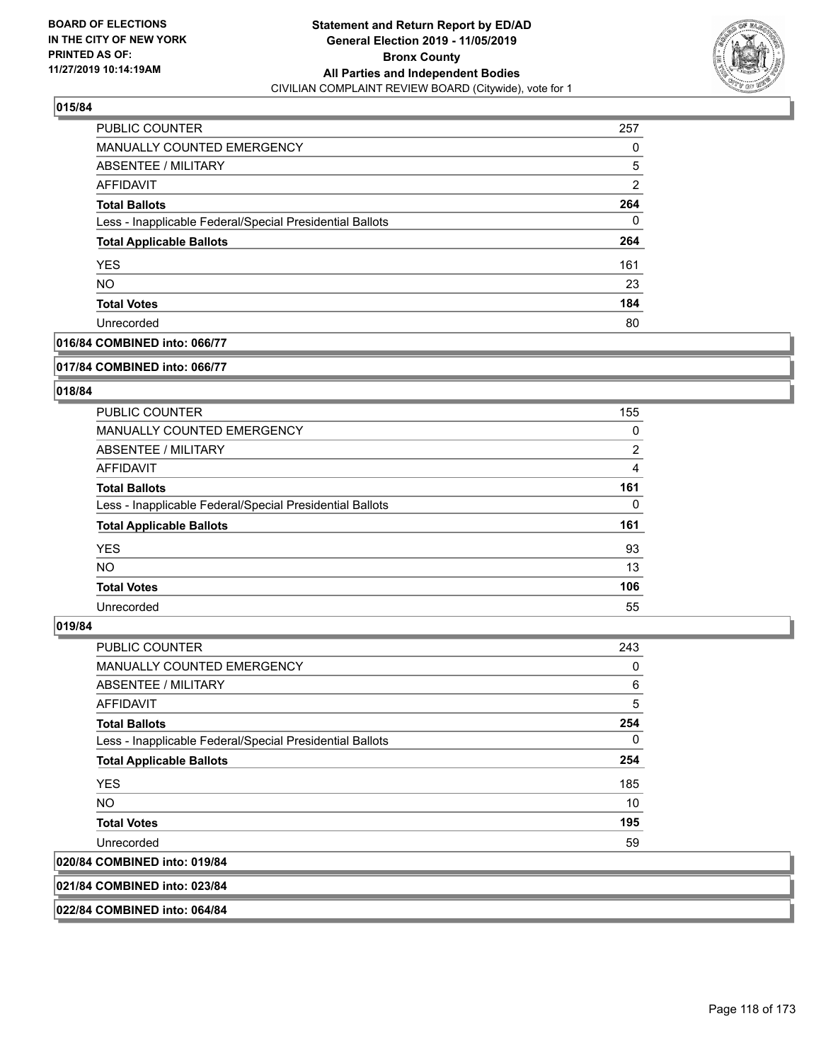**Statement and Return Report by ED/AD**
**General Election 2019 - 11/05/2019**
**Bronx County**
**All Parties and Independent Bodies**
CIVILIAN COMPLAINT REVIEW BOARD (Citywide), vote for 1

BOARD OF ELECTIONS IN THE CITY OF NEW YORK PRINTED AS OF: 11/27/2019 10:14:19AM

### 015/84

| | |
|---|---|
| PUBLIC COUNTER | 257 |
| MANUALLY COUNTED EMERGENCY | 0 |
| ABSENTEE / MILITARY | 5 |
| AFFIDAVIT | 2 |
| **Total Ballots** | **264** |
| Less - Inapplicable Federal/Special Presidential Ballots | 0 |
| **Total Applicable Ballots** | **264** |
| YES | 161 |
| NO | 23 |
| **Total Votes** | **184** |
| Unrecorded | 80 |

### 016/84 COMBINED into: 066/77

### 017/84 COMBINED into: 066/77

### 018/84

| | |
|---|---|
| PUBLIC COUNTER | 155 |
| MANUALLY COUNTED EMERGENCY | 0 |
| ABSENTEE / MILITARY | 2 |
| AFFIDAVIT | 4 |
| **Total Ballots** | **161** |
| Less - Inapplicable Federal/Special Presidential Ballots | 0 |
| **Total Applicable Ballots** | **161** |
| YES | 93 |
| NO | 13 |
| **Total Votes** | **106** |
| Unrecorded | 55 |

### 019/84

| | |
|---|---|
| PUBLIC COUNTER | 243 |
| MANUALLY COUNTED EMERGENCY | 0 |
| ABSENTEE / MILITARY | 6 |
| AFFIDAVIT | 5 |
| **Total Ballots** | **254** |
| Less - Inapplicable Federal/Special Presidential Ballots | 0 |
| **Total Applicable Ballots** | **254** |
| YES | 185 |
| NO | 10 |
| **Total Votes** | **195** |
| Unrecorded | 59 |

### 020/84 COMBINED into: 019/84

### 021/84 COMBINED into: 023/84

### 022/84 COMBINED into: 064/84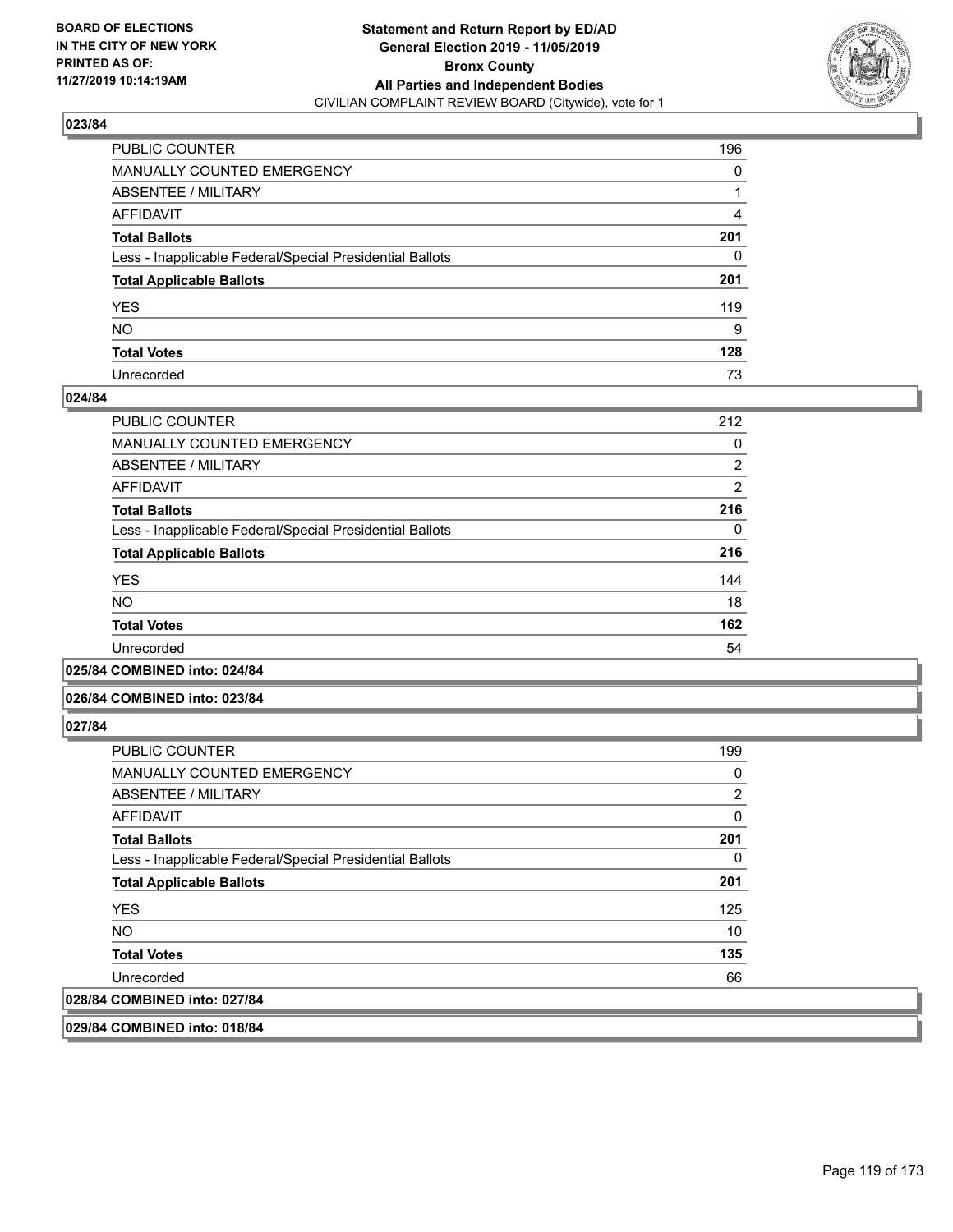**Statement and Return Report by ED/AD**
**General Election 2019 - 11/05/2019**
**Bronx County**
**All Parties and Independent Bodies**
CIVILIAN COMPLAINT REVIEW BOARD (Citywide), vote for 1

BOARD OF ELECTIONS IN THE CITY OF NEW YORK PRINTED AS OF: 11/27/2019 10:14:19AM

### 023/84

| | |
|---|---|
| PUBLIC COUNTER | 196 |
| MANUALLY COUNTED EMERGENCY | 0 |
| ABSENTEE / MILITARY | 1 |
| AFFIDAVIT | 4 |
| **Total Ballots** | **201** |
| Less - Inapplicable Federal/Special Presidential Ballots | 0 |
| **Total Applicable Ballots** | **201** |
| YES | 119 |
| NO | 9 |
| **Total Votes** | **128** |
| Unrecorded | 73 |

### 024/84

| | |
|---|---|
| PUBLIC COUNTER | 212 |
| MANUALLY COUNTED EMERGENCY | 0 |
| ABSENTEE / MILITARY | 2 |
| AFFIDAVIT | 2 |
| **Total Ballots** | **216** |
| Less - Inapplicable Federal/Special Presidential Ballots | 0 |
| **Total Applicable Ballots** | **216** |
| YES | 144 |
| NO | 18 |
| **Total Votes** | **162** |
| Unrecorded | 54 |

### 025/84 COMBINED into: 024/84

### 026/84 COMBINED into: 023/84

### 027/84

| | |
|---|---|
| PUBLIC COUNTER | 199 |
| MANUALLY COUNTED EMERGENCY | 0 |
| ABSENTEE / MILITARY | 2 |
| AFFIDAVIT | 0 |
| **Total Ballots** | **201** |
| Less - Inapplicable Federal/Special Presidential Ballots | 0 |
| **Total Applicable Ballots** | **201** |
| YES | 125 |
| NO | 10 |
| **Total Votes** | **135** |
| Unrecorded | 66 |

### 028/84 COMBINED into: 027/84

### 029/84 COMBINED into: 018/84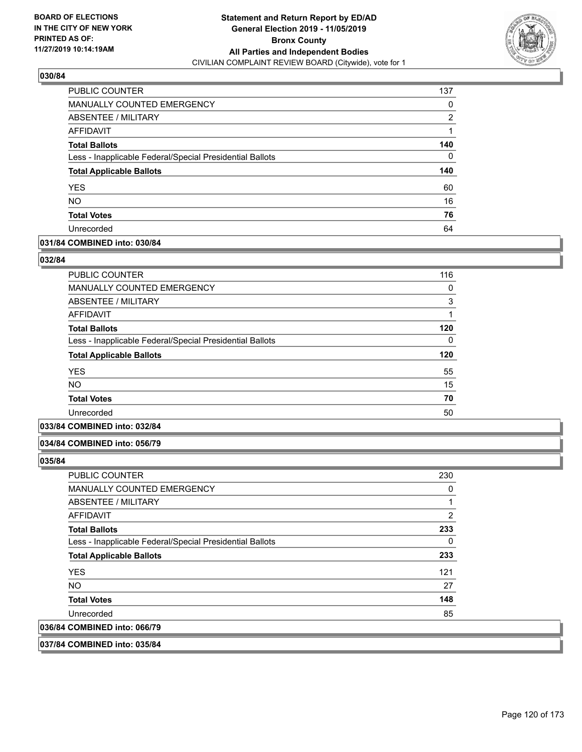### 030/84

| | |
|---|---|
| PUBLIC COUNTER | 137 |
| MANUALLY COUNTED EMERGENCY | 0 |
| ABSENTEE / MILITARY | 2 |
| AFFIDAVIT | 1 |
| **Total Ballots** | **140** |
| Less - Inapplicable Federal/Special Presidential Ballots | 0 |
| **Total Applicable Ballots** | **140** |
| YES | 60 |
| NO | 16 |
| **Total Votes** | **76** |
| Unrecorded | 64 |

### 031/84 COMBINED into: 030/84

### 032/84

| | |
|---|---|
| PUBLIC COUNTER | 116 |
| MANUALLY COUNTED EMERGENCY | 0 |
| ABSENTEE / MILITARY | 3 |
| AFFIDAVIT | 1 |
| **Total Ballots** | **120** |
| Less - Inapplicable Federal/Special Presidential Ballots | 0 |
| **Total Applicable Ballots** | **120** |
| YES | 55 |
| NO | 15 |
| **Total Votes** | **70** |
| Unrecorded | 50 |

### 033/84 COMBINED into: 032/84

### 034/84 COMBINED into: 056/79

### 035/84

| | |
|---|---|
| PUBLIC COUNTER | 230 |
| MANUALLY COUNTED EMERGENCY | 0 |
| ABSENTEE / MILITARY | 1 |
| AFFIDAVIT | 2 |
| **Total Ballots** | **233** |
| Less - Inapplicable Federal/Special Presidential Ballots | 0 |
| **Total Applicable Ballots** | **233** |
| YES | 121 |
| NO | 27 |
| **Total Votes** | **148** |
| Unrecorded | 85 |

### 036/84 COMBINED into: 066/79

### 037/84 COMBINED into: 035/84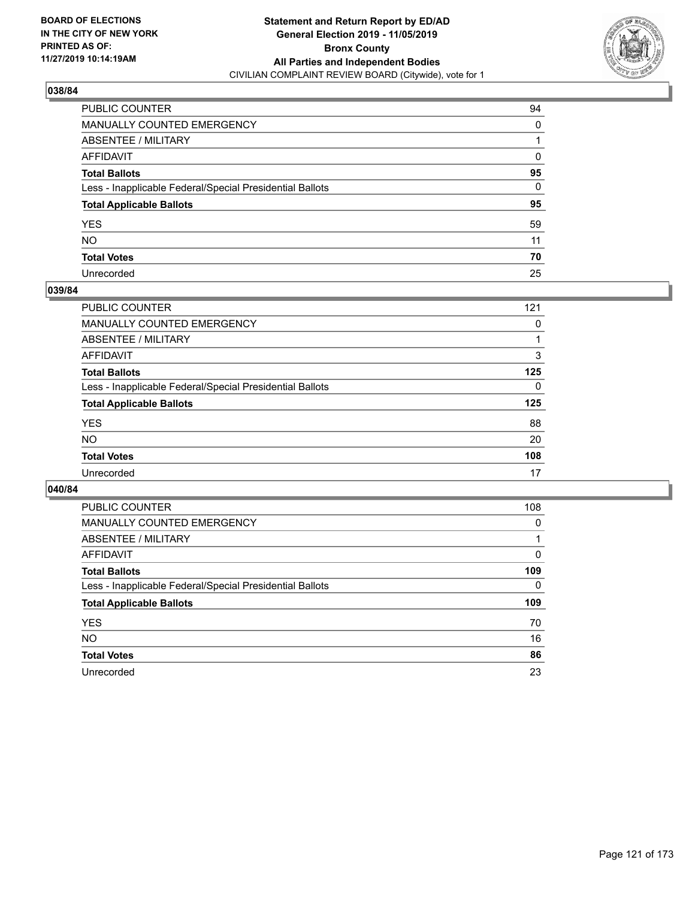BOARD OF ELECTIONS
IN THE CITY OF NEW YORK
PRINTED AS OF:
11/27/2019 10:14:19AM

**Statement and Return Report by ED/AD**
**General Election 2019 - 11/05/2019**
**Bronx County**
**All Parties and Independent Bodies**
CIVILIAN COMPLAINT REVIEW BOARD (Citywide), vote for 1

### 038/84

| | |
|---|---|
| PUBLIC COUNTER | 94 |
| MANUALLY COUNTED EMERGENCY | 0 |
| ABSENTEE / MILITARY | 1 |
| AFFIDAVIT | 0 |
| **Total Ballots** | **95** |
| Less - Inapplicable Federal/Special Presidential Ballots | 0 |
| **Total Applicable Ballots** | **95** |
| YES | 59 |
| NO | 11 |
| **Total Votes** | **70** |
| Unrecorded | 25 |

### 039/84

| | |
|---|---|
| PUBLIC COUNTER | 121 |
| MANUALLY COUNTED EMERGENCY | 0 |
| ABSENTEE / MILITARY | 1 |
| AFFIDAVIT | 3 |
| **Total Ballots** | **125** |
| Less - Inapplicable Federal/Special Presidential Ballots | 0 |
| **Total Applicable Ballots** | **125** |
| YES | 88 |
| NO | 20 |
| **Total Votes** | **108** |
| Unrecorded | 17 |

### 040/84

| | |
|---|---|
| PUBLIC COUNTER | 108 |
| MANUALLY COUNTED EMERGENCY | 0 |
| ABSENTEE / MILITARY | 1 |
| AFFIDAVIT | 0 |
| **Total Ballots** | **109** |
| Less - Inapplicable Federal/Special Presidential Ballots | 0 |
| **Total Applicable Ballots** | **109** |
| YES | 70 |
| NO | 16 |
| **Total Votes** | **86** |
| Unrecorded | 23 |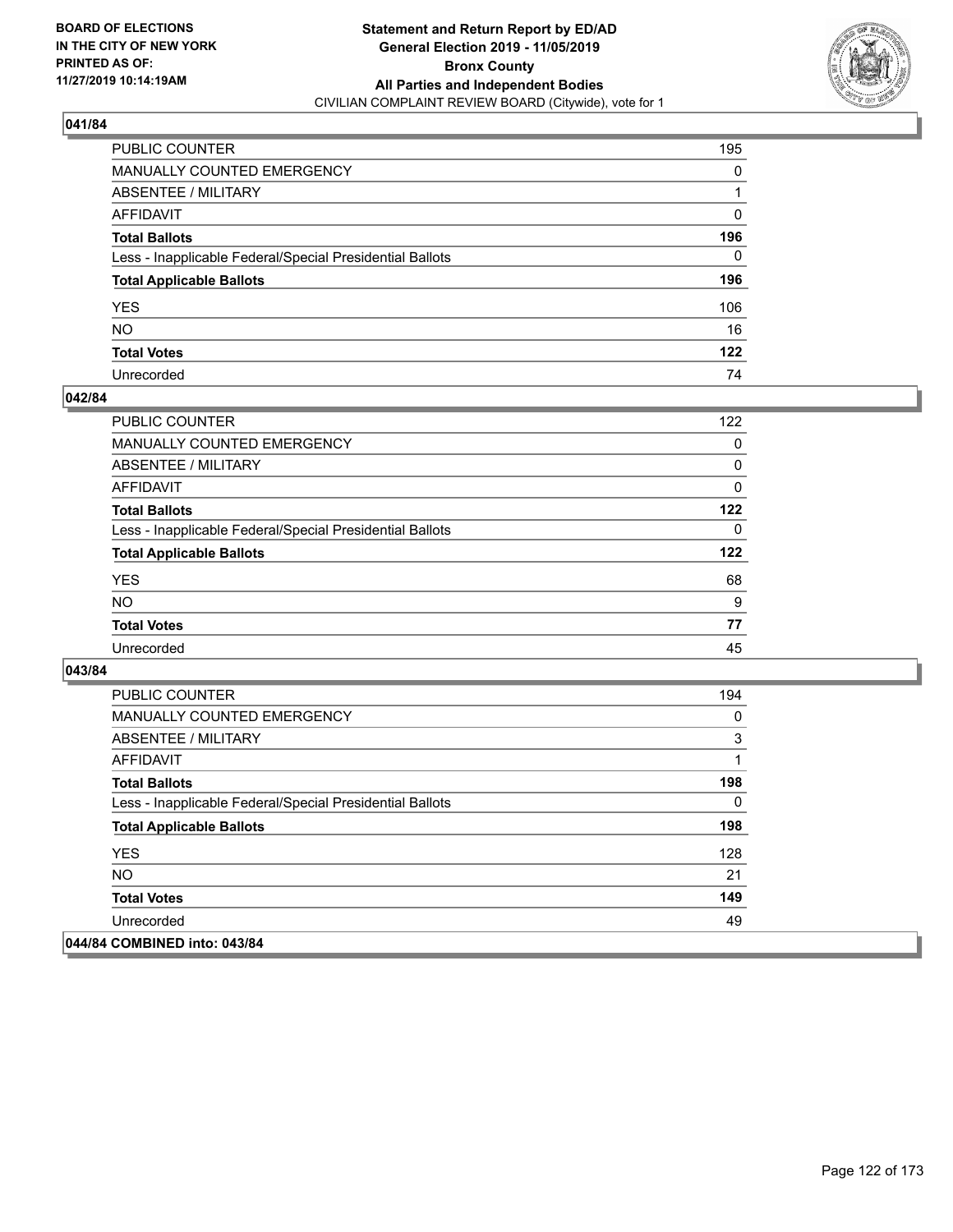**BOARD OF ELECTIONS IN THE CITY OF NEW YORK PRINTED AS OF: 11/27/2019 10:14:19AM**

**Statement and Return Report by ED/AD General Election 2019 - 11/05/2019 Bronx County All Parties and Independent Bodies**
CIVILIAN COMPLAINT REVIEW BOARD (Citywide), vote for 1

### 041/84

| | |
|---|---|
| PUBLIC COUNTER | 195 |
| MANUALLY COUNTED EMERGENCY | 0 |
| ABSENTEE / MILITARY | 1 |
| AFFIDAVIT | 0 |
| **Total Ballots** | **196** |
| Less - Inapplicable Federal/Special Presidential Ballots | 0 |
| **Total Applicable Ballots** | **196** |
| YES | 106 |
| NO | 16 |
| **Total Votes** | **122** |
| Unrecorded | 74 |

### 042/84

| | |
|---|---|
| PUBLIC COUNTER | 122 |
| MANUALLY COUNTED EMERGENCY | 0 |
| ABSENTEE / MILITARY | 0 |
| AFFIDAVIT | 0 |
| **Total Ballots** | **122** |
| Less - Inapplicable Federal/Special Presidential Ballots | 0 |
| **Total Applicable Ballots** | **122** |
| YES | 68 |
| NO | 9 |
| **Total Votes** | **77** |
| Unrecorded | 45 |

### 043/84

| | |
|---|---|
| PUBLIC COUNTER | 194 |
| MANUALLY COUNTED EMERGENCY | 0 |
| ABSENTEE / MILITARY | 3 |
| AFFIDAVIT | 1 |
| **Total Ballots** | **198** |
| Less - Inapplicable Federal/Special Presidential Ballots | 0 |
| **Total Applicable Ballots** | **198** |
| YES | 128 |
| NO | 21 |
| **Total Votes** | **149** |
| Unrecorded | 49 |

### 044/84 COMBINED into: 043/84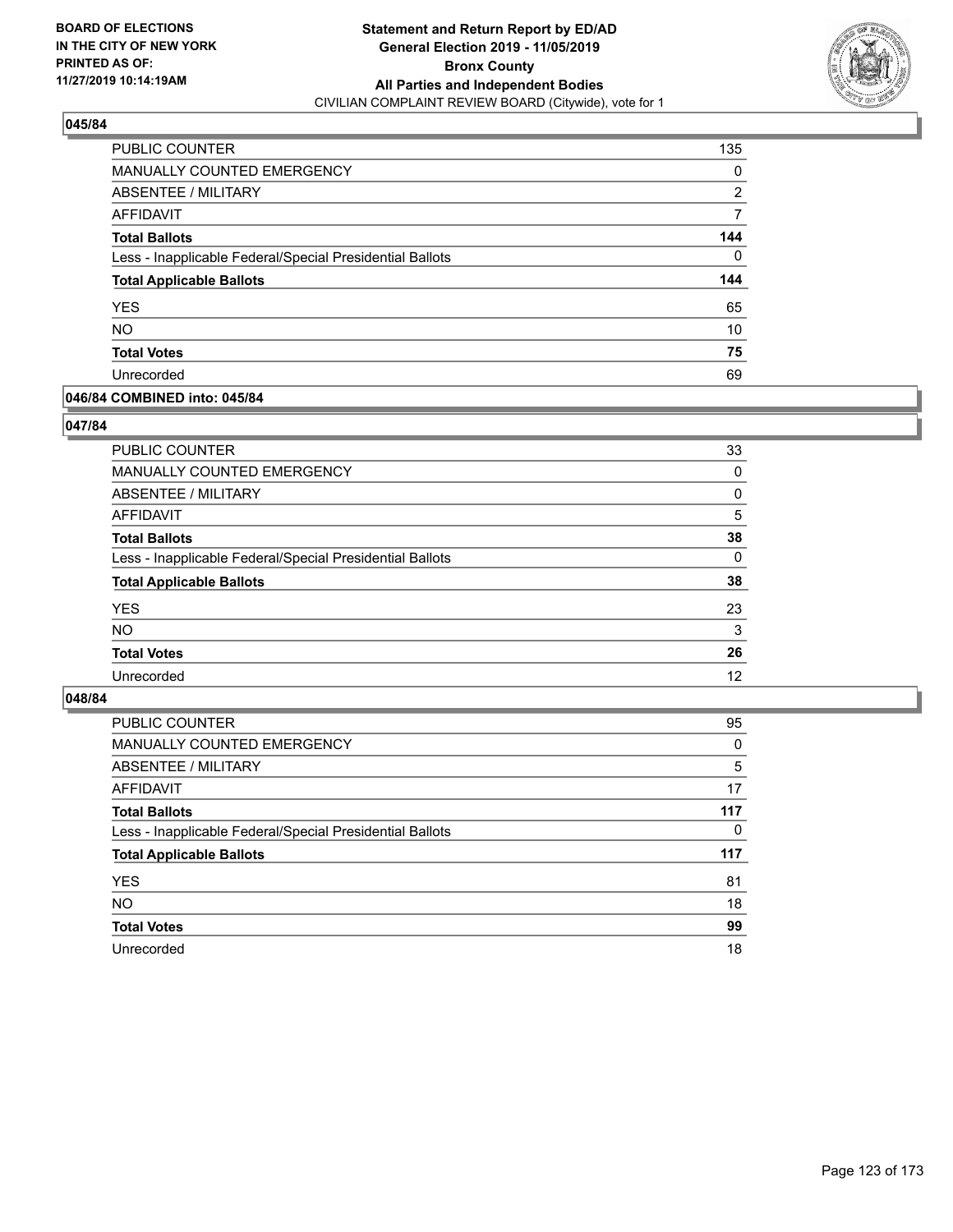**BOARD OF ELECTIONS IN THE CITY OF NEW YORK PRINTED AS OF: 11/27/2019 10:14:19AM**

**Statement and Return Report by ED/AD General Election 2019 - 11/05/2019 Bronx County All Parties and Independent Bodies**
CIVILIAN COMPLAINT REVIEW BOARD (Citywide), vote for 1

### 045/84

| | |
|---|---|
| PUBLIC COUNTER | 135 |
| MANUALLY COUNTED EMERGENCY | 0 |
| ABSENTEE / MILITARY | 2 |
| AFFIDAVIT | 7 |
| **Total Ballots** | **144** |
| Less - Inapplicable Federal/Special Presidential Ballots | 0 |
| **Total Applicable Ballots** | **144** |
| YES | 65 |
| NO | 10 |
| **Total Votes** | **75** |
| Unrecorded | 69 |

### 046/84 COMBINED into: 045/84

### 047/84

| | |
|---|---|
| PUBLIC COUNTER | 33 |
| MANUALLY COUNTED EMERGENCY | 0 |
| ABSENTEE / MILITARY | 0 |
| AFFIDAVIT | 5 |
| **Total Ballots** | **38** |
| Less - Inapplicable Federal/Special Presidential Ballots | 0 |
| **Total Applicable Ballots** | **38** |
| YES | 23 |
| NO | 3 |
| **Total Votes** | **26** |
| Unrecorded | 12 |

### 048/84

| | |
|---|---|
| PUBLIC COUNTER | 95 |
| MANUALLY COUNTED EMERGENCY | 0 |
| ABSENTEE / MILITARY | 5 |
| AFFIDAVIT | 17 |
| **Total Ballots** | **117** |
| Less - Inapplicable Federal/Special Presidential Ballots | 0 |
| **Total Applicable Ballots** | **117** |
| YES | 81 |
| NO | 18 |
| **Total Votes** | **99** |
| Unrecorded | 18 |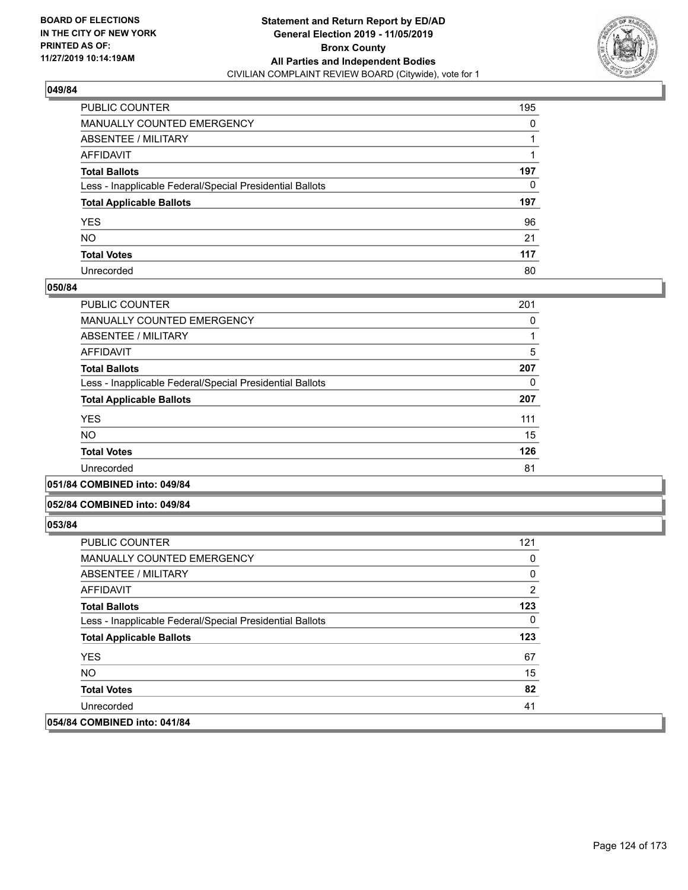### 049/84

| | |
|---|---|
| PUBLIC COUNTER | 195 |
| MANUALLY COUNTED EMERGENCY | 0 |
| ABSENTEE / MILITARY | 1 |
| AFFIDAVIT | 1 |
| **Total Ballots** | **197** |
| Less - Inapplicable Federal/Special Presidential Ballots | 0 |
| **Total Applicable Ballots** | **197** |
| YES | 96 |
| NO | 21 |
| **Total Votes** | **117** |
| Unrecorded | 80 |

### 050/84

| | |
|---|---|
| PUBLIC COUNTER | 201 |
| MANUALLY COUNTED EMERGENCY | 0 |
| ABSENTEE / MILITARY | 1 |
| AFFIDAVIT | 5 |
| **Total Ballots** | **207** |
| Less - Inapplicable Federal/Special Presidential Ballots | 0 |
| **Total Applicable Ballots** | **207** |
| YES | 111 |
| NO | 15 |
| **Total Votes** | **126** |
| Unrecorded | 81 |

### 051/84 COMBINED into: 049/84

### 052/84 COMBINED into: 049/84

### 053/84

| | |
|---|---|
| PUBLIC COUNTER | 121 |
| MANUALLY COUNTED EMERGENCY | 0 |
| ABSENTEE / MILITARY | 0 |
| AFFIDAVIT | 2 |
| **Total Ballots** | **123** |
| Less - Inapplicable Federal/Special Presidential Ballots | 0 |
| **Total Applicable Ballots** | **123** |
| YES | 67 |
| NO | 15 |
| **Total Votes** | **82** |
| Unrecorded | 41 |

### 054/84 COMBINED into: 041/84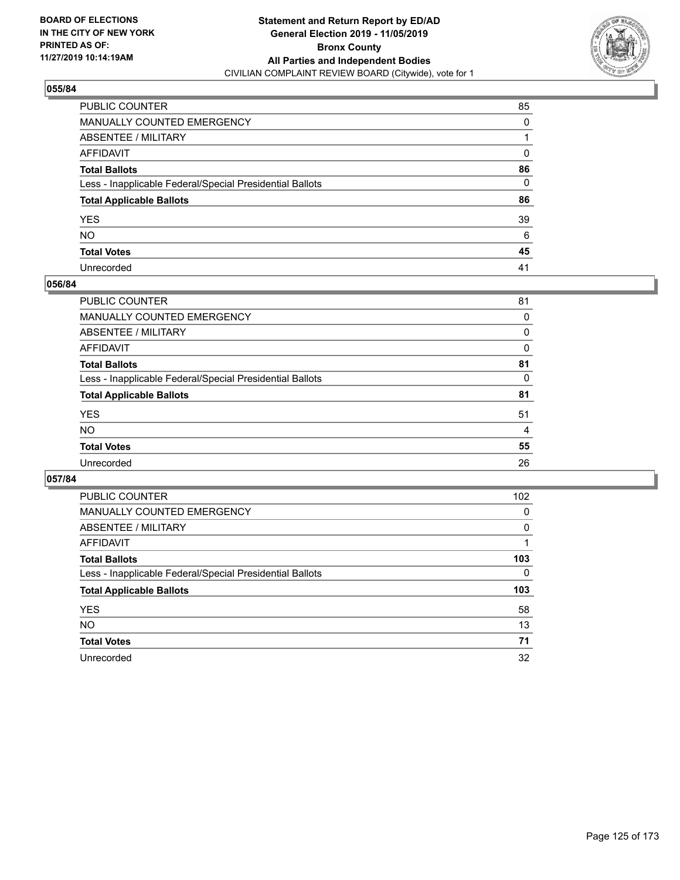**BOARD OF ELECTIONS IN THE CITY OF NEW YORK PRINTED AS OF: 11/27/2019 10:14:19AM**

**Statement and Return Report by ED/AD General Election 2019 - 11/05/2019 Bronx County All Parties and Independent Bodies**
CIVILIAN COMPLAINT REVIEW BOARD (Citywide), vote for 1

### 055/84

| | |
|---|---|
| PUBLIC COUNTER | 85 |
| MANUALLY COUNTED EMERGENCY | 0 |
| ABSENTEE / MILITARY | 1 |
| AFFIDAVIT | 0 |
| **Total Ballots** | **86** |
| Less - Inapplicable Federal/Special Presidential Ballots | 0 |
| **Total Applicable Ballots** | **86** |
| YES | 39 |
| NO | 6 |
| **Total Votes** | **45** |
| Unrecorded | 41 |

### 056/84

| | |
|---|---|
| PUBLIC COUNTER | 81 |
| MANUALLY COUNTED EMERGENCY | 0 |
| ABSENTEE / MILITARY | 0 |
| AFFIDAVIT | 0 |
| **Total Ballots** | **81** |
| Less - Inapplicable Federal/Special Presidential Ballots | 0 |
| **Total Applicable Ballots** | **81** |
| YES | 51 |
| NO | 4 |
| **Total Votes** | **55** |
| Unrecorded | 26 |

### 057/84

| | |
|---|---|
| PUBLIC COUNTER | 102 |
| MANUALLY COUNTED EMERGENCY | 0 |
| ABSENTEE / MILITARY | 0 |
| AFFIDAVIT | 1 |
| **Total Ballots** | **103** |
| Less - Inapplicable Federal/Special Presidential Ballots | 0 |
| **Total Applicable Ballots** | **103** |
| YES | 58 |
| NO | 13 |
| **Total Votes** | **71** |
| Unrecorded | 32 |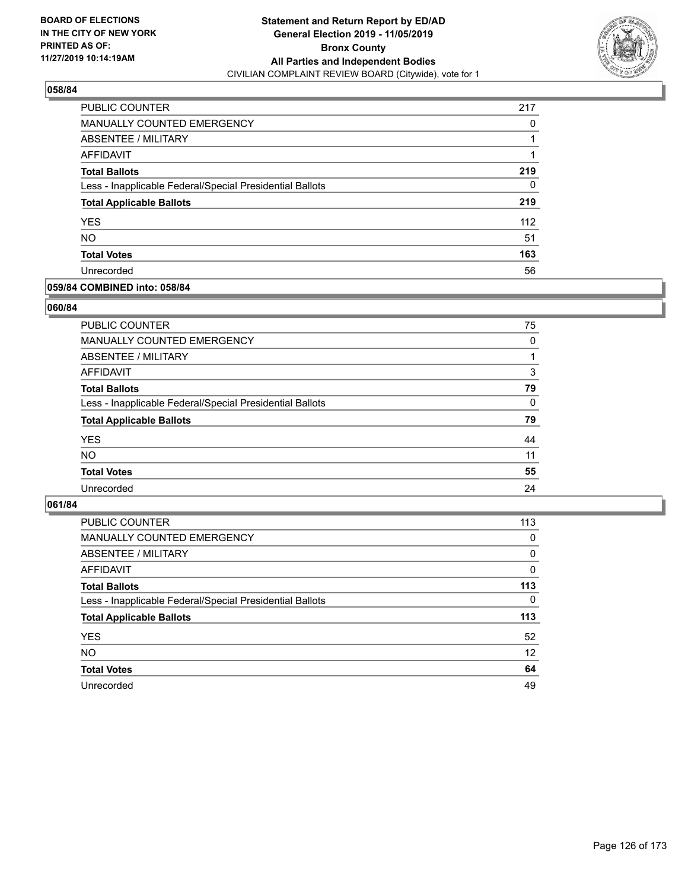**BOARD OF ELECTIONS IN THE CITY OF NEW YORK PRINTED AS OF: 11/27/2019 10:14:19AM**

**Statement and Return Report by ED/AD**
**General Election 2019 - 11/05/2019**
**Bronx County**
**All Parties and Independent Bodies**
CIVILIAN COMPLAINT REVIEW BOARD (Citywide), vote for 1

### 058/84

| | |
|---|---|
| PUBLIC COUNTER | 217 |
| MANUALLY COUNTED EMERGENCY | 0 |
| ABSENTEE / MILITARY | 1 |
| AFFIDAVIT | 1 |
| **Total Ballots** | **219** |
| Less - Inapplicable Federal/Special Presidential Ballots | 0 |
| **Total Applicable Ballots** | **219** |
| YES | 112 |
| NO | 51 |
| **Total Votes** | **163** |
| Unrecorded | 56 |

### 059/84 COMBINED into: 058/84

### 060/84

| | |
|---|---|
| PUBLIC COUNTER | 75 |
| MANUALLY COUNTED EMERGENCY | 0 |
| ABSENTEE / MILITARY | 1 |
| AFFIDAVIT | 3 |
| **Total Ballots** | **79** |
| Less - Inapplicable Federal/Special Presidential Ballots | 0 |
| **Total Applicable Ballots** | **79** |
| YES | 44 |
| NO | 11 |
| **Total Votes** | **55** |
| Unrecorded | 24 |

### 061/84

| | |
|---|---|
| PUBLIC COUNTER | 113 |
| MANUALLY COUNTED EMERGENCY | 0 |
| ABSENTEE / MILITARY | 0 |
| AFFIDAVIT | 0 |
| **Total Ballots** | **113** |
| Less - Inapplicable Federal/Special Presidential Ballots | 0 |
| **Total Applicable Ballots** | **113** |
| YES | 52 |
| NO | 12 |
| **Total Votes** | **64** |
| Unrecorded | 49 |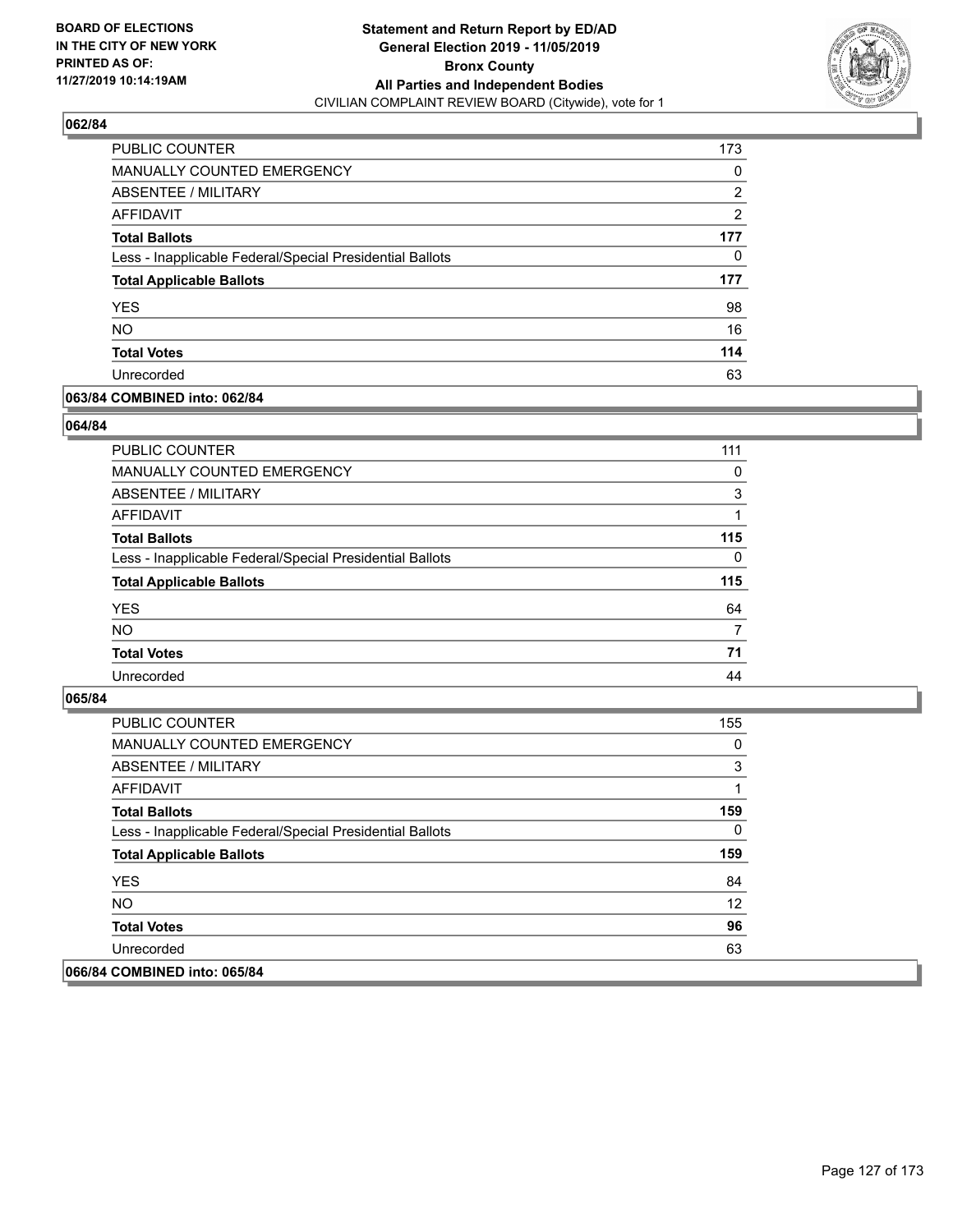**BOARD OF ELECTIONS IN THE CITY OF NEW YORK PRINTED AS OF: 11/27/2019 10:14:19AM**

**Statement and Return Report by ED/AD General Election 2019 - 11/05/2019 Bronx County All Parties and Independent Bodies**
CIVILIAN COMPLAINT REVIEW BOARD (Citywide), vote for 1

## 062/84

| | |
|---|---|
| PUBLIC COUNTER | 173 |
| MANUALLY COUNTED EMERGENCY | 0 |
| ABSENTEE / MILITARY | 2 |
| AFFIDAVIT | 2 |
| **Total Ballots** | **177** |
| Less - Inapplicable Federal/Special Presidential Ballots | 0 |
| **Total Applicable Ballots** | **177** |
| YES | 98 |
| NO | 16 |
| **Total Votes** | **114** |
| Unrecorded | 63 |

## 063/84 COMBINED into: 062/84

## 064/84

| | |
|---|---|
| PUBLIC COUNTER | 111 |
| MANUALLY COUNTED EMERGENCY | 0 |
| ABSENTEE / MILITARY | 3 |
| AFFIDAVIT | 1 |
| **Total Ballots** | **115** |
| Less - Inapplicable Federal/Special Presidential Ballots | 0 |
| **Total Applicable Ballots** | **115** |
| YES | 64 |
| NO | 7 |
| **Total Votes** | **71** |
| Unrecorded | 44 |

## 065/84

| | |
|---|---|
| PUBLIC COUNTER | 155 |
| MANUALLY COUNTED EMERGENCY | 0 |
| ABSENTEE / MILITARY | 3 |
| AFFIDAVIT | 1 |
| **Total Ballots** | **159** |
| Less - Inapplicable Federal/Special Presidential Ballots | 0 |
| **Total Applicable Ballots** | **159** |
| YES | 84 |
| NO | 12 |
| **Total Votes** | **96** |
| Unrecorded | 63 |

## 066/84 COMBINED into: 065/84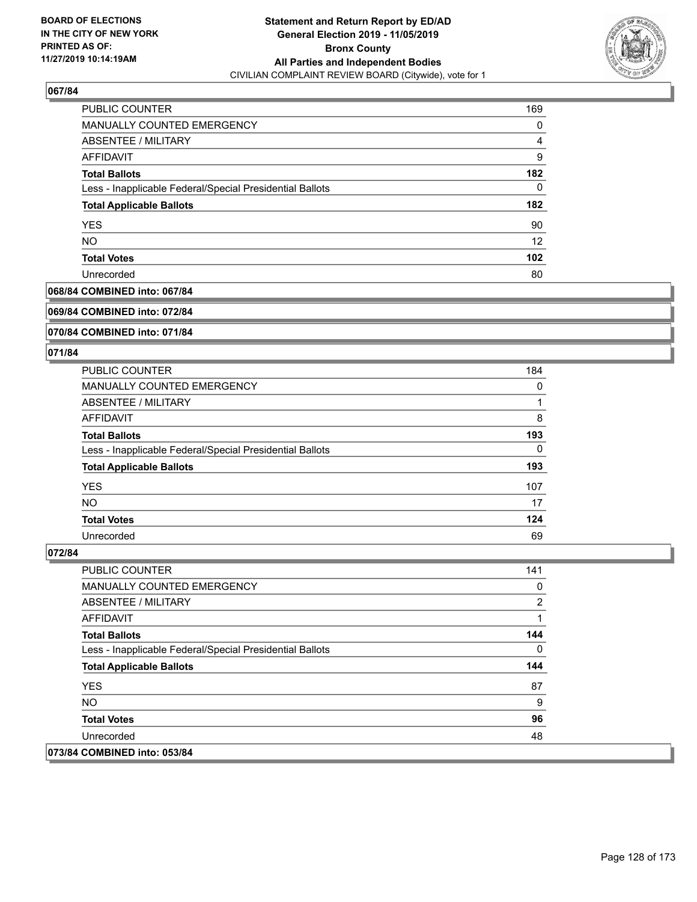## 067/84

| | |
|---|---|
| PUBLIC COUNTER | 169 |
| MANUALLY COUNTED EMERGENCY | 0 |
| ABSENTEE / MILITARY | 4 |
| AFFIDAVIT | 9 |
| **Total Ballots** | **182** |
| Less - Inapplicable Federal/Special Presidential Ballots | 0 |
| **Total Applicable Ballots** | **182** |
| YES | 90 |
| NO | 12 |
| **Total Votes** | **102** |
| Unrecorded | 80 |

## 068/84 COMBINED into: 067/84

## 069/84 COMBINED into: 072/84

## 070/84 COMBINED into: 071/84

## 071/84

| | |
|---|---|
| PUBLIC COUNTER | 184 |
| MANUALLY COUNTED EMERGENCY | 0 |
| ABSENTEE / MILITARY | 1 |
| AFFIDAVIT | 8 |
| **Total Ballots** | **193** |
| Less - Inapplicable Federal/Special Presidential Ballots | 0 |
| **Total Applicable Ballots** | **193** |
| YES | 107 |
| NO | 17 |
| **Total Votes** | **124** |
| Unrecorded | 69 |

## 072/84

| | |
|---|---|
| PUBLIC COUNTER | 141 |
| MANUALLY COUNTED EMERGENCY | 0 |
| ABSENTEE / MILITARY | 2 |
| AFFIDAVIT | 1 |
| **Total Ballots** | **144** |
| Less - Inapplicable Federal/Special Presidential Ballots | 0 |
| **Total Applicable Ballots** | **144** |
| YES | 87 |
| NO | 9 |
| **Total Votes** | **96** |
| Unrecorded | 48 |

## 073/84 COMBINED into: 053/84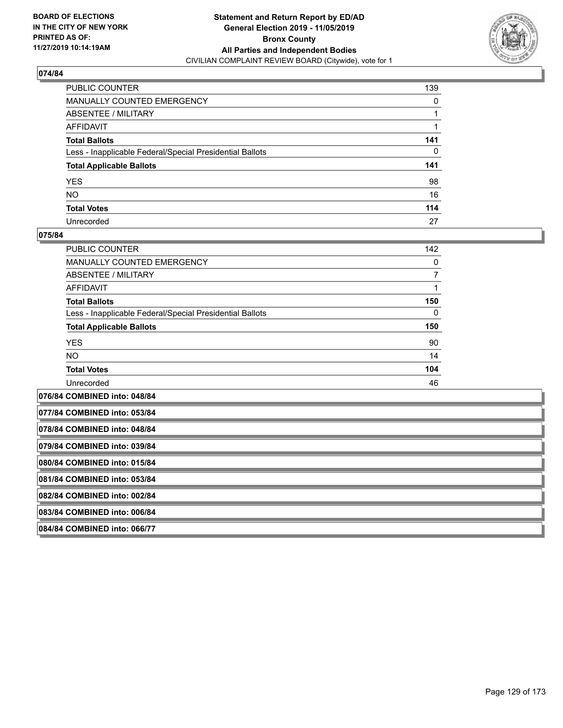**074/84**

| | |
|---|---|
| PUBLIC COUNTER | 139 |
| MANUALLY COUNTED EMERGENCY | 0 |
| ABSENTEE / MILITARY | 1 |
| AFFIDAVIT | 1 |
| **Total Ballots** | **141** |
| Less - Inapplicable Federal/Special Presidential Ballots | 0 |
| **Total Applicable Ballots** | **141** |
| YES | 98 |
| NO | 16 |
| **Total Votes** | **114** |
| Unrecorded | 27 |

**075/84**

| | |
|---|---|
| PUBLIC COUNTER | 142 |
| MANUALLY COUNTED EMERGENCY | 0 |
| ABSENTEE / MILITARY | 7 |
| AFFIDAVIT | 1 |
| **Total Ballots** | **150** |
| Less - Inapplicable Federal/Special Presidential Ballots | 0 |
| **Total Applicable Ballots** | **150** |
| YES | 90 |
| NO | 14 |
| **Total Votes** | **104** |
| Unrecorded | 46 |

**076/84 COMBINED into: 048/84**

**077/84 COMBINED into: 053/84**

**078/84 COMBINED into: 048/84**

**079/84 COMBINED into: 039/84**

**080/84 COMBINED into: 015/84**

**081/84 COMBINED into: 053/84**

**082/84 COMBINED into: 002/84**

**083/84 COMBINED into: 006/84**

**084/84 COMBINED into: 066/77**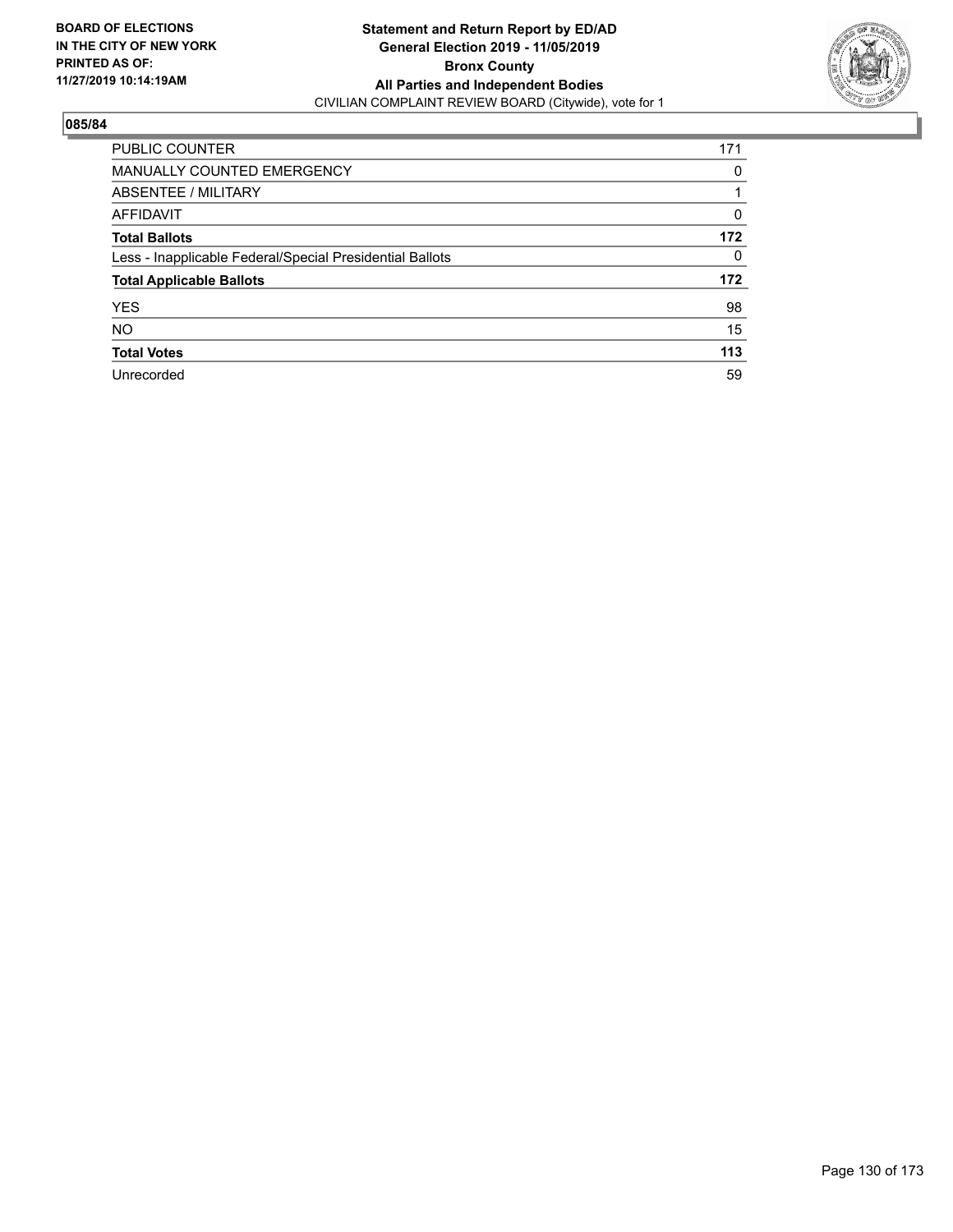**BOARD OF ELECTIONS IN THE CITY OF NEW YORK PRINTED AS OF: 11/27/2019 10:14:19AM**

**Statement and Return Report by ED/AD**
**General Election 2019 - 11/05/2019**
**Bronx County**
**All Parties and Independent Bodies**
CIVILIAN COMPLAINT REVIEW BOARD (Citywide), vote for 1

## 085/84

| | |
|---|---|
| PUBLIC COUNTER | 171 |
| MANUALLY COUNTED EMERGENCY | 0 |
| ABSENTEE / MILITARY | 1 |
| AFFIDAVIT | 0 |
| **Total Ballots** | **172** |
| Less - Inapplicable Federal/Special Presidential Ballots | 0 |
| **Total Applicable Ballots** | **172** |
| YES | 98 |
| NO | 15 |
| **Total Votes** | **113** |
| Unrecorded | 59 |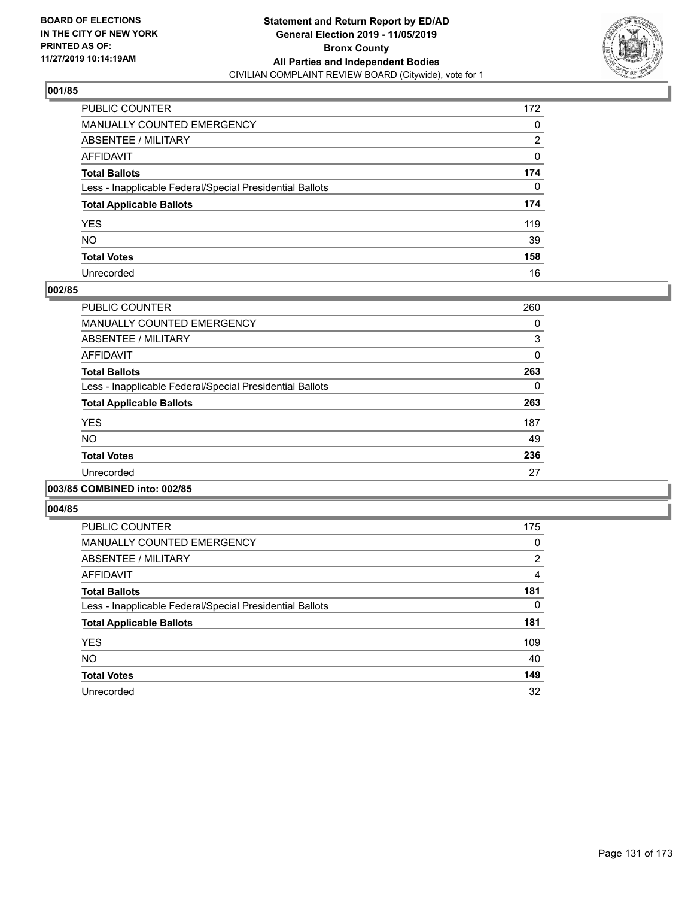**Statement and Return Report by ED/AD**
**General Election 2019 - 11/05/2019**
**Bronx County**
**All Parties and Independent Bodies**
CIVILIAN COMPLAINT REVIEW BOARD (Citywide), vote for 1

BOARD OF ELECTIONS
IN THE CITY OF NEW YORK
PRINTED AS OF:
11/27/2019 10:14:19AM

### 001/85

| | |
|---|---|
| PUBLIC COUNTER | 172 |
| MANUALLY COUNTED EMERGENCY | 0 |
| ABSENTEE / MILITARY | 2 |
| AFFIDAVIT | 0 |
| **Total Ballots** | **174** |
| Less - Inapplicable Federal/Special Presidential Ballots | 0 |
| **Total Applicable Ballots** | **174** |
| YES | 119 |
| NO | 39 |
| **Total Votes** | **158** |
| Unrecorded | 16 |

### 002/85

| | |
|---|---|
| PUBLIC COUNTER | 260 |
| MANUALLY COUNTED EMERGENCY | 0 |
| ABSENTEE / MILITARY | 3 |
| AFFIDAVIT | 0 |
| **Total Ballots** | **263** |
| Less - Inapplicable Federal/Special Presidential Ballots | 0 |
| **Total Applicable Ballots** | **263** |
| YES | 187 |
| NO | 49 |
| **Total Votes** | **236** |
| Unrecorded | 27 |

### 003/85 COMBINED into: 002/85

### 004/85

| | |
|---|---|
| PUBLIC COUNTER | 175 |
| MANUALLY COUNTED EMERGENCY | 0 |
| ABSENTEE / MILITARY | 2 |
| AFFIDAVIT | 4 |
| **Total Ballots** | **181** |
| Less - Inapplicable Federal/Special Presidential Ballots | 0 |
| **Total Applicable Ballots** | **181** |
| YES | 109 |
| NO | 40 |
| **Total Votes** | **149** |
| Unrecorded | 32 |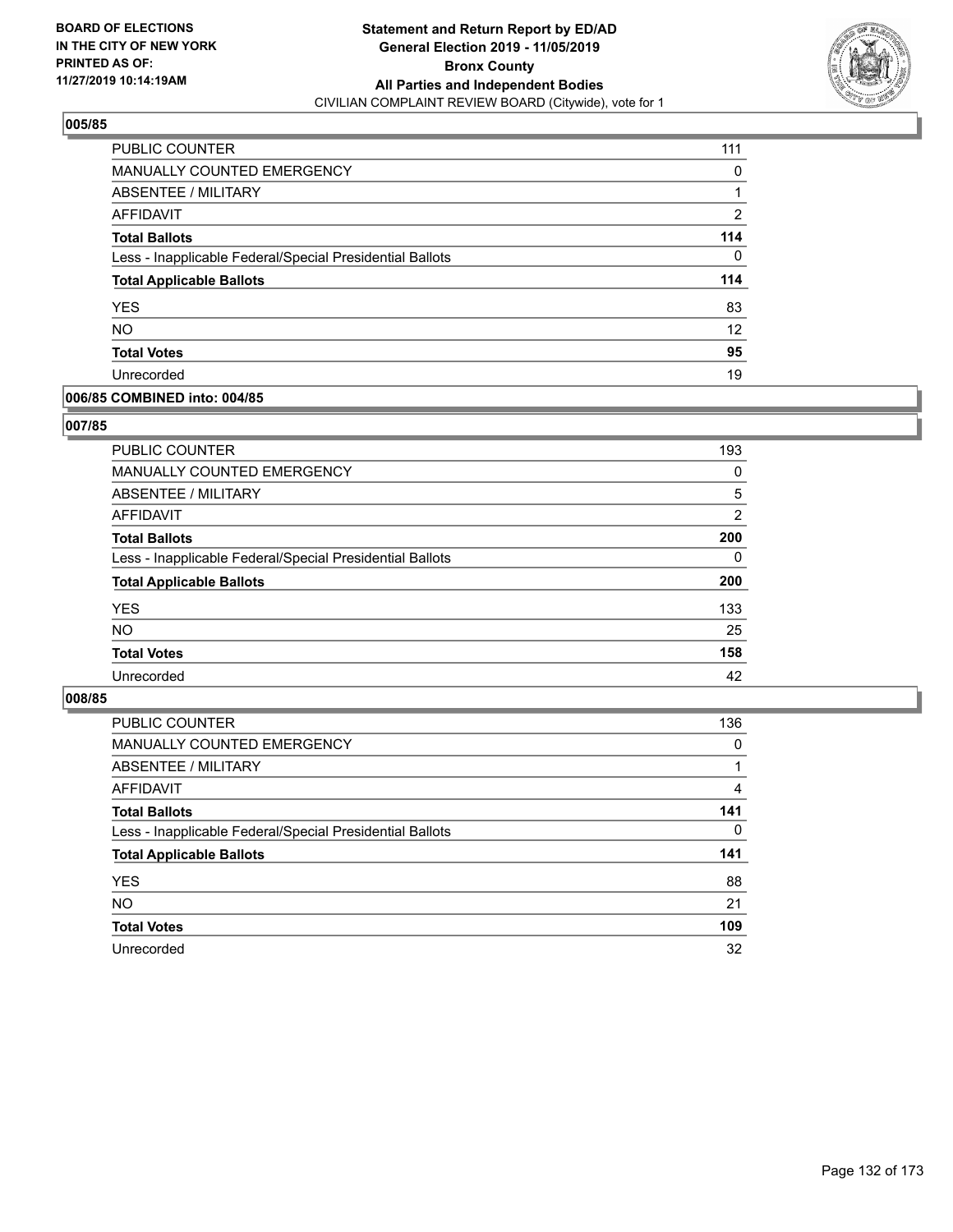BOARD OF ELECTIONS
IN THE CITY OF NEW YORK
PRINTED AS OF:
11/27/2019 10:14:19AM

**Statement and Return Report by ED/AD**
**General Election 2019 - 11/05/2019**
**Bronx County**
**All Parties and Independent Bodies**
CIVILIAN COMPLAINT REVIEW BOARD (Citywide), vote for 1

### 005/85

| | |
|---|---|
| PUBLIC COUNTER | 111 |
| MANUALLY COUNTED EMERGENCY | 0 |
| ABSENTEE / MILITARY | 1 |
| AFFIDAVIT | 2 |
| **Total Ballots** | **114** |
| Less - Inapplicable Federal/Special Presidential Ballots | 0 |
| **Total Applicable Ballots** | **114** |
| YES | 83 |
| NO | 12 |
| **Total Votes** | **95** |
| Unrecorded | 19 |

### 006/85 COMBINED into: 004/85

### 007/85

| | |
|---|---|
| PUBLIC COUNTER | 193 |
| MANUALLY COUNTED EMERGENCY | 0 |
| ABSENTEE / MILITARY | 5 |
| AFFIDAVIT | 2 |
| **Total Ballots** | **200** |
| Less - Inapplicable Federal/Special Presidential Ballots | 0 |
| **Total Applicable Ballots** | **200** |
| YES | 133 |
| NO | 25 |
| **Total Votes** | **158** |
| Unrecorded | 42 |

### 008/85

| | |
|---|---|
| PUBLIC COUNTER | 136 |
| MANUALLY COUNTED EMERGENCY | 0 |
| ABSENTEE / MILITARY | 1 |
| AFFIDAVIT | 4 |
| **Total Ballots** | **141** |
| Less - Inapplicable Federal/Special Presidential Ballots | 0 |
| **Total Applicable Ballots** | **141** |
| YES | 88 |
| NO | 21 |
| **Total Votes** | **109** |
| Unrecorded | 32 |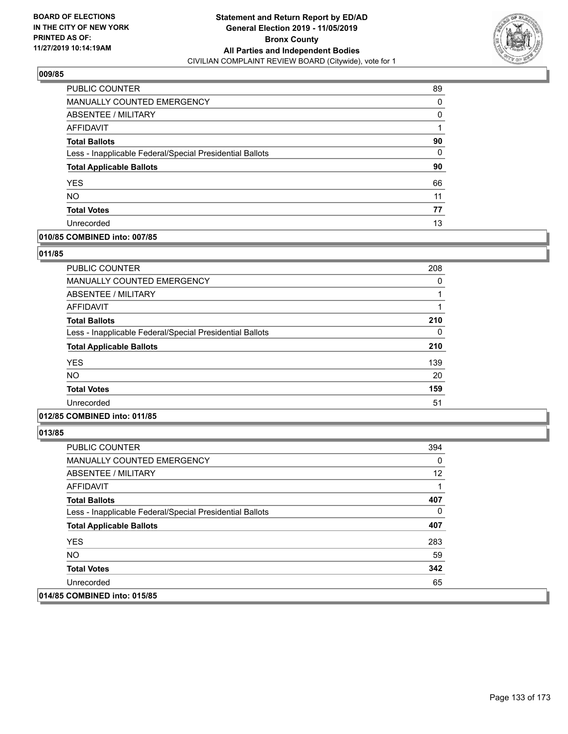BOARD OF ELECTIONS
IN THE CITY OF NEW YORK
PRINTED AS OF:
11/27/2019 10:14:19AM

**Statement and Return Report by ED/AD**
**General Election 2019 - 11/05/2019**
**Bronx County**
**All Parties and Independent Bodies**
CIVILIAN COMPLAINT REVIEW BOARD (Citywide), vote for 1

### 009/85

| | |
|---|---|
| PUBLIC COUNTER | 89 |
| MANUALLY COUNTED EMERGENCY | 0 |
| ABSENTEE / MILITARY | 0 |
| AFFIDAVIT | 1 |
| **Total Ballots** | **90** |
| Less - Inapplicable Federal/Special Presidential Ballots | 0 |
| **Total Applicable Ballots** | **90** |
| YES | 66 |
| NO | 11 |
| **Total Votes** | **77** |
| Unrecorded | 13 |

### 010/85 COMBINED into: 007/85

### 011/85

| | |
|---|---|
| PUBLIC COUNTER | 208 |
| MANUALLY COUNTED EMERGENCY | 0 |
| ABSENTEE / MILITARY | 1 |
| AFFIDAVIT | 1 |
| **Total Ballots** | **210** |
| Less - Inapplicable Federal/Special Presidential Ballots | 0 |
| **Total Applicable Ballots** | **210** |
| YES | 139 |
| NO | 20 |
| **Total Votes** | **159** |
| Unrecorded | 51 |

### 012/85 COMBINED into: 011/85

### 013/85

| | |
|---|---|
| PUBLIC COUNTER | 394 |
| MANUALLY COUNTED EMERGENCY | 0 |
| ABSENTEE / MILITARY | 12 |
| AFFIDAVIT | 1 |
| **Total Ballots** | **407** |
| Less - Inapplicable Federal/Special Presidential Ballots | 0 |
| **Total Applicable Ballots** | **407** |
| YES | 283 |
| NO | 59 |
| **Total Votes** | **342** |
| Unrecorded | 65 |

### 014/85 COMBINED into: 015/85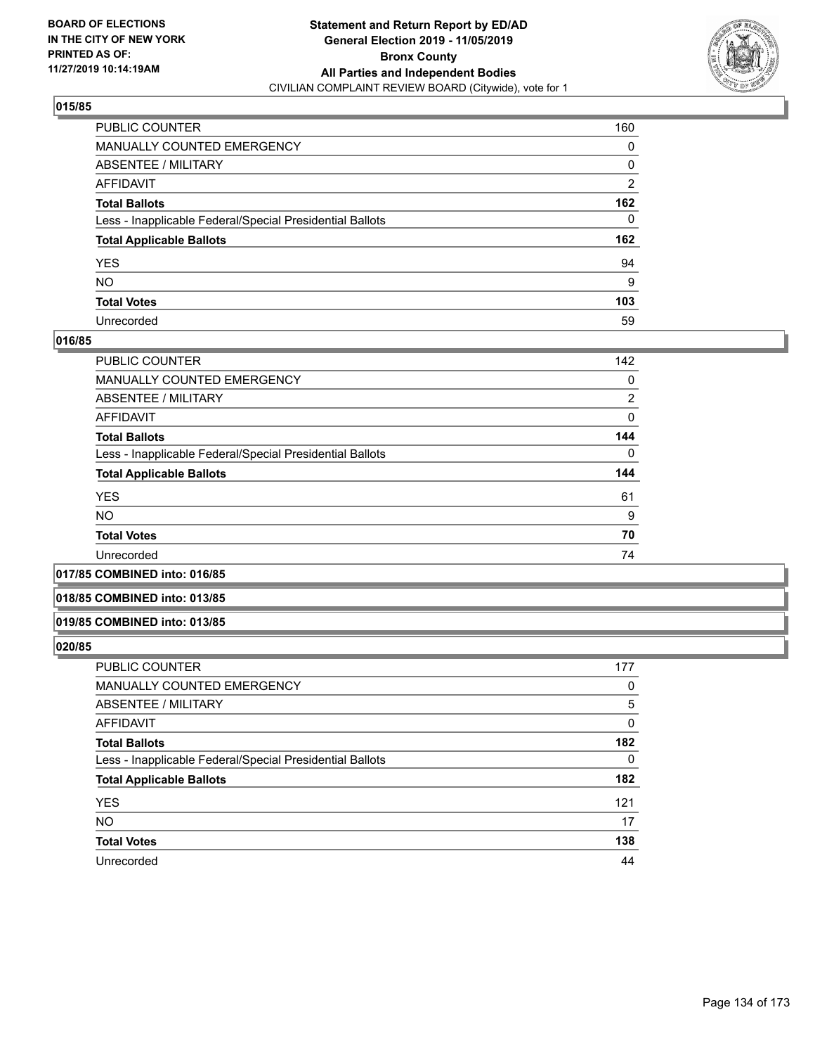**Statement and Return Report by ED/AD**
**General Election 2019 - 11/05/2019**
**Bronx County**
**All Parties and Independent Bodies**
CIVILIAN COMPLAINT REVIEW BOARD (Citywide), vote for 1

BOARD OF ELECTIONS IN THE CITY OF NEW YORK PRINTED AS OF: 11/27/2019 10:14:19AM

### 015/85

| | |
|---|---|
| PUBLIC COUNTER | 160 |
| MANUALLY COUNTED EMERGENCY | 0 |
| ABSENTEE / MILITARY | 0 |
| AFFIDAVIT | 2 |
| **Total Ballots** | **162** |
| Less - Inapplicable Federal/Special Presidential Ballots | 0 |
| **Total Applicable Ballots** | **162** |
| YES | 94 |
| NO | 9 |
| **Total Votes** | **103** |
| Unrecorded | 59 |

### 016/85

| | |
|---|---|
| PUBLIC COUNTER | 142 |
| MANUALLY COUNTED EMERGENCY | 0 |
| ABSENTEE / MILITARY | 2 |
| AFFIDAVIT | 0 |
| **Total Ballots** | **144** |
| Less - Inapplicable Federal/Special Presidential Ballots | 0 |
| **Total Applicable Ballots** | **144** |
| YES | 61 |
| NO | 9 |
| **Total Votes** | **70** |
| Unrecorded | 74 |

### 017/85 COMBINED into: 016/85

### 018/85 COMBINED into: 013/85

### 019/85 COMBINED into: 013/85

### 020/85

| | |
|---|---|
| PUBLIC COUNTER | 177 |
| MANUALLY COUNTED EMERGENCY | 0 |
| ABSENTEE / MILITARY | 5 |
| AFFIDAVIT | 0 |
| **Total Ballots** | **182** |
| Less - Inapplicable Federal/Special Presidential Ballots | 0 |
| **Total Applicable Ballots** | **182** |
| YES | 121 |
| NO | 17 |
| **Total Votes** | **138** |
| Unrecorded | 44 |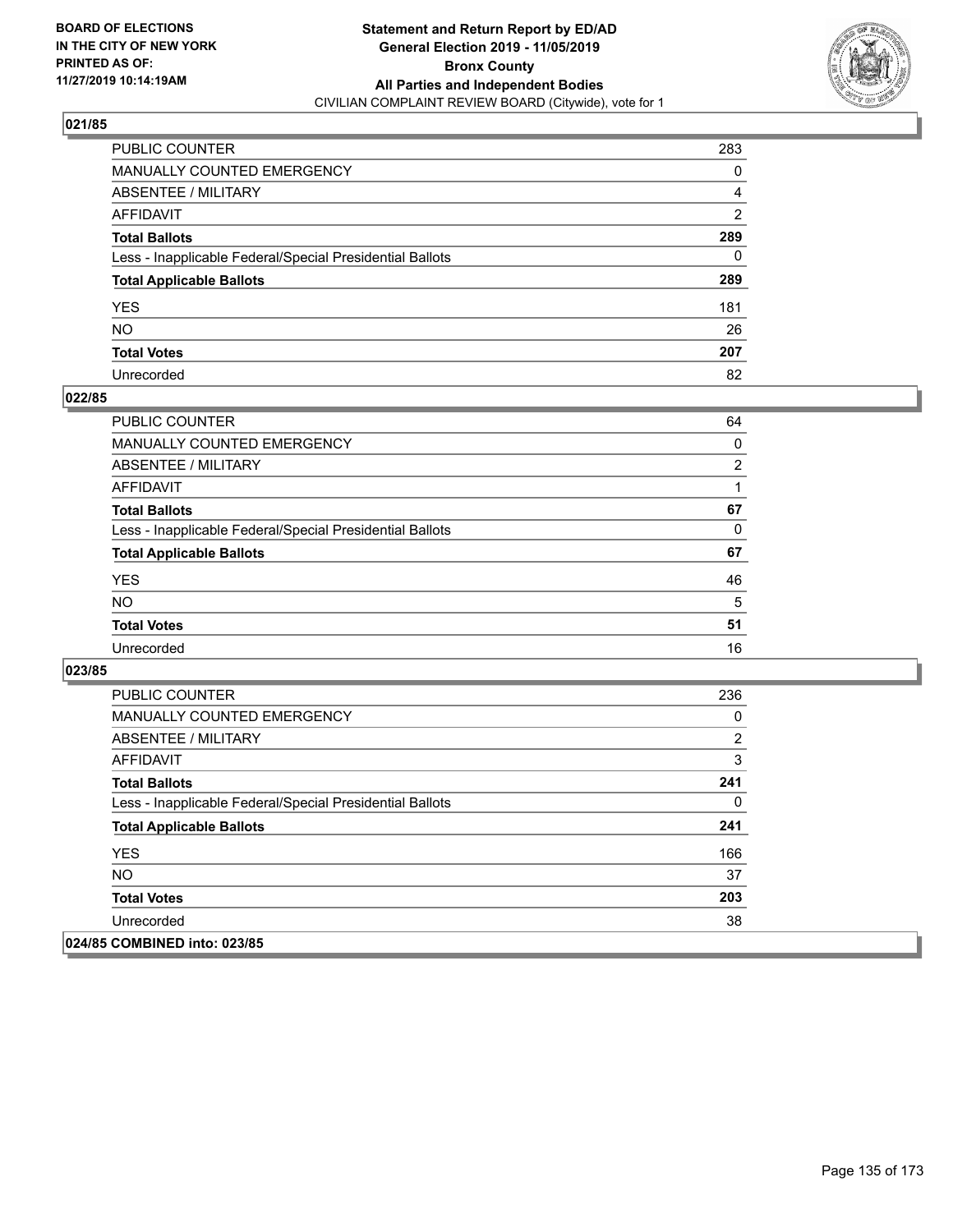## 021/85

| | |
|---|---|
| PUBLIC COUNTER | 283 |
| MANUALLY COUNTED EMERGENCY | 0 |
| ABSENTEE / MILITARY | 4 |
| AFFIDAVIT | 2 |
| **Total Ballots** | **289** |
| Less - Inapplicable Federal/Special Presidential Ballots | 0 |
| **Total Applicable Ballots** | **289** |
| YES | 181 |
| NO | 26 |
| **Total Votes** | **207** |
| Unrecorded | 82 |

## 022/85

| | |
|---|---|
| PUBLIC COUNTER | 64 |
| MANUALLY COUNTED EMERGENCY | 0 |
| ABSENTEE / MILITARY | 2 |
| AFFIDAVIT | 1 |
| **Total Ballots** | **67** |
| Less - Inapplicable Federal/Special Presidential Ballots | 0 |
| **Total Applicable Ballots** | **67** |
| YES | 46 |
| NO | 5 |
| **Total Votes** | **51** |
| Unrecorded | 16 |

## 023/85

| | |
|---|---|
| PUBLIC COUNTER | 236 |
| MANUALLY COUNTED EMERGENCY | 0 |
| ABSENTEE / MILITARY | 2 |
| AFFIDAVIT | 3 |
| **Total Ballots** | **241** |
| Less - Inapplicable Federal/Special Presidential Ballots | 0 |
| **Total Applicable Ballots** | **241** |
| YES | 166 |
| NO | 37 |
| **Total Votes** | **203** |
| Unrecorded | 38 |

## 024/85 COMBINED into: 023/85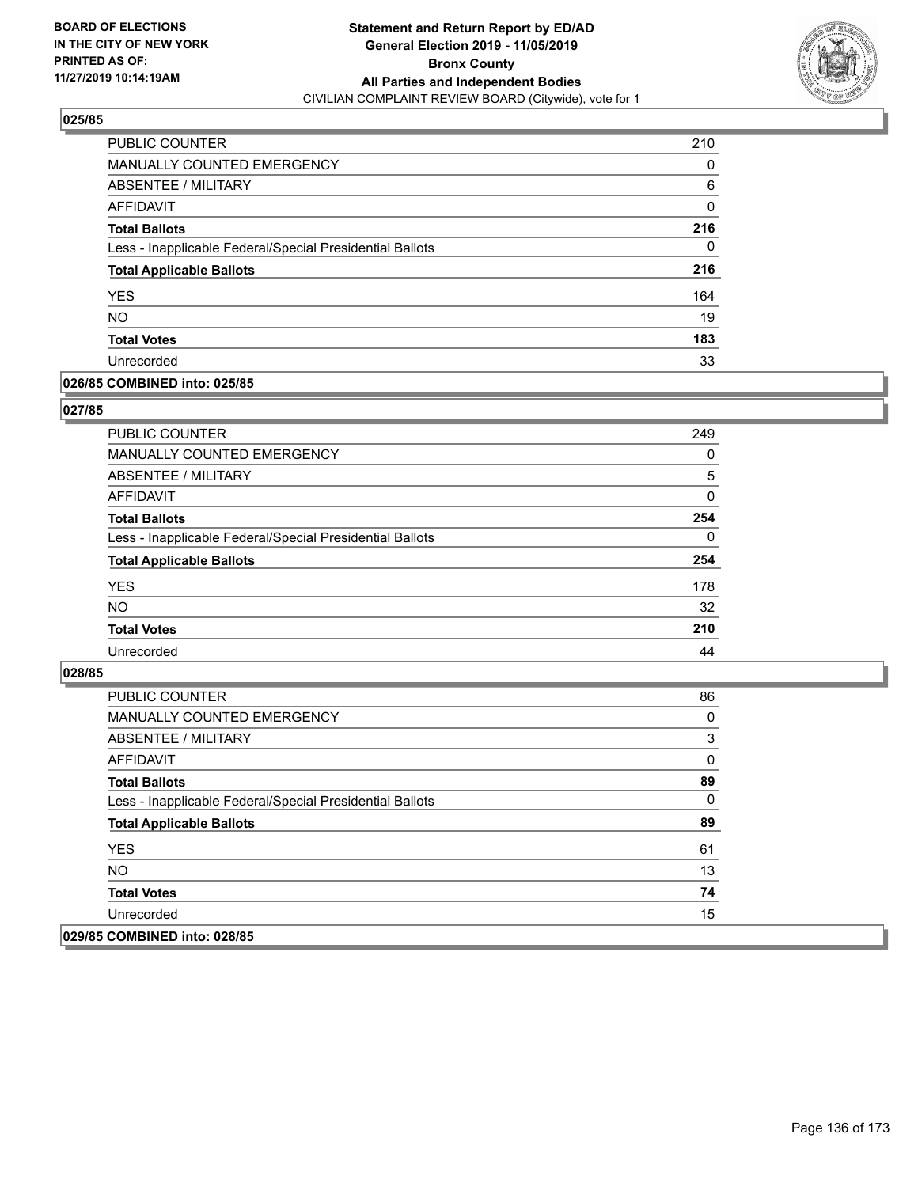BOARD OF ELECTIONS
IN THE CITY OF NEW YORK
PRINTED AS OF:
11/27/2019 10:14:19AM

**Statement and Return Report by ED/AD**
**General Election 2019 - 11/05/2019**
**Bronx County**
**All Parties and Independent Bodies**
CIVILIAN COMPLAINT REVIEW BOARD (Citywide), vote for 1

### 025/85

| | |
|---|---|
| PUBLIC COUNTER | 210 |
| MANUALLY COUNTED EMERGENCY | 0 |
| ABSENTEE / MILITARY | 6 |
| AFFIDAVIT | 0 |
| **Total Ballots** | **216** |
| Less - Inapplicable Federal/Special Presidential Ballots | 0 |
| **Total Applicable Ballots** | **216** |
| YES | 164 |
| NO | 19 |
| **Total Votes** | **183** |
| Unrecorded | 33 |

### 026/85 COMBINED into: 025/85

### 027/85

| | |
|---|---|
| PUBLIC COUNTER | 249 |
| MANUALLY COUNTED EMERGENCY | 0 |
| ABSENTEE / MILITARY | 5 |
| AFFIDAVIT | 0 |
| **Total Ballots** | **254** |
| Less - Inapplicable Federal/Special Presidential Ballots | 0 |
| **Total Applicable Ballots** | **254** |
| YES | 178 |
| NO | 32 |
| **Total Votes** | **210** |
| Unrecorded | 44 |

### 028/85

| | |
|---|---|
| PUBLIC COUNTER | 86 |
| MANUALLY COUNTED EMERGENCY | 0 |
| ABSENTEE / MILITARY | 3 |
| AFFIDAVIT | 0 |
| **Total Ballots** | **89** |
| Less - Inapplicable Federal/Special Presidential Ballots | 0 |
| **Total Applicable Ballots** | **89** |
| YES | 61 |
| NO | 13 |
| **Total Votes** | **74** |
| Unrecorded | 15 |

### 029/85 COMBINED into: 028/85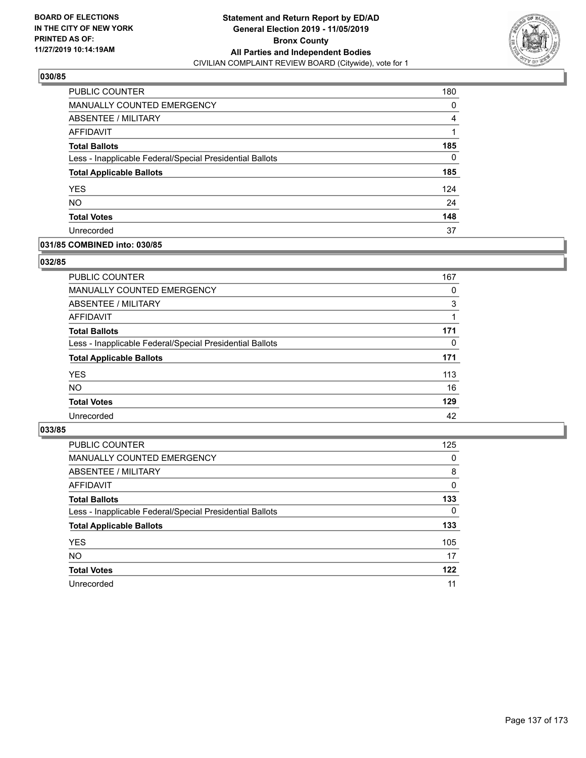**BOARD OF ELECTIONS IN THE CITY OF NEW YORK PRINTED AS OF: 11/27/2019 10:14:19AM**

**Statement and Return Report by ED/AD General Election 2019 - 11/05/2019 Bronx County All Parties and Independent Bodies**
CIVILIAN COMPLAINT REVIEW BOARD (Citywide), vote for 1

### 030/85

| | |
|---|---|
| PUBLIC COUNTER | 180 |
| MANUALLY COUNTED EMERGENCY | 0 |
| ABSENTEE / MILITARY | 4 |
| AFFIDAVIT | 1 |
| **Total Ballots** | **185** |
| Less - Inapplicable Federal/Special Presidential Ballots | 0 |
| **Total Applicable Ballots** | **185** |
| YES | 124 |
| NO | 24 |
| **Total Votes** | **148** |
| Unrecorded | 37 |

### 031/85 COMBINED into: 030/85

### 032/85

| | |
|---|---|
| PUBLIC COUNTER | 167 |
| MANUALLY COUNTED EMERGENCY | 0 |
| ABSENTEE / MILITARY | 3 |
| AFFIDAVIT | 1 |
| **Total Ballots** | **171** |
| Less - Inapplicable Federal/Special Presidential Ballots | 0 |
| **Total Applicable Ballots** | **171** |
| YES | 113 |
| NO | 16 |
| **Total Votes** | **129** |
| Unrecorded | 42 |

### 033/85

| | |
|---|---|
| PUBLIC COUNTER | 125 |
| MANUALLY COUNTED EMERGENCY | 0 |
| ABSENTEE / MILITARY | 8 |
| AFFIDAVIT | 0 |
| **Total Ballots** | **133** |
| Less - Inapplicable Federal/Special Presidential Ballots | 0 |
| **Total Applicable Ballots** | **133** |
| YES | 105 |
| NO | 17 |
| **Total Votes** | **122** |
| Unrecorded | 11 |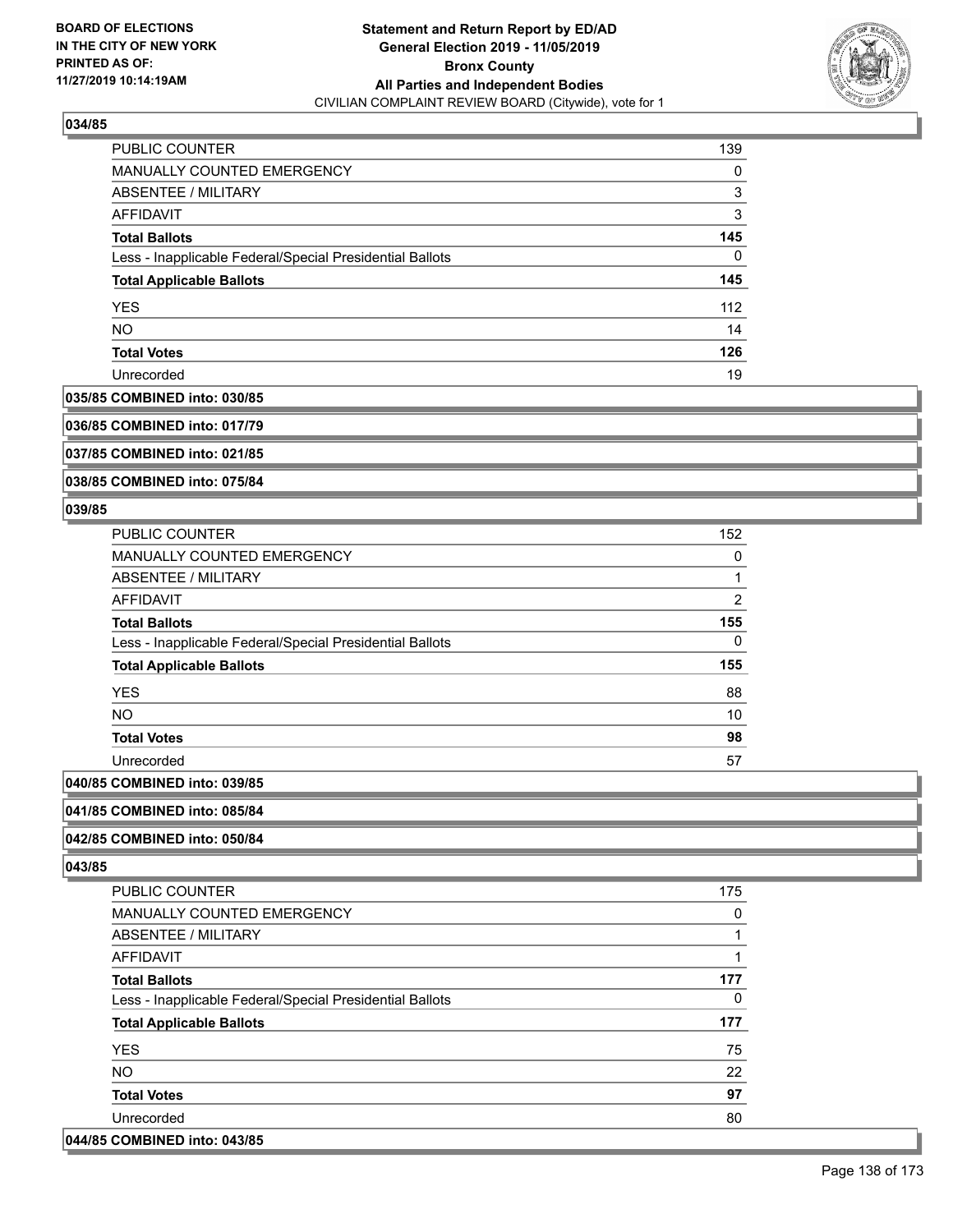### 034/85

| | |
|---|---|
| PUBLIC COUNTER | 139 |
| MANUALLY COUNTED EMERGENCY | 0 |
| ABSENTEE / MILITARY | 3 |
| AFFIDAVIT | 3 |
| **Total Ballots** | **145** |
| Less - Inapplicable Federal/Special Presidential Ballots | 0 |
| **Total Applicable Ballots** | **145** |
| YES | 112 |
| NO | 14 |
| **Total Votes** | **126** |
| Unrecorded | 19 |

### 035/85 COMBINED into: 030/85

### 036/85 COMBINED into: 017/79

### 037/85 COMBINED into: 021/85

### 038/85 COMBINED into: 075/84

### 039/85

| | |
|---|---|
| PUBLIC COUNTER | 152 |
| MANUALLY COUNTED EMERGENCY | 0 |
| ABSENTEE / MILITARY | 1 |
| AFFIDAVIT | 2 |
| **Total Ballots** | **155** |
| Less - Inapplicable Federal/Special Presidential Ballots | 0 |
| **Total Applicable Ballots** | **155** |
| YES | 88 |
| NO | 10 |
| **Total Votes** | **98** |
| Unrecorded | 57 |

### 040/85 COMBINED into: 039/85

### 041/85 COMBINED into: 085/84

### 042/85 COMBINED into: 050/84

### 043/85

| | |
|---|---|
| PUBLIC COUNTER | 175 |
| MANUALLY COUNTED EMERGENCY | 0 |
| ABSENTEE / MILITARY | 1 |
| AFFIDAVIT | 1 |
| **Total Ballots** | **177** |
| Less - Inapplicable Federal/Special Presidential Ballots | 0 |
| **Total Applicable Ballots** | **177** |
| YES | 75 |
| NO | 22 |
| **Total Votes** | **97** |
| Unrecorded | 80 |

### 044/85 COMBINED into: 043/85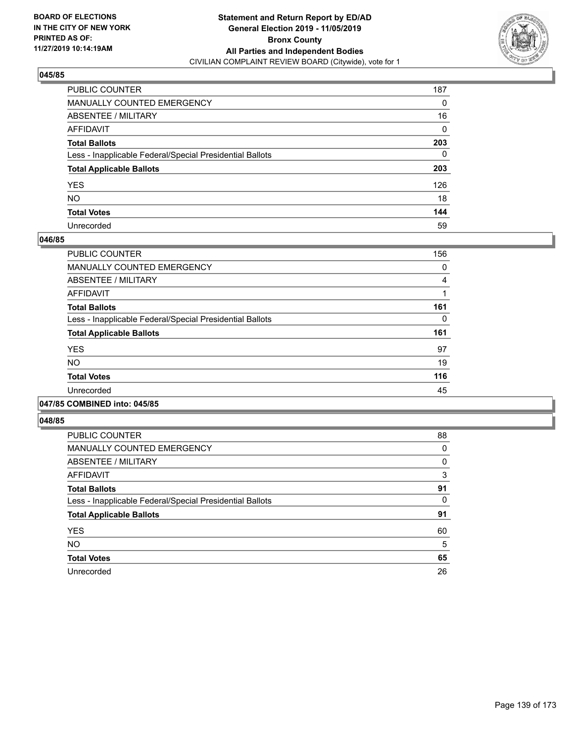**BOARD OF ELECTIONS IN THE CITY OF NEW YORK PRINTED AS OF: 11/27/2019 10:14:19AM**

**Statement and Return Report by ED/AD General Election 2019 - 11/05/2019 Bronx County All Parties and Independent Bodies**

CIVILIAN COMPLAINT REVIEW BOARD (Citywide), vote for 1

### 045/85

| | |
|---|---|
| PUBLIC COUNTER | 187 |
| MANUALLY COUNTED EMERGENCY | 0 |
| ABSENTEE / MILITARY | 16 |
| AFFIDAVIT | 0 |
| **Total Ballots** | **203** |
| Less - Inapplicable Federal/Special Presidential Ballots | 0 |
| **Total Applicable Ballots** | **203** |
| YES | 126 |
| NO | 18 |
| **Total Votes** | **144** |
| Unrecorded | 59 |

### 046/85

| | |
|---|---|
| PUBLIC COUNTER | 156 |
| MANUALLY COUNTED EMERGENCY | 0 |
| ABSENTEE / MILITARY | 4 |
| AFFIDAVIT | 1 |
| **Total Ballots** | **161** |
| Less - Inapplicable Federal/Special Presidential Ballots | 0 |
| **Total Applicable Ballots** | **161** |
| YES | 97 |
| NO | 19 |
| **Total Votes** | **116** |
| Unrecorded | 45 |

### 047/85 COMBINED into: 045/85

### 048/85

| | |
|---|---|
| PUBLIC COUNTER | 88 |
| MANUALLY COUNTED EMERGENCY | 0 |
| ABSENTEE / MILITARY | 0 |
| AFFIDAVIT | 3 |
| **Total Ballots** | **91** |
| Less - Inapplicable Federal/Special Presidential Ballots | 0 |
| **Total Applicable Ballots** | **91** |
| YES | 60 |
| NO | 5 |
| **Total Votes** | **65** |
| Unrecorded | 26 |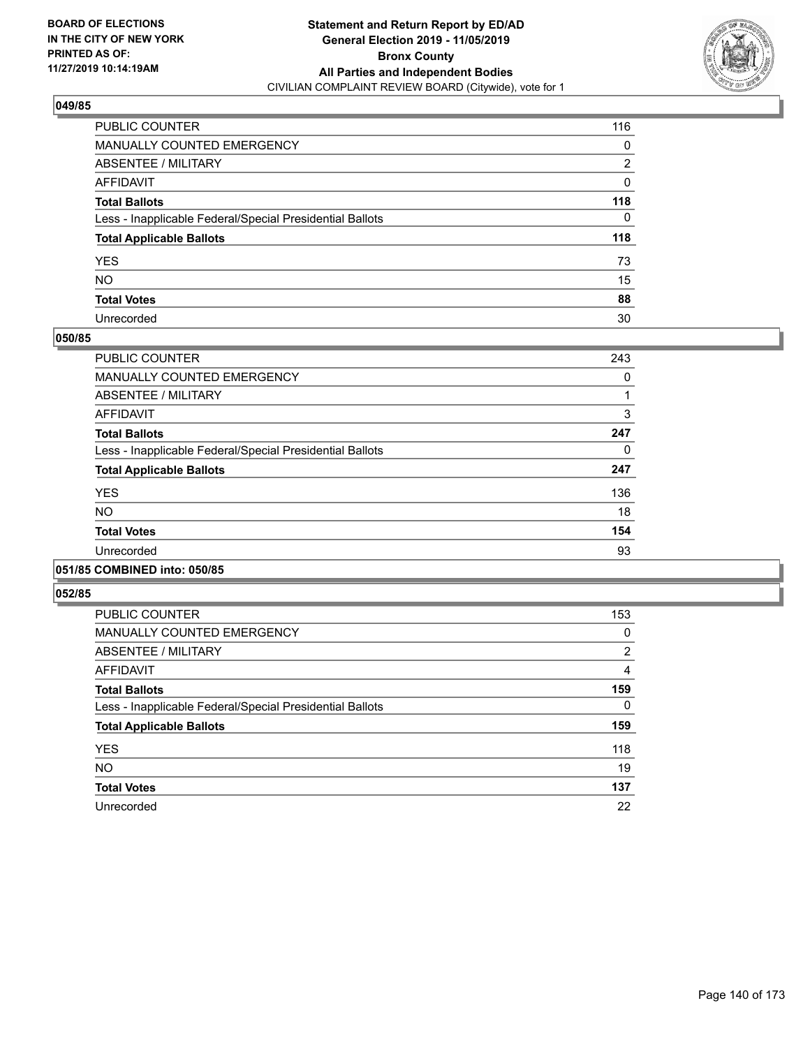BOARD OF ELECTIONS
IN THE CITY OF NEW YORK
PRINTED AS OF:
11/27/2019 10:14:19AM

**Statement and Return Report by ED/AD**
**General Election 2019 - 11/05/2019**
**Bronx County**
**All Parties and Independent Bodies**
CIVILIAN COMPLAINT REVIEW BOARD (Citywide), vote for 1

### 049/85

| | |
|---|---|
| PUBLIC COUNTER | 116 |
| MANUALLY COUNTED EMERGENCY | 0 |
| ABSENTEE / MILITARY | 2 |
| AFFIDAVIT | 0 |
| **Total Ballots** | **118** |
| Less - Inapplicable Federal/Special Presidential Ballots | 0 |
| **Total Applicable Ballots** | **118** |
| YES | 73 |
| NO | 15 |
| **Total Votes** | **88** |
| Unrecorded | 30 |

### 050/85

| | |
|---|---|
| PUBLIC COUNTER | 243 |
| MANUALLY COUNTED EMERGENCY | 0 |
| ABSENTEE / MILITARY | 1 |
| AFFIDAVIT | 3 |
| **Total Ballots** | **247** |
| Less - Inapplicable Federal/Special Presidential Ballots | 0 |
| **Total Applicable Ballots** | **247** |
| YES | 136 |
| NO | 18 |
| **Total Votes** | **154** |
| Unrecorded | 93 |

### 051/85 COMBINED into: 050/85

### 052/85

| | |
|---|---|
| PUBLIC COUNTER | 153 |
| MANUALLY COUNTED EMERGENCY | 0 |
| ABSENTEE / MILITARY | 2 |
| AFFIDAVIT | 4 |
| **Total Ballots** | **159** |
| Less - Inapplicable Federal/Special Presidential Ballots | 0 |
| **Total Applicable Ballots** | **159** |
| YES | 118 |
| NO | 19 |
| **Total Votes** | **137** |
| Unrecorded | 22 |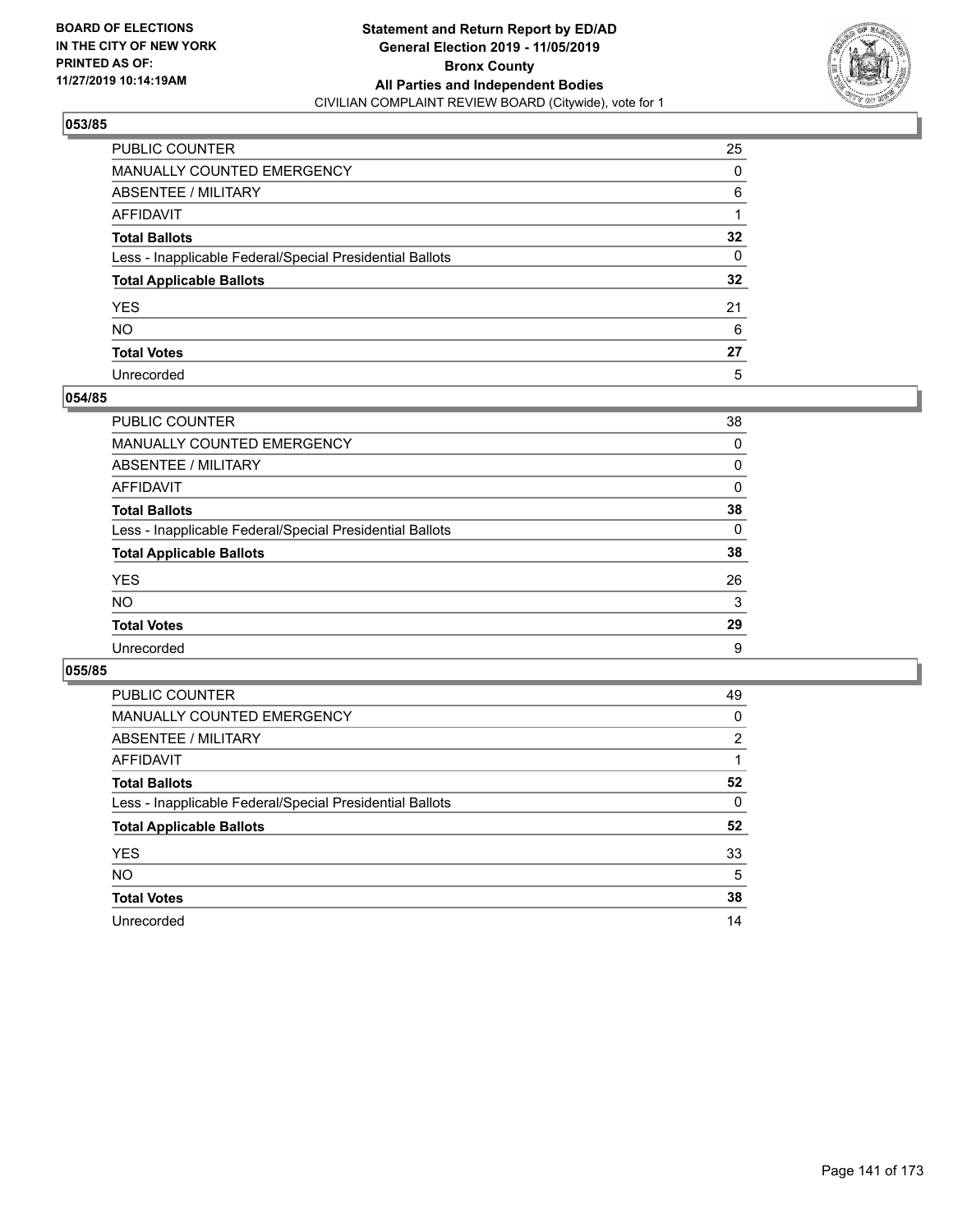**BOARD OF ELECTIONS IN THE CITY OF NEW YORK PRINTED AS OF: 11/27/2019 10:14:19AM**

**Statement and Return Report by ED/AD General Election 2019 - 11/05/2019 Bronx County All Parties and Independent Bodies**

CIVILIAN COMPLAINT REVIEW BOARD (Citywide), vote for 1

### 053/85

| | |
|---|---|
| PUBLIC COUNTER | 25 |
| MANUALLY COUNTED EMERGENCY | 0 |
| ABSENTEE / MILITARY | 6 |
| AFFIDAVIT | 1 |
| **Total Ballots** | **32** |
| Less - Inapplicable Federal/Special Presidential Ballots | 0 |
| **Total Applicable Ballots** | **32** |
| YES | 21 |
| NO | 6 |
| **Total Votes** | **27** |
| Unrecorded | 5 |

### 054/85

| | |
|---|---|
| PUBLIC COUNTER | 38 |
| MANUALLY COUNTED EMERGENCY | 0 |
| ABSENTEE / MILITARY | 0 |
| AFFIDAVIT | 0 |
| **Total Ballots** | **38** |
| Less - Inapplicable Federal/Special Presidential Ballots | 0 |
| **Total Applicable Ballots** | **38** |
| YES | 26 |
| NO | 3 |
| **Total Votes** | **29** |
| Unrecorded | 9 |

### 055/85

| | |
|---|---|
| PUBLIC COUNTER | 49 |
| MANUALLY COUNTED EMERGENCY | 0 |
| ABSENTEE / MILITARY | 2 |
| AFFIDAVIT | 1 |
| **Total Ballots** | **52** |
| Less - Inapplicable Federal/Special Presidential Ballots | 0 |
| **Total Applicable Ballots** | **52** |
| YES | 33 |
| NO | 5 |
| **Total Votes** | **38** |
| Unrecorded | 14 |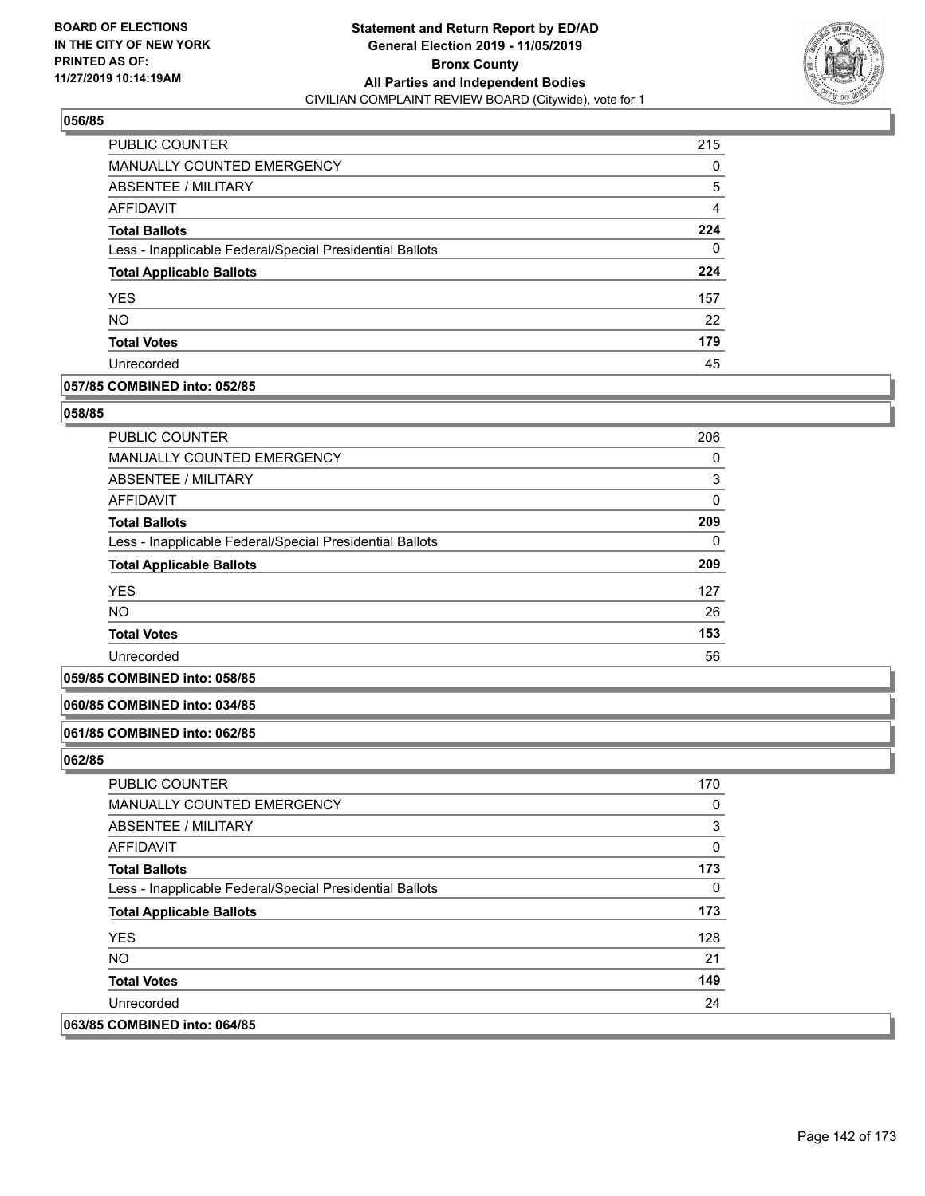**BOARD OF ELECTIONS IN THE CITY OF NEW YORK PRINTED AS OF: 11/27/2019 10:14:19AM**

**Statement and Return Report by ED/AD General Election 2019 - 11/05/2019 Bronx County All Parties and Independent Bodies**
CIVILIAN COMPLAINT REVIEW BOARD (Citywide), vote for 1

### 056/85

| | |
|---|---|
| PUBLIC COUNTER | 215 |
| MANUALLY COUNTED EMERGENCY | 0 |
| ABSENTEE / MILITARY | 5 |
| AFFIDAVIT | 4 |
| **Total Ballots** | **224** |
| Less - Inapplicable Federal/Special Presidential Ballots | 0 |
| **Total Applicable Ballots** | **224** |
| YES | 157 |
| NO | 22 |
| **Total Votes** | **179** |
| Unrecorded | 45 |

### 057/85 COMBINED into: 052/85

### 058/85

| | |
|---|---|
| PUBLIC COUNTER | 206 |
| MANUALLY COUNTED EMERGENCY | 0 |
| ABSENTEE / MILITARY | 3 |
| AFFIDAVIT | 0 |
| **Total Ballots** | **209** |
| Less - Inapplicable Federal/Special Presidential Ballots | 0 |
| **Total Applicable Ballots** | **209** |
| YES | 127 |
| NO | 26 |
| **Total Votes** | **153** |
| Unrecorded | 56 |

### 059/85 COMBINED into: 058/85

### 060/85 COMBINED into: 034/85

### 061/85 COMBINED into: 062/85

### 062/85

| | |
|---|---|
| PUBLIC COUNTER | 170 |
| MANUALLY COUNTED EMERGENCY | 0 |
| ABSENTEE / MILITARY | 3 |
| AFFIDAVIT | 0 |
| **Total Ballots** | **173** |
| Less - Inapplicable Federal/Special Presidential Ballots | 0 |
| **Total Applicable Ballots** | **173** |
| YES | 128 |
| NO | 21 |
| **Total Votes** | **149** |
| Unrecorded | 24 |

### 063/85 COMBINED into: 064/85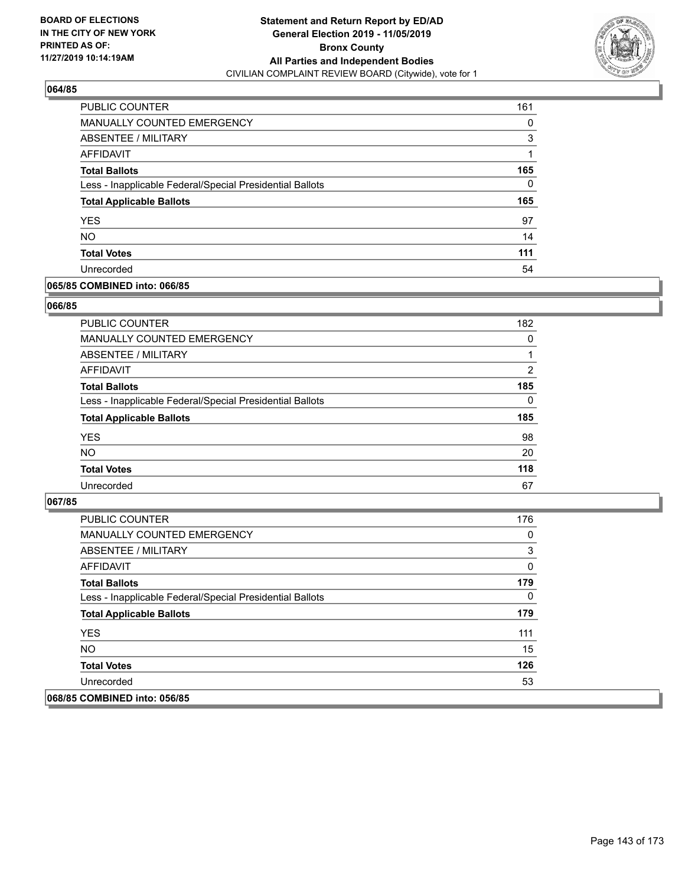**Statement and Return Report by ED/AD**
**General Election 2019 - 11/05/2019**
**Bronx County**
**All Parties and Independent Bodies**
CIVILIAN COMPLAINT REVIEW BOARD (Citywide), vote for 1

BOARD OF ELECTIONS
IN THE CITY OF NEW YORK
PRINTED AS OF:
11/27/2019 10:14:19AM

### 064/85

| | |
|---|---|
| PUBLIC COUNTER | 161 |
| MANUALLY COUNTED EMERGENCY | 0 |
| ABSENTEE / MILITARY | 3 |
| AFFIDAVIT | 1 |
| **Total Ballots** | **165** |
| Less - Inapplicable Federal/Special Presidential Ballots | 0 |
| **Total Applicable Ballots** | **165** |
| YES | 97 |
| NO | 14 |
| **Total Votes** | **111** |
| Unrecorded | 54 |

### 065/85 COMBINED into: 066/85

### 066/85

| | |
|---|---|
| PUBLIC COUNTER | 182 |
| MANUALLY COUNTED EMERGENCY | 0 |
| ABSENTEE / MILITARY | 1 |
| AFFIDAVIT | 2 |
| **Total Ballots** | **185** |
| Less - Inapplicable Federal/Special Presidential Ballots | 0 |
| **Total Applicable Ballots** | **185** |
| YES | 98 |
| NO | 20 |
| **Total Votes** | **118** |
| Unrecorded | 67 |

### 067/85

| | |
|---|---|
| PUBLIC COUNTER | 176 |
| MANUALLY COUNTED EMERGENCY | 0 |
| ABSENTEE / MILITARY | 3 |
| AFFIDAVIT | 0 |
| **Total Ballots** | **179** |
| Less - Inapplicable Federal/Special Presidential Ballots | 0 |
| **Total Applicable Ballots** | **179** |
| YES | 111 |
| NO | 15 |
| **Total Votes** | **126** |
| Unrecorded | 53 |

### 068/85 COMBINED into: 056/85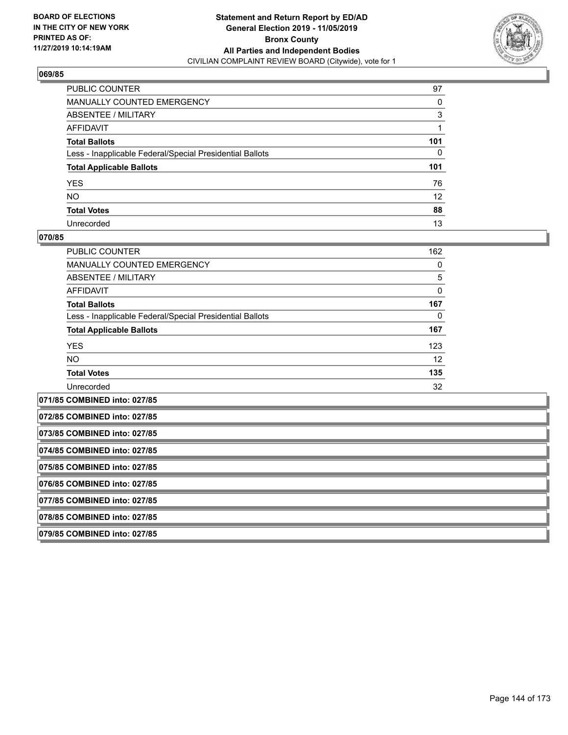**BOARD OF ELECTIONS IN THE CITY OF NEW YORK PRINTED AS OF: 11/27/2019 10:14:19AM**

**Statement and Return Report by ED/AD General Election 2019 - 11/05/2019 Bronx County All Parties and Independent Bodies**
CIVILIAN COMPLAINT REVIEW BOARD (Citywide), vote for 1

### 069/85

| | |
|---|---|
| PUBLIC COUNTER | 97 |
| MANUALLY COUNTED EMERGENCY | 0 |
| ABSENTEE / MILITARY | 3 |
| AFFIDAVIT | 1 |
| **Total Ballots** | **101** |
| Less - Inapplicable Federal/Special Presidential Ballots | 0 |
| **Total Applicable Ballots** | **101** |
| YES | 76 |
| NO | 12 |
| **Total Votes** | **88** |
| Unrecorded | 13 |

### 070/85

| | |
|---|---|
| PUBLIC COUNTER | 162 |
| MANUALLY COUNTED EMERGENCY | 0 |
| ABSENTEE / MILITARY | 5 |
| AFFIDAVIT | 0 |
| **Total Ballots** | **167** |
| Less - Inapplicable Federal/Special Presidential Ballots | 0 |
| **Total Applicable Ballots** | **167** |
| YES | 123 |
| NO | 12 |
| **Total Votes** | **135** |
| Unrecorded | 32 |

**071/85 COMBINED into: 027/85**

**072/85 COMBINED into: 027/85**

**073/85 COMBINED into: 027/85**

**074/85 COMBINED into: 027/85**

**075/85 COMBINED into: 027/85**

**076/85 COMBINED into: 027/85**

**077/85 COMBINED into: 027/85**

**078/85 COMBINED into: 027/85**

**079/85 COMBINED into: 027/85**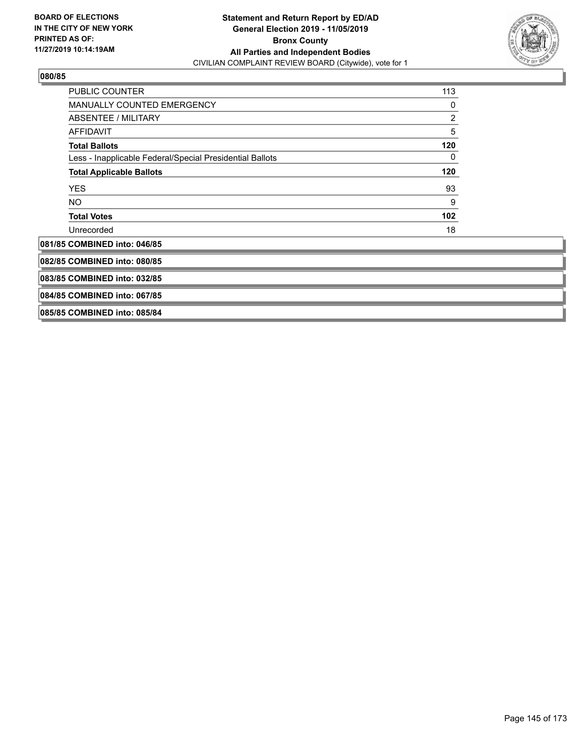**080/85**

| | |
|---|---|
| PUBLIC COUNTER | 113 |
| MANUALLY COUNTED EMERGENCY | 0 |
| ABSENTEE / MILITARY | 2 |
| AFFIDAVIT | 5 |
| **Total Ballots** | **120** |
| Less - Inapplicable Federal/Special Presidential Ballots | 0 |
| **Total Applicable Ballots** | **120** |
| YES | 93 |
| NO | 9 |
| **Total Votes** | **102** |
| Unrecorded | 18 |

**081/85 COMBINED into: 046/85**

**082/85 COMBINED into: 080/85**

**083/85 COMBINED into: 032/85**

**084/85 COMBINED into: 067/85**

**085/85 COMBINED into: 085/84**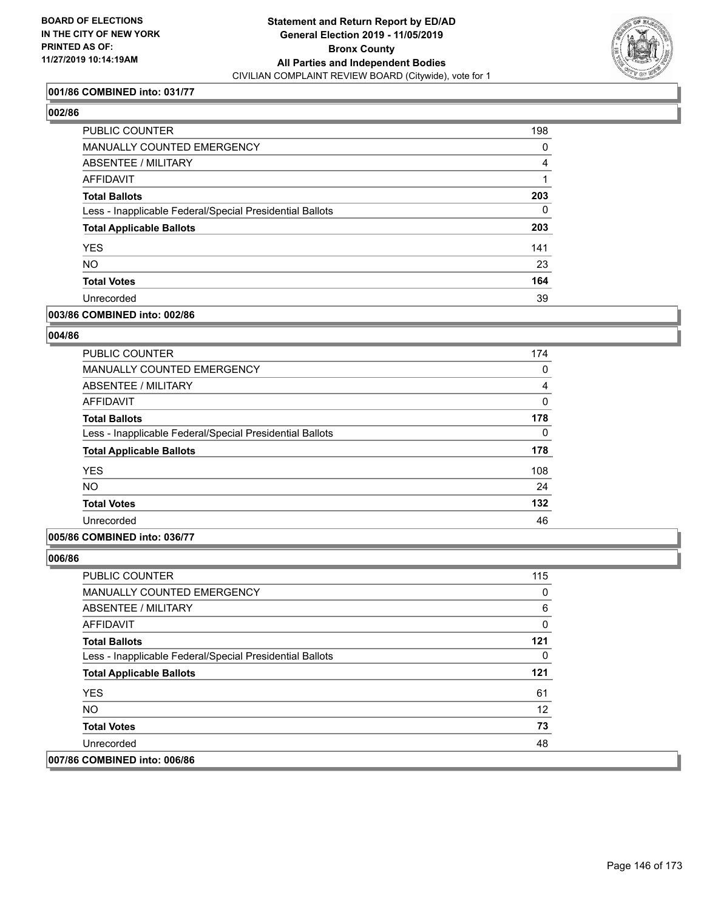**Statement and Return Report by ED/AD**
**General Election 2019 - 11/05/2019**
**Bronx County**
**All Parties and Independent Bodies**
CIVILIAN COMPLAINT REVIEW BOARD (Citywide), vote for 1

BOARD OF ELECTIONS IN THE CITY OF NEW YORK PRINTED AS OF: 11/27/2019 10:14:19AM

**001/86 COMBINED into: 031/77**

**002/86**

| | |
|---|---|
| PUBLIC COUNTER | 198 |
| MANUALLY COUNTED EMERGENCY | 0 |
| ABSENTEE / MILITARY | 4 |
| AFFIDAVIT | 1 |
| **Total Ballots** | **203** |
| Less - Inapplicable Federal/Special Presidential Ballots | 0 |
| **Total Applicable Ballots** | **203** |
| YES | 141 |
| NO | 23 |
| **Total Votes** | **164** |
| Unrecorded | 39 |

**003/86 COMBINED into: 002/86**

**004/86**

| | |
|---|---|
| PUBLIC COUNTER | 174 |
| MANUALLY COUNTED EMERGENCY | 0 |
| ABSENTEE / MILITARY | 4 |
| AFFIDAVIT | 0 |
| **Total Ballots** | **178** |
| Less - Inapplicable Federal/Special Presidential Ballots | 0 |
| **Total Applicable Ballots** | **178** |
| YES | 108 |
| NO | 24 |
| **Total Votes** | **132** |
| Unrecorded | 46 |

**005/86 COMBINED into: 036/77**

**006/86**

| | |
|---|---|
| PUBLIC COUNTER | 115 |
| MANUALLY COUNTED EMERGENCY | 0 |
| ABSENTEE / MILITARY | 6 |
| AFFIDAVIT | 0 |
| **Total Ballots** | **121** |
| Less - Inapplicable Federal/Special Presidential Ballots | 0 |
| **Total Applicable Ballots** | **121** |
| YES | 61 |
| NO | 12 |
| **Total Votes** | **73** |
| Unrecorded | 48 |

**007/86 COMBINED into: 006/86**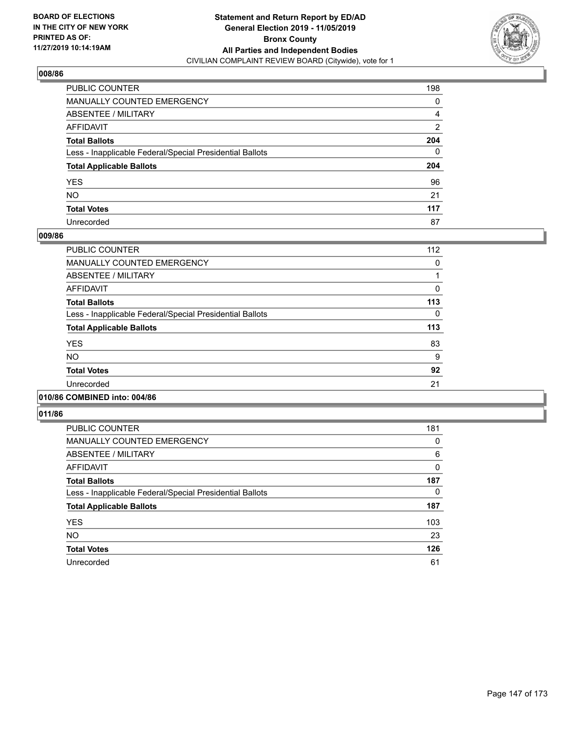**BOARD OF ELECTIONS IN THE CITY OF NEW YORK PRINTED AS OF: 11/27/2019 10:14:19AM**

**Statement and Return Report by ED/AD General Election 2019 - 11/05/2019 Bronx County All Parties and Independent Bodies**

CIVILIAN COMPLAINT REVIEW BOARD (Citywide), vote for 1

## 008/86

| | |
|---|---|
| PUBLIC COUNTER | 198 |
| MANUALLY COUNTED EMERGENCY | 0 |
| ABSENTEE / MILITARY | 4 |
| AFFIDAVIT | 2 |
| **Total Ballots** | **204** |
| Less - Inapplicable Federal/Special Presidential Ballots | 0 |
| **Total Applicable Ballots** | **204** |
| YES | 96 |
| NO | 21 |
| **Total Votes** | **117** |
| Unrecorded | 87 |

## 009/86

| | |
|---|---|
| PUBLIC COUNTER | 112 |
| MANUALLY COUNTED EMERGENCY | 0 |
| ABSENTEE / MILITARY | 1 |
| AFFIDAVIT | 0 |
| **Total Ballots** | **113** |
| Less - Inapplicable Federal/Special Presidential Ballots | 0 |
| **Total Applicable Ballots** | **113** |
| YES | 83 |
| NO | 9 |
| **Total Votes** | **92** |
| Unrecorded | 21 |

## 010/86 COMBINED into: 004/86

## 011/86

| | |
|---|---|
| PUBLIC COUNTER | 181 |
| MANUALLY COUNTED EMERGENCY | 0 |
| ABSENTEE / MILITARY | 6 |
| AFFIDAVIT | 0 |
| **Total Ballots** | **187** |
| Less - Inapplicable Federal/Special Presidential Ballots | 0 |
| **Total Applicable Ballots** | **187** |
| YES | 103 |
| NO | 23 |
| **Total Votes** | **126** |
| Unrecorded | 61 |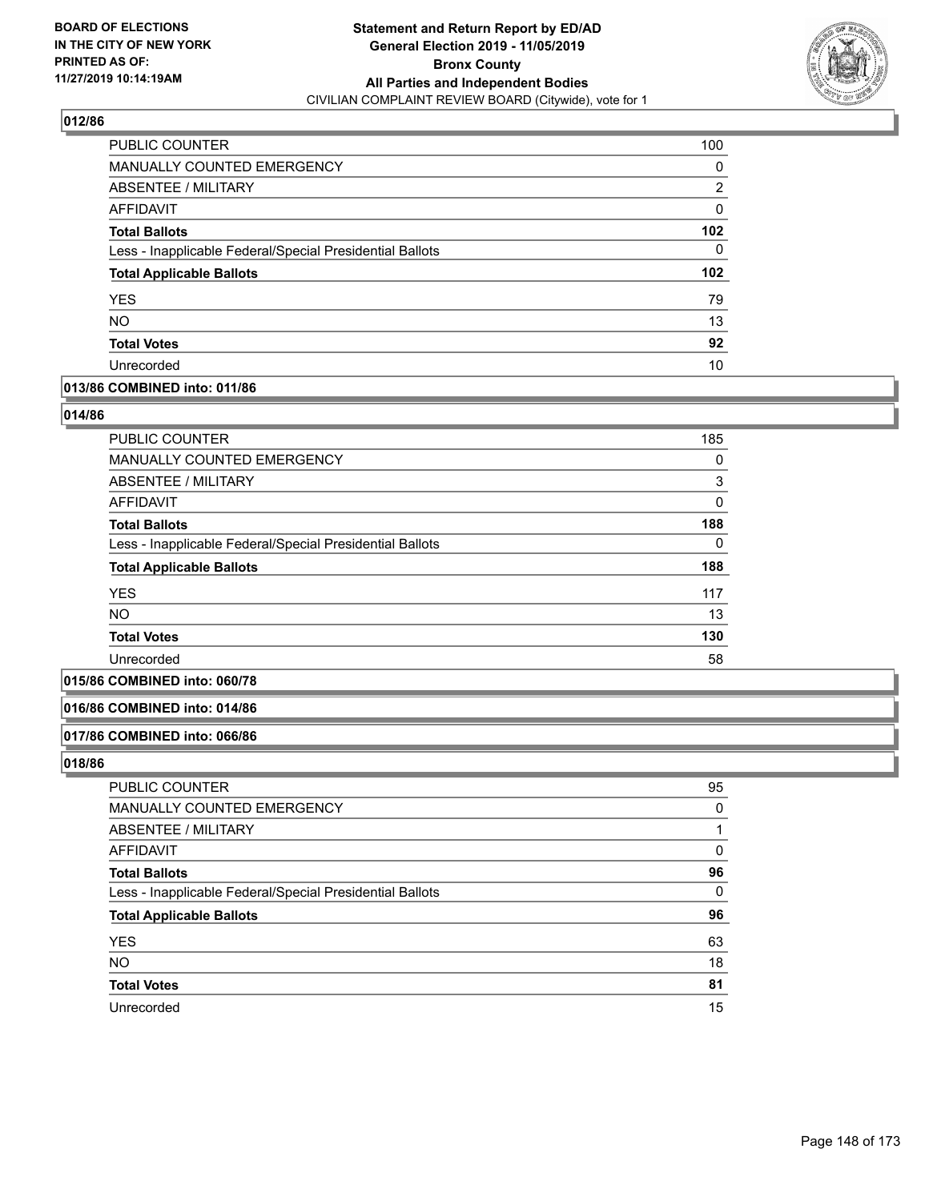### 012/86

| | |
|---|---|
| PUBLIC COUNTER | 100 |
| MANUALLY COUNTED EMERGENCY | 0 |
| ABSENTEE / MILITARY | 2 |
| AFFIDAVIT | 0 |
| **Total Ballots** | **102** |
| Less - Inapplicable Federal/Special Presidential Ballots | 0 |
| **Total Applicable Ballots** | **102** |
| YES | 79 |
| NO | 13 |
| **Total Votes** | **92** |
| Unrecorded | 10 |

### 013/86 COMBINED into: 011/86

### 014/86

| | |
|---|---|
| PUBLIC COUNTER | 185 |
| MANUALLY COUNTED EMERGENCY | 0 |
| ABSENTEE / MILITARY | 3 |
| AFFIDAVIT | 0 |
| **Total Ballots** | **188** |
| Less - Inapplicable Federal/Special Presidential Ballots | 0 |
| **Total Applicable Ballots** | **188** |
| YES | 117 |
| NO | 13 |
| **Total Votes** | **130** |
| Unrecorded | 58 |

### 015/86 COMBINED into: 060/78

### 016/86 COMBINED into: 014/86

### 017/86 COMBINED into: 066/86

### 018/86

| | |
|---|---|
| PUBLIC COUNTER | 95 |
| MANUALLY COUNTED EMERGENCY | 0 |
| ABSENTEE / MILITARY | 1 |
| AFFIDAVIT | 0 |
| **Total Ballots** | **96** |
| Less - Inapplicable Federal/Special Presidential Ballots | 0 |
| **Total Applicable Ballots** | **96** |
| YES | 63 |
| NO | 18 |
| **Total Votes** | **81** |
| Unrecorded | 15 |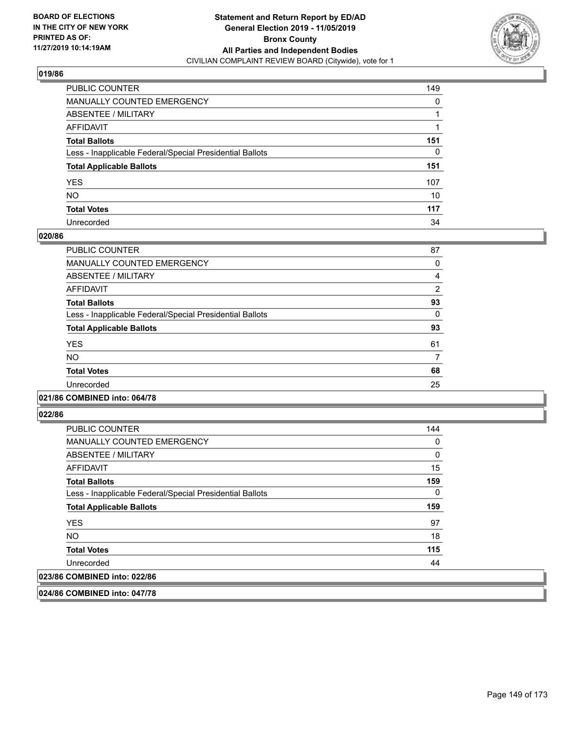**BOARD OF ELECTIONS IN THE CITY OF NEW YORK PRINTED AS OF: 11/27/2019 10:14:19AM**

**Statement and Return Report by ED/AD General Election 2019 - 11/05/2019 Bronx County All Parties and Independent Bodies**
CIVILIAN COMPLAINT REVIEW BOARD (Citywide), vote for 1

### 019/86

| | |
|---|---|
| PUBLIC COUNTER | 149 |
| MANUALLY COUNTED EMERGENCY | 0 |
| ABSENTEE / MILITARY | 1 |
| AFFIDAVIT | 1 |
| **Total Ballots** | **151** |
| Less - Inapplicable Federal/Special Presidential Ballots | 0 |
| **Total Applicable Ballots** | **151** |
| YES | 107 |
| NO | 10 |
| **Total Votes** | **117** |
| Unrecorded | 34 |

### 020/86

| | |
|---|---|
| PUBLIC COUNTER | 87 |
| MANUALLY COUNTED EMERGENCY | 0 |
| ABSENTEE / MILITARY | 4 |
| AFFIDAVIT | 2 |
| **Total Ballots** | **93** |
| Less - Inapplicable Federal/Special Presidential Ballots | 0 |
| **Total Applicable Ballots** | **93** |
| YES | 61 |
| NO | 7 |
| **Total Votes** | **68** |
| Unrecorded | 25 |

### 021/86 COMBINED into: 064/78

### 022/86

| | |
|---|---|
| PUBLIC COUNTER | 144 |
| MANUALLY COUNTED EMERGENCY | 0 |
| ABSENTEE / MILITARY | 0 |
| AFFIDAVIT | 15 |
| **Total Ballots** | **159** |
| Less - Inapplicable Federal/Special Presidential Ballots | 0 |
| **Total Applicable Ballots** | **159** |
| YES | 97 |
| NO | 18 |
| **Total Votes** | **115** |
| Unrecorded | 44 |

### 023/86 COMBINED into: 022/86

### 024/86 COMBINED into: 047/78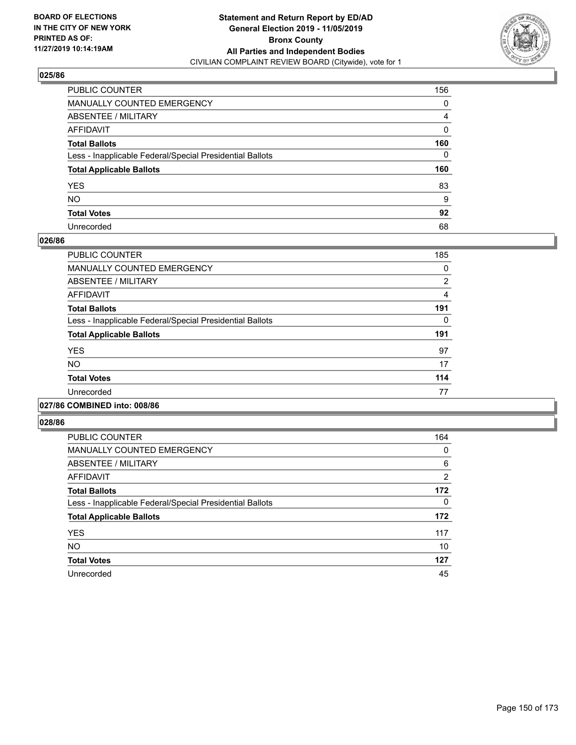**Statement and Return Report by ED/AD**
**General Election 2019 - 11/05/2019**
**Bronx County**
**All Parties and Independent Bodies**
CIVILIAN COMPLAINT REVIEW BOARD (Citywide), vote for 1

BOARD OF ELECTIONS IN THE CITY OF NEW YORK PRINTED AS OF: 11/27/2019 10:14:19AM

### 025/86

| | |
|---|---|
| PUBLIC COUNTER | 156 |
| MANUALLY COUNTED EMERGENCY | 0 |
| ABSENTEE / MILITARY | 4 |
| AFFIDAVIT | 0 |
| **Total Ballots** | **160** |
| Less - Inapplicable Federal/Special Presidential Ballots | 0 |
| **Total Applicable Ballots** | **160** |
| YES | 83 |
| NO | 9 |
| **Total Votes** | **92** |
| Unrecorded | 68 |

### 026/86

| | |
|---|---|
| PUBLIC COUNTER | 185 |
| MANUALLY COUNTED EMERGENCY | 0 |
| ABSENTEE / MILITARY | 2 |
| AFFIDAVIT | 4 |
| **Total Ballots** | **191** |
| Less - Inapplicable Federal/Special Presidential Ballots | 0 |
| **Total Applicable Ballots** | **191** |
| YES | 97 |
| NO | 17 |
| **Total Votes** | **114** |
| Unrecorded | 77 |

### 027/86 COMBINED into: 008/86

### 028/86

| | |
|---|---|
| PUBLIC COUNTER | 164 |
| MANUALLY COUNTED EMERGENCY | 0 |
| ABSENTEE / MILITARY | 6 |
| AFFIDAVIT | 2 |
| **Total Ballots** | **172** |
| Less - Inapplicable Federal/Special Presidential Ballots | 0 |
| **Total Applicable Ballots** | **172** |
| YES | 117 |
| NO | 10 |
| **Total Votes** | **127** |
| Unrecorded | 45 |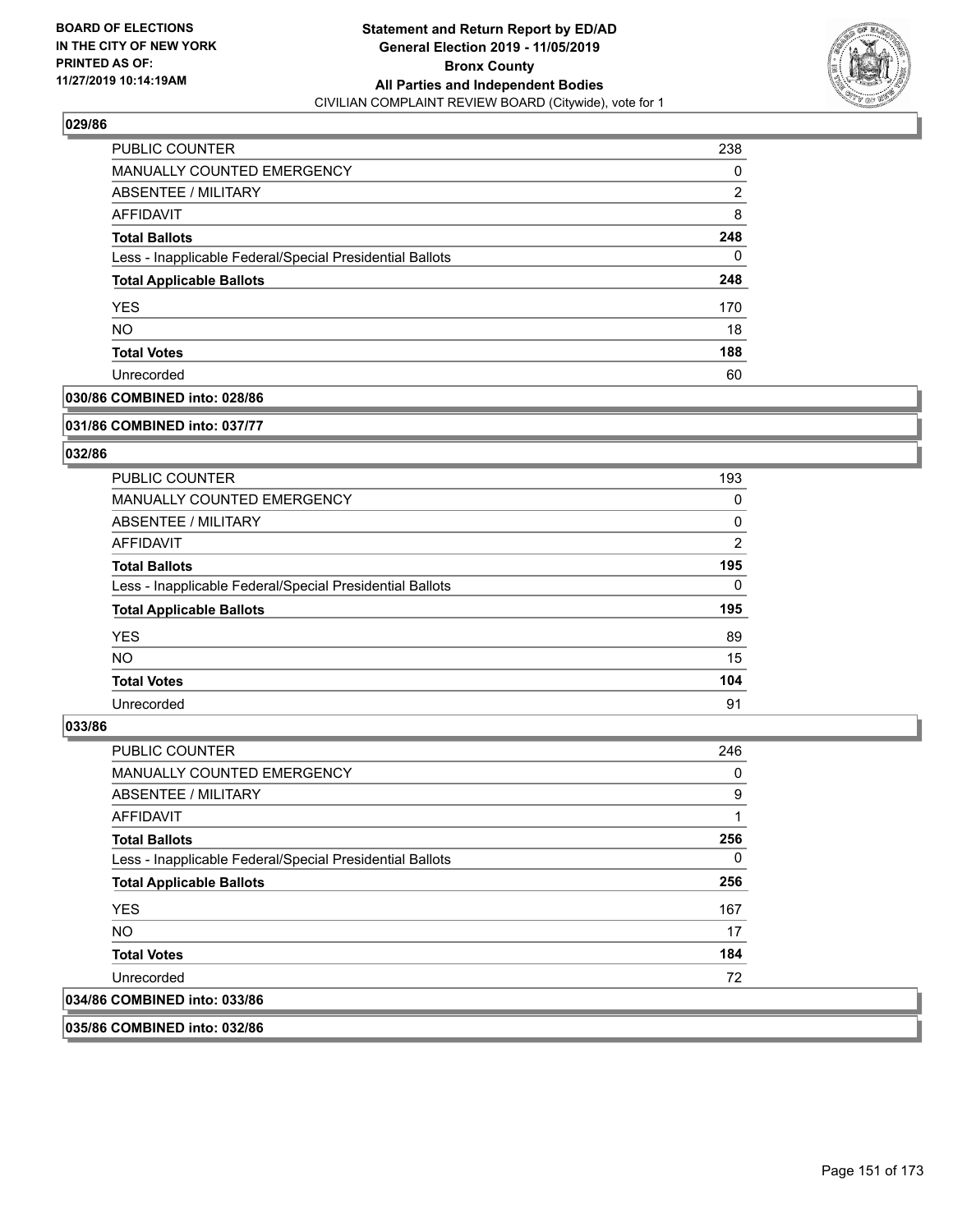### 029/86

| | |
|---|---|
| PUBLIC COUNTER | 238 |
| MANUALLY COUNTED EMERGENCY | 0 |
| ABSENTEE / MILITARY | 2 |
| AFFIDAVIT | 8 |
| **Total Ballots** | **248** |
| Less - Inapplicable Federal/Special Presidential Ballots | 0 |
| **Total Applicable Ballots** | **248** |
| YES | 170 |
| NO | 18 |
| **Total Votes** | **188** |
| Unrecorded | 60 |

### 030/86 COMBINED into: 028/86

### 031/86 COMBINED into: 037/77

### 032/86

| | |
|---|---|
| PUBLIC COUNTER | 193 |
| MANUALLY COUNTED EMERGENCY | 0 |
| ABSENTEE / MILITARY | 0 |
| AFFIDAVIT | 2 |
| **Total Ballots** | **195** |
| Less - Inapplicable Federal/Special Presidential Ballots | 0 |
| **Total Applicable Ballots** | **195** |
| YES | 89 |
| NO | 15 |
| **Total Votes** | **104** |
| Unrecorded | 91 |

### 033/86

| | |
|---|---|
| PUBLIC COUNTER | 246 |
| MANUALLY COUNTED EMERGENCY | 0 |
| ABSENTEE / MILITARY | 9 |
| AFFIDAVIT | 1 |
| **Total Ballots** | **256** |
| Less - Inapplicable Federal/Special Presidential Ballots | 0 |
| **Total Applicable Ballots** | **256** |
| YES | 167 |
| NO | 17 |
| **Total Votes** | **184** |
| Unrecorded | 72 |

### 034/86 COMBINED into: 033/86

### 035/86 COMBINED into: 032/86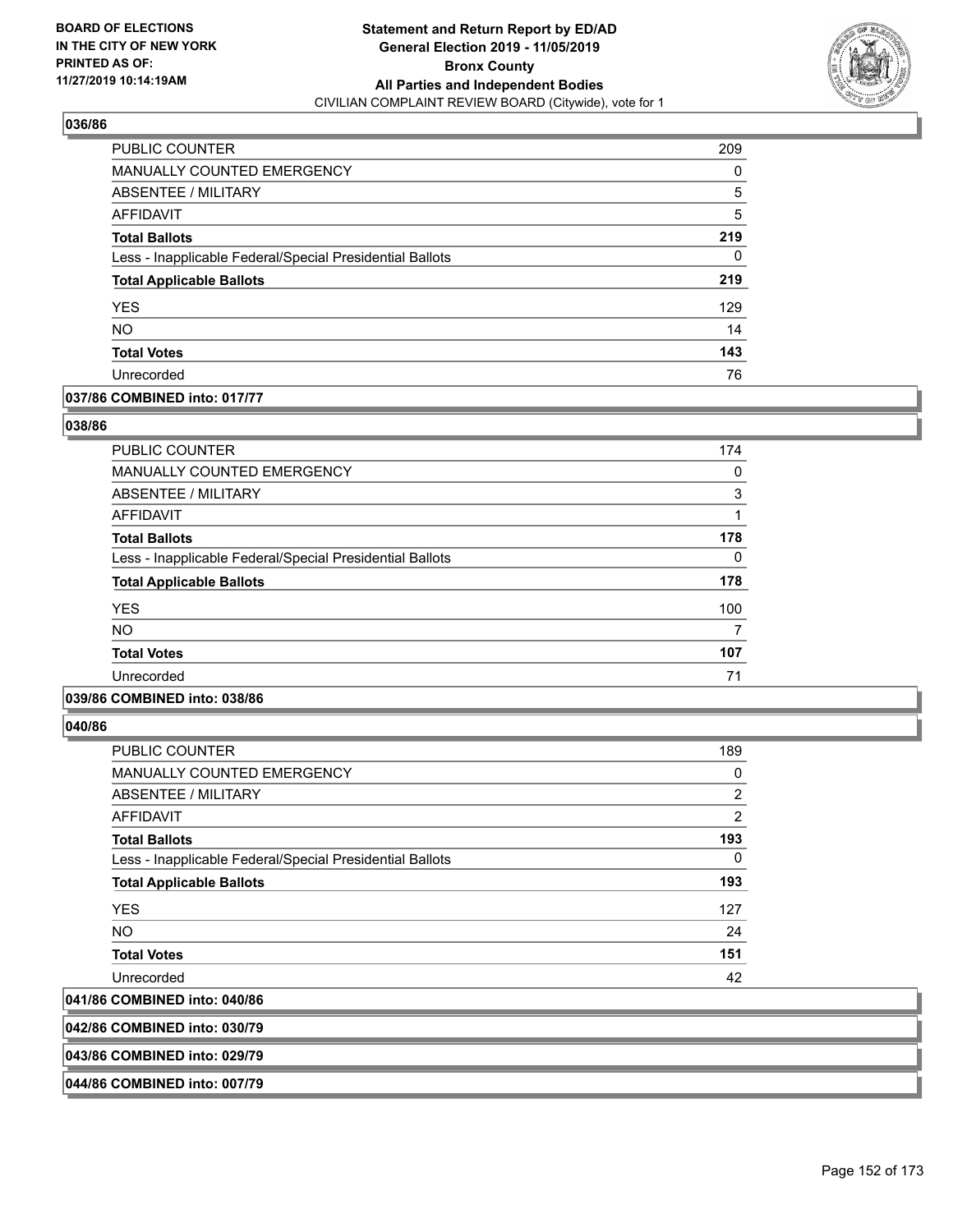**036/86**

| | |
|---|---|
| PUBLIC COUNTER | 209 |
| MANUALLY COUNTED EMERGENCY | 0 |
| ABSENTEE / MILITARY | 5 |
| AFFIDAVIT | 5 |
| **Total Ballots** | **219** |
| Less - Inapplicable Federal/Special Presidential Ballots | 0 |
| **Total Applicable Ballots** | **219** |
| YES | 129 |
| NO | 14 |
| **Total Votes** | **143** |
| Unrecorded | 76 |

**037/86 COMBINED into: 017/77**

**038/86**

| | |
|---|---|
| PUBLIC COUNTER | 174 |
| MANUALLY COUNTED EMERGENCY | 0 |
| ABSENTEE / MILITARY | 3 |
| AFFIDAVIT | 1 |
| **Total Ballots** | **178** |
| Less - Inapplicable Federal/Special Presidential Ballots | 0 |
| **Total Applicable Ballots** | **178** |
| YES | 100 |
| NO | 7 |
| **Total Votes** | **107** |
| Unrecorded | 71 |

**039/86 COMBINED into: 038/86**

**040/86**

| | |
|---|---|
| PUBLIC COUNTER | 189 |
| MANUALLY COUNTED EMERGENCY | 0 |
| ABSENTEE / MILITARY | 2 |
| AFFIDAVIT | 2 |
| **Total Ballots** | **193** |
| Less - Inapplicable Federal/Special Presidential Ballots | 0 |
| **Total Applicable Ballots** | **193** |
| YES | 127 |
| NO | 24 |
| **Total Votes** | **151** |
| Unrecorded | 42 |

**041/86 COMBINED into: 040/86**

**042/86 COMBINED into: 030/79**

**043/86 COMBINED into: 029/79**

**044/86 COMBINED into: 007/79**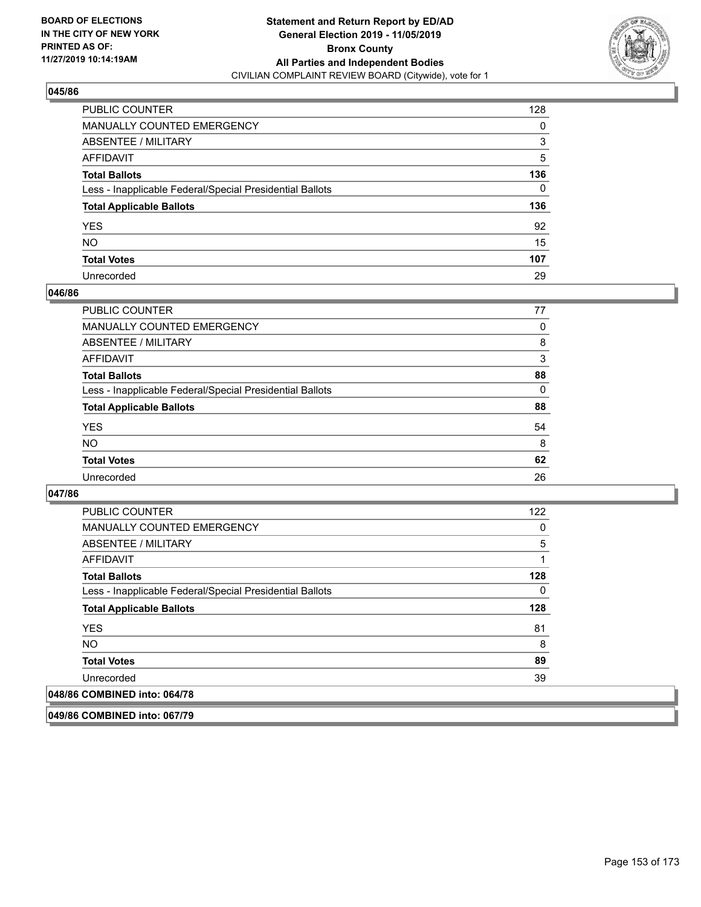## 045/86

| | |
|---|---|
| PUBLIC COUNTER | 128 |
| MANUALLY COUNTED EMERGENCY | 0 |
| ABSENTEE / MILITARY | 3 |
| AFFIDAVIT | 5 |
| **Total Ballots** | **136** |
| Less - Inapplicable Federal/Special Presidential Ballots | 0 |
| **Total Applicable Ballots** | **136** |
| YES | 92 |
| NO | 15 |
| **Total Votes** | **107** |
| Unrecorded | 29 |

## 046/86

| | |
|---|---|
| PUBLIC COUNTER | 77 |
| MANUALLY COUNTED EMERGENCY | 0 |
| ABSENTEE / MILITARY | 8 |
| AFFIDAVIT | 3 |
| **Total Ballots** | **88** |
| Less - Inapplicable Federal/Special Presidential Ballots | 0 |
| **Total Applicable Ballots** | **88** |
| YES | 54 |
| NO | 8 |
| **Total Votes** | **62** |
| Unrecorded | 26 |

## 047/86

| | |
|---|---|
| PUBLIC COUNTER | 122 |
| MANUALLY COUNTED EMERGENCY | 0 |
| ABSENTEE / MILITARY | 5 |
| AFFIDAVIT | 1 |
| **Total Ballots** | **128** |
| Less - Inapplicable Federal/Special Presidential Ballots | 0 |
| **Total Applicable Ballots** | **128** |
| YES | 81 |
| NO | 8 |
| **Total Votes** | **89** |
| Unrecorded | 39 |

## 048/86 COMBINED into: 064/78

## 049/86 COMBINED into: 067/79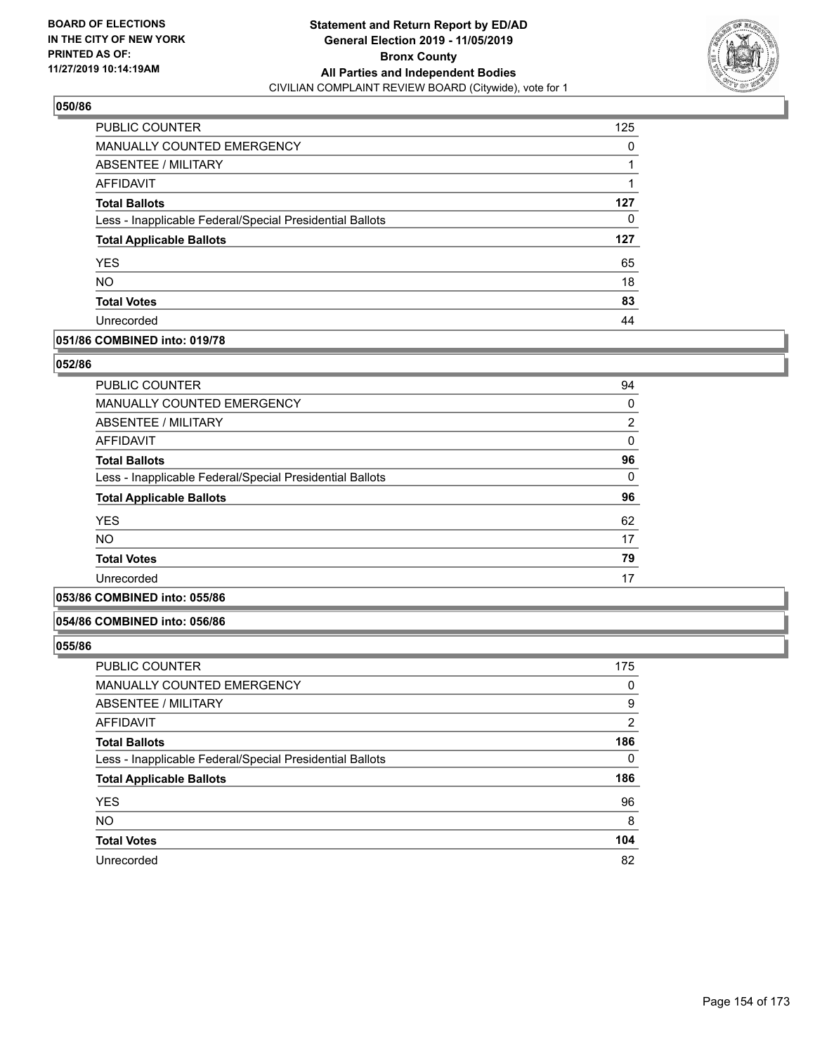**Statement and Return Report by ED/AD**
**General Election 2019 - 11/05/2019**
**Bronx County**
**All Parties and Independent Bodies**
CIVILIAN COMPLAINT REVIEW BOARD (Citywide), vote for 1

BOARD OF ELECTIONS IN THE CITY OF NEW YORK PRINTED AS OF: 11/27/2019 10:14:19AM

### 050/86

| | |
|---|---|
| PUBLIC COUNTER | 125 |
| MANUALLY COUNTED EMERGENCY | 0 |
| ABSENTEE / MILITARY | 1 |
| AFFIDAVIT | 1 |
| **Total Ballots** | **127** |
| Less - Inapplicable Federal/Special Presidential Ballots | 0 |
| **Total Applicable Ballots** | **127** |
| YES | 65 |
| NO | 18 |
| **Total Votes** | **83** |
| Unrecorded | 44 |

### 051/86 COMBINED into: 019/78

### 052/86

| | |
|---|---|
| PUBLIC COUNTER | 94 |
| MANUALLY COUNTED EMERGENCY | 0 |
| ABSENTEE / MILITARY | 2 |
| AFFIDAVIT | 0 |
| **Total Ballots** | **96** |
| Less - Inapplicable Federal/Special Presidential Ballots | 0 |
| **Total Applicable Ballots** | **96** |
| YES | 62 |
| NO | 17 |
| **Total Votes** | **79** |
| Unrecorded | 17 |

### 053/86 COMBINED into: 055/86

### 054/86 COMBINED into: 056/86

### 055/86

| | |
|---|---|
| PUBLIC COUNTER | 175 |
| MANUALLY COUNTED EMERGENCY | 0 |
| ABSENTEE / MILITARY | 9 |
| AFFIDAVIT | 2 |
| **Total Ballots** | **186** |
| Less - Inapplicable Federal/Special Presidential Ballots | 0 |
| **Total Applicable Ballots** | **186** |
| YES | 96 |
| NO | 8 |
| **Total Votes** | **104** |
| Unrecorded | 82 |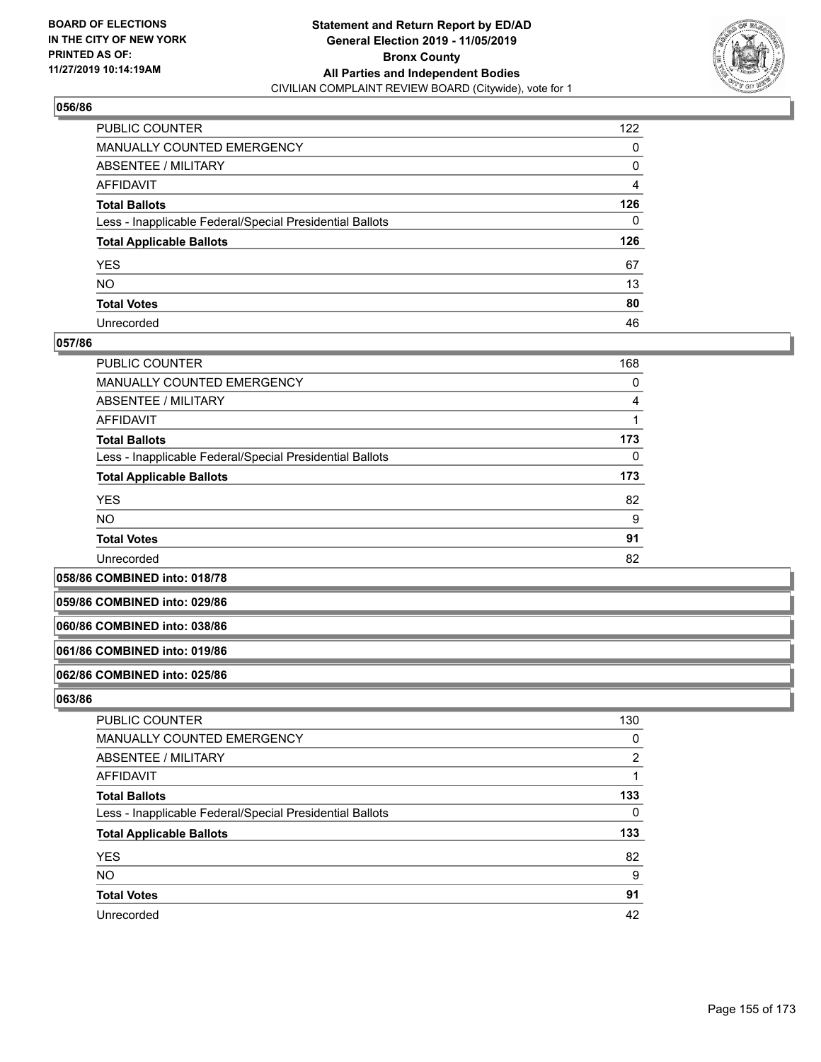### 056/86

| | |
|---|---|
| PUBLIC COUNTER | 122 |
| MANUALLY COUNTED EMERGENCY | 0 |
| ABSENTEE / MILITARY | 0 |
| AFFIDAVIT | 4 |
| **Total Ballots** | **126** |
| Less - Inapplicable Federal/Special Presidential Ballots | 0 |
| **Total Applicable Ballots** | **126** |
| YES | 67 |
| NO | 13 |
| **Total Votes** | **80** |
| Unrecorded | 46 |

### 057/86

| | |
|---|---|
| PUBLIC COUNTER | 168 |
| MANUALLY COUNTED EMERGENCY | 0 |
| ABSENTEE / MILITARY | 4 |
| AFFIDAVIT | 1 |
| **Total Ballots** | **173** |
| Less - Inapplicable Federal/Special Presidential Ballots | 0 |
| **Total Applicable Ballots** | **173** |
| YES | 82 |
| NO | 9 |
| **Total Votes** | **91** |
| Unrecorded | 82 |

### 058/86 COMBINED into: 018/78

### 059/86 COMBINED into: 029/86

### 060/86 COMBINED into: 038/86

### 061/86 COMBINED into: 019/86

### 062/86 COMBINED into: 025/86

### 063/86

| | |
|---|---|
| PUBLIC COUNTER | 130 |
| MANUALLY COUNTED EMERGENCY | 0 |
| ABSENTEE / MILITARY | 2 |
| AFFIDAVIT | 1 |
| **Total Ballots** | **133** |
| Less - Inapplicable Federal/Special Presidential Ballots | 0 |
| **Total Applicable Ballots** | **133** |
| YES | 82 |
| NO | 9 |
| **Total Votes** | **91** |
| Unrecorded | 42 |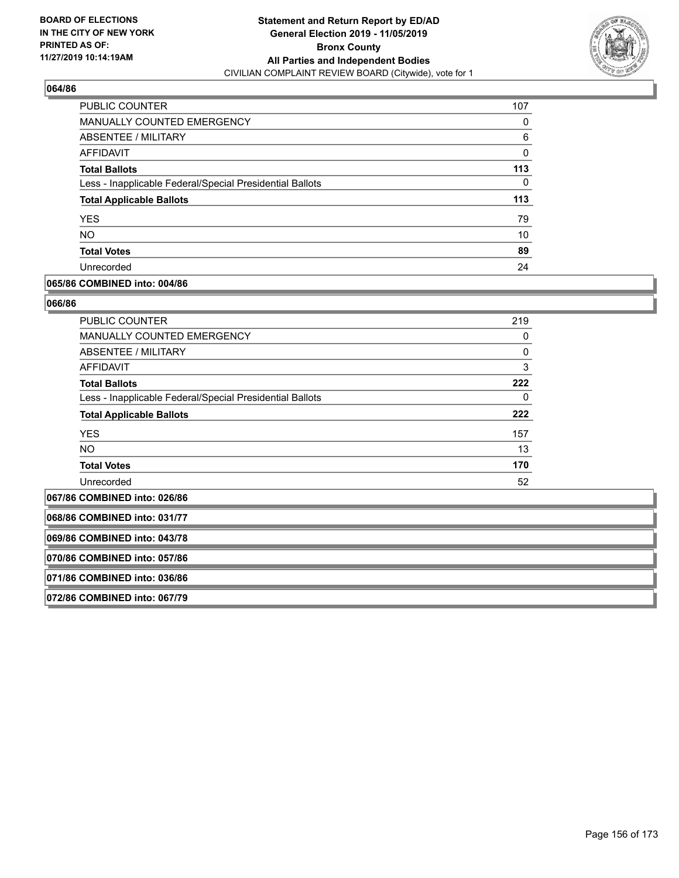**064/86**

| | |
|---|---|
| PUBLIC COUNTER | 107 |
| MANUALLY COUNTED EMERGENCY | 0 |
| ABSENTEE / MILITARY | 6 |
| AFFIDAVIT | 0 |
| **Total Ballots** | **113** |
| Less - Inapplicable Federal/Special Presidential Ballots | 0 |
| **Total Applicable Ballots** | **113** |
| YES | 79 |
| NO | 10 |
| **Total Votes** | **89** |
| Unrecorded | 24 |

**065/86 COMBINED into: 004/86**

**066/86**

| | |
|---|---|
| PUBLIC COUNTER | 219 |
| MANUALLY COUNTED EMERGENCY | 0 |
| ABSENTEE / MILITARY | 0 |
| AFFIDAVIT | 3 |
| **Total Ballots** | **222** |
| Less - Inapplicable Federal/Special Presidential Ballots | 0 |
| **Total Applicable Ballots** | **222** |
| YES | 157 |
| NO | 13 |
| **Total Votes** | **170** |
| Unrecorded | 52 |

**067/86 COMBINED into: 026/86**

**068/86 COMBINED into: 031/77**

**069/86 COMBINED into: 043/78**

**070/86 COMBINED into: 057/86**

**071/86 COMBINED into: 036/86**

**072/86 COMBINED into: 067/79**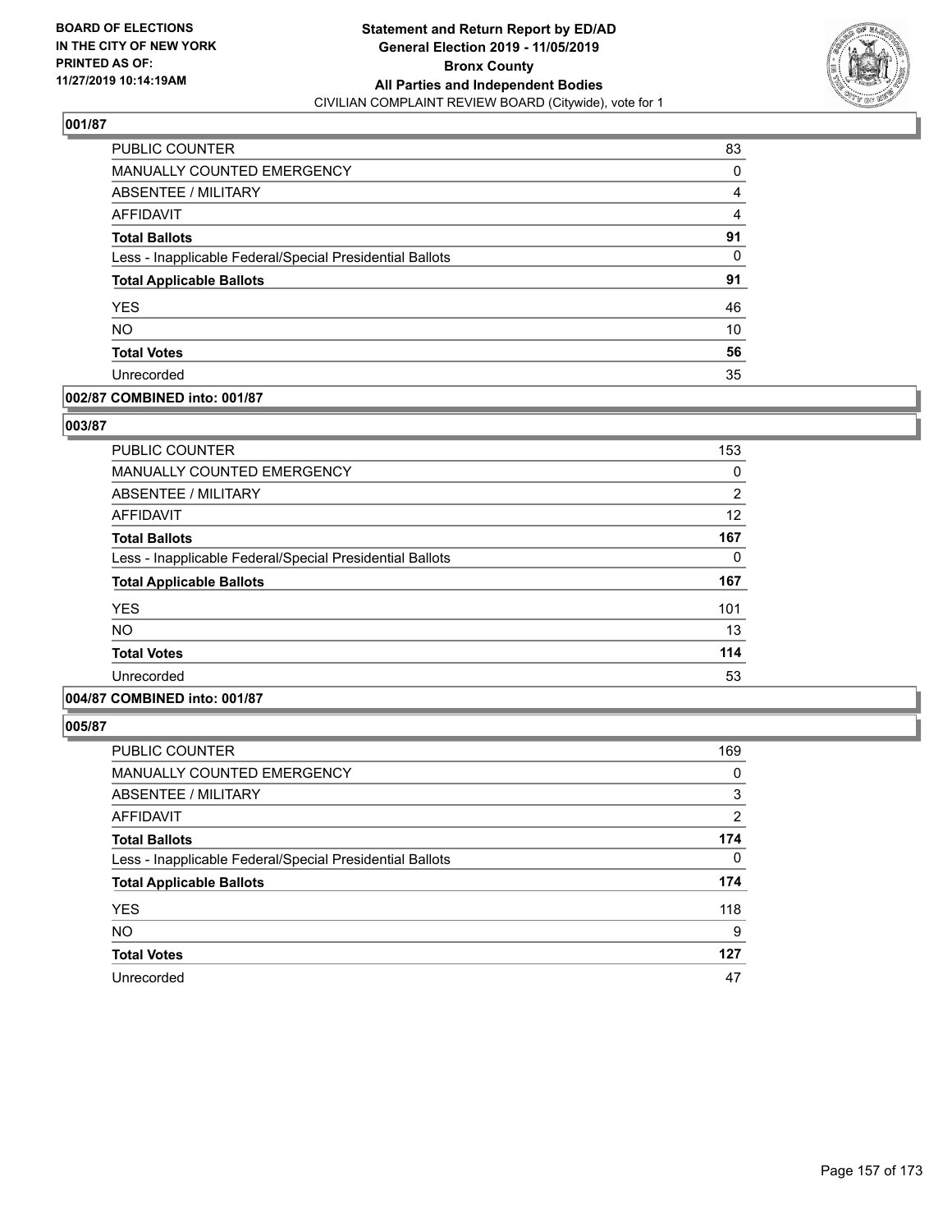BOARD OF ELECTIONS
IN THE CITY OF NEW YORK
PRINTED AS OF:
11/27/2019 10:14:19AM

**Statement and Return Report by ED/AD**
**General Election 2019 - 11/05/2019**
**Bronx County**
**All Parties and Independent Bodies**
CIVILIAN COMPLAINT REVIEW BOARD (Citywide), vote for 1

## 001/87

| | |
|---|---|
| PUBLIC COUNTER | 83 |
| MANUALLY COUNTED EMERGENCY | 0 |
| ABSENTEE / MILITARY | 4 |
| AFFIDAVIT | 4 |
| **Total Ballots** | **91** |
| Less - Inapplicable Federal/Special Presidential Ballots | 0 |
| **Total Applicable Ballots** | **91** |
| YES | 46 |
| NO | 10 |
| **Total Votes** | **56** |
| Unrecorded | 35 |

## 002/87 COMBINED into: 001/87

## 003/87

| | |
|---|---|
| PUBLIC COUNTER | 153 |
| MANUALLY COUNTED EMERGENCY | 0 |
| ABSENTEE / MILITARY | 2 |
| AFFIDAVIT | 12 |
| **Total Ballots** | **167** |
| Less - Inapplicable Federal/Special Presidential Ballots | 0 |
| **Total Applicable Ballots** | **167** |
| YES | 101 |
| NO | 13 |
| **Total Votes** | **114** |
| Unrecorded | 53 |

## 004/87 COMBINED into: 001/87

## 005/87

| | |
|---|---|
| PUBLIC COUNTER | 169 |
| MANUALLY COUNTED EMERGENCY | 0 |
| ABSENTEE / MILITARY | 3 |
| AFFIDAVIT | 2 |
| **Total Ballots** | **174** |
| Less - Inapplicable Federal/Special Presidential Ballots | 0 |
| **Total Applicable Ballots** | **174** |
| YES | 118 |
| NO | 9 |
| **Total Votes** | **127** |
| Unrecorded | 47 |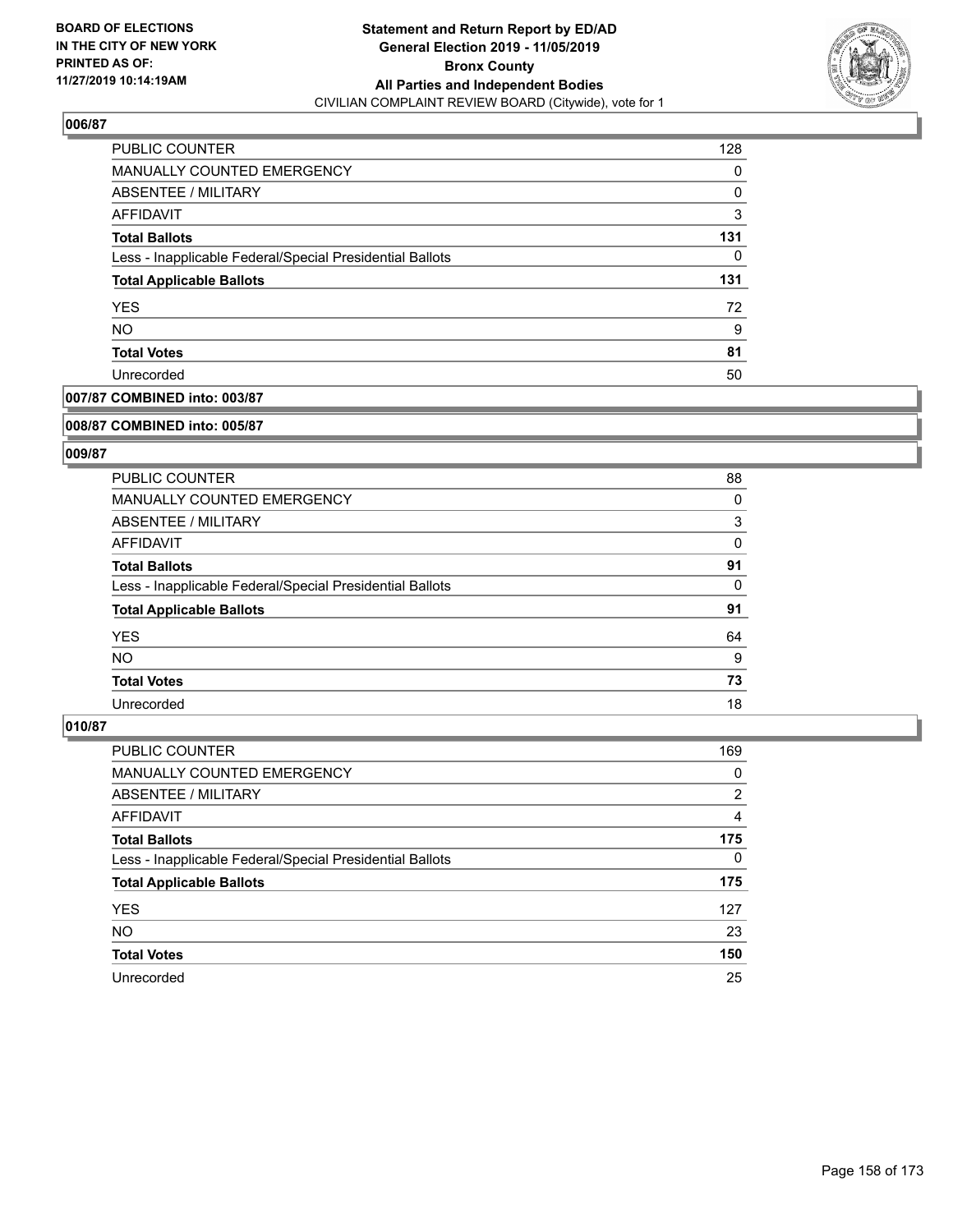**BOARD OF ELECTIONS IN THE CITY OF NEW YORK PRINTED AS OF: 11/27/2019 10:14:19AM**

**Statement and Return Report by ED/AD General Election 2019 - 11/05/2019 Bronx County All Parties and Independent Bodies**
CIVILIAN COMPLAINT REVIEW BOARD (Citywide), vote for 1

### 006/87

| | |
|---|---|
| PUBLIC COUNTER | 128 |
| MANUALLY COUNTED EMERGENCY | 0 |
| ABSENTEE / MILITARY | 0 |
| AFFIDAVIT | 3 |
| **Total Ballots** | **131** |
| Less - Inapplicable Federal/Special Presidential Ballots | 0 |
| **Total Applicable Ballots** | **131** |
| YES | 72 |
| NO | 9 |
| **Total Votes** | **81** |
| Unrecorded | 50 |

### 007/87 COMBINED into: 003/87

### 008/87 COMBINED into: 005/87

### 009/87

| | |
|---|---|
| PUBLIC COUNTER | 88 |
| MANUALLY COUNTED EMERGENCY | 0 |
| ABSENTEE / MILITARY | 3 |
| AFFIDAVIT | 0 |
| **Total Ballots** | **91** |
| Less - Inapplicable Federal/Special Presidential Ballots | 0 |
| **Total Applicable Ballots** | **91** |
| YES | 64 |
| NO | 9 |
| **Total Votes** | **73** |
| Unrecorded | 18 |

### 010/87

| | |
|---|---|
| PUBLIC COUNTER | 169 |
| MANUALLY COUNTED EMERGENCY | 0 |
| ABSENTEE / MILITARY | 2 |
| AFFIDAVIT | 4 |
| **Total Ballots** | **175** |
| Less - Inapplicable Federal/Special Presidential Ballots | 0 |
| **Total Applicable Ballots** | **175** |
| YES | 127 |
| NO | 23 |
| **Total Votes** | **150** |
| Unrecorded | 25 |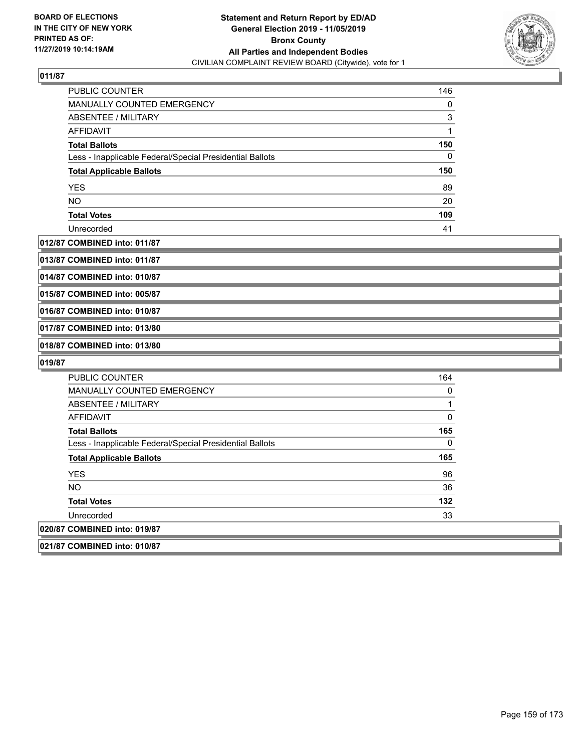**BOARD OF ELECTIONS IN THE CITY OF NEW YORK PRINTED AS OF: 11/27/2019 10:14:19AM**

**Statement and Return Report by ED/AD General Election 2019 - 11/05/2019 Bronx County All Parties and Independent Bodies**

CIVILIAN COMPLAINT REVIEW BOARD (Citywide), vote for 1

### 011/87

| | |
|---|---|
| PUBLIC COUNTER | 146 |
| MANUALLY COUNTED EMERGENCY | 0 |
| ABSENTEE / MILITARY | 3 |
| AFFIDAVIT | 1 |
| **Total Ballots** | **150** |
| Less - Inapplicable Federal/Special Presidential Ballots | 0 |
| **Total Applicable Ballots** | **150** |
| YES | 89 |
| NO | 20 |
| **Total Votes** | **109** |
| Unrecorded | 41 |

### 012/87 COMBINED into: 011/87

### 013/87 COMBINED into: 011/87

### 014/87 COMBINED into: 010/87

### 015/87 COMBINED into: 005/87

### 016/87 COMBINED into: 010/87

### 017/87 COMBINED into: 013/80

### 018/87 COMBINED into: 013/80

### 019/87

| | |
|---|---|
| PUBLIC COUNTER | 164 |
| MANUALLY COUNTED EMERGENCY | 0 |
| ABSENTEE / MILITARY | 1 |
| AFFIDAVIT | 0 |
| **Total Ballots** | **165** |
| Less - Inapplicable Federal/Special Presidential Ballots | 0 |
| **Total Applicable Ballots** | **165** |
| YES | 96 |
| NO | 36 |
| **Total Votes** | **132** |
| Unrecorded | 33 |

### 020/87 COMBINED into: 019/87

### 021/87 COMBINED into: 010/87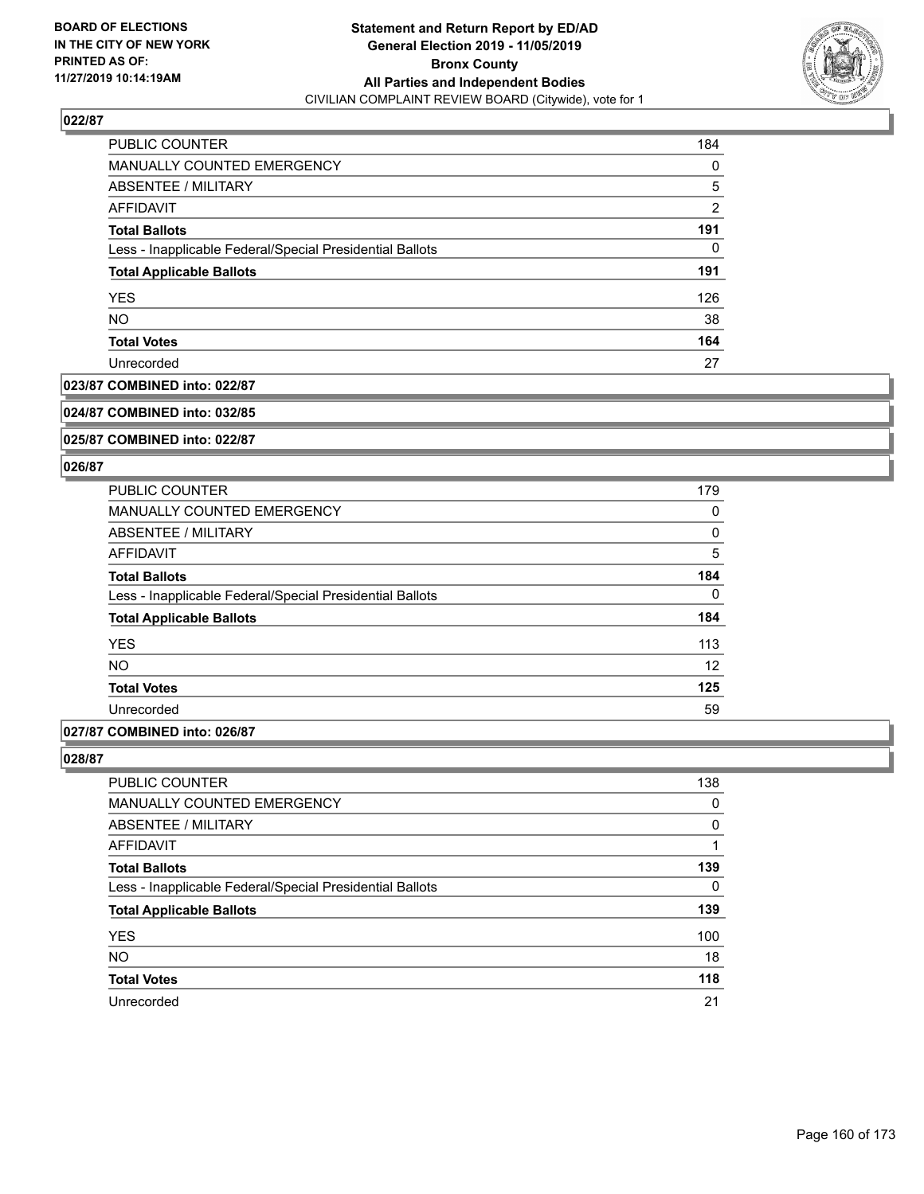**Statement and Return Report by ED/AD**
**General Election 2019 - 11/05/2019**
**Bronx County**
**All Parties and Independent Bodies**
CIVILIAN COMPLAINT REVIEW BOARD (Citywide), vote for 1

BOARD OF ELECTIONS IN THE CITY OF NEW YORK PRINTED AS OF: 11/27/2019 10:14:19AM

### 022/87

| | |
|---|---|
| PUBLIC COUNTER | 184 |
| MANUALLY COUNTED EMERGENCY | 0 |
| ABSENTEE / MILITARY | 5 |
| AFFIDAVIT | 2 |
| **Total Ballots** | **191** |
| Less - Inapplicable Federal/Special Presidential Ballots | 0 |
| **Total Applicable Ballots** | **191** |
| YES | 126 |
| NO | 38 |
| **Total Votes** | **164** |
| Unrecorded | 27 |

### 023/87 COMBINED into: 022/87

### 024/87 COMBINED into: 032/85

### 025/87 COMBINED into: 022/87

### 026/87

| | |
|---|---|
| PUBLIC COUNTER | 179 |
| MANUALLY COUNTED EMERGENCY | 0 |
| ABSENTEE / MILITARY | 0 |
| AFFIDAVIT | 5 |
| **Total Ballots** | **184** |
| Less - Inapplicable Federal/Special Presidential Ballots | 0 |
| **Total Applicable Ballots** | **184** |
| YES | 113 |
| NO | 12 |
| **Total Votes** | **125** |
| Unrecorded | 59 |

### 027/87 COMBINED into: 026/87

### 028/87

| | |
|---|---|
| PUBLIC COUNTER | 138 |
| MANUALLY COUNTED EMERGENCY | 0 |
| ABSENTEE / MILITARY | 0 |
| AFFIDAVIT | 1 |
| **Total Ballots** | **139** |
| Less - Inapplicable Federal/Special Presidential Ballots | 0 |
| **Total Applicable Ballots** | **139** |
| YES | 100 |
| NO | 18 |
| **Total Votes** | **118** |
| Unrecorded | 21 |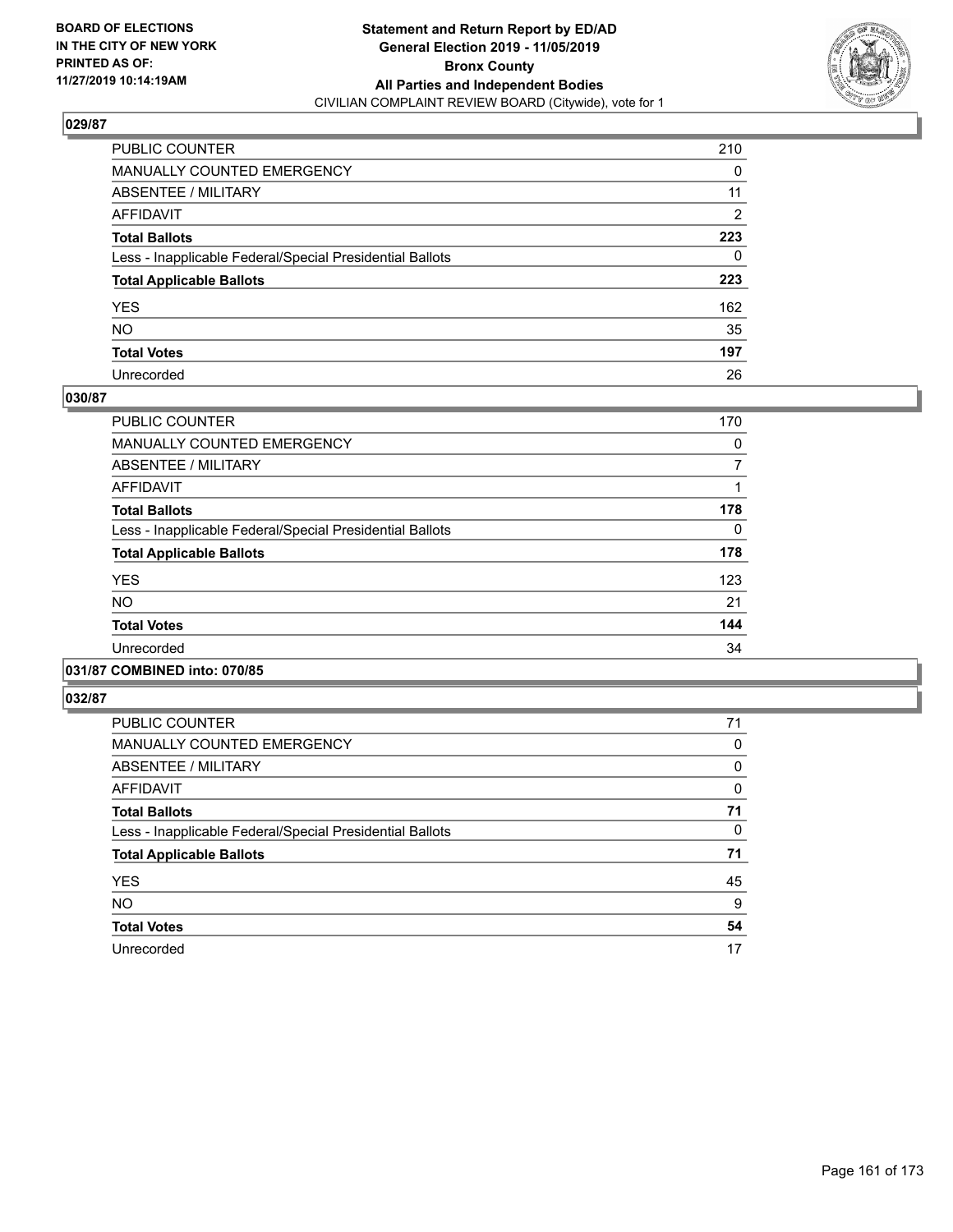**BOARD OF ELECTIONS IN THE CITY OF NEW YORK PRINTED AS OF: 11/27/2019 10:14:19AM**

**Statement and Return Report by ED/AD General Election 2019 - 11/05/2019 Bronx County All Parties and Independent Bodies**
CIVILIAN COMPLAINT REVIEW BOARD (Citywide), vote for 1

### 029/87

| | |
|---|---|
| PUBLIC COUNTER | 210 |
| MANUALLY COUNTED EMERGENCY | 0 |
| ABSENTEE / MILITARY | 11 |
| AFFIDAVIT | 2 |
| **Total Ballots** | **223** |
| Less - Inapplicable Federal/Special Presidential Ballots | 0 |
| **Total Applicable Ballots** | **223** |
| YES | 162 |
| NO | 35 |
| **Total Votes** | **197** |
| Unrecorded | 26 |

### 030/87

| | |
|---|---|
| PUBLIC COUNTER | 170 |
| MANUALLY COUNTED EMERGENCY | 0 |
| ABSENTEE / MILITARY | 7 |
| AFFIDAVIT | 1 |
| **Total Ballots** | **178** |
| Less - Inapplicable Federal/Special Presidential Ballots | 0 |
| **Total Applicable Ballots** | **178** |
| YES | 123 |
| NO | 21 |
| **Total Votes** | **144** |
| Unrecorded | 34 |

### 031/87 COMBINED into: 070/85

### 032/87

| | |
|---|---|
| PUBLIC COUNTER | 71 |
| MANUALLY COUNTED EMERGENCY | 0 |
| ABSENTEE / MILITARY | 0 |
| AFFIDAVIT | 0 |
| **Total Ballots** | **71** |
| Less - Inapplicable Federal/Special Presidential Ballots | 0 |
| **Total Applicable Ballots** | **71** |
| YES | 45 |
| NO | 9 |
| **Total Votes** | **54** |
| Unrecorded | 17 |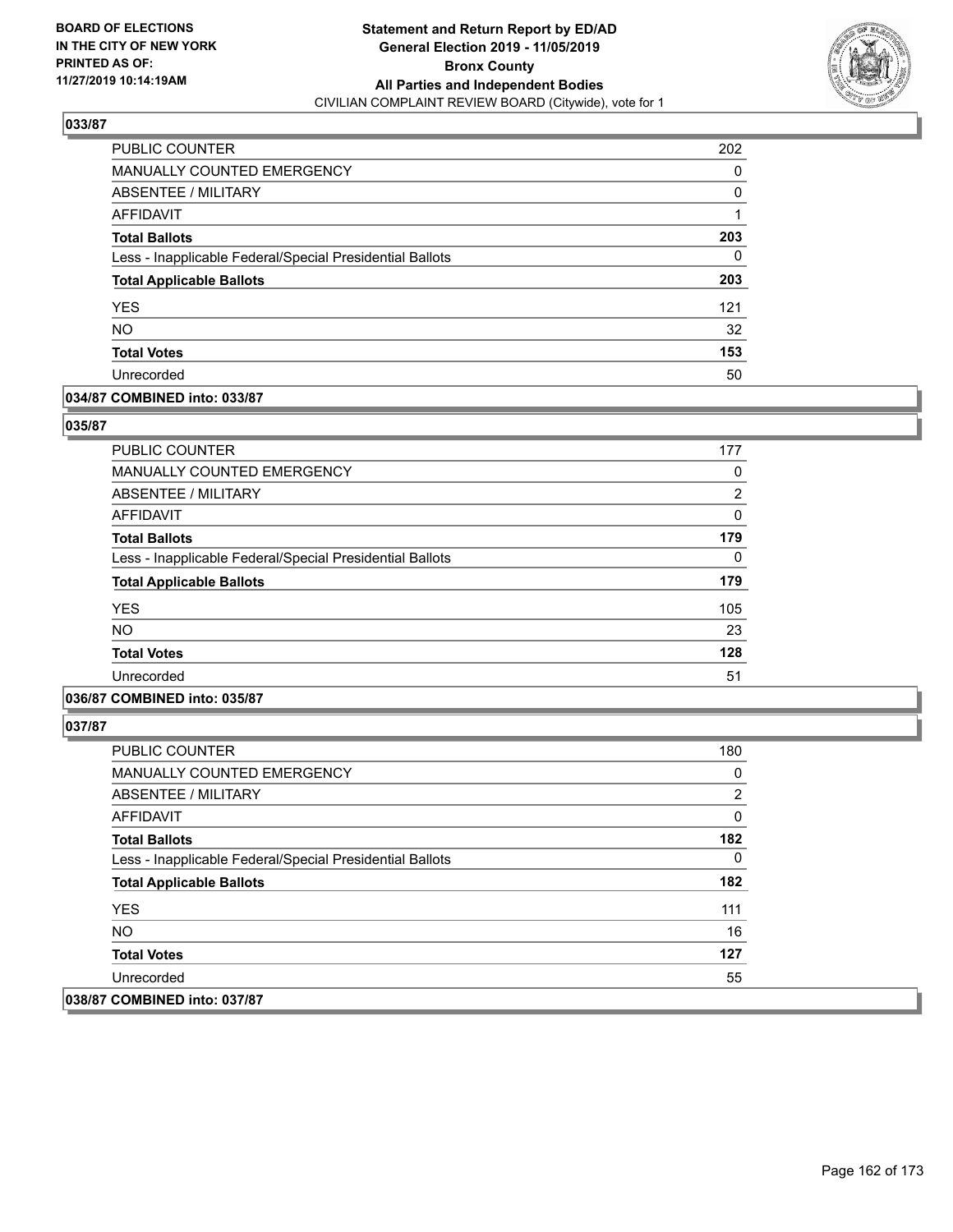**BOARD OF ELECTIONS IN THE CITY OF NEW YORK PRINTED AS OF: 11/27/2019 10:14:19AM**

**Statement and Return Report by ED/AD General Election 2019 - 11/05/2019 Bronx County All Parties and Independent Bodies**

CIVILIAN COMPLAINT REVIEW BOARD (Citywide), vote for 1

### 033/87

| | |
|---|---|
| PUBLIC COUNTER | 202 |
| MANUALLY COUNTED EMERGENCY | 0 |
| ABSENTEE / MILITARY | 0 |
| AFFIDAVIT | 1 |
| **Total Ballots** | **203** |
| Less - Inapplicable Federal/Special Presidential Ballots | 0 |
| **Total Applicable Ballots** | **203** |
| YES | 121 |
| NO | 32 |
| **Total Votes** | **153** |
| Unrecorded | 50 |

**034/87 COMBINED into: 033/87**

### 035/87

| | |
|---|---|
| PUBLIC COUNTER | 177 |
| MANUALLY COUNTED EMERGENCY | 0 |
| ABSENTEE / MILITARY | 2 |
| AFFIDAVIT | 0 |
| **Total Ballots** | **179** |
| Less - Inapplicable Federal/Special Presidential Ballots | 0 |
| **Total Applicable Ballots** | **179** |
| YES | 105 |
| NO | 23 |
| **Total Votes** | **128** |
| Unrecorded | 51 |

**036/87 COMBINED into: 035/87**

### 037/87

| | |
|---|---|
| PUBLIC COUNTER | 180 |
| MANUALLY COUNTED EMERGENCY | 0 |
| ABSENTEE / MILITARY | 2 |
| AFFIDAVIT | 0 |
| **Total Ballots** | **182** |
| Less - Inapplicable Federal/Special Presidential Ballots | 0 |
| **Total Applicable Ballots** | **182** |
| YES | 111 |
| NO | 16 |
| **Total Votes** | **127** |
| Unrecorded | 55 |

**038/87 COMBINED into: 037/87**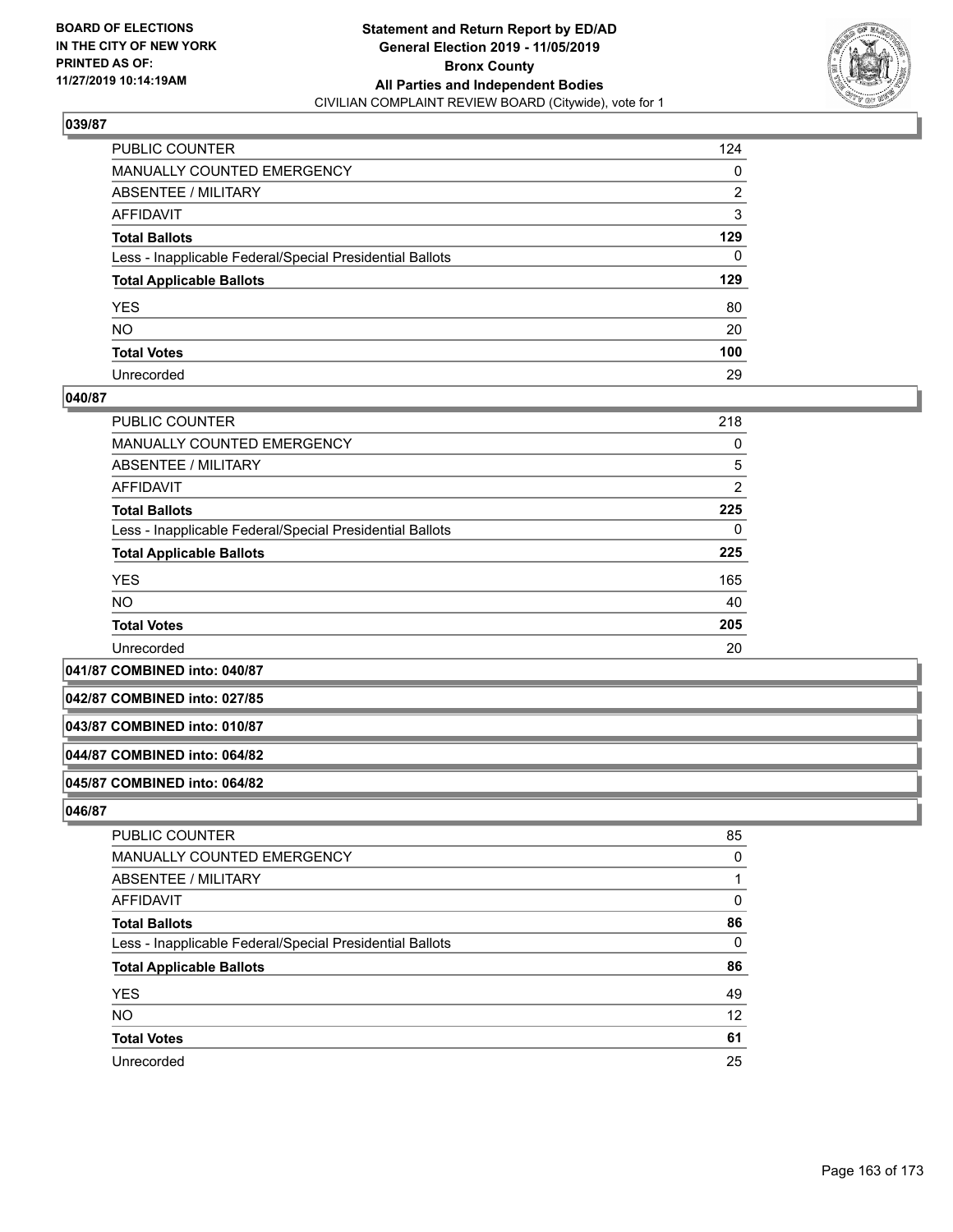**BOARD OF ELECTIONS IN THE CITY OF NEW YORK PRINTED AS OF: 11/27/2019 10:14:19AM**

**Statement and Return Report by ED/AD General Election 2019 - 11/05/2019 Bronx County All Parties and Independent Bodies**

CIVILIAN COMPLAINT REVIEW BOARD (Citywide), vote for 1

### 039/87

| | |
|---|---|
| PUBLIC COUNTER | 124 |
| MANUALLY COUNTED EMERGENCY | 0 |
| ABSENTEE / MILITARY | 2 |
| AFFIDAVIT | 3 |
| **Total Ballots** | **129** |
| Less - Inapplicable Federal/Special Presidential Ballots | 0 |
| **Total Applicable Ballots** | **129** |
| YES | 80 |
| NO | 20 |
| **Total Votes** | **100** |
| Unrecorded | 29 |

### 040/87

| | |
|---|---|
| PUBLIC COUNTER | 218 |
| MANUALLY COUNTED EMERGENCY | 0 |
| ABSENTEE / MILITARY | 5 |
| AFFIDAVIT | 2 |
| **Total Ballots** | **225** |
| Less - Inapplicable Federal/Special Presidential Ballots | 0 |
| **Total Applicable Ballots** | **225** |
| YES | 165 |
| NO | 40 |
| **Total Votes** | **205** |
| Unrecorded | 20 |

**041/87 COMBINED into: 040/87**

**042/87 COMBINED into: 027/85**

**043/87 COMBINED into: 010/87**

**044/87 COMBINED into: 064/82**

**045/87 COMBINED into: 064/82**

### 046/87

| | |
|---|---|
| PUBLIC COUNTER | 85 |
| MANUALLY COUNTED EMERGENCY | 0 |
| ABSENTEE / MILITARY | 1 |
| AFFIDAVIT | 0 |
| **Total Ballots** | **86** |
| Less - Inapplicable Federal/Special Presidential Ballots | 0 |
| **Total Applicable Ballots** | **86** |
| YES | 49 |
| NO | 12 |
| **Total Votes** | **61** |
| Unrecorded | 25 |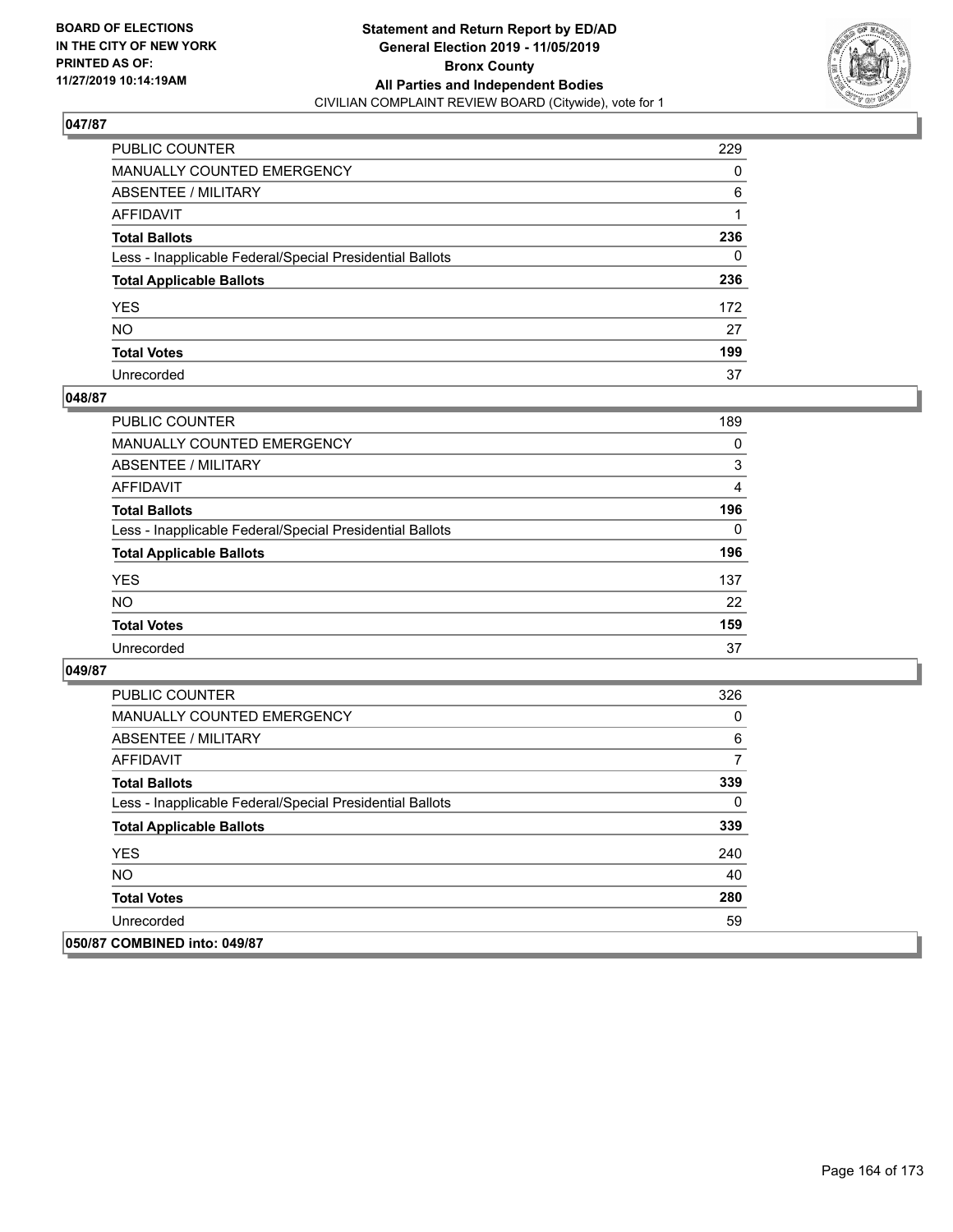**BOARD OF ELECTIONS IN THE CITY OF NEW YORK PRINTED AS OF: 11/27/2019 10:14:19AM**

**Statement and Return Report by ED/AD General Election 2019 - 11/05/2019 Bronx County All Parties and Independent Bodies**

CIVILIAN COMPLAINT REVIEW BOARD (Citywide), vote for 1

## 047/87

| | |
|---|---|
| PUBLIC COUNTER | 229 |
| MANUALLY COUNTED EMERGENCY | 0 |
| ABSENTEE / MILITARY | 6 |
| AFFIDAVIT | 1 |
| **Total Ballots** | **236** |
| Less - Inapplicable Federal/Special Presidential Ballots | 0 |
| **Total Applicable Ballots** | **236** |
| YES | 172 |
| NO | 27 |
| **Total Votes** | **199** |
| Unrecorded | 37 |

## 048/87

| | |
|---|---|
| PUBLIC COUNTER | 189 |
| MANUALLY COUNTED EMERGENCY | 0 |
| ABSENTEE / MILITARY | 3 |
| AFFIDAVIT | 4 |
| **Total Ballots** | **196** |
| Less - Inapplicable Federal/Special Presidential Ballots | 0 |
| **Total Applicable Ballots** | **196** |
| YES | 137 |
| NO | 22 |
| **Total Votes** | **159** |
| Unrecorded | 37 |

## 049/87

| | |
|---|---|
| PUBLIC COUNTER | 326 |
| MANUALLY COUNTED EMERGENCY | 0 |
| ABSENTEE / MILITARY | 6 |
| AFFIDAVIT | 7 |
| **Total Ballots** | **339** |
| Less - Inapplicable Federal/Special Presidential Ballots | 0 |
| **Total Applicable Ballots** | **339** |
| YES | 240 |
| NO | 40 |
| **Total Votes** | **280** |
| Unrecorded | 59 |

## 050/87 COMBINED into: 049/87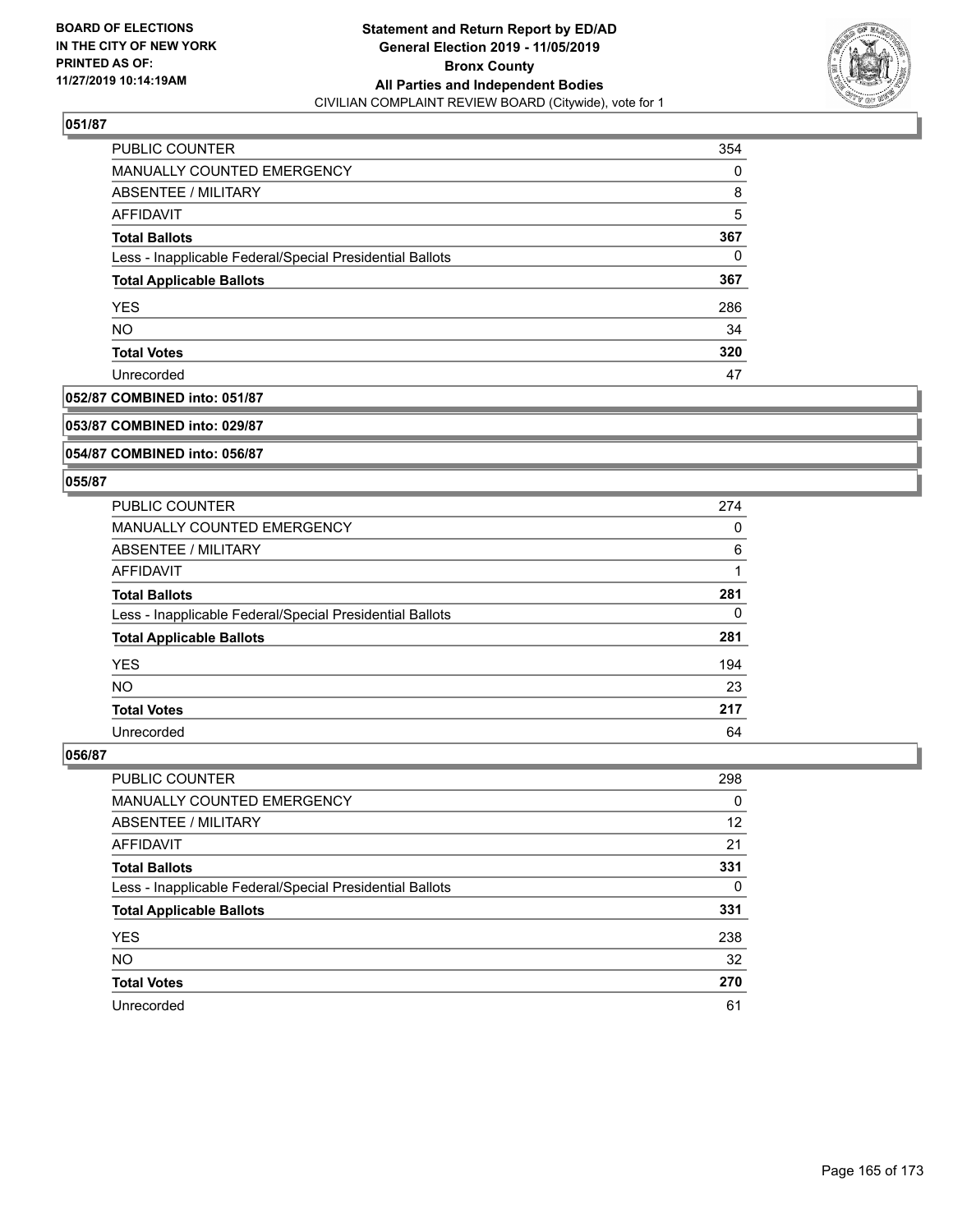### 051/87

| | |
|---|---|
| PUBLIC COUNTER | 354 |
| MANUALLY COUNTED EMERGENCY | 0 |
| ABSENTEE / MILITARY | 8 |
| AFFIDAVIT | 5 |
| **Total Ballots** | **367** |
| Less - Inapplicable Federal/Special Presidential Ballots | 0 |
| **Total Applicable Ballots** | **367** |
| YES | 286 |
| NO | 34 |
| **Total Votes** | **320** |
| Unrecorded | 47 |

### 052/87 COMBINED into: 051/87

### 053/87 COMBINED into: 029/87

### 054/87 COMBINED into: 056/87

### 055/87

| | |
|---|---|
| PUBLIC COUNTER | 274 |
| MANUALLY COUNTED EMERGENCY | 0 |
| ABSENTEE / MILITARY | 6 |
| AFFIDAVIT | 1 |
| **Total Ballots** | **281** |
| Less - Inapplicable Federal/Special Presidential Ballots | 0 |
| **Total Applicable Ballots** | **281** |
| YES | 194 |
| NO | 23 |
| **Total Votes** | **217** |
| Unrecorded | 64 |

### 056/87

| | |
|---|---|
| PUBLIC COUNTER | 298 |
| MANUALLY COUNTED EMERGENCY | 0 |
| ABSENTEE / MILITARY | 12 |
| AFFIDAVIT | 21 |
| **Total Ballots** | **331** |
| Less - Inapplicable Federal/Special Presidential Ballots | 0 |
| **Total Applicable Ballots** | **331** |
| YES | 238 |
| NO | 32 |
| **Total Votes** | **270** |
| Unrecorded | 61 |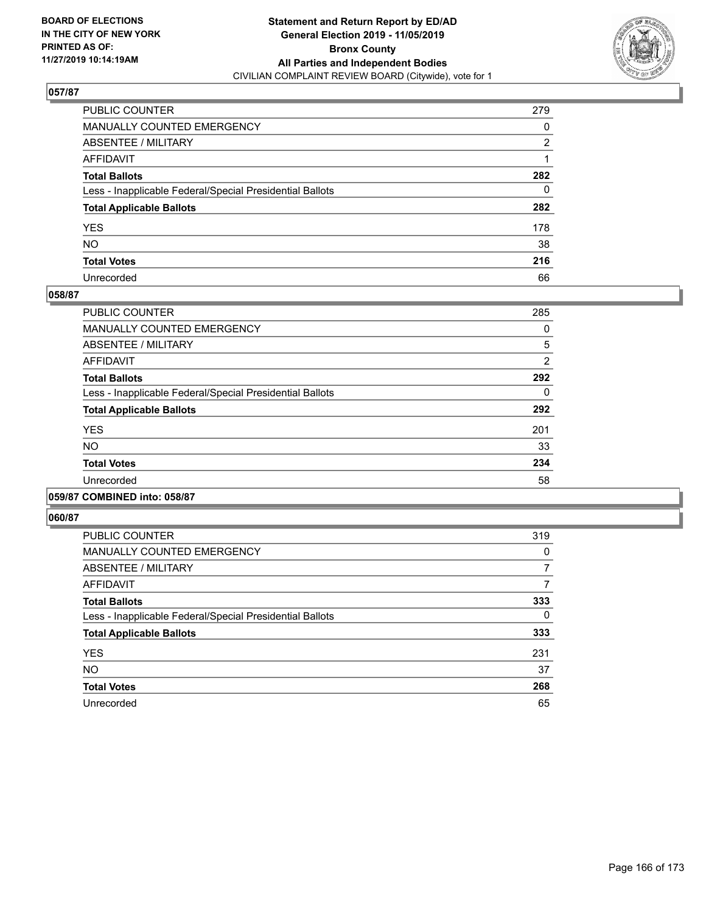BOARD OF ELECTIONS
IN THE CITY OF NEW YORK
PRINTED AS OF:
11/27/2019 10:14:19AM

**Statement and Return Report by ED/AD**
**General Election 2019 - 11/05/2019**
**Bronx County**
**All Parties and Independent Bodies**
CIVILIAN COMPLAINT REVIEW BOARD (Citywide), vote for 1

### 057/87

| | |
|---|---|
| PUBLIC COUNTER | 279 |
| MANUALLY COUNTED EMERGENCY | 0 |
| ABSENTEE / MILITARY | 2 |
| AFFIDAVIT | 1 |
| **Total Ballots** | **282** |
| Less - Inapplicable Federal/Special Presidential Ballots | 0 |
| **Total Applicable Ballots** | **282** |
| YES | 178 |
| NO | 38 |
| **Total Votes** | **216** |
| Unrecorded | 66 |

### 058/87

| | |
|---|---|
| PUBLIC COUNTER | 285 |
| MANUALLY COUNTED EMERGENCY | 0 |
| ABSENTEE / MILITARY | 5 |
| AFFIDAVIT | 2 |
| **Total Ballots** | **292** |
| Less - Inapplicable Federal/Special Presidential Ballots | 0 |
| **Total Applicable Ballots** | **292** |
| YES | 201 |
| NO | 33 |
| **Total Votes** | **234** |
| Unrecorded | 58 |

### 059/87 COMBINED into: 058/87

### 060/87

| | |
|---|---|
| PUBLIC COUNTER | 319 |
| MANUALLY COUNTED EMERGENCY | 0 |
| ABSENTEE / MILITARY | 7 |
| AFFIDAVIT | 7 |
| **Total Ballots** | **333** |
| Less - Inapplicable Federal/Special Presidential Ballots | 0 |
| **Total Applicable Ballots** | **333** |
| YES | 231 |
| NO | 37 |
| **Total Votes** | **268** |
| Unrecorded | 65 |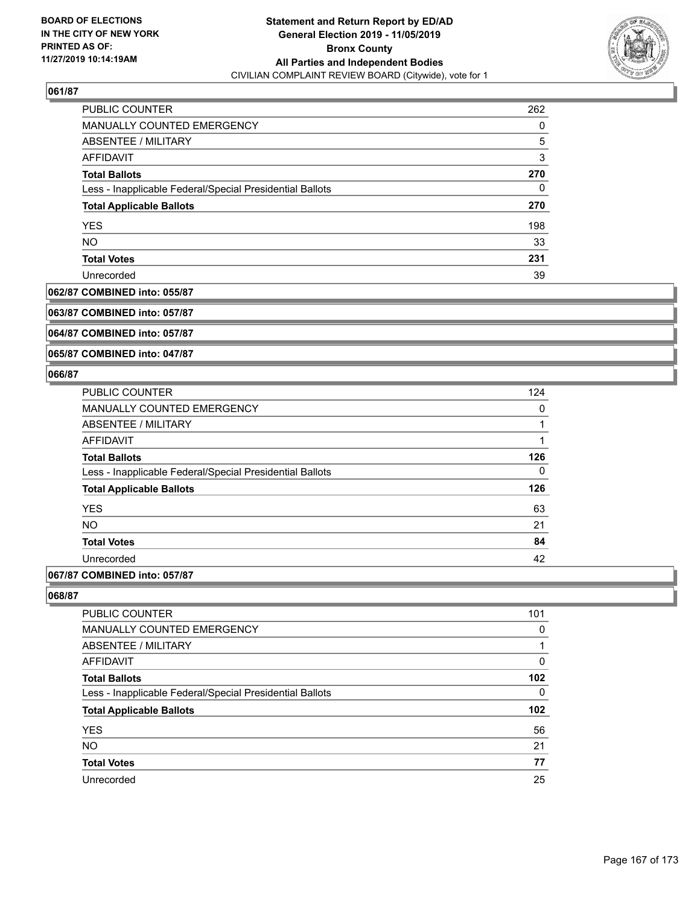### 061/87

| | |
|---|---|
| PUBLIC COUNTER | 262 |
| MANUALLY COUNTED EMERGENCY | 0 |
| ABSENTEE / MILITARY | 5 |
| AFFIDAVIT | 3 |
| **Total Ballots** | **270** |
| Less - Inapplicable Federal/Special Presidential Ballots | 0 |
| **Total Applicable Ballots** | **270** |
| YES | 198 |
| NO | 33 |
| **Total Votes** | **231** |
| Unrecorded | 39 |

### 062/87 COMBINED into: 055/87

### 063/87 COMBINED into: 057/87

### 064/87 COMBINED into: 057/87

### 065/87 COMBINED into: 047/87

### 066/87

| | |
|---|---|
| PUBLIC COUNTER | 124 |
| MANUALLY COUNTED EMERGENCY | 0 |
| ABSENTEE / MILITARY | 1 |
| AFFIDAVIT | 1 |
| **Total Ballots** | **126** |
| Less - Inapplicable Federal/Special Presidential Ballots | 0 |
| **Total Applicable Ballots** | **126** |
| YES | 63 |
| NO | 21 |
| **Total Votes** | **84** |
| Unrecorded | 42 |

### 067/87 COMBINED into: 057/87

### 068/87

| | |
|---|---|
| PUBLIC COUNTER | 101 |
| MANUALLY COUNTED EMERGENCY | 0 |
| ABSENTEE / MILITARY | 1 |
| AFFIDAVIT | 0 |
| **Total Ballots** | **102** |
| Less - Inapplicable Federal/Special Presidential Ballots | 0 |
| **Total Applicable Ballots** | **102** |
| YES | 56 |
| NO | 21 |
| **Total Votes** | **77** |
| Unrecorded | 25 |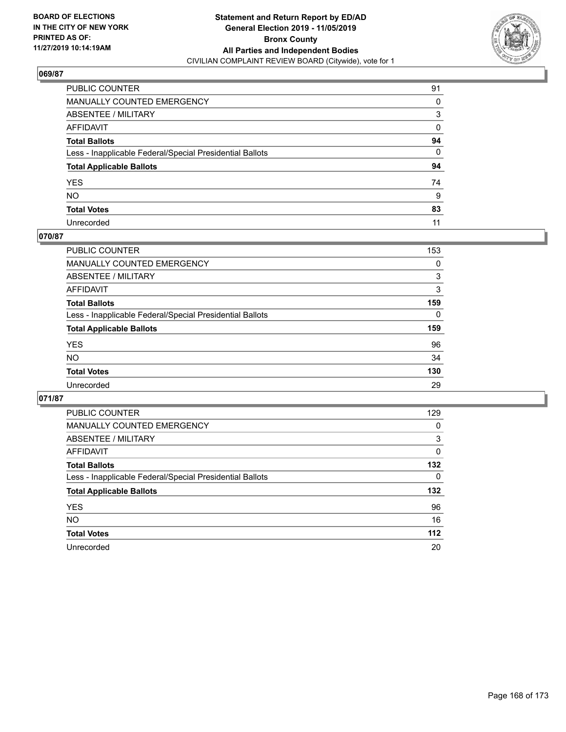**BOARD OF ELECTIONS IN THE CITY OF NEW YORK PRINTED AS OF: 11/27/2019 10:14:19AM**

**Statement and Return Report by ED/AD General Election 2019 - 11/05/2019 Bronx County All Parties and Independent Bodies**

CIVILIAN COMPLAINT REVIEW BOARD (Citywide), vote for 1

### 069/87

| | |
|---|---|
| PUBLIC COUNTER | 91 |
| MANUALLY COUNTED EMERGENCY | 0 |
| ABSENTEE / MILITARY | 3 |
| AFFIDAVIT | 0 |
| **Total Ballots** | **94** |
| Less - Inapplicable Federal/Special Presidential Ballots | 0 |
| **Total Applicable Ballots** | **94** |
| YES | 74 |
| NO | 9 |
| **Total Votes** | **83** |
| Unrecorded | 11 |

### 070/87

| | |
|---|---|
| PUBLIC COUNTER | 153 |
| MANUALLY COUNTED EMERGENCY | 0 |
| ABSENTEE / MILITARY | 3 |
| AFFIDAVIT | 3 |
| **Total Ballots** | **159** |
| Less - Inapplicable Federal/Special Presidential Ballots | 0 |
| **Total Applicable Ballots** | **159** |
| YES | 96 |
| NO | 34 |
| **Total Votes** | **130** |
| Unrecorded | 29 |

### 071/87

| | |
|---|---|
| PUBLIC COUNTER | 129 |
| MANUALLY COUNTED EMERGENCY | 0 |
| ABSENTEE / MILITARY | 3 |
| AFFIDAVIT | 0 |
| **Total Ballots** | **132** |
| Less - Inapplicable Federal/Special Presidential Ballots | 0 |
| **Total Applicable Ballots** | **132** |
| YES | 96 |
| NO | 16 |
| **Total Votes** | **112** |
| Unrecorded | 20 |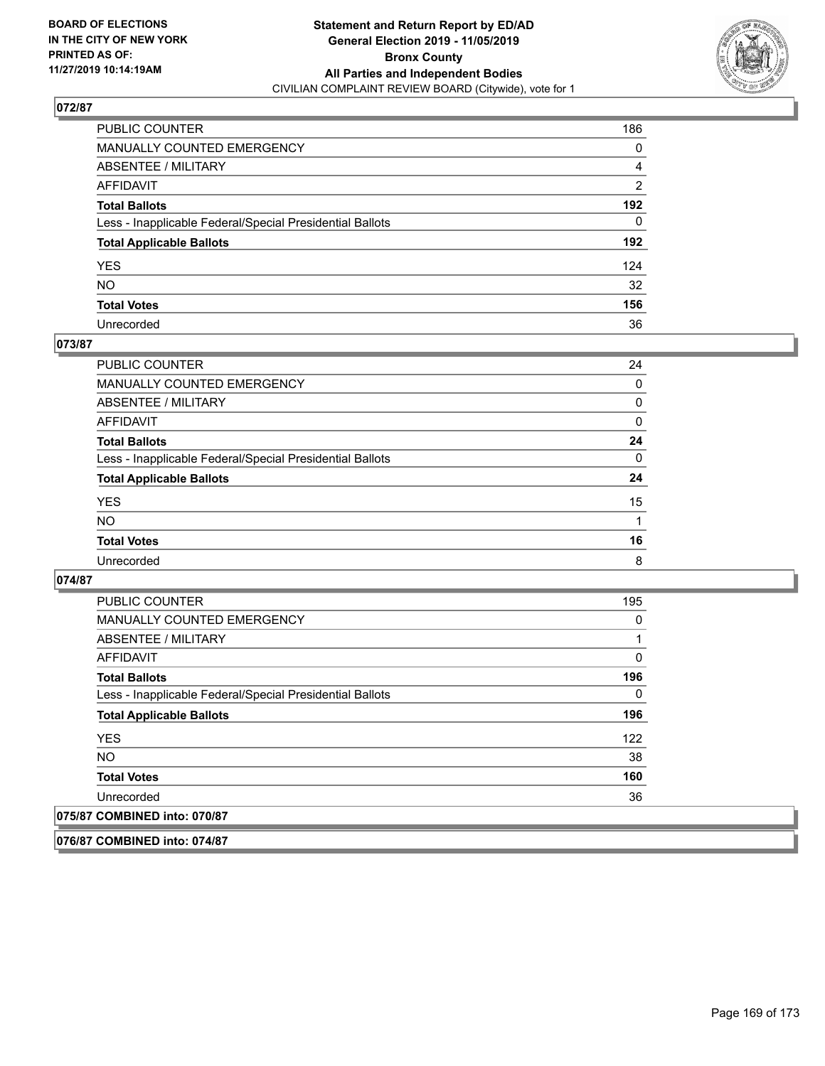## 072/87

| | |
|---|---|
| PUBLIC COUNTER | 186 |
| MANUALLY COUNTED EMERGENCY | 0 |
| ABSENTEE / MILITARY | 4 |
| AFFIDAVIT | 2 |
| **Total Ballots** | **192** |
| Less - Inapplicable Federal/Special Presidential Ballots | 0 |
| **Total Applicable Ballots** | **192** |
| YES | 124 |
| NO | 32 |
| **Total Votes** | **156** |
| Unrecorded | 36 |

## 073/87

| | |
|---|---|
| PUBLIC COUNTER | 24 |
| MANUALLY COUNTED EMERGENCY | 0 |
| ABSENTEE / MILITARY | 0 |
| AFFIDAVIT | 0 |
| **Total Ballots** | **24** |
| Less - Inapplicable Federal/Special Presidential Ballots | 0 |
| **Total Applicable Ballots** | **24** |
| YES | 15 |
| NO | 1 |
| **Total Votes** | **16** |
| Unrecorded | 8 |

## 074/87

| | |
|---|---|
| PUBLIC COUNTER | 195 |
| MANUALLY COUNTED EMERGENCY | 0 |
| ABSENTEE / MILITARY | 1 |
| AFFIDAVIT | 0 |
| **Total Ballots** | **196** |
| Less - Inapplicable Federal/Special Presidential Ballots | 0 |
| **Total Applicable Ballots** | **196** |
| YES | 122 |
| NO | 38 |
| **Total Votes** | **160** |
| Unrecorded | 36 |

## 075/87 COMBINED into: 070/87

## 076/87 COMBINED into: 074/87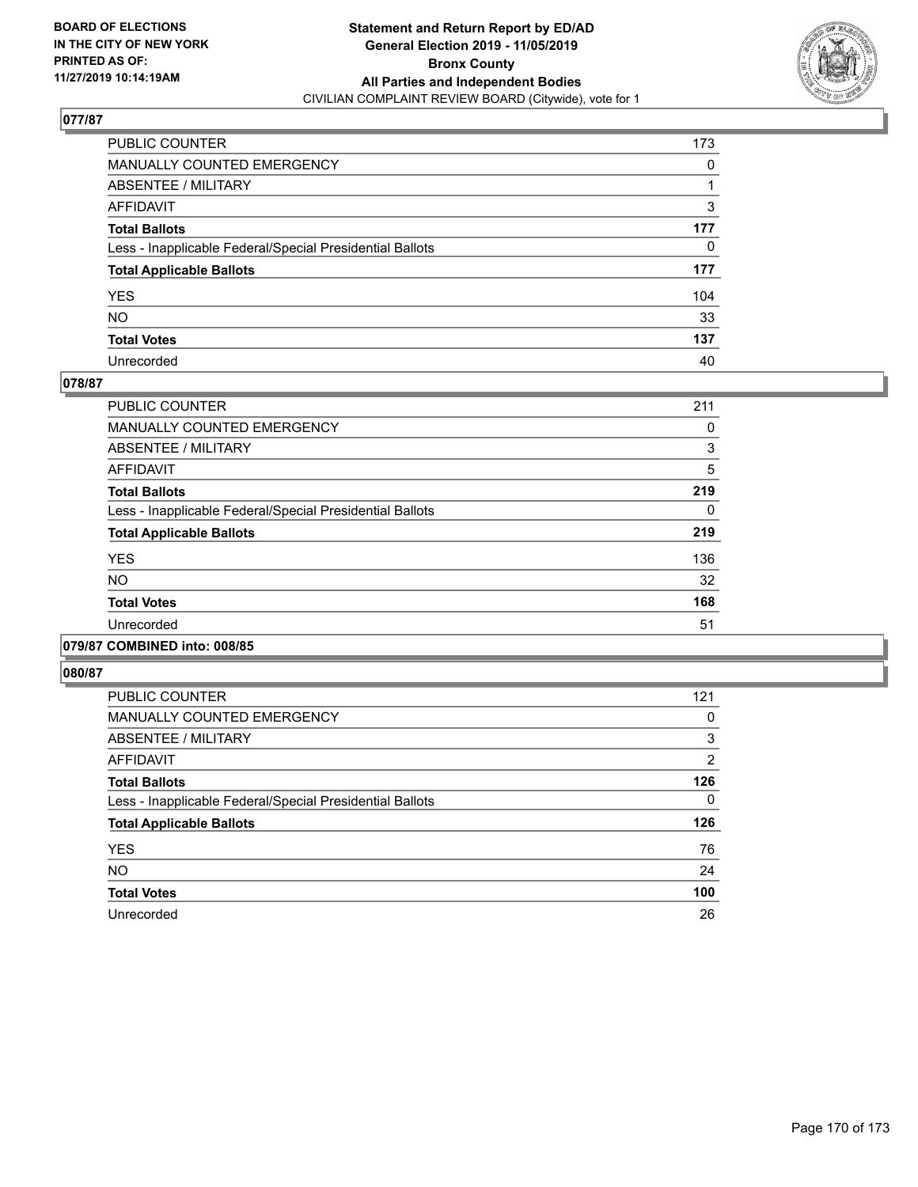BOARD OF ELECTIONS
IN THE CITY OF NEW YORK
PRINTED AS OF:
11/27/2019 10:14:19AM

**Statement and Return Report by ED/AD**
**General Election 2019 - 11/05/2019**
**Bronx County**
**All Parties and Independent Bodies**
CIVILIAN COMPLAINT REVIEW BOARD (Citywide), vote for 1

### 077/87

| | |
|---|---|
| PUBLIC COUNTER | 173 |
| MANUALLY COUNTED EMERGENCY | 0 |
| ABSENTEE / MILITARY | 1 |
| AFFIDAVIT | 3 |
| **Total Ballots** | **177** |
| Less - Inapplicable Federal/Special Presidential Ballots | 0 |
| **Total Applicable Ballots** | **177** |
| YES | 104 |
| NO | 33 |
| **Total Votes** | **137** |
| Unrecorded | 40 |

### 078/87

| | |
|---|---|
| PUBLIC COUNTER | 211 |
| MANUALLY COUNTED EMERGENCY | 0 |
| ABSENTEE / MILITARY | 3 |
| AFFIDAVIT | 5 |
| **Total Ballots** | **219** |
| Less - Inapplicable Federal/Special Presidential Ballots | 0 |
| **Total Applicable Ballots** | **219** |
| YES | 136 |
| NO | 32 |
| **Total Votes** | **168** |
| Unrecorded | 51 |

### 079/87 COMBINED into: 008/85

### 080/87

| | |
|---|---|
| PUBLIC COUNTER | 121 |
| MANUALLY COUNTED EMERGENCY | 0 |
| ABSENTEE / MILITARY | 3 |
| AFFIDAVIT | 2 |
| **Total Ballots** | **126** |
| Less - Inapplicable Federal/Special Presidential Ballots | 0 |
| **Total Applicable Ballots** | **126** |
| YES | 76 |
| NO | 24 |
| **Total Votes** | **100** |
| Unrecorded | 26 |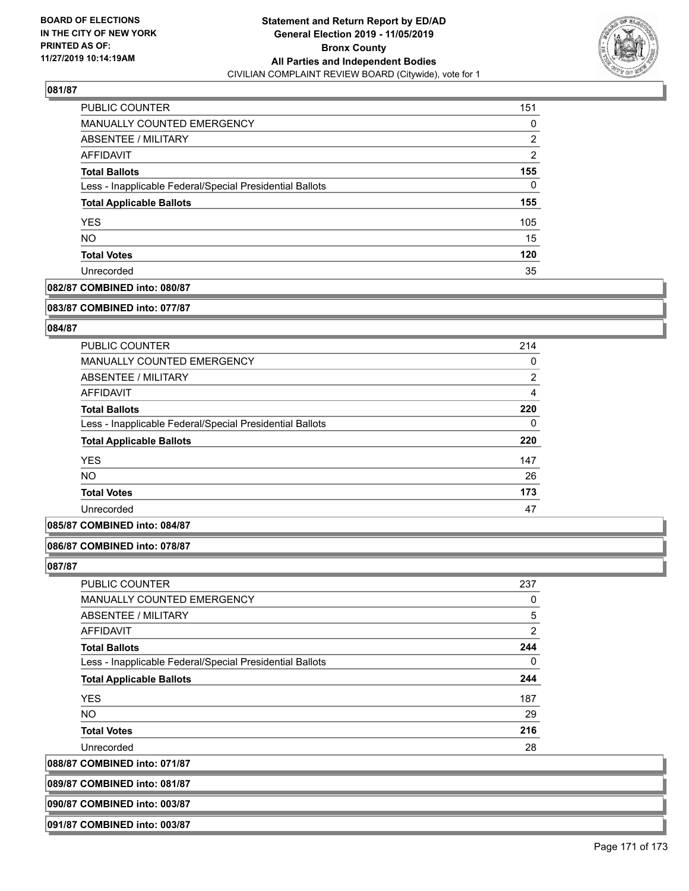### 081/87

| | |
|---|---|
| PUBLIC COUNTER | 151 |
| MANUALLY COUNTED EMERGENCY | 0 |
| ABSENTEE / MILITARY | 2 |
| AFFIDAVIT | 2 |
| **Total Ballots** | **155** |
| Less - Inapplicable Federal/Special Presidential Ballots | 0 |
| **Total Applicable Ballots** | **155** |
| YES | 105 |
| NO | 15 |
| **Total Votes** | **120** |
| Unrecorded | 35 |

**082/87 COMBINED into: 080/87**

**083/87 COMBINED into: 077/87**

### 084/87

| | |
|---|---|
| PUBLIC COUNTER | 214 |
| MANUALLY COUNTED EMERGENCY | 0 |
| ABSENTEE / MILITARY | 2 |
| AFFIDAVIT | 4 |
| **Total Ballots** | **220** |
| Less - Inapplicable Federal/Special Presidential Ballots | 0 |
| **Total Applicable Ballots** | **220** |
| YES | 147 |
| NO | 26 |
| **Total Votes** | **173** |
| Unrecorded | 47 |

**085/87 COMBINED into: 084/87**

**086/87 COMBINED into: 078/87**

### 087/87

| | |
|---|---|
| PUBLIC COUNTER | 237 |
| MANUALLY COUNTED EMERGENCY | 0 |
| ABSENTEE / MILITARY | 5 |
| AFFIDAVIT | 2 |
| **Total Ballots** | **244** |
| Less - Inapplicable Federal/Special Presidential Ballots | 0 |
| **Total Applicable Ballots** | **244** |
| YES | 187 |
| NO | 29 |
| **Total Votes** | **216** |
| Unrecorded | 28 |

**088/87 COMBINED into: 071/87**

**089/87 COMBINED into: 081/87**

**090/87 COMBINED into: 003/87**

**091/87 COMBINED into: 003/87**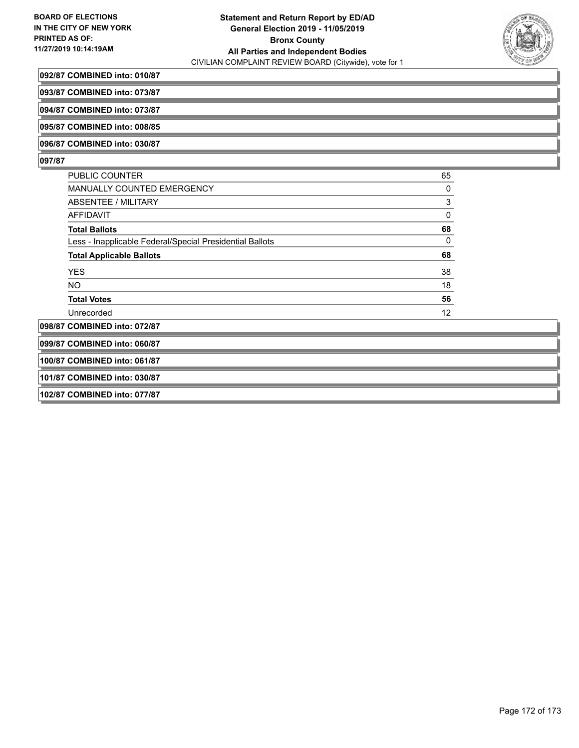**092/87 COMBINED into: 010/87**

**093/87 COMBINED into: 073/87**

**094/87 COMBINED into: 073/87**

**095/87 COMBINED into: 008/85**

**096/87 COMBINED into: 030/87**

**097/87**

| | |
|---|---|
| PUBLIC COUNTER | 65 |
| MANUALLY COUNTED EMERGENCY | 0 |
| ABSENTEE / MILITARY | 3 |
| AFFIDAVIT | 0 |
| **Total Ballots** | **68** |
| Less - Inapplicable Federal/Special Presidential Ballots | 0 |
| **Total Applicable Ballots** | **68** |
| YES | 38 |
| NO | 18 |
| **Total Votes** | **56** |
| Unrecorded | 12 |

**098/87 COMBINED into: 072/87**

**099/87 COMBINED into: 060/87**

**100/87 COMBINED into: 061/87**

**101/87 COMBINED into: 030/87**

**102/87 COMBINED into: 077/87**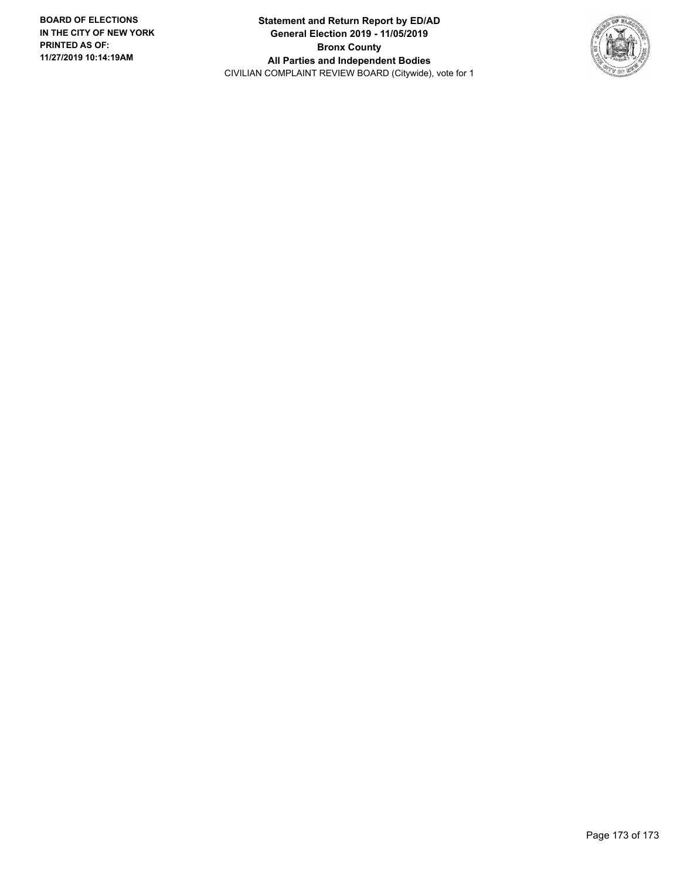**BOARD OF ELECTIONS**
**IN THE CITY OF NEW YORK**
**PRINTED AS OF:**
**11/27/2019 10:14:19AM**

**Statement and Return Report by ED/AD**
**General Election 2019 - 11/05/2019**
**Bronx County**
**All Parties and Independent Bodies**
CIVILIAN COMPLAINT REVIEW BOARD (Citywide), vote for 1